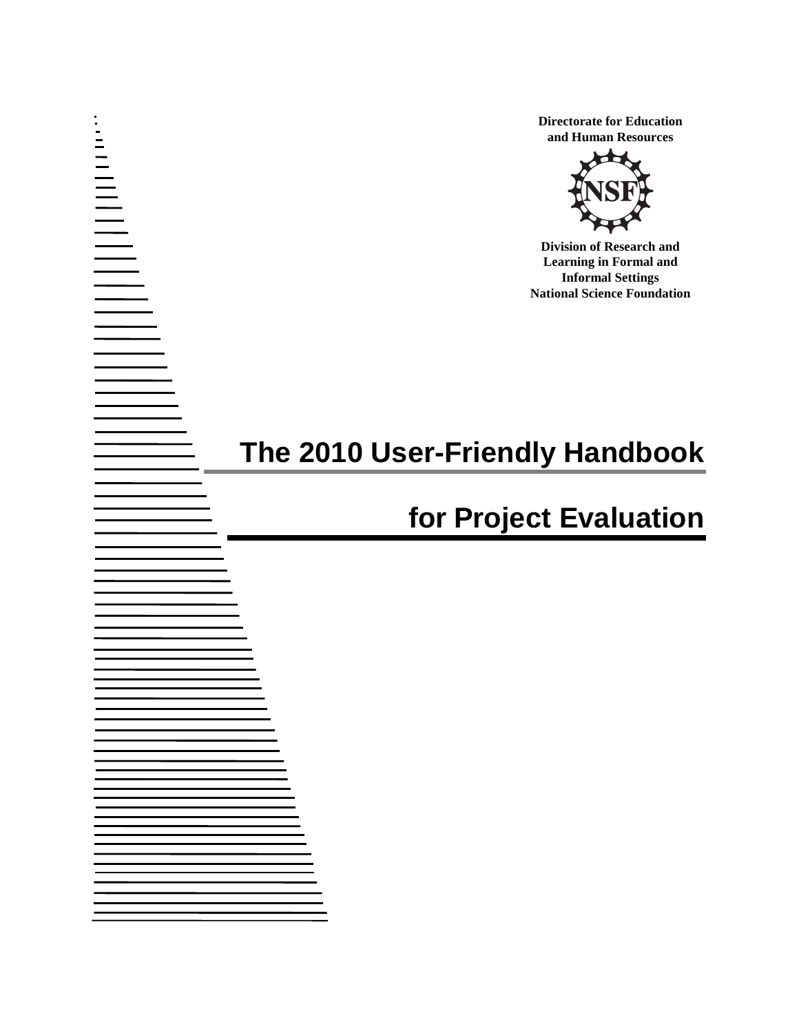**Directorate for Education and Human Resources**

**Division of Research and Learning in Formal and Informal Settings**
**National Science Foundation**

# The 2010 User-Friendly Handbook for Project Evaluation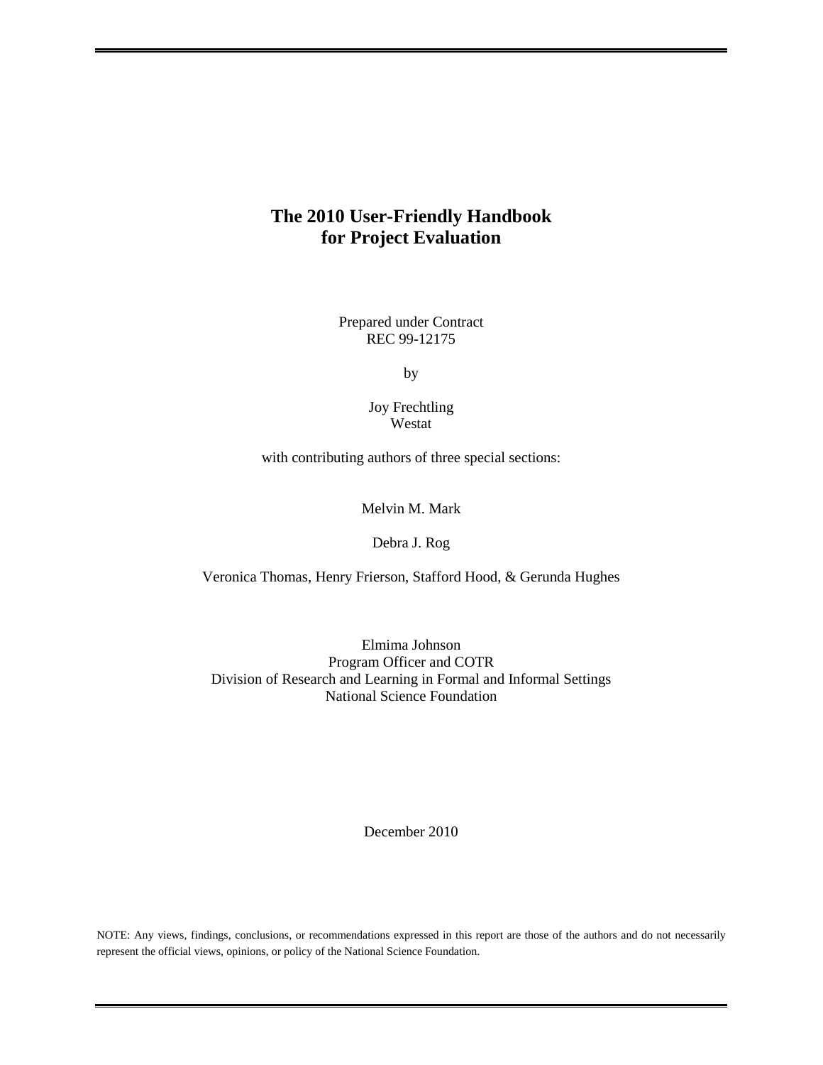# The 2010 User-Friendly Handbook for Project Evaluation

Prepared under Contract
REC 99-12175

by

Joy Frechtling
Westat

with contributing authors of three special sections:

Melvin M. Mark

Debra J. Rog

Veronica Thomas, Henry Frierson, Stafford Hood, & Gerunda Hughes

Elmima Johnson
Program Officer and COTR
Division of Research and Learning in Formal and Informal Settings
National Science Foundation

December 2010

NOTE: Any views, findings, conclusions, or recommendations expressed in this report are those of the authors and do not necessarily represent the official views, opinions, or policy of the National Science Foundation.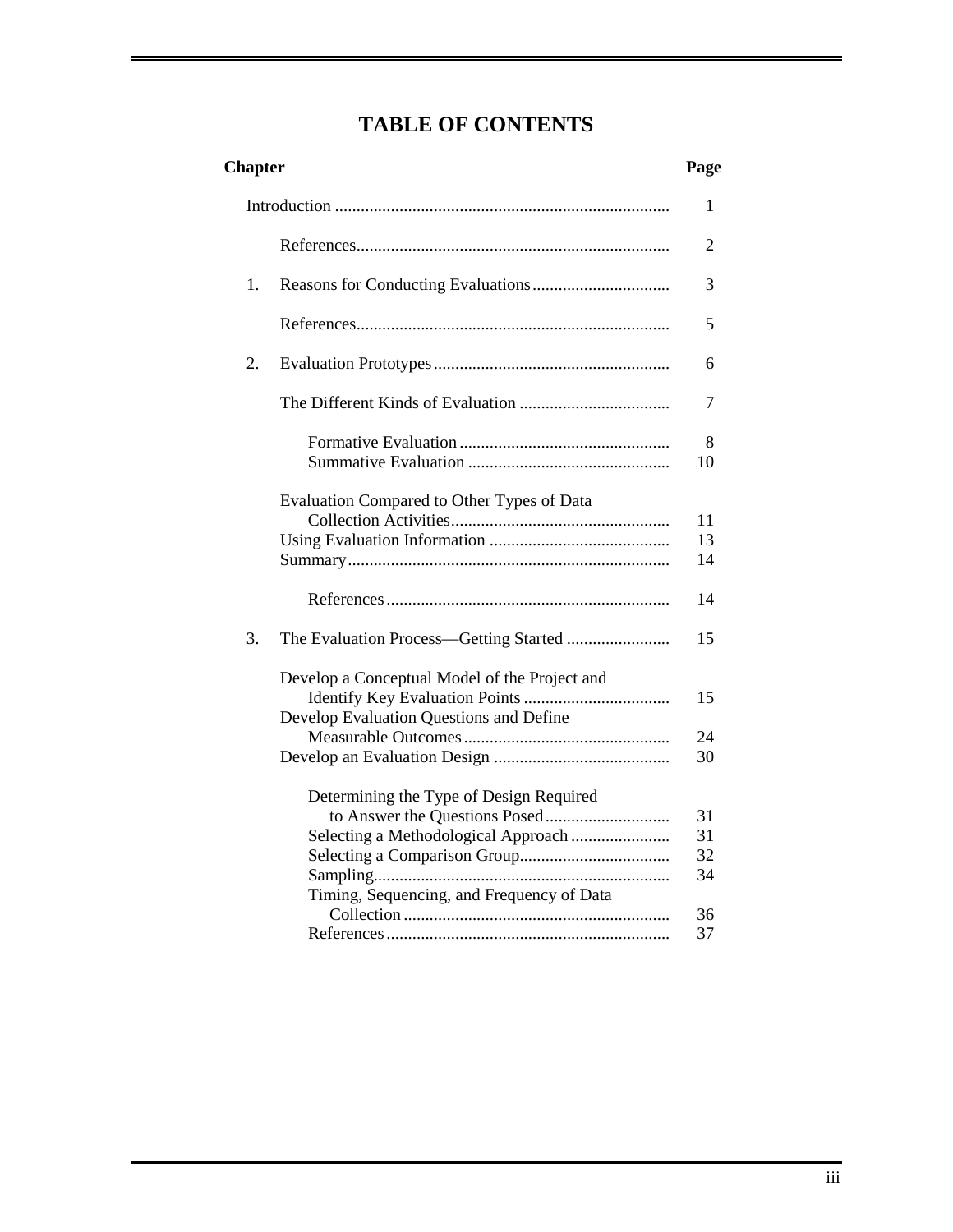# TABLE OF CONTENTS

| Chapter | | Page |
|---|---|---|
| | Introduction | 1 |
| | References | 2 |
| 1. | Reasons for Conducting Evaluations | 3 |
| | References | 5 |
| 2. | Evaluation Prototypes | 6 |
| | The Different Kinds of Evaluation | 7 |
| | Formative Evaluation | 8 |
| | Summative Evaluation | 10 |
| | Evaluation Compared to Other Types of Data Collection Activities | 11 |
| | Using Evaluation Information | 13 |
| | Summary | 14 |
| | References | 14 |
| 3. | The Evaluation Process—Getting Started | 15 |
| | Develop a Conceptual Model of the Project and Identify Key Evaluation Points | 15 |
| | Develop Evaluation Questions and Define Measurable Outcomes | 24 |
| | Develop an Evaluation Design | 30 |
| | Determining the Type of Design Required to Answer the Questions Posed | 31 |
| | Selecting a Methodological Approach | 31 |
| | Selecting a Comparison Group | 32 |
| | Sampling | 34 |
| | Timing, Sequencing, and Frequency of Data Collection | 36 |
| | References | 37 |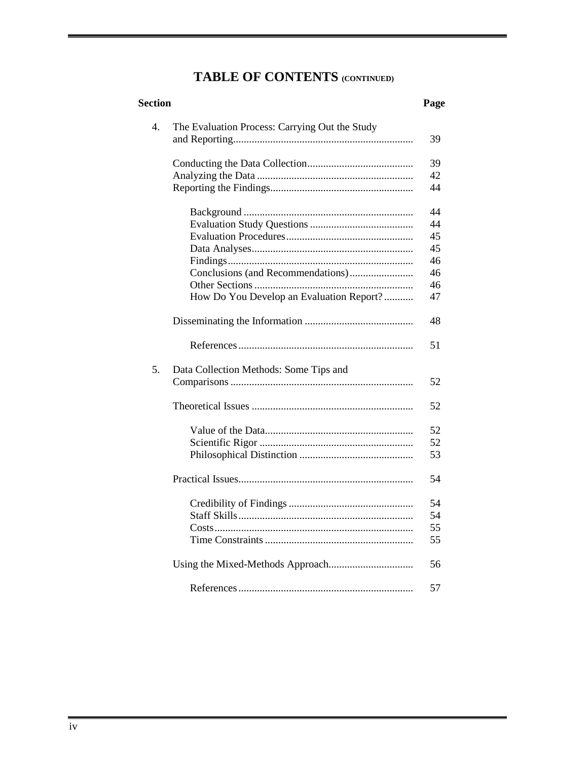# TABLE OF CONTENTS (CONTINUED)

| Section | | Page |
|---|---|---|
| 4. | The Evaluation Process: Carrying Out the Study and Reporting | 39 |
| | Conducting the Data Collection | 39 |
| | Analyzing the Data | 42 |
| | Reporting the Findings | 44 |
| | Background | 44 |
| | Evaluation Study Questions | 44 |
| | Evaluation Procedures | 45 |
| | Data Analyses | 45 |
| | Findings | 46 |
| | Conclusions (and Recommendations) | 46 |
| | Other Sections | 46 |
| | How Do You Develop an Evaluation Report? | 47 |
| | Disseminating the Information | 48 |
| | References | 51 |
| 5. | Data Collection Methods: Some Tips and Comparisons | 52 |
| | Theoretical Issues | 52 |
| | Value of the Data | 52 |
| | Scientific Rigor | 52 |
| | Philosophical Distinction | 53 |
| | Practical Issues | 54 |
| | Credibility of Findings | 54 |
| | Staff Skills | 54 |
| | Costs | 55 |
| | Time Constraints | 55 |
| | Using the Mixed-Methods Approach | 56 |
| | References | 57 |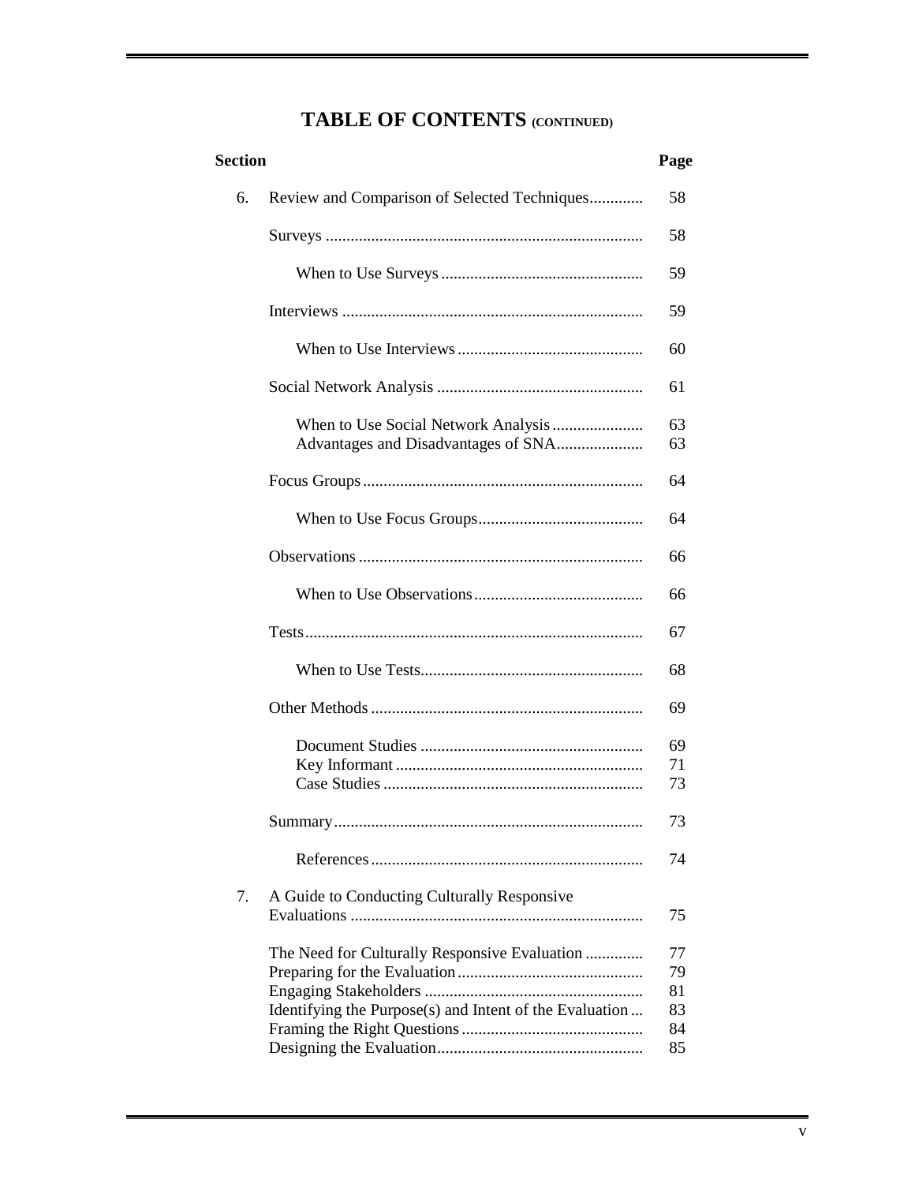# TABLE OF CONTENTS (CONTINUED)

| Section | | Page |
|---|---|---|
| 6. | Review and Comparison of Selected Techniques | 58 |
| | Surveys | 58 |
| | When to Use Surveys | 59 |
| | Interviews | 59 |
| | When to Use Interviews | 60 |
| | Social Network Analysis | 61 |
| | When to Use Social Network Analysis | 63 |
| | Advantages and Disadvantages of SNA | 63 |
| | Focus Groups | 64 |
| | When to Use Focus Groups | 64 |
| | Observations | 66 |
| | When to Use Observations | 66 |
| | Tests | 67 |
| | When to Use Tests | 68 |
| | Other Methods | 69 |
| | Document Studies | 69 |
| | Key Informant | 71 |
| | Case Studies | 73 |
| | Summary | 73 |
| | References | 74 |
| 7. | A Guide to Conducting Culturally Responsive Evaluations | 75 |
| | The Need for Culturally Responsive Evaluation | 77 |
| | Preparing for the Evaluation | 79 |
| | Engaging Stakeholders | 81 |
| | Identifying the Purpose(s) and Intent of the Evaluation | 83 |
| | Framing the Right Questions | 84 |
| | Designing the Evaluation | 85 |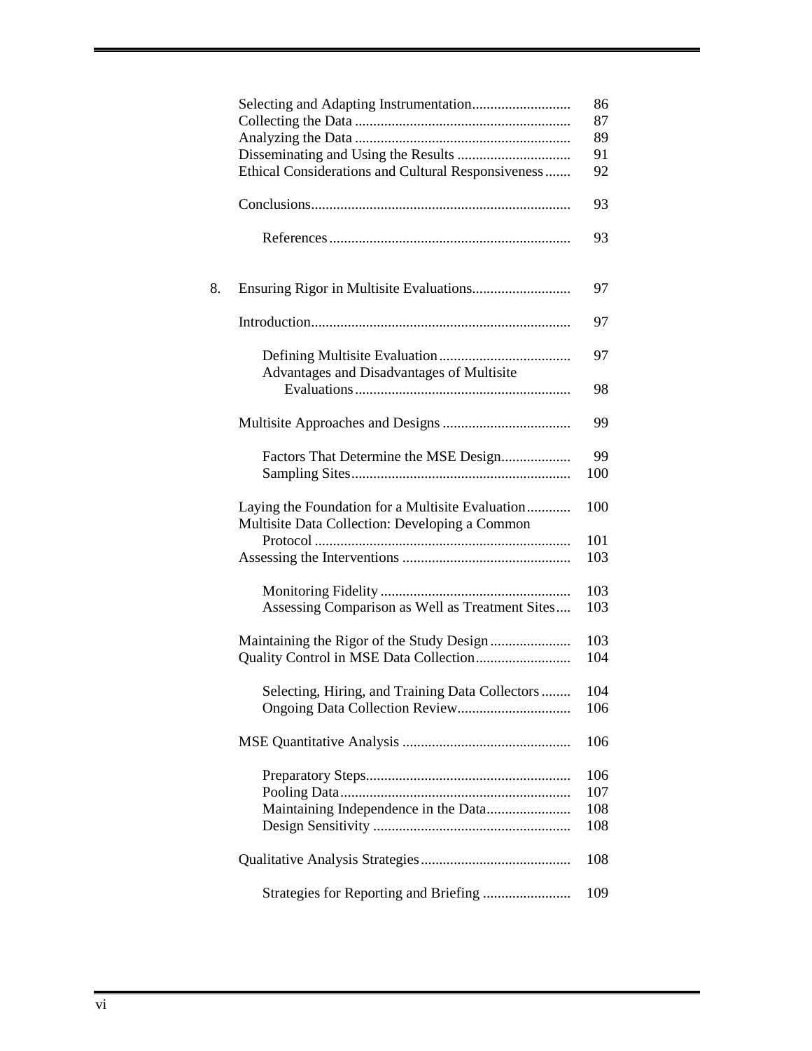| | | |
|---|---|---|
| | Selecting and Adapting Instrumentation | 86 |
| | Collecting the Data | 87 |
| | Analyzing the Data | 89 |
| | Disseminating and Using the Results | 91 |
| | Ethical Considerations and Cultural Responsiveness | 92 |
| | Conclusions | 93 |
| | References | 93 |
| 8. | Ensuring Rigor in Multisite Evaluations | 97 |
| | Introduction | 97 |
| | Defining Multisite Evaluation | 97 |
| | Advantages and Disadvantages of Multisite Evaluations | 98 |
| | Multisite Approaches and Designs | 99 |
| | Factors That Determine the MSE Design | 99 |
| | Sampling Sites | 100 |
| | Laying the Foundation for a Multisite Evaluation | 100 |
| | Multisite Data Collection: Developing a Common Protocol | 101 |
| | Assessing the Interventions | 103 |
| | Monitoring Fidelity | 103 |
| | Assessing Comparison as Well as Treatment Sites | 103 |
| | Maintaining the Rigor of the Study Design | 103 |
| | Quality Control in MSE Data Collection | 104 |
| | Selecting, Hiring, and Training Data Collectors | 104 |
| | Ongoing Data Collection Review | 106 |
| | MSE Quantitative Analysis | 106 |
| | Preparatory Steps | 106 |
| | Pooling Data | 107 |
| | Maintaining Independence in the Data | 108 |
| | Design Sensitivity | 108 |
| | Qualitative Analysis Strategies | 108 |
| | Strategies for Reporting and Briefing | 109 |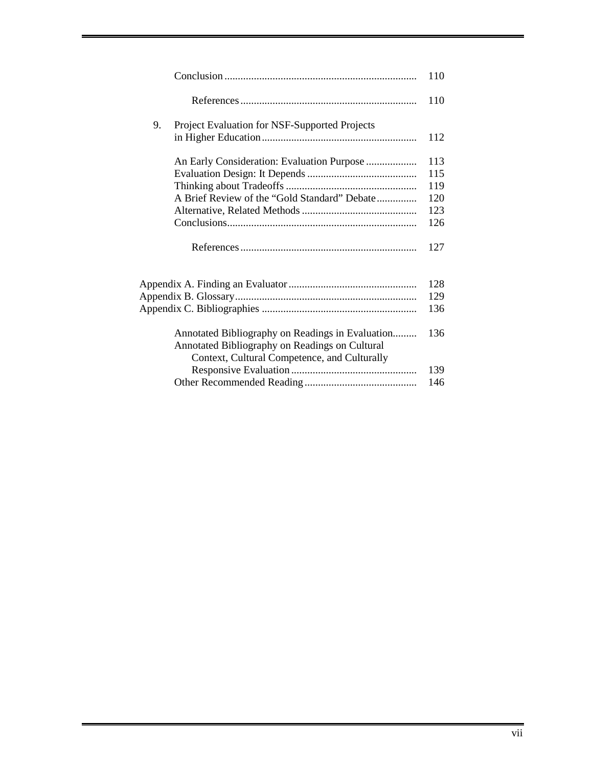| | | |
|---|---|---|
| | Conclusion | 110 |
| | References | 110 |
| 9. | Project Evaluation for NSF-Supported Projects in Higher Education | 112 |
| | An Early Consideration: Evaluation Purpose | 113 |
| | Evaluation Design: It Depends | 115 |
| | Thinking about Tradeoffs | 119 |
| | A Brief Review of the "Gold Standard" Debate | 120 |
| | Alternative, Related Methods | 123 |
| | Conclusions | 126 |
| | References | 127 |

| | |
|---|---|
| Appendix A. Finding an Evaluator | 128 |
| Appendix B. Glossary | 129 |
| Appendix C. Bibliographies | 136 |
| Annotated Bibliography on Readings in Evaluation | 136 |
| Annotated Bibliography on Readings on Cultural Context, Cultural Competence, and Culturally Responsive Evaluation | 139 |
| Other Recommended Reading | 146 |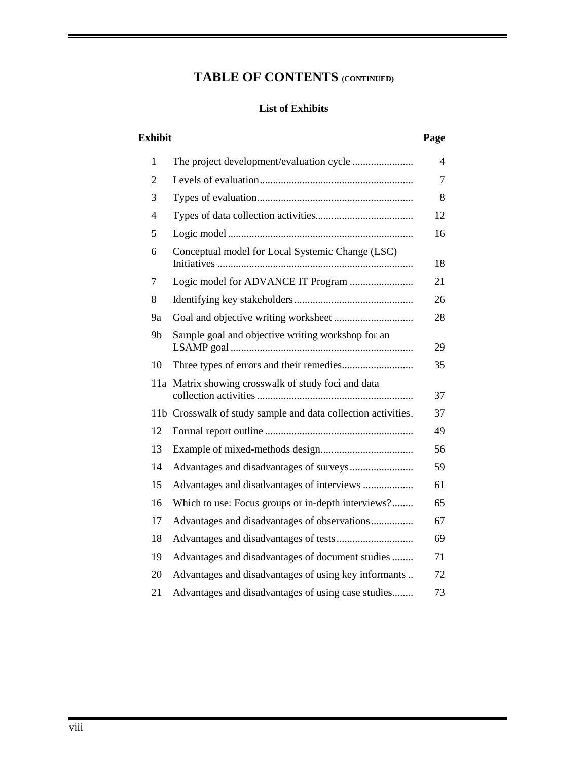# TABLE OF CONTENTS (CONTINUED)

## List of Exhibits

| Exhibit | | Page |
|---|---|---|
| 1 | The project development/evaluation cycle | 4 |
| 2 | Levels of evaluation | 7 |
| 3 | Types of evaluation | 8 |
| 4 | Types of data collection activities | 12 |
| 5 | Logic model | 16 |
| 6 | Conceptual model for Local Systemic Change (LSC) Initiatives | 18 |
| 7 | Logic model for ADVANCE IT Program | 21 |
| 8 | Identifying key stakeholders | 26 |
| 9a | Goal and objective writing worksheet | 28 |
| 9b | Sample goal and objective writing workshop for an LSAMP goal | 29 |
| 10 | Three types of errors and their remedies | 35 |
| 11a | Matrix showing crosswalk of study foci and data collection activities | 37 |
| 11b | Crosswalk of study sample and data collection activities | 37 |
| 12 | Formal report outline | 49 |
| 13 | Example of mixed-methods design | 56 |
| 14 | Advantages and disadvantages of surveys | 59 |
| 15 | Advantages and disadvantages of interviews | 61 |
| 16 | Which to use: Focus groups or in-depth interviews? | 65 |
| 17 | Advantages and disadvantages of observations | 67 |
| 18 | Advantages and disadvantages of tests | 69 |
| 19 | Advantages and disadvantages of document studies | 71 |
| 20 | Advantages and disadvantages of using key informants | 72 |
| 21 | Advantages and disadvantages of using case studies | 73 |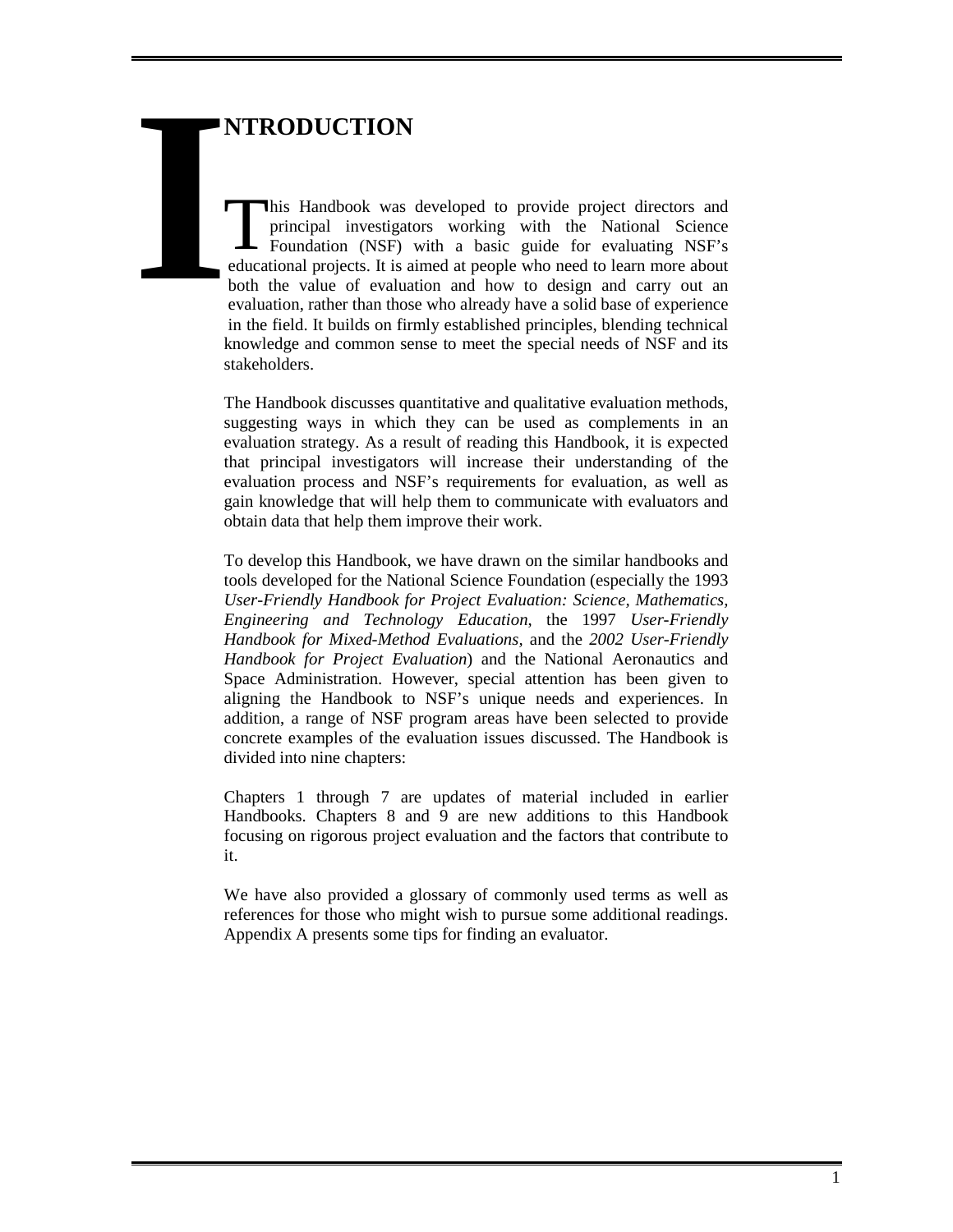# INTRODUCTION

This Handbook was developed to provide project directors and principal investigators working with the National Science Foundation (NSF) with a basic guide for evaluating NSF's educational projects. It is aimed at people who need to learn more about both the value of evaluation and how to design and carry out an evaluation, rather than those who already have a solid base of experience in the field. It builds on firmly established principles, blending technical knowledge and common sense to meet the special needs of NSF and its stakeholders.

The Handbook discusses quantitative and qualitative evaluation methods, suggesting ways in which they can be used as complements in an evaluation strategy. As a result of reading this Handbook, it is expected that principal investigators will increase their understanding of the evaluation process and NSF's requirements for evaluation, as well as gain knowledge that will help them to communicate with evaluators and obtain data that help them improve their work.

To develop this Handbook, we have drawn on the similar handbooks and tools developed for the National Science Foundation (especially the 1993 *User-Friendly Handbook for Project Evaluation: Science, Mathematics, Engineering and Technology Education*, the 1997 *User-Friendly Handbook for Mixed-Method Evaluations,* and the *2002 User-Friendly Handbook for Project Evaluation*) and the National Aeronautics and Space Administration. However, special attention has been given to aligning the Handbook to NSF's unique needs and experiences. In addition, a range of NSF program areas have been selected to provide concrete examples of the evaluation issues discussed. The Handbook is divided into nine chapters:

Chapters 1 through 7 are updates of material included in earlier Handbooks. Chapters 8 and 9 are new additions to this Handbook focusing on rigorous project evaluation and the factors that contribute to it.

We have also provided a glossary of commonly used terms as well as references for those who might wish to pursue some additional readings. Appendix A presents some tips for finding an evaluator.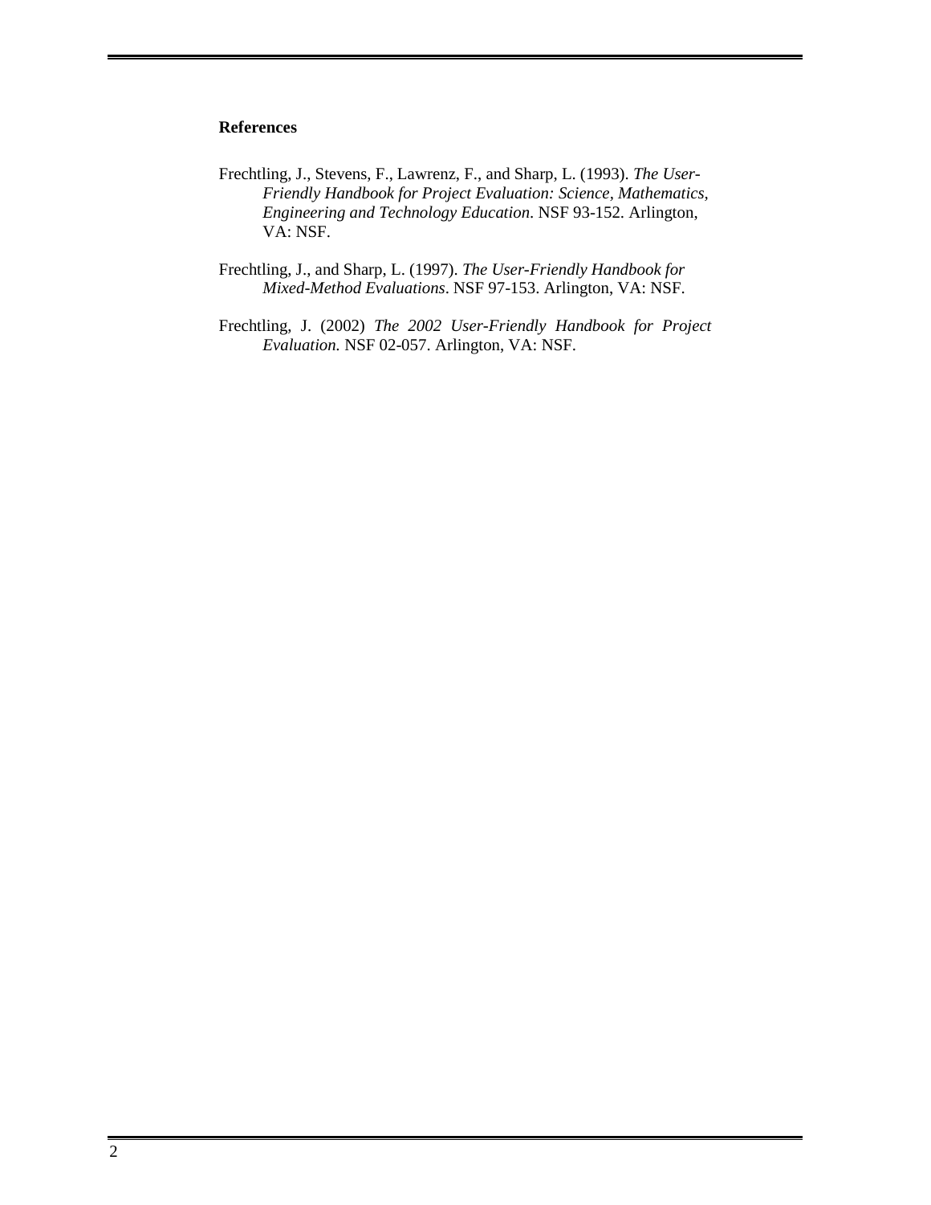### References

Frechtling, J., Stevens, F., Lawrenz, F., and Sharp, L. (1993). *The User-Friendly Handbook for Project Evaluation: Science, Mathematics, Engineering and Technology Education*. NSF 93-152. Arlington, VA: NSF.

Frechtling, J., and Sharp, L. (1997). *The User-Friendly Handbook for Mixed-Method Evaluations*. NSF 97-153. Arlington, VA: NSF.

Frechtling, J. (2002) *The 2002 User-Friendly Handbook for Project Evaluation.* NSF 02-057. Arlington, VA: NSF.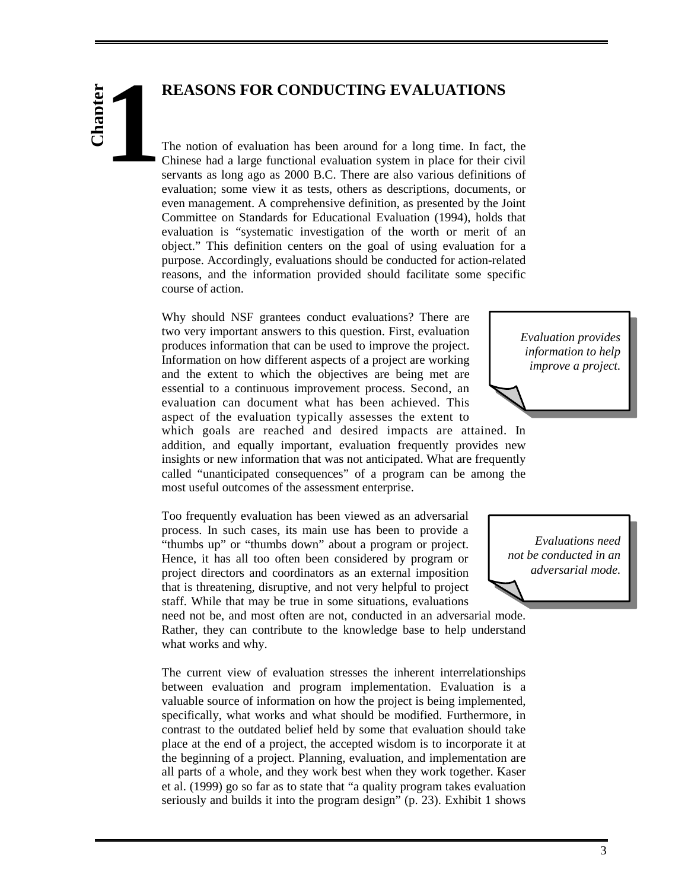# Chapter 1

## REASONS FOR CONDUCTING EVALUATIONS

The notion of evaluation has been around for a long time. In fact, the Chinese had a large functional evaluation system in place for their civil servants as long ago as 2000 B.C. There are also various definitions of evaluation; some view it as tests, others as descriptions, documents, or even management. A comprehensive definition, as presented by the Joint Committee on Standards for Educational Evaluation (1994), holds that evaluation is "systematic investigation of the worth or merit of an object." This definition centers on the goal of using evaluation for a purpose. Accordingly, evaluations should be conducted for action-related reasons, and the information provided should facilitate some specific course of action.

*Evaluation provides information to help improve a project.*

Why should NSF grantees conduct evaluations? There are two very important answers to this question. First, evaluation produces information that can be used to improve the project. Information on how different aspects of a project are working and the extent to which the objectives are being met are essential to a continuous improvement process. Second, an evaluation can document what has been achieved. This aspect of the evaluation typically assesses the extent to which goals are reached and desired impacts are attained. In addition, and equally important, evaluation frequently provides new insights or new information that was not anticipated. What are frequently called "unanticipated consequences" of a program can be among the most useful outcomes of the assessment enterprise.

*Evaluations need not be conducted in an adversarial mode.*

Too frequently evaluation has been viewed as an adversarial process. In such cases, its main use has been to provide a "thumbs up" or "thumbs down" about a program or project. Hence, it has all too often been considered by program or project directors and coordinators as an external imposition that is threatening, disruptive, and not very helpful to project staff. While that may be true in some situations, evaluations need not be, and most often are not, conducted in an adversarial mode. Rather, they can contribute to the knowledge base to help understand what works and why.

The current view of evaluation stresses the inherent interrelationships between evaluation and program implementation. Evaluation is a valuable source of information on how the project is being implemented, specifically, what works and what should be modified. Furthermore, in contrast to the outdated belief held by some that evaluation should take place at the end of a project, the accepted wisdom is to incorporate it at the beginning of a project. Planning, evaluation, and implementation are all parts of a whole, and they work best when they work together. Kaser et al. (1999) go so far as to state that "a quality program takes evaluation seriously and builds it into the program design" (p. 23). Exhibit 1 shows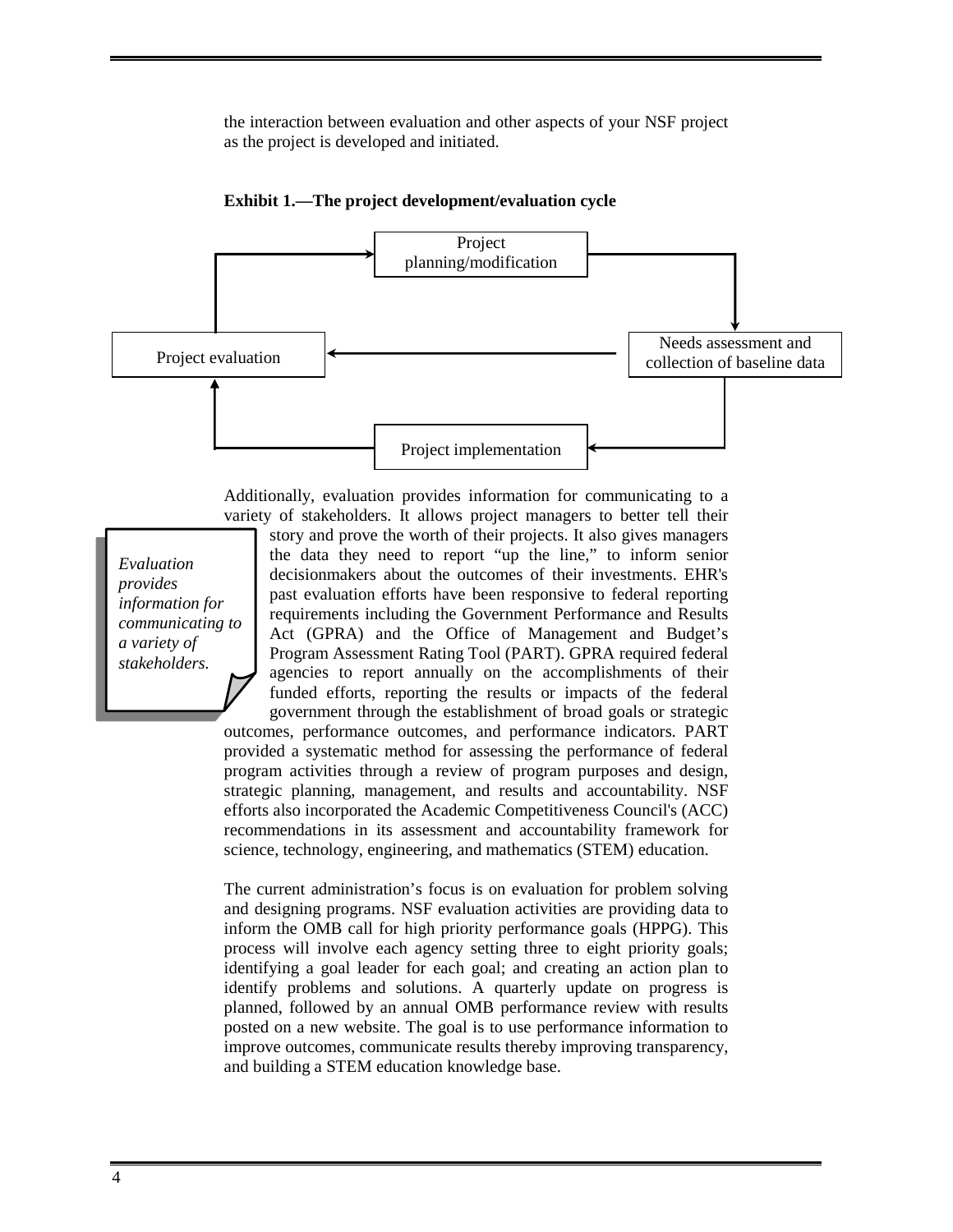the interaction between evaluation and other aspects of your NSF project as the project is developed and initiated.

**Exhibit 1.—The project development/evaluation cycle**

Project planning/modification

Needs assessment and collection of baseline data

Project implementation

Project evaluation

Additionally, evaluation provides information for communicating to a variety of stakeholders. It allows project managers to better tell their story and prove the worth of their projects. It also gives managers the data they need to report "up the line," to inform senior decisionmakers about the outcomes of their investments. EHR's past evaluation efforts have been responsive to federal reporting requirements including the Government Performance and Results Act (GPRA) and the Office of Management and Budget's Program Assessment Rating Tool (PART). GPRA required federal agencies to report annually on the accomplishments of their funded efforts, reporting the results or impacts of the federal government through the establishment of broad goals or strategic outcomes, performance outcomes, and performance indicators. PART provided a systematic method for assessing the performance of federal program activities through a review of program purposes and design, strategic planning, management, and results and accountability. NSF efforts also incorporated the Academic Competitiveness Council's (ACC) recommendations in its assessment and accountability framework for science, technology, engineering, and mathematics (STEM) education.

*Evaluation provides information for communicating to a variety of stakeholders.*

The current administration's focus is on evaluation for problem solving and designing programs. NSF evaluation activities are providing data to inform the OMB call for high priority performance goals (HPPG). This process will involve each agency setting three to eight priority goals; identifying a goal leader for each goal; and creating an action plan to identify problems and solutions. A quarterly update on progress is planned, followed by an annual OMB performance review with results posted on a new website. The goal is to use performance information to improve outcomes, communicate results thereby improving transparency, and building a STEM education knowledge base.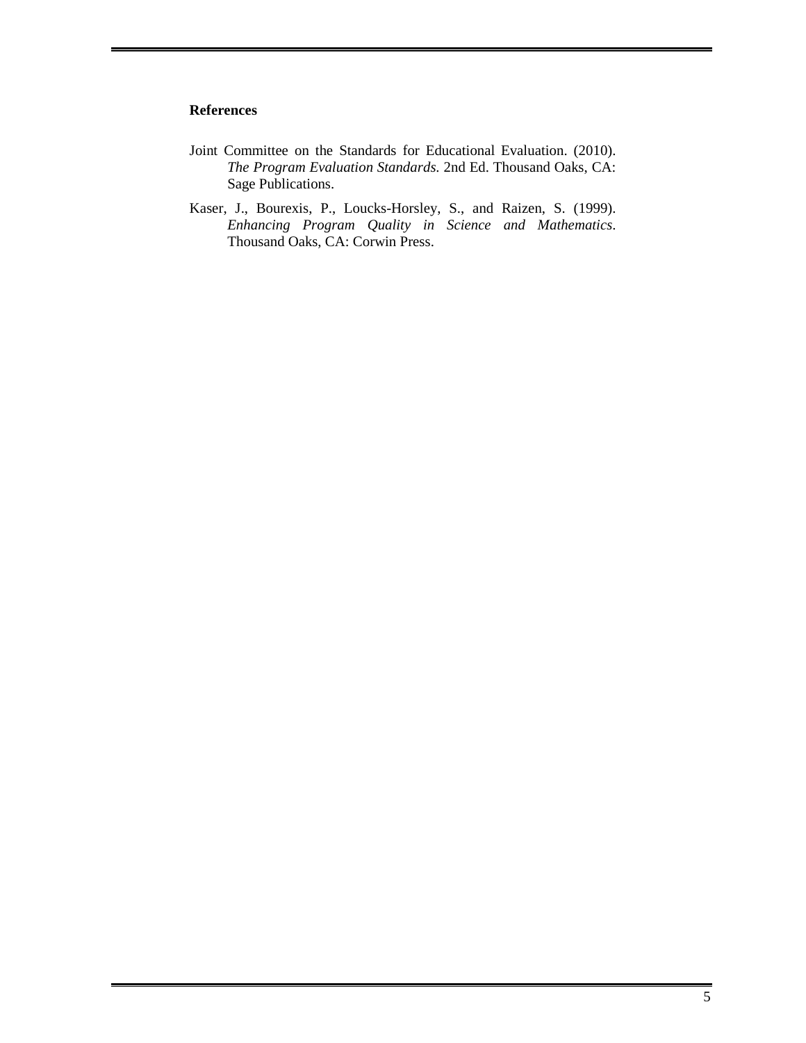**References**

Joint Committee on the Standards for Educational Evaluation. (2010). *The Program Evaluation Standards.* 2nd Ed. Thousand Oaks, CA: Sage Publications.

Kaser, J., Bourexis, P., Loucks-Horsley, S., and Raizen, S. (1999). *Enhancing Program Quality in Science and Mathematics*. Thousand Oaks, CA: Corwin Press.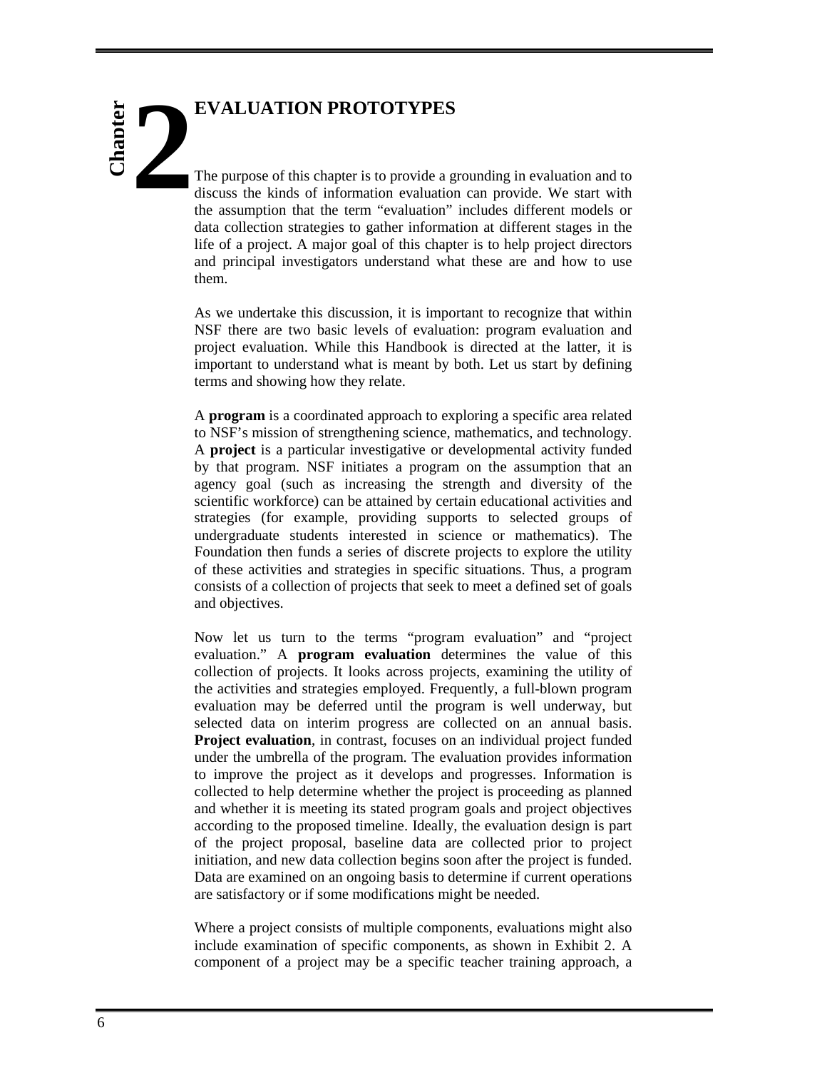# Chapter 2 EVALUATION PROTOTYPES

The purpose of this chapter is to provide a grounding in evaluation and to discuss the kinds of information evaluation can provide. We start with the assumption that the term "evaluation" includes different models or data collection strategies to gather information at different stages in the life of a project. A major goal of this chapter is to help project directors and principal investigators understand what these are and how to use them.

As we undertake this discussion, it is important to recognize that within NSF there are two basic levels of evaluation: program evaluation and project evaluation. While this Handbook is directed at the latter, it is important to understand what is meant by both. Let us start by defining terms and showing how they relate.

A **program** is a coordinated approach to exploring a specific area related to NSF's mission of strengthening science, mathematics, and technology. A **project** is a particular investigative or developmental activity funded by that program. NSF initiates a program on the assumption that an agency goal (such as increasing the strength and diversity of the scientific workforce) can be attained by certain educational activities and strategies (for example, providing supports to selected groups of undergraduate students interested in science or mathematics). The Foundation then funds a series of discrete projects to explore the utility of these activities and strategies in specific situations. Thus, a program consists of a collection of projects that seek to meet a defined set of goals and objectives.

Now let us turn to the terms "program evaluation" and "project evaluation." A **program evaluation** determines the value of this collection of projects. It looks across projects, examining the utility of the activities and strategies employed. Frequently, a full-blown program evaluation may be deferred until the program is well underway, but selected data on interim progress are collected on an annual basis. **Project evaluation**, in contrast, focuses on an individual project funded under the umbrella of the program. The evaluation provides information to improve the project as it develops and progresses. Information is collected to help determine whether the project is proceeding as planned and whether it is meeting its stated program goals and project objectives according to the proposed timeline. Ideally, the evaluation design is part of the project proposal, baseline data are collected prior to project initiation, and new data collection begins soon after the project is funded. Data are examined on an ongoing basis to determine if current operations are satisfactory or if some modifications might be needed.

Where a project consists of multiple components, evaluations might also include examination of specific components, as shown in Exhibit 2. A component of a project may be a specific teacher training approach, a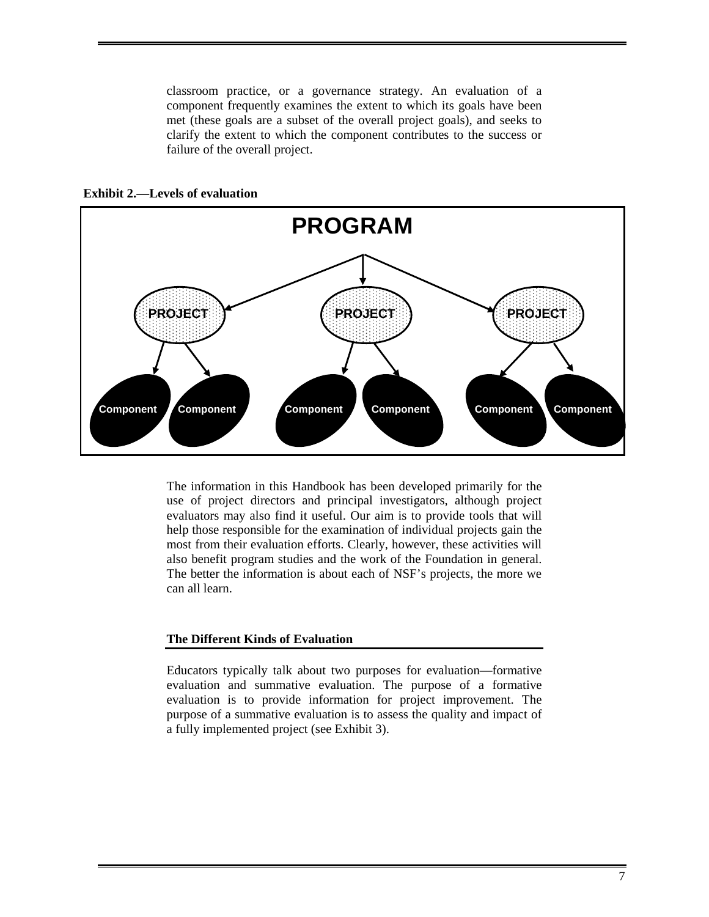classroom practice, or a governance strategy. An evaluation of a component frequently examines the extent to which its goals have been met (these goals are a subset of the overall project goals), and seeks to clarify the extent to which the component contributes to the success or failure of the overall project.

**Exhibit 2.—Levels of evaluation**

PROGRAM

PROJECT PROJECT PROJECT

Component Component Component Component Component Component

The information in this Handbook has been developed primarily for the use of project directors and principal investigators, although project evaluators may also find it useful. Our aim is to provide tools that will help those responsible for the examination of individual projects gain the most from their evaluation efforts. Clearly, however, these activities will also benefit program studies and the work of the Foundation in general. The better the information is about each of NSF's projects, the more we can all learn.

### The Different Kinds of Evaluation

Educators typically talk about two purposes for evaluation—formative evaluation and summative evaluation. The purpose of a formative evaluation is to provide information for project improvement. The purpose of a summative evaluation is to assess the quality and impact of a fully implemented project (see Exhibit 3).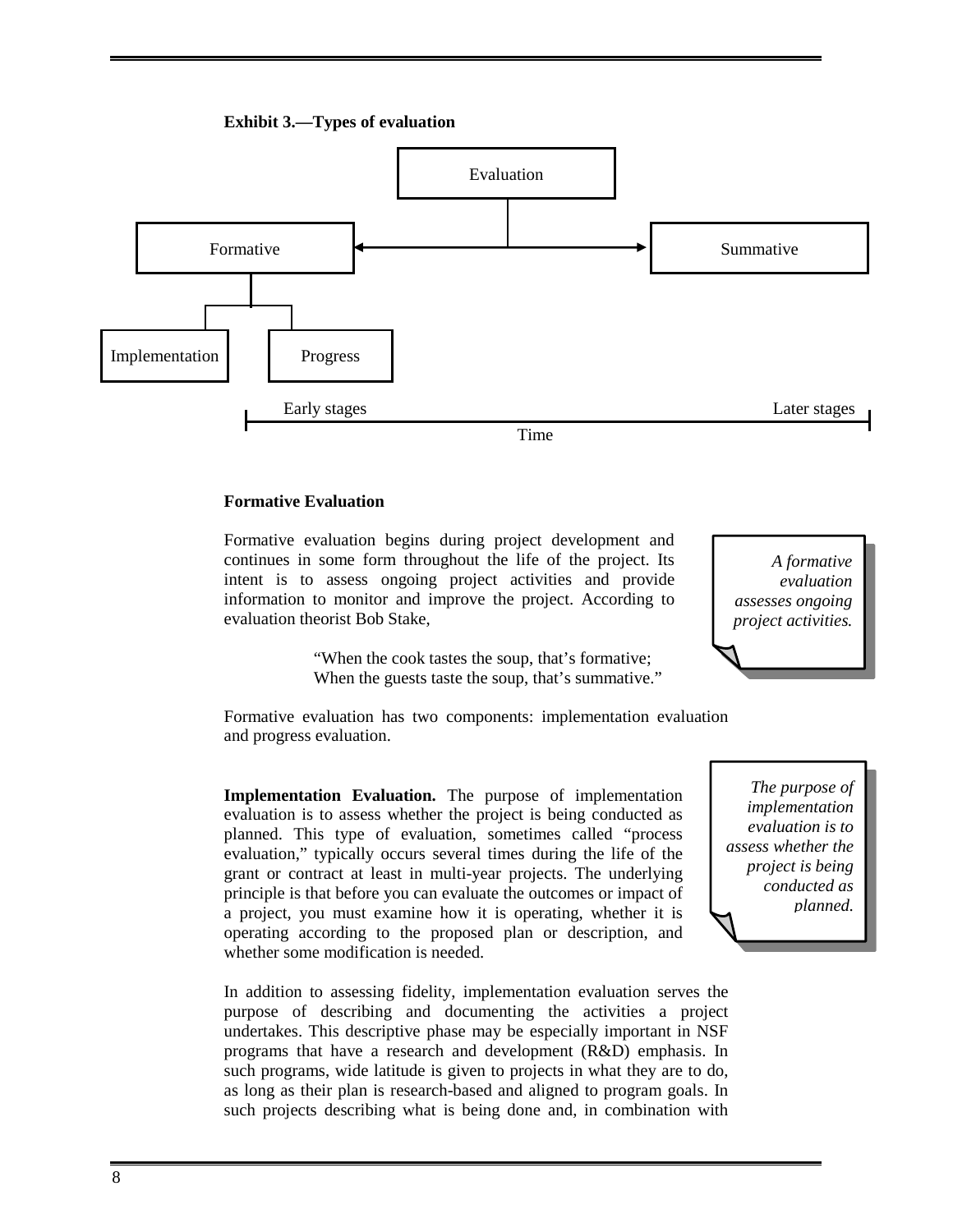**Exhibit 3.—Types of evaluation**

Evaluation

Formative | Summative

Implementation | Progress

Early stages — Later stages

Time

**Formative Evaluation**

Formative evaluation begins during project development and continues in some form throughout the life of the project. Its intent is to assess ongoing project activities and provide information to monitor and improve the project. According to evaluation theorist Bob Stake,

> "When the cook tastes the soup, that's formative;
> When the guests taste the soup, that's summative."

*A formative evaluation assesses ongoing project activities.*

Formative evaluation has two components: implementation evaluation and progress evaluation.

**Implementation Evaluation.** The purpose of implementation evaluation is to assess whether the project is being conducted as planned. This type of evaluation, sometimes called "process evaluation," typically occurs several times during the life of the grant or contract at least in multi-year projects. The underlying principle is that before you can evaluate the outcomes or impact of a project, you must examine how it is operating, whether it is operating according to the proposed plan or description, and whether some modification is needed.

*The purpose of implementation evaluation is to assess whether the project is being conducted as planned.*

In addition to assessing fidelity, implementation evaluation serves the purpose of describing and documenting the activities a project undertakes. This descriptive phase may be especially important in NSF programs that have a research and development (R&D) emphasis. In such programs, wide latitude is given to projects in what they are to do, as long as their plan is research-based and aligned to program goals. In such projects describing what is being done and, in combination with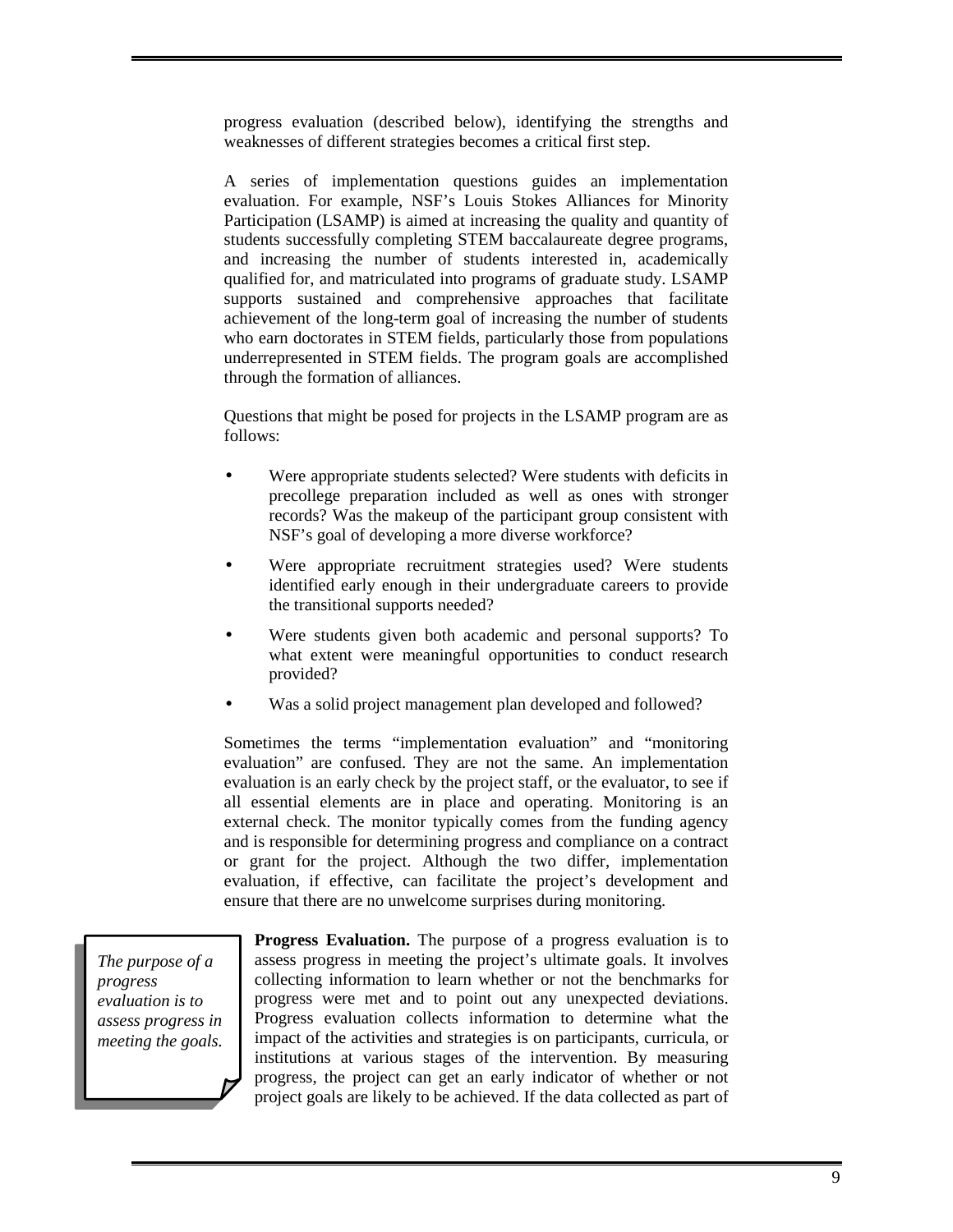progress evaluation (described below), identifying the strengths and weaknesses of different strategies becomes a critical first step.

A series of implementation questions guides an implementation evaluation. For example, NSF's Louis Stokes Alliances for Minority Participation (LSAMP) is aimed at increasing the quality and quantity of students successfully completing STEM baccalaureate degree programs, and increasing the number of students interested in, academically qualified for, and matriculated into programs of graduate study. LSAMP supports sustained and comprehensive approaches that facilitate achievement of the long-term goal of increasing the number of students who earn doctorates in STEM fields, particularly those from populations underrepresented in STEM fields. The program goals are accomplished through the formation of alliances.

Questions that might be posed for projects in the LSAMP program are as follows:

- Were appropriate students selected? Were students with deficits in precollege preparation included as well as ones with stronger records? Was the makeup of the participant group consistent with NSF's goal of developing a more diverse workforce?
- Were appropriate recruitment strategies used? Were students identified early enough in their undergraduate careers to provide the transitional supports needed?
- Were students given both academic and personal supports? To what extent were meaningful opportunities to conduct research provided?
- Was a solid project management plan developed and followed?

Sometimes the terms "implementation evaluation" and "monitoring evaluation" are confused. They are not the same. An implementation evaluation is an early check by the project staff, or the evaluator, to see if all essential elements are in place and operating. Monitoring is an external check. The monitor typically comes from the funding agency and is responsible for determining progress and compliance on a contract or grant for the project. Although the two differ, implementation evaluation, if effective, can facilitate the project's development and ensure that there are no unwelcome surprises during monitoring.

*The purpose of a progress evaluation is to assess progress in meeting the goals.*

**Progress Evaluation.** The purpose of a progress evaluation is to assess progress in meeting the project's ultimate goals. It involves collecting information to learn whether or not the benchmarks for progress were met and to point out any unexpected deviations. Progress evaluation collects information to determine what the impact of the activities and strategies is on participants, curricula, or institutions at various stages of the intervention. By measuring progress, the project can get an early indicator of whether or not project goals are likely to be achieved. If the data collected as part of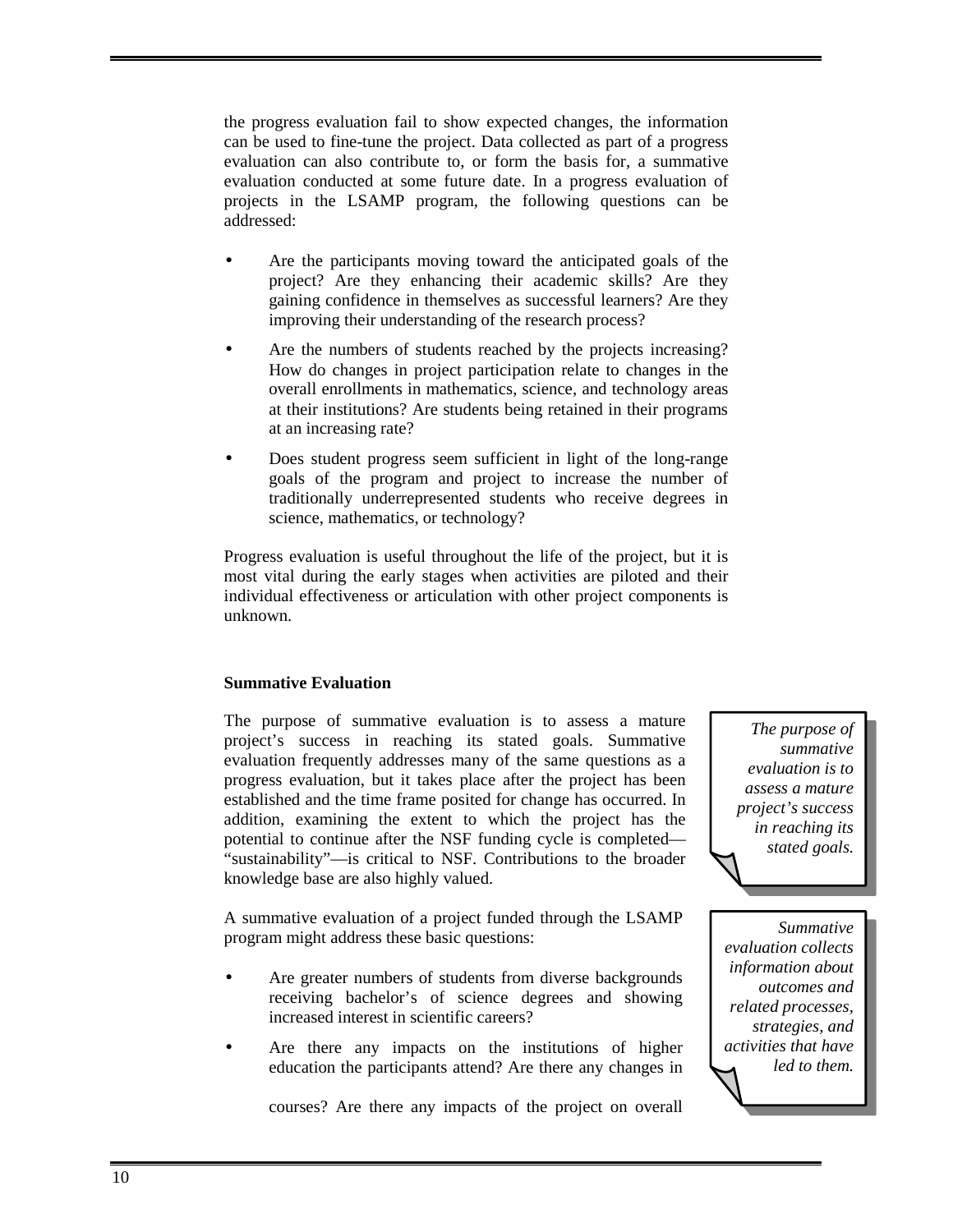the progress evaluation fail to show expected changes, the information can be used to fine-tune the project. Data collected as part of a progress evaluation can also contribute to, or form the basis for, a summative evaluation conducted at some future date. In a progress evaluation of projects in the LSAMP program, the following questions can be addressed:

- Are the participants moving toward the anticipated goals of the project? Are they enhancing their academic skills? Are they gaining confidence in themselves as successful learners? Are they improving their understanding of the research process?
- Are the numbers of students reached by the projects increasing? How do changes in project participation relate to changes in the overall enrollments in mathematics, science, and technology areas at their institutions? Are students being retained in their programs at an increasing rate?
- Does student progress seem sufficient in light of the long-range goals of the program and project to increase the number of traditionally underrepresented students who receive degrees in science, mathematics, or technology?

Progress evaluation is useful throughout the life of the project, but it is most vital during the early stages when activities are piloted and their individual effectiveness or articulation with other project components is unknown.

**Summative Evaluation**

The purpose of summative evaluation is to assess a mature project's success in reaching its stated goals. Summative evaluation frequently addresses many of the same questions as a progress evaluation, but it takes place after the project has been established and the time frame posited for change has occurred. In addition, examining the extent to which the project has the potential to continue after the NSF funding cycle is completed—"sustainability"—is critical to NSF. Contributions to the broader knowledge base are also highly valued.

*The purpose of summative evaluation is to assess a mature project's success in reaching its stated goals.*

A summative evaluation of a project funded through the LSAMP program might address these basic questions:

*Summative evaluation collects information about outcomes and related processes, strategies, and activities that have led to them.*

- Are greater numbers of students from diverse backgrounds receiving bachelor's of science degrees and showing increased interest in scientific careers?
- Are there any impacts on the institutions of higher education the participants attend? Are there any changes in courses? Are there any impacts of the project on overall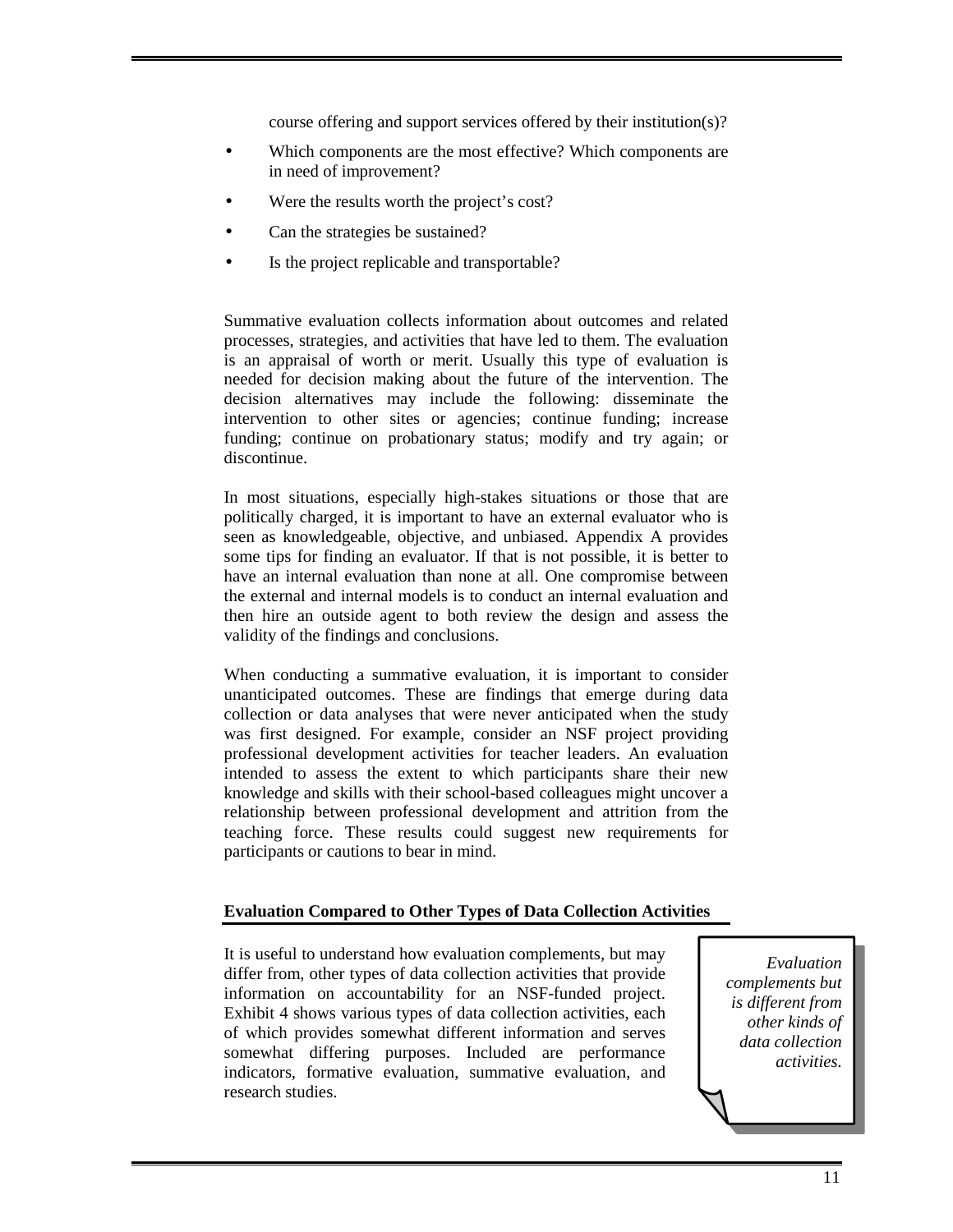course offering and support services offered by their institution(s)?

- Which components are the most effective? Which components are in need of improvement?
- Were the results worth the project's cost?
- Can the strategies be sustained?
- Is the project replicable and transportable?

Summative evaluation collects information about outcomes and related processes, strategies, and activities that have led to them. The evaluation is an appraisal of worth or merit. Usually this type of evaluation is needed for decision making about the future of the intervention. The decision alternatives may include the following: disseminate the intervention to other sites or agencies; continue funding; increase funding; continue on probationary status; modify and try again; or discontinue.

In most situations, especially high-stakes situations or those that are politically charged, it is important to have an external evaluator who is seen as knowledgeable, objective, and unbiased. Appendix A provides some tips for finding an evaluator. If that is not possible, it is better to have an internal evaluation than none at all. One compromise between the external and internal models is to conduct an internal evaluation and then hire an outside agent to both review the design and assess the validity of the findings and conclusions.

When conducting a summative evaluation, it is important to consider unanticipated outcomes. These are findings that emerge during data collection or data analyses that were never anticipated when the study was first designed. For example, consider an NSF project providing professional development activities for teacher leaders. An evaluation intended to assess the extent to which participants share their new knowledge and skills with their school-based colleagues might uncover a relationship between professional development and attrition from the teaching force. These results could suggest new requirements for participants or cautions to bear in mind.

**Evaluation Compared to Other Types of Data Collection Activities**

It is useful to understand how evaluation complements, but may differ from, other types of data collection activities that provide information on accountability for an NSF-funded project. Exhibit 4 shows various types of data collection activities, each of which provides somewhat different information and serves somewhat differing purposes. Included are performance indicators, formative evaluation, summative evaluation, and research studies.

*Evaluation complements but is different from other kinds of data collection activities.*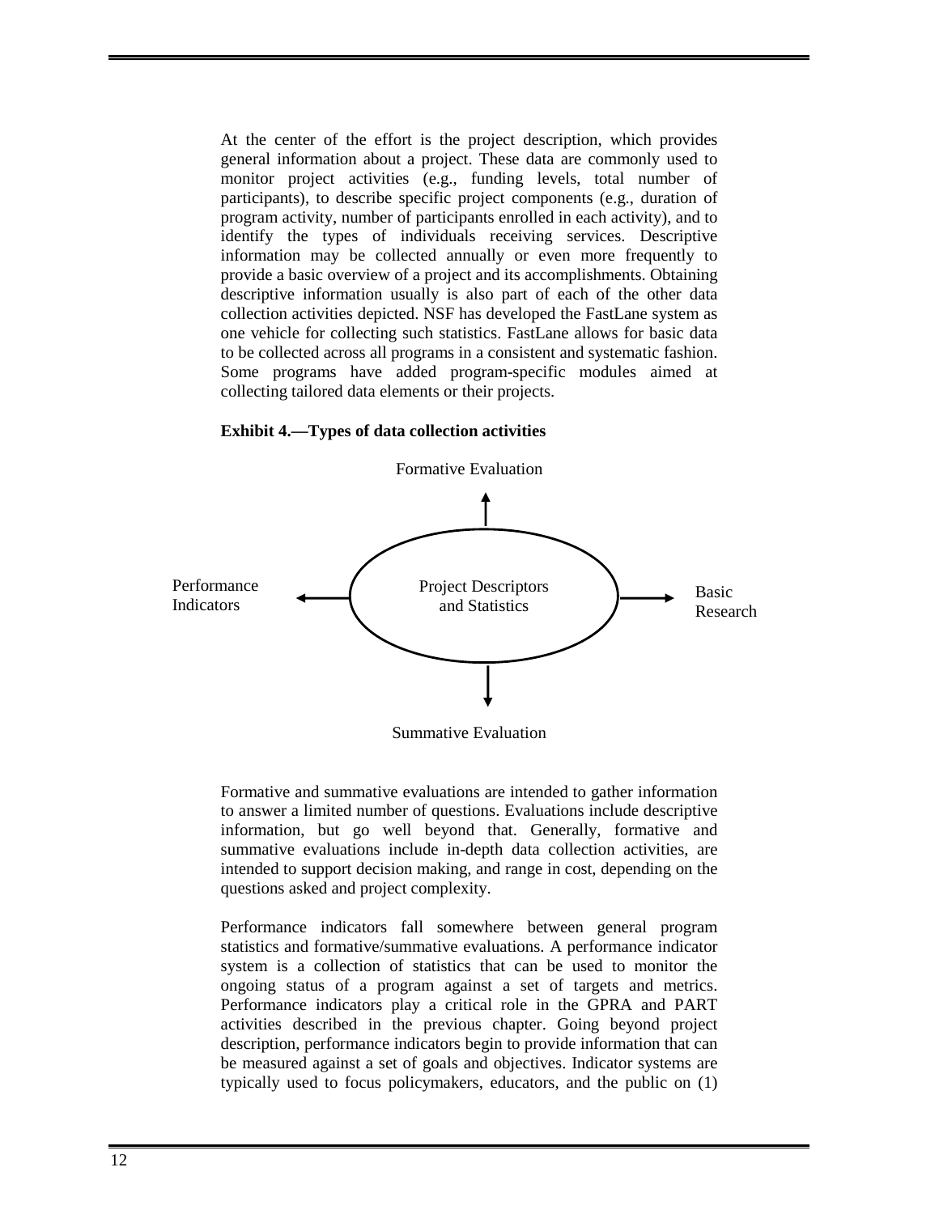At the center of the effort is the project description, which provides general information about a project. These data are commonly used to monitor project activities (e.g., funding levels, total number of participants), to describe specific project components (e.g., duration of program activity, number of participants enrolled in each activity), and to identify the types of individuals receiving services. Descriptive information may be collected annually or even more frequently to provide a basic overview of a project and its accomplishments. Obtaining descriptive information usually is also part of each of the other data collection activities depicted. NSF has developed the FastLane system as one vehicle for collecting such statistics. FastLane allows for basic data to be collected across all programs in a consistent and systematic fashion. Some programs have added program-specific modules aimed at collecting tailored data elements or their projects.

**Exhibit 4.—Types of data collection activities**

Formative Evaluation

Performance Indicators

Project Descriptors and Statistics

Basic Research

Summative Evaluation

Formative and summative evaluations are intended to gather information to answer a limited number of questions. Evaluations include descriptive information, but go well beyond that. Generally, formative and summative evaluations include in-depth data collection activities, are intended to support decision making, and range in cost, depending on the questions asked and project complexity.

Performance indicators fall somewhere between general program statistics and formative/summative evaluations. A performance indicator system is a collection of statistics that can be used to monitor the ongoing status of a program against a set of targets and metrics. Performance indicators play a critical role in the GPRA and PART activities described in the previous chapter. Going beyond project description, performance indicators begin to provide information that can be measured against a set of goals and objectives. Indicator systems are typically used to focus policymakers, educators, and the public on (1)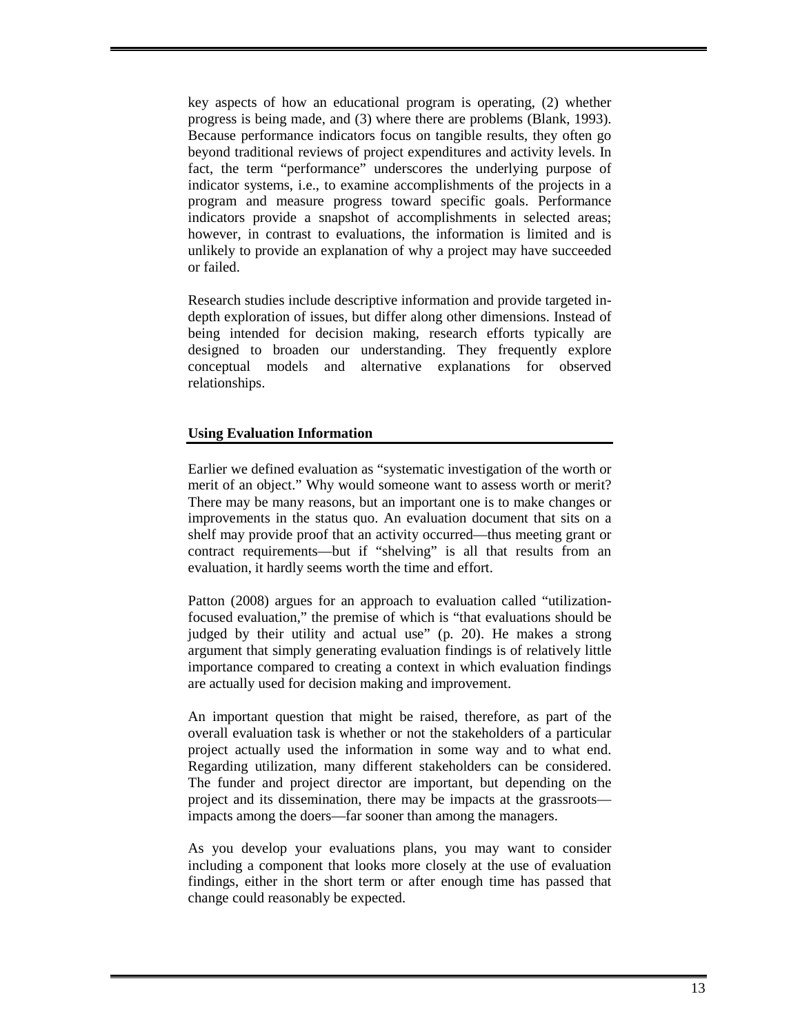key aspects of how an educational program is operating, (2) whether progress is being made, and (3) where there are problems (Blank, 1993). Because performance indicators focus on tangible results, they often go beyond traditional reviews of project expenditures and activity levels. In fact, the term "performance" underscores the underlying purpose of indicator systems, i.e., to examine accomplishments of the projects in a program and measure progress toward specific goals. Performance indicators provide a snapshot of accomplishments in selected areas; however, in contrast to evaluations, the information is limited and is unlikely to provide an explanation of why a project may have succeeded or failed.

Research studies include descriptive information and provide targeted in-depth exploration of issues, but differ along other dimensions. Instead of being intended for decision making, research efforts typically are designed to broaden our understanding. They frequently explore conceptual models and alternative explanations for observed relationships.

### Using Evaluation Information

Earlier we defined evaluation as "systematic investigation of the worth or merit of an object." Why would someone want to assess worth or merit? There may be many reasons, but an important one is to make changes or improvements in the status quo. An evaluation document that sits on a shelf may provide proof that an activity occurred—thus meeting grant or contract requirements—but if "shelving" is all that results from an evaluation, it hardly seems worth the time and effort.

Patton (2008) argues for an approach to evaluation called "utilization-focused evaluation," the premise of which is "that evaluations should be judged by their utility and actual use" (p. 20). He makes a strong argument that simply generating evaluation findings is of relatively little importance compared to creating a context in which evaluation findings are actually used for decision making and improvement.

An important question that might be raised, therefore, as part of the overall evaluation task is whether or not the stakeholders of a particular project actually used the information in some way and to what end. Regarding utilization, many different stakeholders can be considered. The funder and project director are important, but depending on the project and its dissemination, there may be impacts at the grassroots—impacts among the doers—far sooner than among the managers.

As you develop your evaluations plans, you may want to consider including a component that looks more closely at the use of evaluation findings, either in the short term or after enough time has passed that change could reasonably be expected.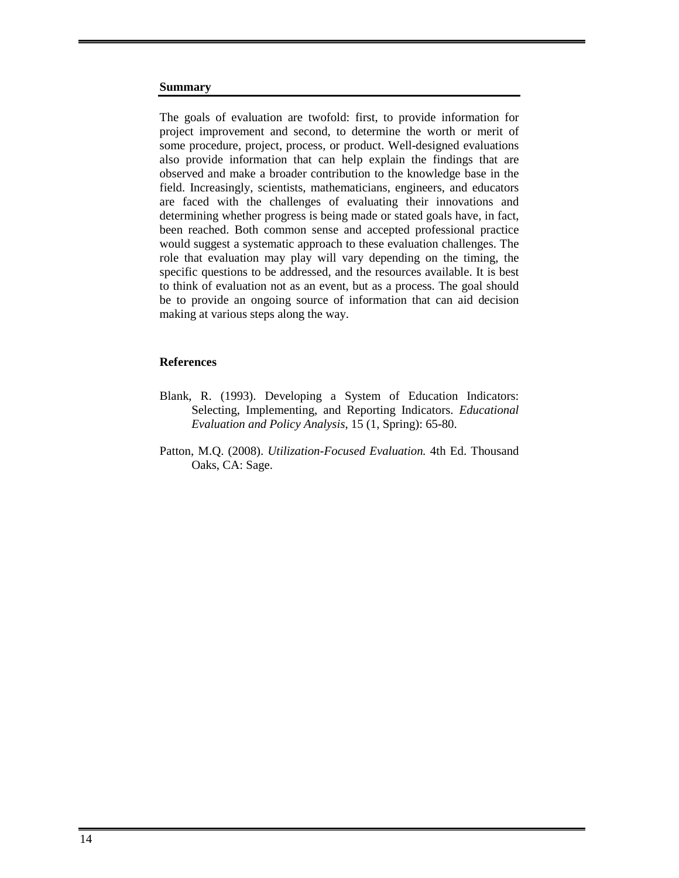### Summary

The goals of evaluation are twofold: first, to provide information for project improvement and second, to determine the worth or merit of some procedure, project, process, or product. Well-designed evaluations also provide information that can help explain the findings that are observed and make a broader contribution to the knowledge base in the field. Increasingly, scientists, mathematicians, engineers, and educators are faced with the challenges of evaluating their innovations and determining whether progress is being made or stated goals have, in fact, been reached. Both common sense and accepted professional practice would suggest a systematic approach to these evaluation challenges. The role that evaluation may play will vary depending on the timing, the specific questions to be addressed, and the resources available. It is best to think of evaluation not as an event, but as a process. The goal should be to provide an ongoing source of information that can aid decision making at various steps along the way.

### References

Blank, R. (1993). Developing a System of Education Indicators: Selecting, Implementing, and Reporting Indicators. *Educational Evaluation and Policy Analysis*, 15 (1, Spring): 65-80.

Patton, M.Q. (2008). *Utilization-Focused Evaluation.* 4th Ed. Thousand Oaks, CA: Sage.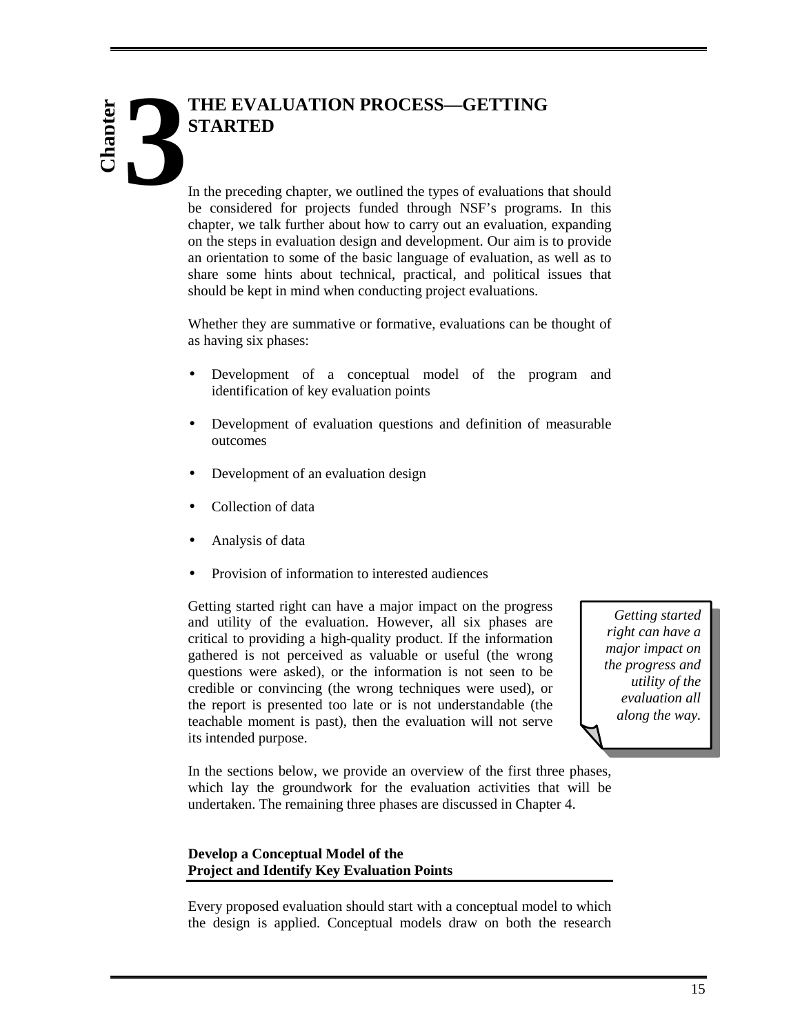# Chapter 3

# THE EVALUATION PROCESS—GETTING STARTED

In the preceding chapter, we outlined the types of evaluations that should be considered for projects funded through NSF's programs. In this chapter, we talk further about how to carry out an evaluation, expanding on the steps in evaluation design and development. Our aim is to provide an orientation to some of the basic language of evaluation, as well as to share some hints about technical, practical, and political issues that should be kept in mind when conducting project evaluations.

Whether they are summative or formative, evaluations can be thought of as having six phases:

- Development of a conceptual model of the program and identification of key evaluation points
- Development of evaluation questions and definition of measurable outcomes
- Development of an evaluation design
- Collection of data
- Analysis of data
- Provision of information to interested audiences

Getting started right can have a major impact on the progress and utility of the evaluation. However, all six phases are critical to providing a high-quality product. If the information gathered is not perceived as valuable or useful (the wrong questions were asked), or the information is not seen to be credible or convincing (the wrong techniques were used), or the report is presented too late or is not understandable (the teachable moment is past), then the evaluation will not serve its intended purpose.

> *Getting started right can have a major impact on the progress and utility of the evaluation all along the way.*

In the sections below, we provide an overview of the first three phases, which lay the groundwork for the evaluation activities that will be undertaken. The remaining three phases are discussed in Chapter 4.

## Develop a Conceptual Model of the Project and Identify Key Evaluation Points

Every proposed evaluation should start with a conceptual model to which the design is applied. Conceptual models draw on both the research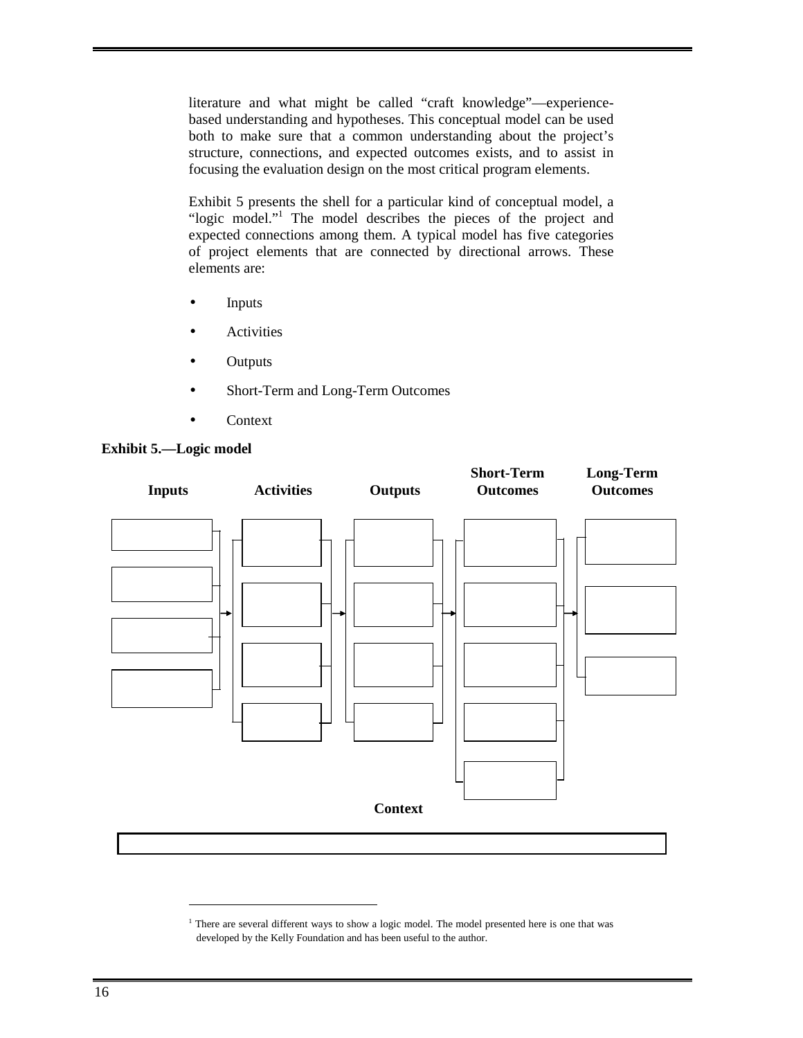literature and what might be called "craft knowledge"—experience-based understanding and hypotheses. This conceptual model can be used both to make sure that a common understanding about the project's structure, connections, and expected outcomes exists, and to assist in focusing the evaluation design on the most critical program elements.

Exhibit 5 presents the shell for a particular kind of conceptual model, a "logic model."[1] The model describes the pieces of the project and expected connections among them. A typical model has five categories of project elements that are connected by directional arrows. These elements are:

- Inputs
- Activities
- Outputs
- Short-Term and Long-Term Outcomes
- Context

**Exhibit 5.—Logic model**

**Inputs** → **Activities** → **Outputs** → **Short-Term Outcomes** → **Long-Term Outcomes**

**Context**

---

[1] There are several different ways to show a logic model. The model presented here is one that was developed by the Kelly Foundation and has been useful to the author.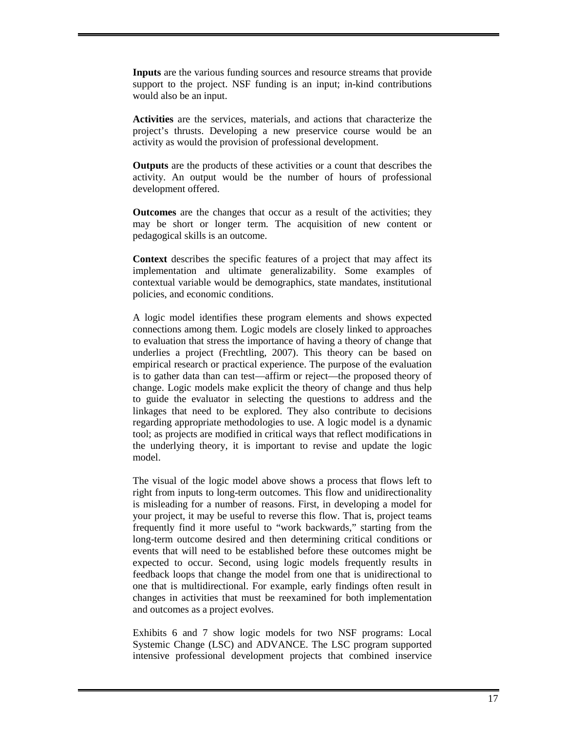**Inputs** are the various funding sources and resource streams that provide support to the project. NSF funding is an input; in-kind contributions would also be an input.

**Activities** are the services, materials, and actions that characterize the project's thrusts. Developing a new preservice course would be an activity as would the provision of professional development.

**Outputs** are the products of these activities or a count that describes the activity. An output would be the number of hours of professional development offered.

**Outcomes** are the changes that occur as a result of the activities; they may be short or longer term. The acquisition of new content or pedagogical skills is an outcome.

**Context** describes the specific features of a project that may affect its implementation and ultimate generalizability. Some examples of contextual variable would be demographics, state mandates, institutional policies, and economic conditions.

A logic model identifies these program elements and shows expected connections among them. Logic models are closely linked to approaches to evaluation that stress the importance of having a theory of change that underlies a project (Frechtling, 2007). This theory can be based on empirical research or practical experience. The purpose of the evaluation is to gather data than can test—affirm or reject—the proposed theory of change. Logic models make explicit the theory of change and thus help to guide the evaluator in selecting the questions to address and the linkages that need to be explored. They also contribute to decisions regarding appropriate methodologies to use. A logic model is a dynamic tool; as projects are modified in critical ways that reflect modifications in the underlying theory, it is important to revise and update the logic model.

The visual of the logic model above shows a process that flows left to right from inputs to long-term outcomes. This flow and unidirectionality is misleading for a number of reasons. First, in developing a model for your project, it may be useful to reverse this flow. That is, project teams frequently find it more useful to "work backwards," starting from the long-term outcome desired and then determining critical conditions or events that will need to be established before these outcomes might be expected to occur. Second, using logic models frequently results in feedback loops that change the model from one that is unidirectional to one that is multidirectional. For example, early findings often result in changes in activities that must be reexamined for both implementation and outcomes as a project evolves.

Exhibits 6 and 7 show logic models for two NSF programs: Local Systemic Change (LSC) and ADVANCE. The LSC program supported intensive professional development projects that combined inservice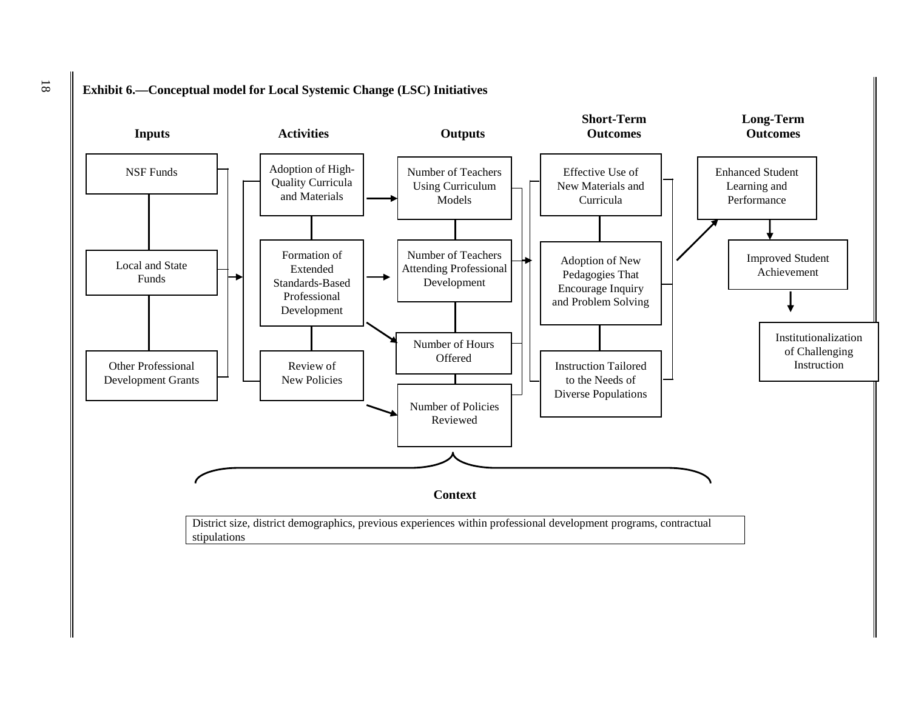**Exhibit 6.—Conceptual model for Local Systemic Change (LSC) Initiatives**

| Inputs | Activities | Outputs | Short-Term Outcomes | Long-Term Outcomes |
|---|---|---|---|---|
| NSF Funds | Adoption of High-Quality Curricula and Materials | Number of Teachers Using Curriculum Models | Effective Use of New Materials and Curricula | Enhanced Student Learning and Performance |
| Local and State Funds | Formation of Extended Standards-Based Professional Development | Number of Teachers Attending Professional Development | Adoption of New Pedagogies That Encourage Inquiry and Problem Solving | Improved Student Achievement |
| Other Professional Development Grants | Review of New Policies | Number of Hours Offered | Instruction Tailored to the Needs of Diverse Populations | Institutionalization of Challenging Instruction |
| | | Number of Policies Reviewed | | |

**Context**

District size, district demographics, previous experiences within professional development programs, contractual stipulations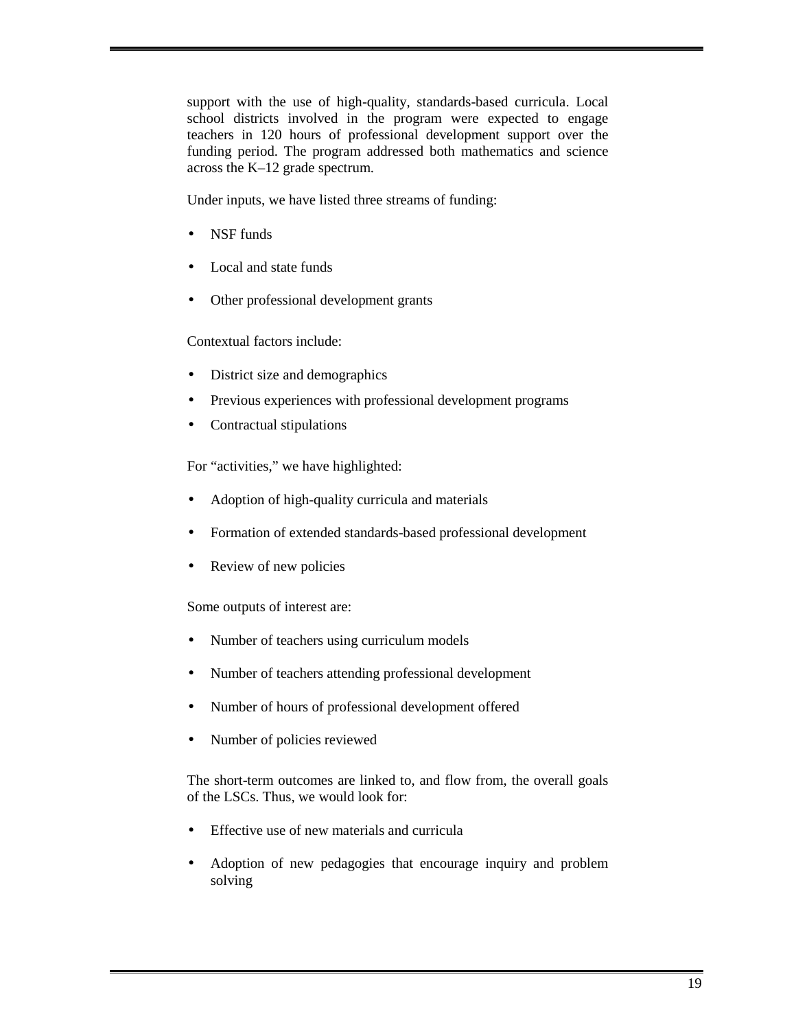support with the use of high-quality, standards-based curricula. Local school districts involved in the program were expected to engage teachers in 120 hours of professional development support over the funding period. The program addressed both mathematics and science across the K–12 grade spectrum.

Under inputs, we have listed three streams of funding:

- NSF funds
- Local and state funds
- Other professional development grants

Contextual factors include:

- District size and demographics
- Previous experiences with professional development programs
- Contractual stipulations

For "activities," we have highlighted:

- Adoption of high-quality curricula and materials
- Formation of extended standards-based professional development
- Review of new policies

Some outputs of interest are:

- Number of teachers using curriculum models
- Number of teachers attending professional development
- Number of hours of professional development offered
- Number of policies reviewed

The short-term outcomes are linked to, and flow from, the overall goals of the LSCs. Thus, we would look for:

- Effective use of new materials and curricula
- Adoption of new pedagogies that encourage inquiry and problem solving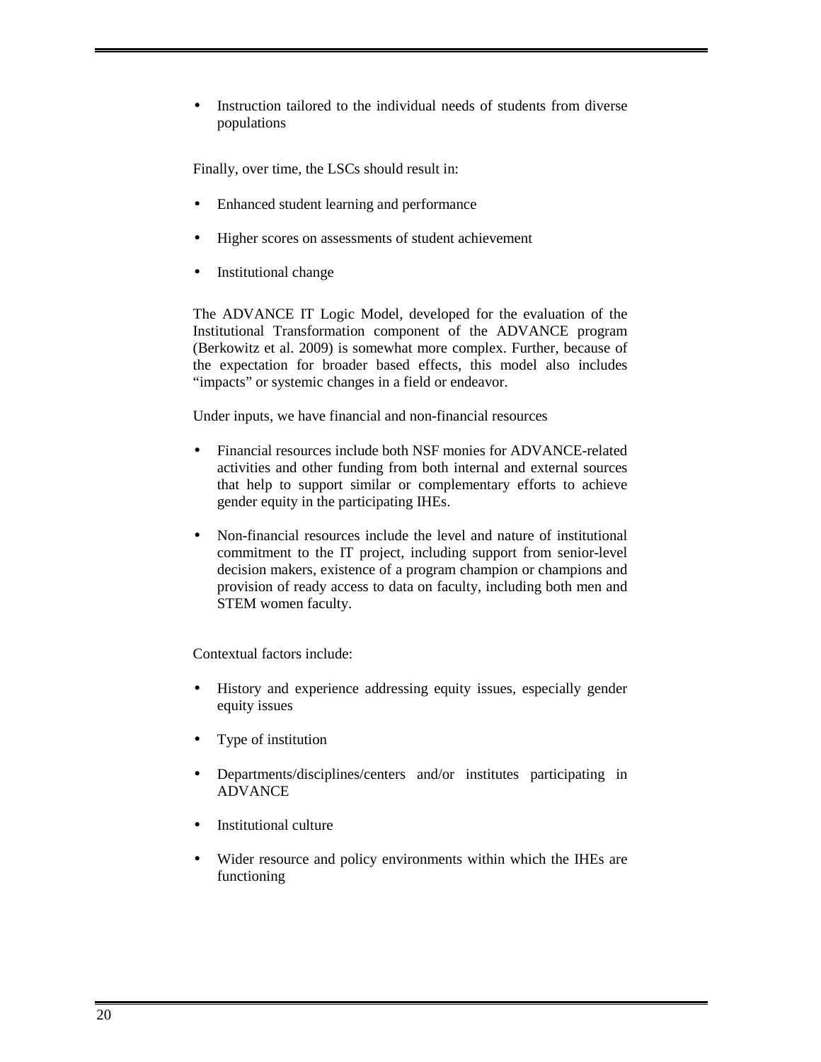- Instruction tailored to the individual needs of students from diverse populations

Finally, over time, the LSCs should result in:

- Enhanced student learning and performance
- Higher scores on assessments of student achievement
- Institutional change

The ADVANCE IT Logic Model, developed for the evaluation of the Institutional Transformation component of the ADVANCE program (Berkowitz et al. 2009) is somewhat more complex. Further, because of the expectation for broader based effects, this model also includes "impacts" or systemic changes in a field or endeavor.

Under inputs, we have financial and non-financial resources

- Financial resources include both NSF monies for ADVANCE-related activities and other funding from both internal and external sources that help to support similar or complementary efforts to achieve gender equity in the participating IHEs.
- Non-financial resources include the level and nature of institutional commitment to the IT project, including support from senior-level decision makers, existence of a program champion or champions and provision of ready access to data on faculty, including both men and STEM women faculty.

Contextual factors include:

- History and experience addressing equity issues, especially gender equity issues
- Type of institution
- Departments/disciplines/centers and/or institutes participating in ADVANCE
- Institutional culture
- Wider resource and policy environments within which the IHEs are functioning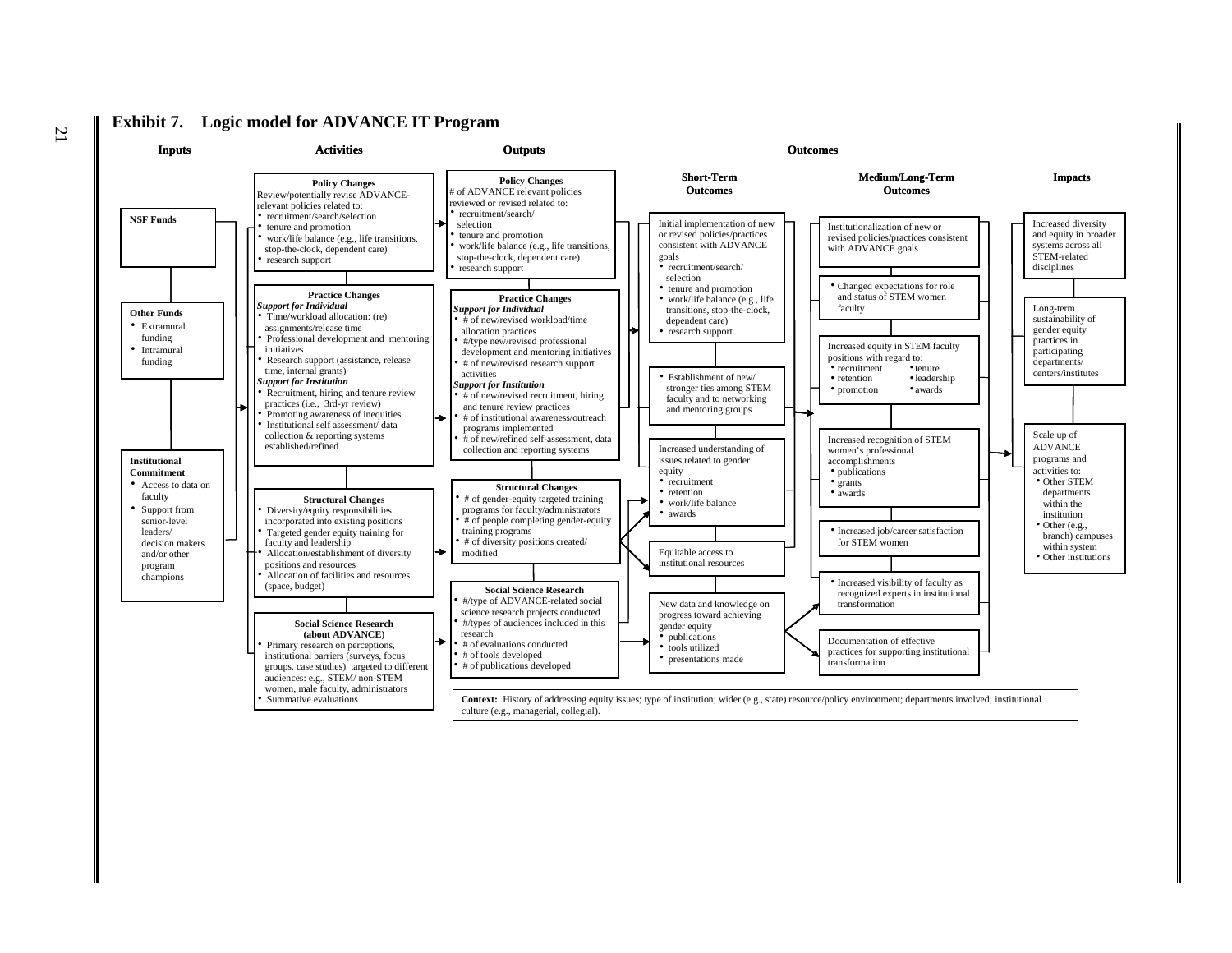# Exhibit 7. Logic model for ADVANCE IT Program

## Inputs

**NSF Funds**

**Other Funds**
- Extramural funding
- Intramural funding

**Institutional Commitment**
- Access to data on faculty
- Support from senior-level leaders/ decision makers and/or other program champions

## Activities

**Policy Changes**
Review/potentially revise ADVANCE-relevant policies related to:
- recruitment/search/selection
- tenure and promotion
- work/life balance (e.g., life transitions, stop-the-clock, dependent care)
- research support

**Practice Changes**
*Support for Individual*
- Time/workload allocation: (re) assignments/release time
- Professional development and mentoring initiatives
- Research support (assistance, release time, internal grants)

*Support for Institution*
- Recruitment, hiring and tenure review practices (i.e., 3rd-yr review)
- Promoting awareness of inequities
- Institutional self assessment/ data collection & reporting systems established/refined

**Structural Changes**
- Diversity/equity responsibilities incorporated into existing positions
- Targeted gender equity training for faculty and leadership
- Allocation/establishment of diversity positions and resources
- Allocation of facilities and resources (space, budget)

**Social Science Research (about ADVANCE)**
- Primary research on perceptions, institutional barriers (surveys, focus groups, case studies) targeted to different audiences: e.g., STEM/ non-STEM women, male faculty, administrators
- Summative evaluations

## Outputs

**Policy Changes**
# of ADVANCE relevant policies reviewed or revised related to:
- recruitment/search/ selection
- tenure and promotion
- work/life balance (e.g., life transitions, stop-the-clock, dependent care)
- research support

**Practice Changes**
*Support for Individual*
- # of new/revised workload/time allocation practices
- #/type new/revised professional development and mentoring initiatives
- # of new/revised research support activities

*Support for Institution*
- # of new/revised recruitment, hiring and tenure review practices
- # of institutional awareness/outreach programs implemented
- # of new/refined self-assessment, data collection and reporting systems

**Structural Changes**
- # of gender-equity targeted training programs for faculty/administrators
- # of people completing gender-equity training programs
- # of diversity positions created/ modified

**Social Science Research**
- #/type of ADVANCE-related social science research projects conducted
- #/types of audiences included in this research
- # of evaluations conducted
- # of tools developed
- # of publications developed

## Outcomes

### Short-Term Outcomes

Initial implementation of new or revised policies/practices consistent with ADVANCE goals
- recruitment/search/ selection
- tenure and promotion
- work/life balance (e.g., life transitions, stop-the-clock, dependent care)
- research support

- Establishment of new/ stronger ties among STEM faculty and to networking and mentoring groups

Increased understanding of issues related to gender equity
- recruitment
- retention
- work/life balance
- awards

Equitable access to institutional resources

New data and knowledge on progress toward achieving gender equity
- publications
- tools utilized
- presentations made

### Medium/Long-Term Outcomes

Institutionalization of new or revised policies/practices consistent with ADVANCE goals

- Changed expectations for role and status of STEM women faculty

Increased equity in STEM faculty positions with regard to:
- recruitment
- retention
- promotion
- tenure
- leadership
- awards

Increased recognition of STEM women's professional accomplishments
- publications
- grants
- awards

- Increased job/career satisfaction for STEM women

- Increased visibility of faculty as recognized experts in institutional transformation

Documentation of effective practices for supporting institutional transformation

### Impacts

Increased diversity and equity in broader systems across all STEM-related disciplines

Long-term sustainability of gender equity practices in participating departments/ centers/institutes

Scale up of ADVANCE programs and activities to:
- Other STEM departments within the institution
- Other (e.g., branch) campuses within system
- Other institutions

**Context:** History of addressing equity issues; type of institution; wider (e.g., state) resource/policy environment; departments involved; institutional culture (e.g., managerial, collegial).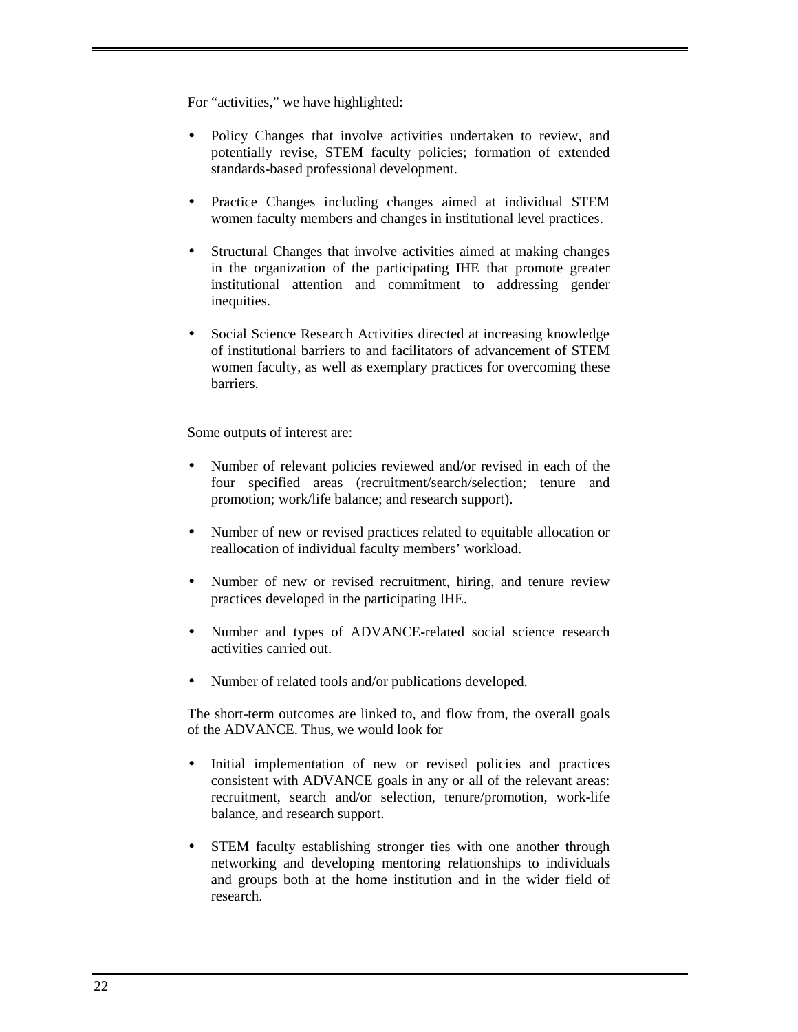For "activities," we have highlighted:

- Policy Changes that involve activities undertaken to review, and potentially revise, STEM faculty policies; formation of extended standards-based professional development.

- Practice Changes including changes aimed at individual STEM women faculty members and changes in institutional level practices.

- Structural Changes that involve activities aimed at making changes in the organization of the participating IHE that promote greater institutional attention and commitment to addressing gender inequities.

- Social Science Research Activities directed at increasing knowledge of institutional barriers to and facilitators of advancement of STEM women faculty, as well as exemplary practices for overcoming these barriers.

Some outputs of interest are:

- Number of relevant policies reviewed and/or revised in each of the four specified areas (recruitment/search/selection; tenure and promotion; work/life balance; and research support).

- Number of new or revised practices related to equitable allocation or reallocation of individual faculty members' workload.

- Number of new or revised recruitment, hiring, and tenure review practices developed in the participating IHE.

- Number and types of ADVANCE-related social science research activities carried out.

- Number of related tools and/or publications developed.

The short-term outcomes are linked to, and flow from, the overall goals of the ADVANCE. Thus, we would look for

- Initial implementation of new or revised policies and practices consistent with ADVANCE goals in any or all of the relevant areas: recruitment, search and/or selection, tenure/promotion, work-life balance, and research support.

- STEM faculty establishing stronger ties with one another through networking and developing mentoring relationships to individuals and groups both at the home institution and in the wider field of research.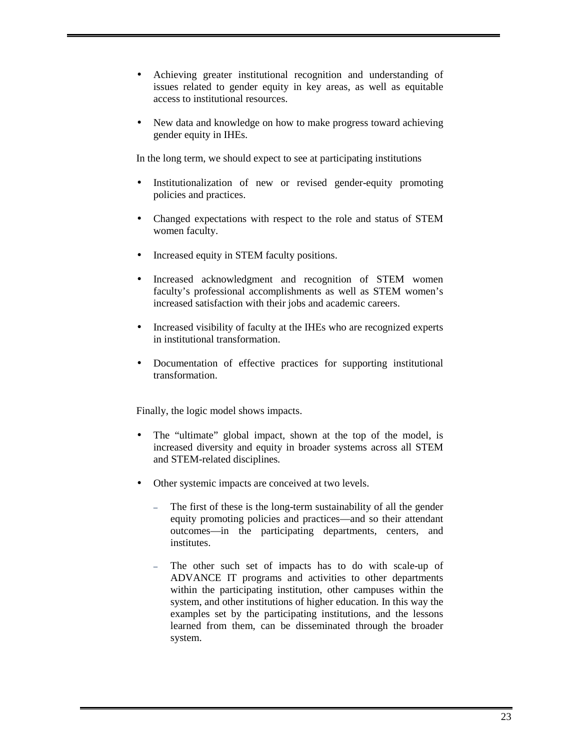- Achieving greater institutional recognition and understanding of issues related to gender equity in key areas, as well as equitable access to institutional resources.

- New data and knowledge on how to make progress toward achieving gender equity in IHEs.

In the long term, we should expect to see at participating institutions

- Institutionalization of new or revised gender-equity promoting policies and practices.

- Changed expectations with respect to the role and status of STEM women faculty.

- Increased equity in STEM faculty positions.

- Increased acknowledgment and recognition of STEM women faculty's professional accomplishments as well as STEM women's increased satisfaction with their jobs and academic careers.

- Increased visibility of faculty at the IHEs who are recognized experts in institutional transformation.

- Documentation of effective practices for supporting institutional transformation.

Finally, the logic model shows impacts.

- The "ultimate" global impact, shown at the top of the model, is increased diversity and equity in broader systems across all STEM and STEM-related disciplines.

- Other systemic impacts are conceived at two levels.

  - The first of these is the long-term sustainability of all the gender equity promoting policies and practices—and so their attendant outcomes—in the participating departments, centers, and institutes.

  - The other such set of impacts has to do with scale-up of ADVANCE IT programs and activities to other departments within the participating institution, other campuses within the system, and other institutions of higher education. In this way the examples set by the participating institutions, and the lessons learned from them, can be disseminated through the broader system.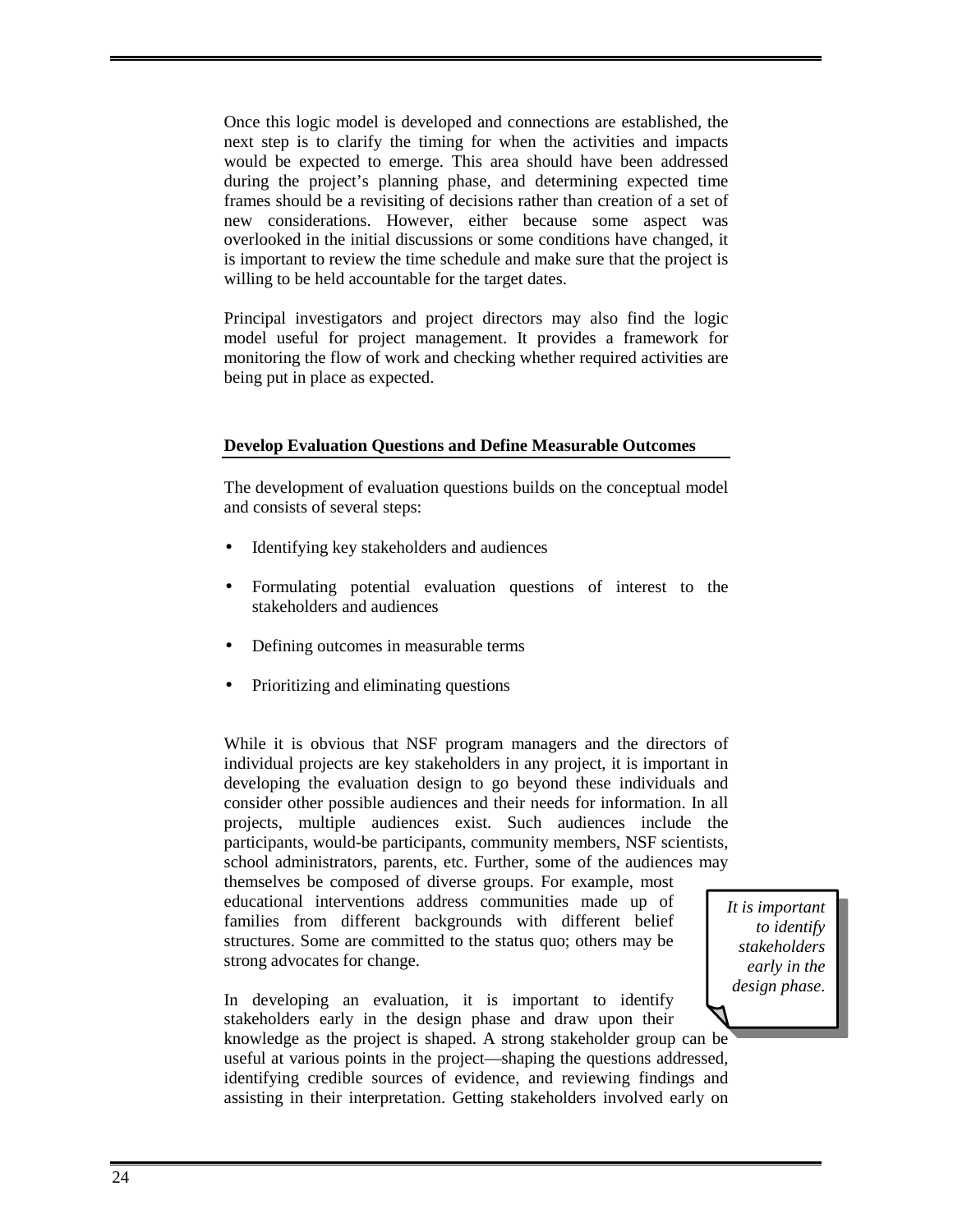Once this logic model is developed and connections are established, the next step is to clarify the timing for when the activities and impacts would be expected to emerge. This area should have been addressed during the project's planning phase, and determining expected time frames should be a revisiting of decisions rather than creation of a set of new considerations. However, either because some aspect was overlooked in the initial discussions or some conditions have changed, it is important to review the time schedule and make sure that the project is willing to be held accountable for the target dates.

Principal investigators and project directors may also find the logic model useful for project management. It provides a framework for monitoring the flow of work and checking whether required activities are being put in place as expected.

### Develop Evaluation Questions and Define Measurable Outcomes

The development of evaluation questions builds on the conceptual model and consists of several steps:

- Identifying key stakeholders and audiences
- Formulating potential evaluation questions of interest to the stakeholders and audiences
- Defining outcomes in measurable terms
- Prioritizing and eliminating questions

While it is obvious that NSF program managers and the directors of individual projects are key stakeholders in any project, it is important in developing the evaluation design to go beyond these individuals and consider other possible audiences and their needs for information. In all projects, multiple audiences exist. Such audiences include the participants, would-be participants, community members, NSF scientists, school administrators, parents, etc. Further, some of the audiences may themselves be composed of diverse groups. For example, most educational interventions address communities made up of families from different backgrounds with different belief structures. Some are committed to the status quo; others may be strong advocates for change.

*It is important to identify stakeholders early in the design phase.*

In developing an evaluation, it is important to identify stakeholders early in the design phase and draw upon their knowledge as the project is shaped. A strong stakeholder group can be useful at various points in the project—shaping the questions addressed, identifying credible sources of evidence, and reviewing findings and assisting in their interpretation. Getting stakeholders involved early on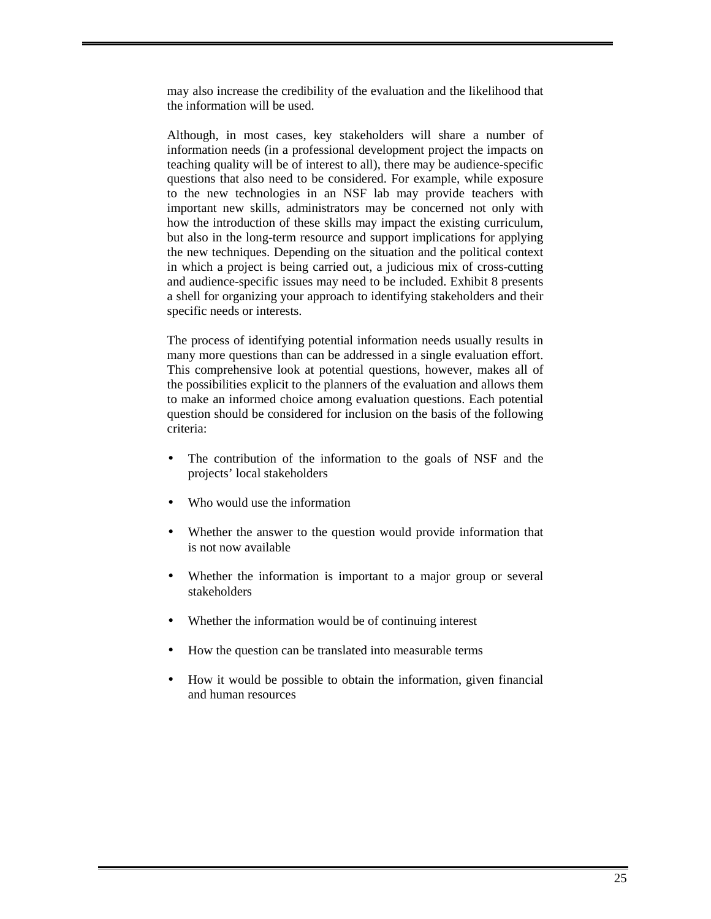may also increase the credibility of the evaluation and the likelihood that the information will be used.

Although, in most cases, key stakeholders will share a number of information needs (in a professional development project the impacts on teaching quality will be of interest to all), there may be audience-specific questions that also need to be considered. For example, while exposure to the new technologies in an NSF lab may provide teachers with important new skills, administrators may be concerned not only with how the introduction of these skills may impact the existing curriculum, but also in the long-term resource and support implications for applying the new techniques. Depending on the situation and the political context in which a project is being carried out, a judicious mix of cross-cutting and audience-specific issues may need to be included. Exhibit 8 presents a shell for organizing your approach to identifying stakeholders and their specific needs or interests.

The process of identifying potential information needs usually results in many more questions than can be addressed in a single evaluation effort. This comprehensive look at potential questions, however, makes all of the possibilities explicit to the planners of the evaluation and allows them to make an informed choice among evaluation questions. Each potential question should be considered for inclusion on the basis of the following criteria:

- The contribution of the information to the goals of NSF and the projects' local stakeholders
- Who would use the information
- Whether the answer to the question would provide information that is not now available
- Whether the information is important to a major group or several stakeholders
- Whether the information would be of continuing interest
- How the question can be translated into measurable terms
- How it would be possible to obtain the information, given financial and human resources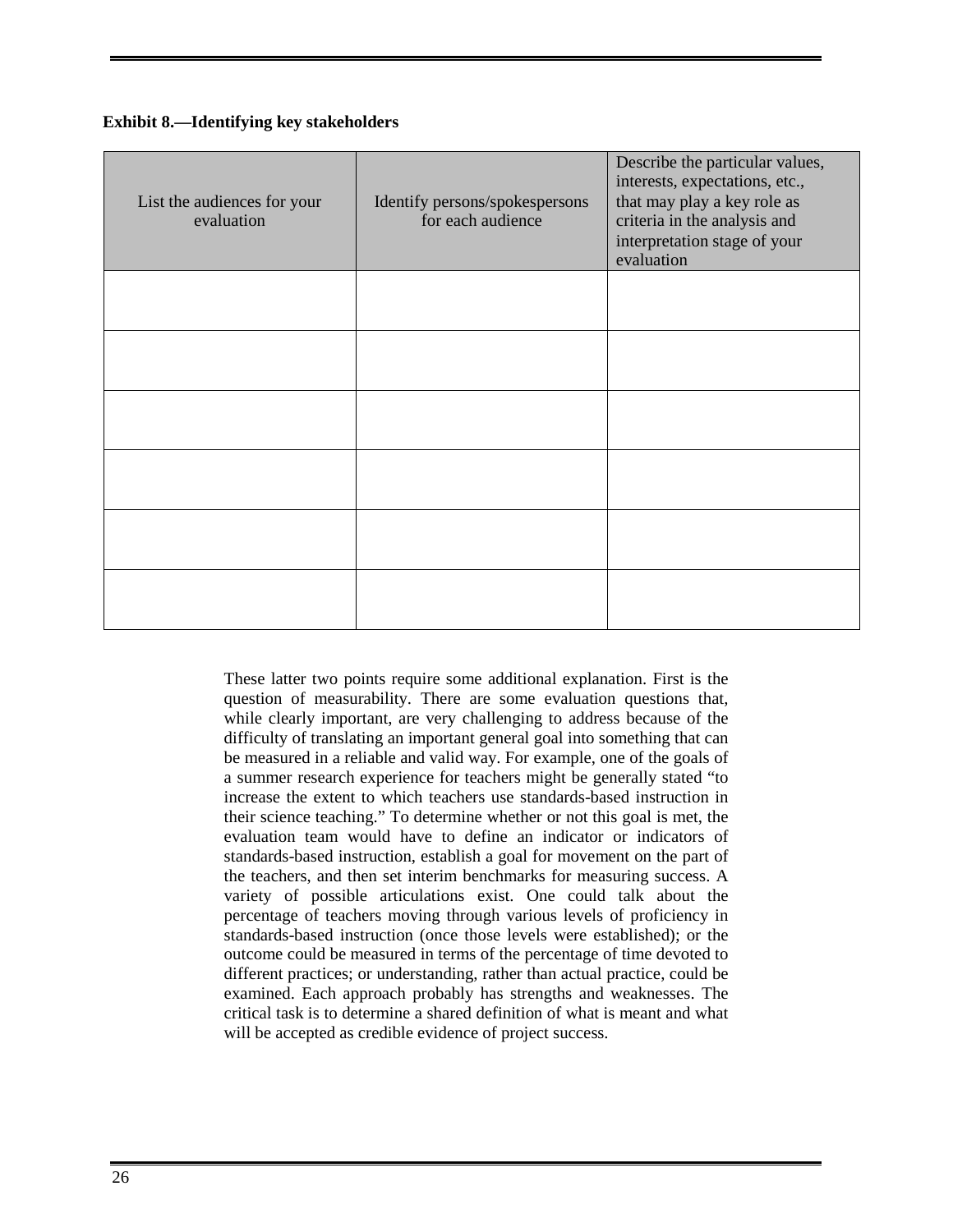**Exhibit 8.—Identifying key stakeholders**

| List the audiences for your evaluation | Identify persons/spokespersons for each audience | Describe the particular values, interests, expectations, etc., that may play a key role as criteria in the analysis and interpretation stage of your evaluation |
|---|---|---|
| | | |
| | | |
| | | |
| | | |
| | | |
| | | |

These latter two points require some additional explanation. First is the question of measurability. There are some evaluation questions that, while clearly important, are very challenging to address because of the difficulty of translating an important general goal into something that can be measured in a reliable and valid way. For example, one of the goals of a summer research experience for teachers might be generally stated "to increase the extent to which teachers use standards-based instruction in their science teaching." To determine whether or not this goal is met, the evaluation team would have to define an indicator or indicators of standards-based instruction, establish a goal for movement on the part of the teachers, and then set interim benchmarks for measuring success. A variety of possible articulations exist. One could talk about the percentage of teachers moving through various levels of proficiency in standards-based instruction (once those levels were established); or the outcome could be measured in terms of the percentage of time devoted to different practices; or understanding, rather than actual practice, could be examined. Each approach probably has strengths and weaknesses. The critical task is to determine a shared definition of what is meant and what will be accepted as credible evidence of project success.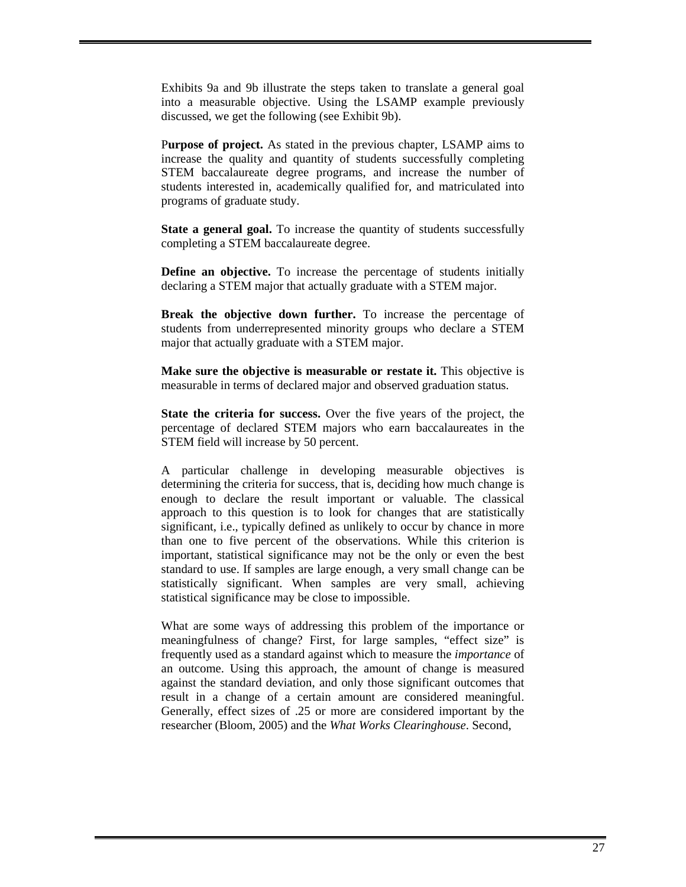Exhibits 9a and 9b illustrate the steps taken to translate a general goal into a measurable objective. Using the LSAMP example previously discussed, we get the following (see Exhibit 9b).

P**urpose of project.** As stated in the previous chapter, LSAMP aims to increase the quality and quantity of students successfully completing STEM baccalaureate degree programs, and increase the number of students interested in, academically qualified for, and matriculated into programs of graduate study.

**State a general goal.** To increase the quantity of students successfully completing a STEM baccalaureate degree.

**Define an objective.** To increase the percentage of students initially declaring a STEM major that actually graduate with a STEM major.

**Break the objective down further.** To increase the percentage of students from underrepresented minority groups who declare a STEM major that actually graduate with a STEM major.

**Make sure the objective is measurable or restate it.** This objective is measurable in terms of declared major and observed graduation status.

**State the criteria for success.** Over the five years of the project, the percentage of declared STEM majors who earn baccalaureates in the STEM field will increase by 50 percent.

A particular challenge in developing measurable objectives is determining the criteria for success, that is, deciding how much change is enough to declare the result important or valuable. The classical approach to this question is to look for changes that are statistically significant, i.e., typically defined as unlikely to occur by chance in more than one to five percent of the observations. While this criterion is important, statistical significance may not be the only or even the best standard to use. If samples are large enough, a very small change can be statistically significant. When samples are very small, achieving statistical significance may be close to impossible.

What are some ways of addressing this problem of the importance or meaningfulness of change? First, for large samples, "effect size" is frequently used as a standard against which to measure the *importance* of an outcome. Using this approach, the amount of change is measured against the standard deviation, and only those significant outcomes that result in a change of a certain amount are considered meaningful. Generally, effect sizes of .25 or more are considered important by the researcher (Bloom, 2005) and the *What Works Clearinghouse*. Second,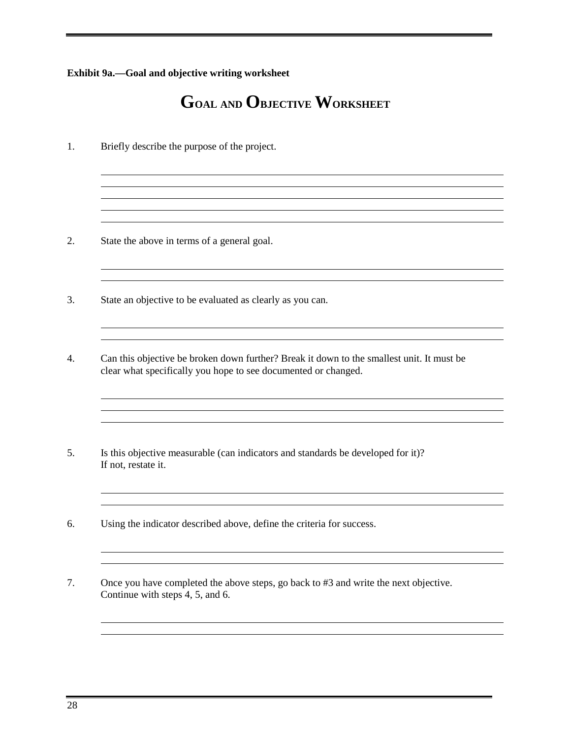**Exhibit 9a.—Goal and objective writing worksheet**

# GOAL AND OBJECTIVE WORKSHEET

1. Briefly describe the purpose of the project.

2. State the above in terms of a general goal.

3. State an objective to be evaluated as clearly as you can.

4. Can this objective be broken down further? Break it down to the smallest unit. It must be clear what specifically you hope to see documented or changed.

5. Is this objective measurable (can indicators and standards be developed for it)? If not, restate it.

6. Using the indicator described above, define the criteria for success.

7. Once you have completed the above steps, go back to #3 and write the next objective. Continue with steps 4, 5, and 6.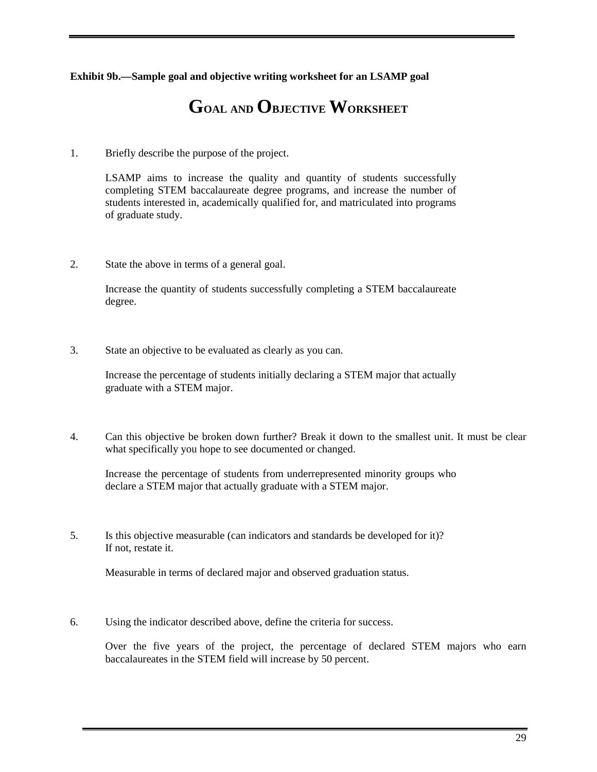**Exhibit 9b.—Sample goal and objective writing worksheet for an LSAMP goal**

# GOAL AND OBJECTIVE WORKSHEET

1. Briefly describe the purpose of the project.

   LSAMP aims to increase the quality and quantity of students successfully completing STEM baccalaureate degree programs, and increase the number of students interested in, academically qualified for, and matriculated into programs of graduate study.

2. State the above in terms of a general goal.

   Increase the quantity of students successfully completing a STEM baccalaureate degree.

3. State an objective to be evaluated as clearly as you can.

   Increase the percentage of students initially declaring a STEM major that actually graduate with a STEM major.

4. Can this objective be broken down further? Break it down to the smallest unit. It must be clear what specifically you hope to see documented or changed.

   Increase the percentage of students from underrepresented minority groups who declare a STEM major that actually graduate with a STEM major.

5. Is this objective measurable (can indicators and standards be developed for it)? If not, restate it.

   Measurable in terms of declared major and observed graduation status.

6. Using the indicator described above, define the criteria for success.

   Over the five years of the project, the percentage of declared STEM majors who earn baccalaureates in the STEM field will increase by 50 percent.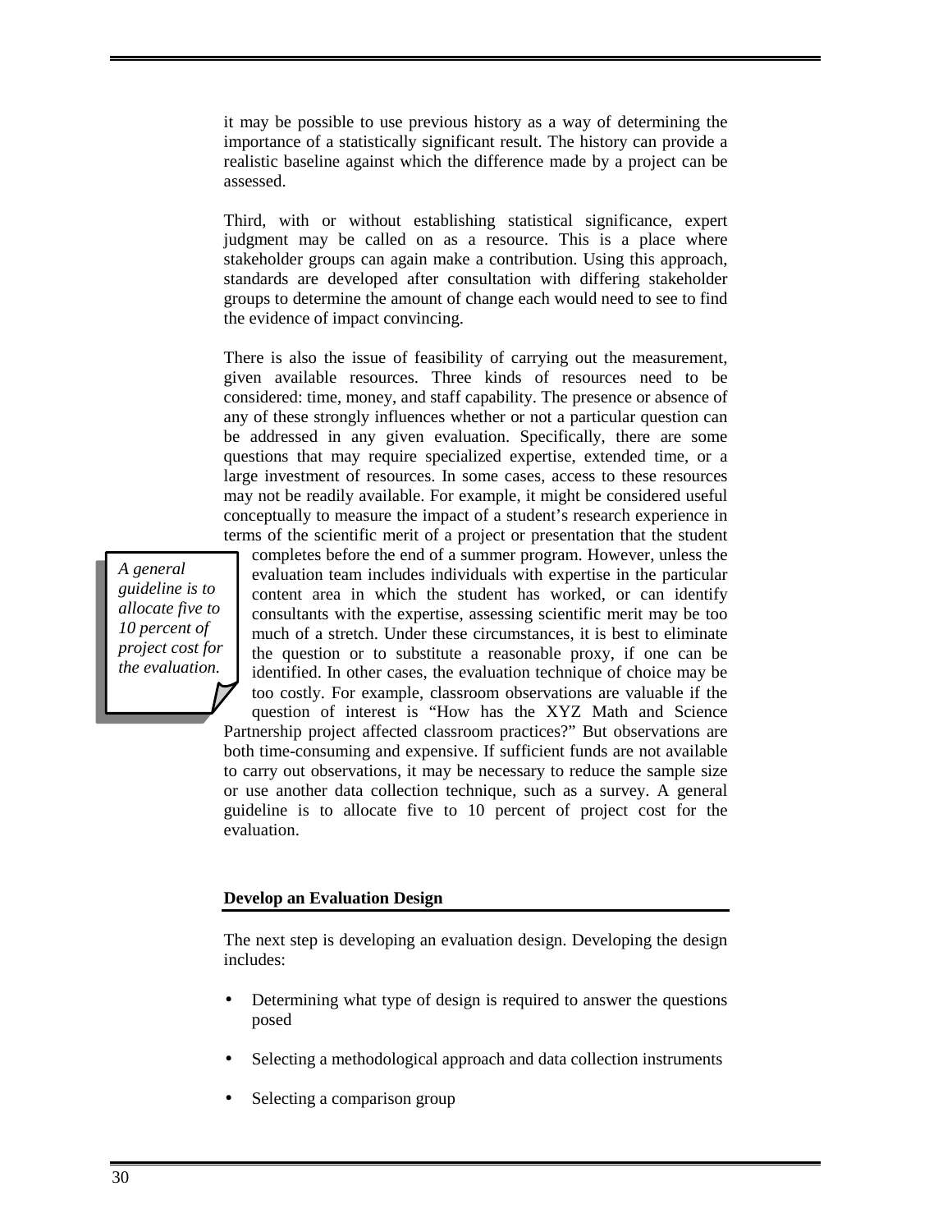it may be possible to use previous history as a way of determining the importance of a statistically significant result. The history can provide a realistic baseline against which the difference made by a project can be assessed.

Third, with or without establishing statistical significance, expert judgment may be called on as a resource. This is a place where stakeholder groups can again make a contribution. Using this approach, standards are developed after consultation with differing stakeholder groups to determine the amount of change each would need to see to find the evidence of impact convincing.

There is also the issue of feasibility of carrying out the measurement, given available resources. Three kinds of resources need to be considered: time, money, and staff capability. The presence or absence of any of these strongly influences whether or not a particular question can be addressed in any given evaluation. Specifically, there are some questions that may require specialized expertise, extended time, or a large investment of resources. In some cases, access to these resources may not be readily available. For example, it might be considered useful conceptually to measure the impact of a student's research experience in terms of the scientific merit of a project or presentation that the student completes before the end of a summer program. However, unless the evaluation team includes individuals with expertise in the particular content area in which the student has worked, or can identify consultants with the expertise, assessing scientific merit may be too much of a stretch. Under these circumstances, it is best to eliminate the question or to substitute a reasonable proxy, if one can be identified. In other cases, the evaluation technique of choice may be too costly. For example, classroom observations are valuable if the question of interest is "How has the XYZ Math and Science Partnership project affected classroom practices?" But observations are both time-consuming and expensive. If sufficient funds are not available to carry out observations, it may be necessary to reduce the sample size or use another data collection technique, such as a survey. A general guideline is to allocate five to 10 percent of project cost for the evaluation.

*A general guideline is to allocate five to 10 percent of project cost for the evaluation.*

**Develop an Evaluation Design**

The next step is developing an evaluation design. Developing the design includes:

- Determining what type of design is required to answer the questions posed
- Selecting a methodological approach and data collection instruments
- Selecting a comparison group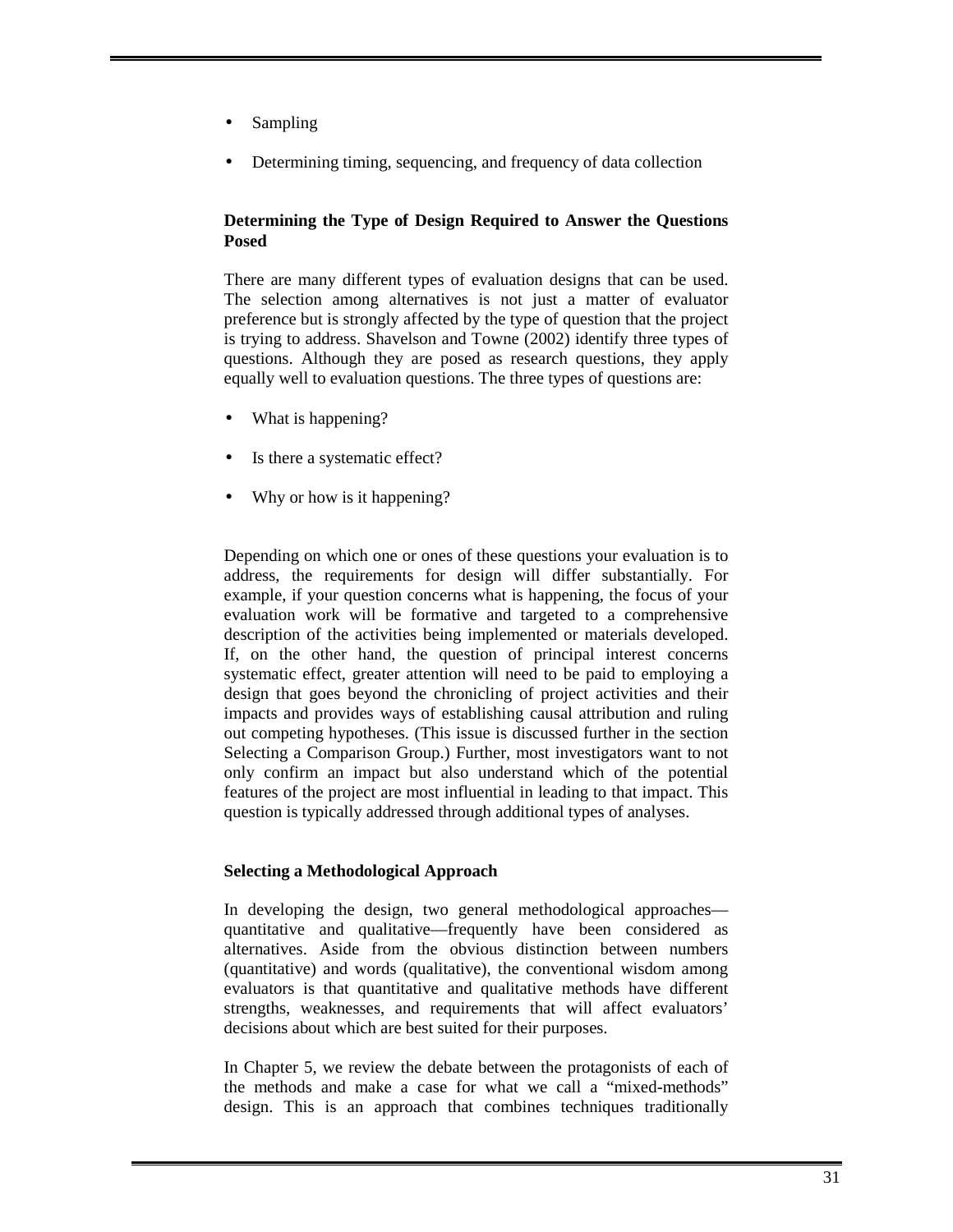- Sampling
- Determining timing, sequencing, and frequency of data collection

### Determining the Type of Design Required to Answer the Questions Posed

There are many different types of evaluation designs that can be used. The selection among alternatives is not just a matter of evaluator preference but is strongly affected by the type of question that the project is trying to address. Shavelson and Towne (2002) identify three types of questions. Although they are posed as research questions, they apply equally well to evaluation questions. The three types of questions are:

- What is happening?
- Is there a systematic effect?
- Why or how is it happening?

Depending on which one or ones of these questions your evaluation is to address, the requirements for design will differ substantially. For example, if your question concerns what is happening, the focus of your evaluation work will be formative and targeted to a comprehensive description of the activities being implemented or materials developed. If, on the other hand, the question of principal interest concerns systematic effect, greater attention will need to be paid to employing a design that goes beyond the chronicling of project activities and their impacts and provides ways of establishing causal attribution and ruling out competing hypotheses. (This issue is discussed further in the section Selecting a Comparison Group.) Further, most investigators want to not only confirm an impact but also understand which of the potential features of the project are most influential in leading to that impact. This question is typically addressed through additional types of analyses.

### Selecting a Methodological Approach

In developing the design, two general methodological approaches—quantitative and qualitative—frequently have been considered as alternatives. Aside from the obvious distinction between numbers (quantitative) and words (qualitative), the conventional wisdom among evaluators is that quantitative and qualitative methods have different strengths, weaknesses, and requirements that will affect evaluators' decisions about which are best suited for their purposes.

In Chapter 5, we review the debate between the protagonists of each of the methods and make a case for what we call a "mixed-methods" design. This is an approach that combines techniques traditionally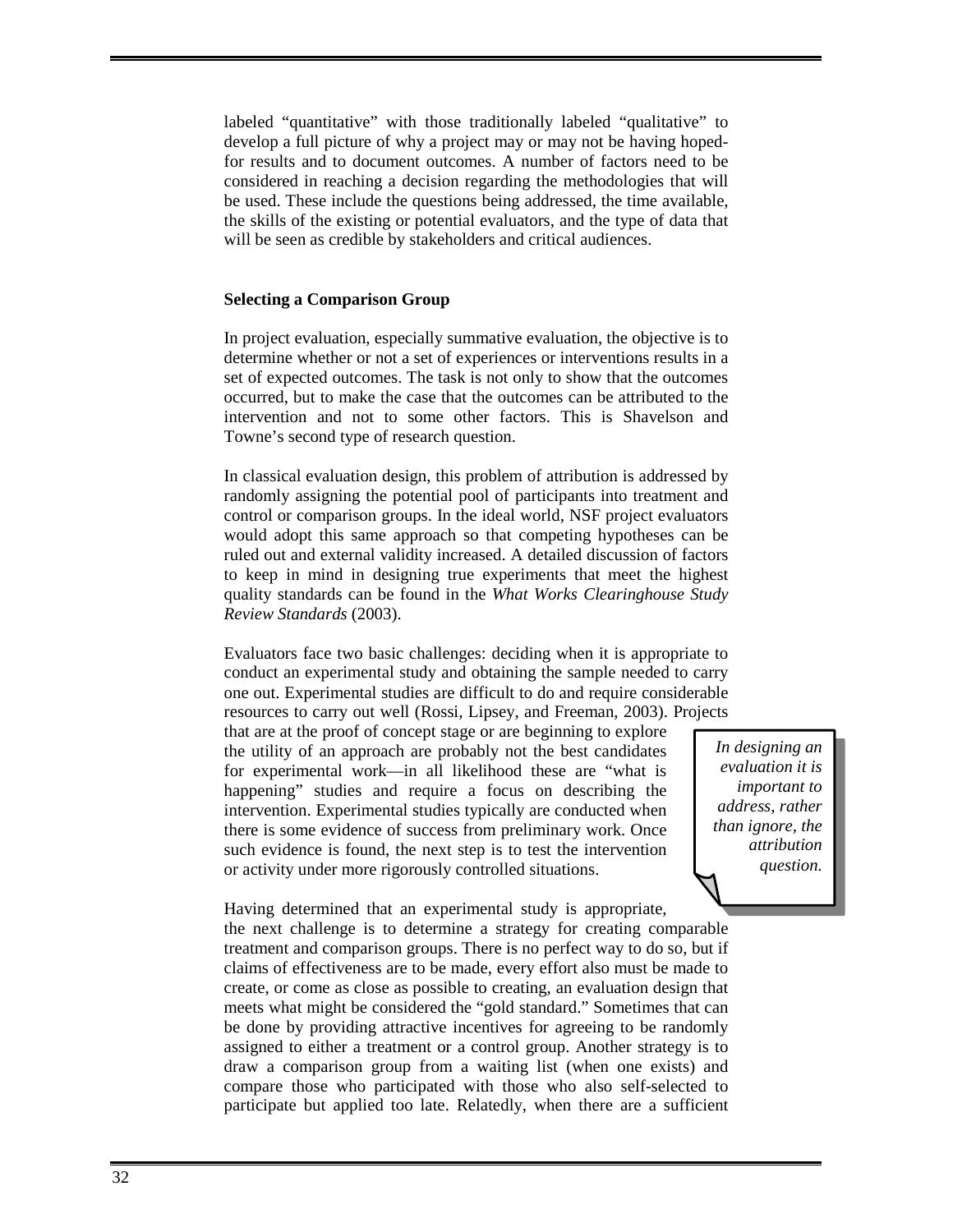labeled "quantitative" with those traditionally labeled "qualitative" to develop a full picture of why a project may or may not be having hoped-for results and to document outcomes. A number of factors need to be considered in reaching a decision regarding the methodologies that will be used. These include the questions being addressed, the time available, the skills of the existing or potential evaluators, and the type of data that will be seen as credible by stakeholders and critical audiences.

**Selecting a Comparison Group**

In project evaluation, especially summative evaluation, the objective is to determine whether or not a set of experiences or interventions results in a set of expected outcomes. The task is not only to show that the outcomes occurred, but to make the case that the outcomes can be attributed to the intervention and not to some other factors. This is Shavelson and Towne's second type of research question.

In classical evaluation design, this problem of attribution is addressed by randomly assigning the potential pool of participants into treatment and control or comparison groups. In the ideal world, NSF project evaluators would adopt this same approach so that competing hypotheses can be ruled out and external validity increased. A detailed discussion of factors to keep in mind in designing true experiments that meet the highest quality standards can be found in the *What Works Clearinghouse Study Review Standards* (2003).

Evaluators face two basic challenges: deciding when it is appropriate to conduct an experimental study and obtaining the sample needed to carry one out. Experimental studies are difficult to do and require considerable resources to carry out well (Rossi, Lipsey, and Freeman, 2003). Projects that are at the proof of concept stage or are beginning to explore the utility of an approach are probably not the best candidates for experimental work—in all likelihood these are "what is happening" studies and require a focus on describing the intervention. Experimental studies typically are conducted when there is some evidence of success from preliminary work. Once such evidence is found, the next step is to test the intervention or activity under more rigorously controlled situations.

> *In designing an evaluation it is important to address, rather than ignore, the attribution question.*

Having determined that an experimental study is appropriate, the next challenge is to determine a strategy for creating comparable treatment and comparison groups. There is no perfect way to do so, but if claims of effectiveness are to be made, every effort also must be made to create, or come as close as possible to creating, an evaluation design that meets what might be considered the "gold standard." Sometimes that can be done by providing attractive incentives for agreeing to be randomly assigned to either a treatment or a control group. Another strategy is to draw a comparison group from a waiting list (when one exists) and compare those who participated with those who also self-selected to participate but applied too late. Relatedly, when there are a sufficient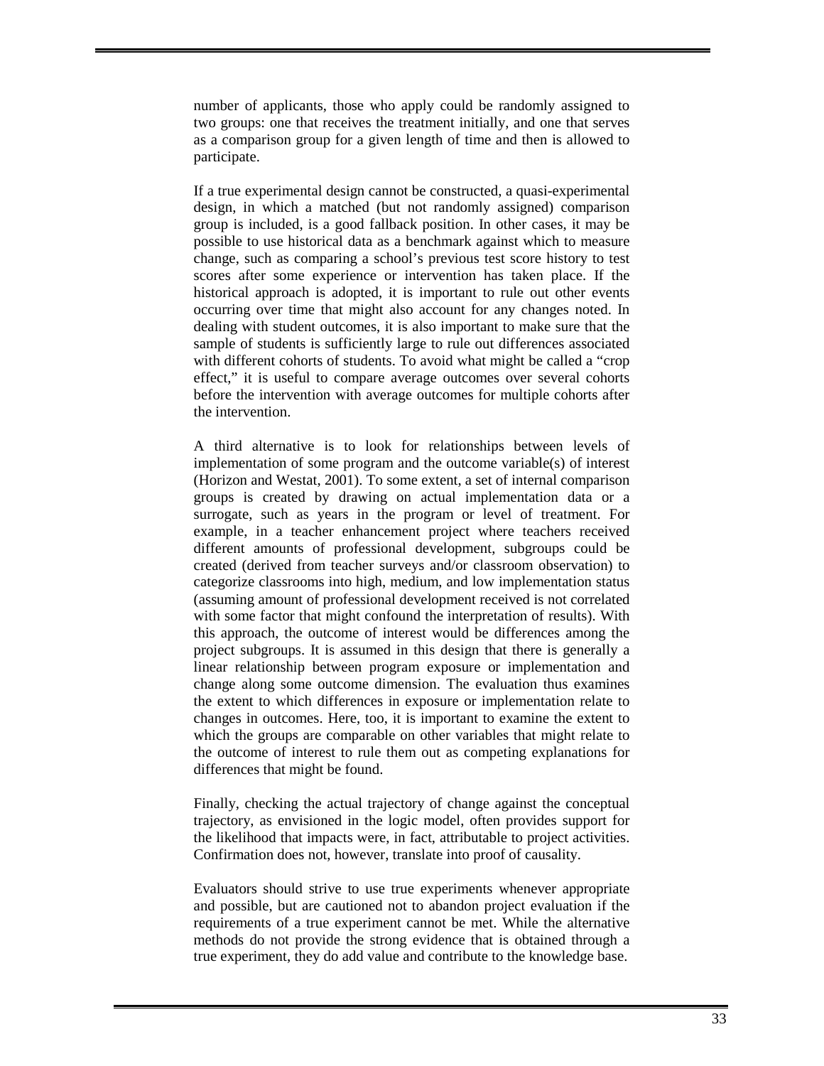number of applicants, those who apply could be randomly assigned to two groups: one that receives the treatment initially, and one that serves as a comparison group for a given length of time and then is allowed to participate.

If a true experimental design cannot be constructed, a quasi-experimental design, in which a matched (but not randomly assigned) comparison group is included, is a good fallback position. In other cases, it may be possible to use historical data as a benchmark against which to measure change, such as comparing a school's previous test score history to test scores after some experience or intervention has taken place. If the historical approach is adopted, it is important to rule out other events occurring over time that might also account for any changes noted. In dealing with student outcomes, it is also important to make sure that the sample of students is sufficiently large to rule out differences associated with different cohorts of students. To avoid what might be called a "crop effect," it is useful to compare average outcomes over several cohorts before the intervention with average outcomes for multiple cohorts after the intervention.

A third alternative is to look for relationships between levels of implementation of some program and the outcome variable(s) of interest (Horizon and Westat, 2001). To some extent, a set of internal comparison groups is created by drawing on actual implementation data or a surrogate, such as years in the program or level of treatment. For example, in a teacher enhancement project where teachers received different amounts of professional development, subgroups could be created (derived from teacher surveys and/or classroom observation) to categorize classrooms into high, medium, and low implementation status (assuming amount of professional development received is not correlated with some factor that might confound the interpretation of results). With this approach, the outcome of interest would be differences among the project subgroups. It is assumed in this design that there is generally a linear relationship between program exposure or implementation and change along some outcome dimension. The evaluation thus examines the extent to which differences in exposure or implementation relate to changes in outcomes. Here, too, it is important to examine the extent to which the groups are comparable on other variables that might relate to the outcome of interest to rule them out as competing explanations for differences that might be found.

Finally, checking the actual trajectory of change against the conceptual trajectory, as envisioned in the logic model, often provides support for the likelihood that impacts were, in fact, attributable to project activities. Confirmation does not, however, translate into proof of causality.

Evaluators should strive to use true experiments whenever appropriate and possible, but are cautioned not to abandon project evaluation if the requirements of a true experiment cannot be met. While the alternative methods do not provide the strong evidence that is obtained through a true experiment, they do add value and contribute to the knowledge base.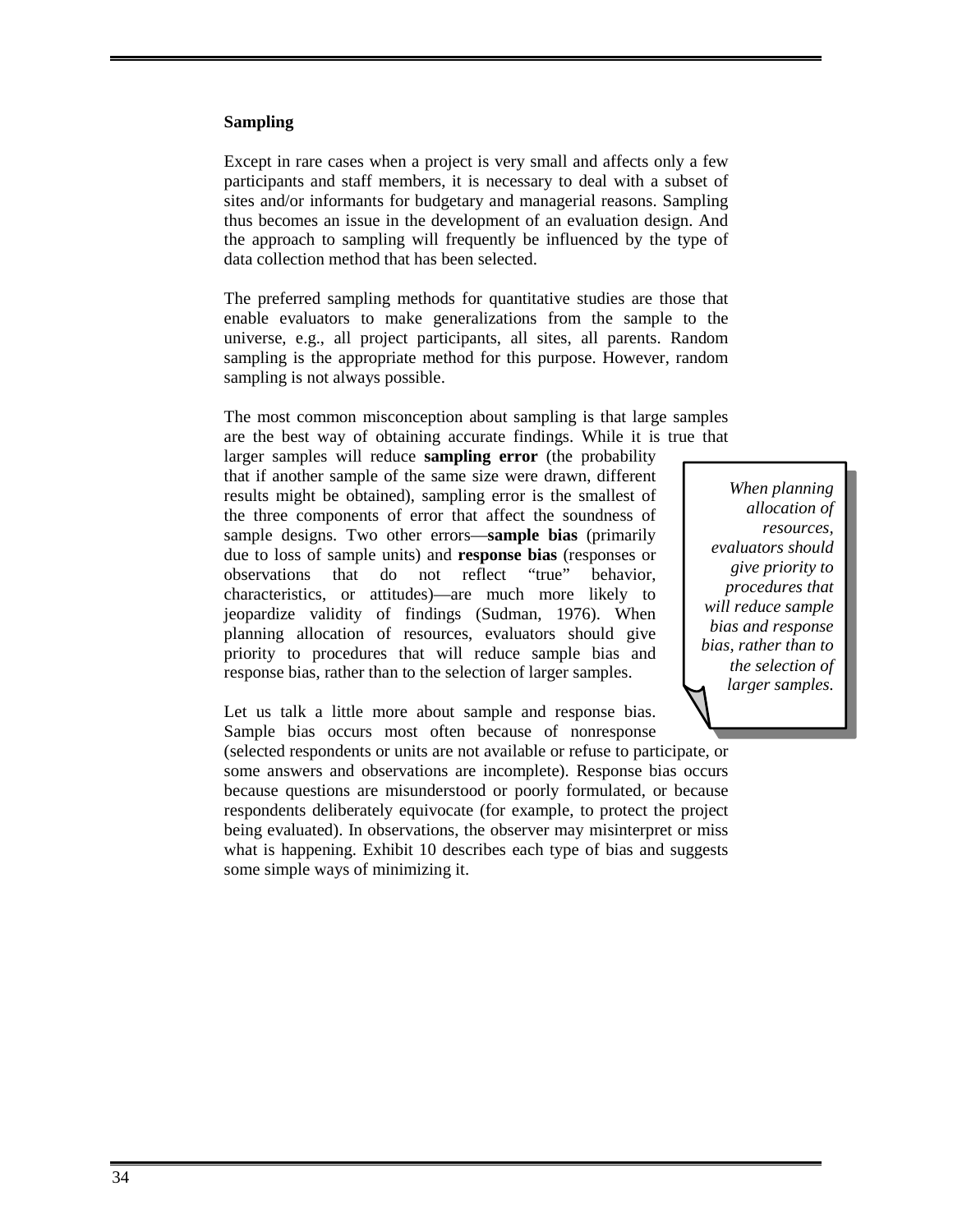### Sampling

Except in rare cases when a project is very small and affects only a few participants and staff members, it is necessary to deal with a subset of sites and/or informants for budgetary and managerial reasons. Sampling thus becomes an issue in the development of an evaluation design. And the approach to sampling will frequently be influenced by the type of data collection method that has been selected.

The preferred sampling methods for quantitative studies are those that enable evaluators to make generalizations from the sample to the universe, e.g., all project participants, all sites, all parents. Random sampling is the appropriate method for this purpose. However, random sampling is not always possible.

The most common misconception about sampling is that large samples are the best way of obtaining accurate findings. While it is true that larger samples will reduce **sampling error** (the probability that if another sample of the same size were drawn, different results might be obtained), sampling error is the smallest of the three components of error that affect the soundness of sample designs. Two other errors—**sample bias** (primarily due to loss of sample units) and **response bias** (responses or observations that do not reflect "true" behavior, characteristics, or attitudes)—are much more likely to jeopardize validity of findings (Sudman, 1976). When planning allocation of resources, evaluators should give priority to procedures that will reduce sample bias and response bias, rather than to the selection of larger samples.

> *When planning allocation of resources, evaluators should give priority to procedures that will reduce sample bias and response bias, rather than to the selection of larger samples.*

Let us talk a little more about sample and response bias. Sample bias occurs most often because of nonresponse (selected respondents or units are not available or refuse to participate, or some answers and observations are incomplete). Response bias occurs because questions are misunderstood or poorly formulated, or because respondents deliberately equivocate (for example, to protect the project being evaluated). In observations, the observer may misinterpret or miss what is happening. Exhibit 10 describes each type of bias and suggests some simple ways of minimizing it.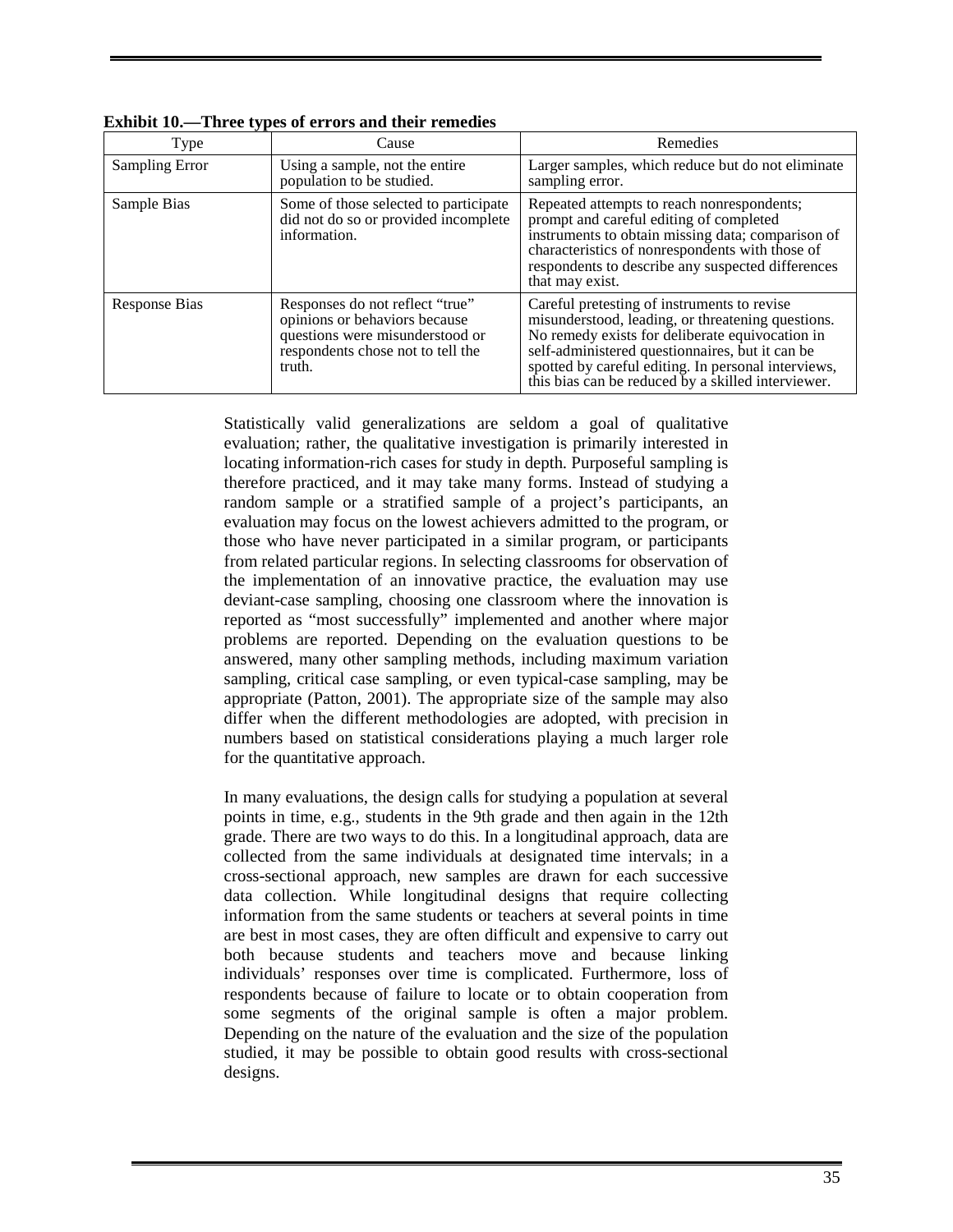**Exhibit 10.—Three types of errors and their remedies**

| Type | Cause | Remedies |
|---|---|---|
| Sampling Error | Using a sample, not the entire population to be studied. | Larger samples, which reduce but do not eliminate sampling error. |
| Sample Bias | Some of those selected to participate did not do so or provided incomplete information. | Repeated attempts to reach nonrespondents; prompt and careful editing of completed instruments to obtain missing data; comparison of characteristics of nonrespondents with those of respondents to describe any suspected differences that may exist. |
| Response Bias | Responses do not reflect "true" opinions or behaviors because questions were misunderstood or respondents chose not to tell the truth. | Careful pretesting of instruments to revise misunderstood, leading, or threatening questions. No remedy exists for deliberate equivocation in self-administered questionnaires, but it can be spotted by careful editing. In personal interviews, this bias can be reduced by a skilled interviewer. |

Statistically valid generalizations are seldom a goal of qualitative evaluation; rather, the qualitative investigation is primarily interested in locating information-rich cases for study in depth. Purposeful sampling is therefore practiced, and it may take many forms. Instead of studying a random sample or a stratified sample of a project's participants, an evaluation may focus on the lowest achievers admitted to the program, or those who have never participated in a similar program, or participants from related particular regions. In selecting classrooms for observation of the implementation of an innovative practice, the evaluation may use deviant-case sampling, choosing one classroom where the innovation is reported as "most successfully" implemented and another where major problems are reported. Depending on the evaluation questions to be answered, many other sampling methods, including maximum variation sampling, critical case sampling, or even typical-case sampling, may be appropriate (Patton, 2001). The appropriate size of the sample may also differ when the different methodologies are adopted, with precision in numbers based on statistical considerations playing a much larger role for the quantitative approach.

In many evaluations, the design calls for studying a population at several points in time, e.g., students in the 9th grade and then again in the 12th grade. There are two ways to do this. In a longitudinal approach, data are collected from the same individuals at designated time intervals; in a cross-sectional approach, new samples are drawn for each successive data collection. While longitudinal designs that require collecting information from the same students or teachers at several points in time are best in most cases, they are often difficult and expensive to carry out both because students and teachers move and because linking individuals' responses over time is complicated. Furthermore, loss of respondents because of failure to locate or to obtain cooperation from some segments of the original sample is often a major problem. Depending on the nature of the evaluation and the size of the population studied, it may be possible to obtain good results with cross-sectional designs.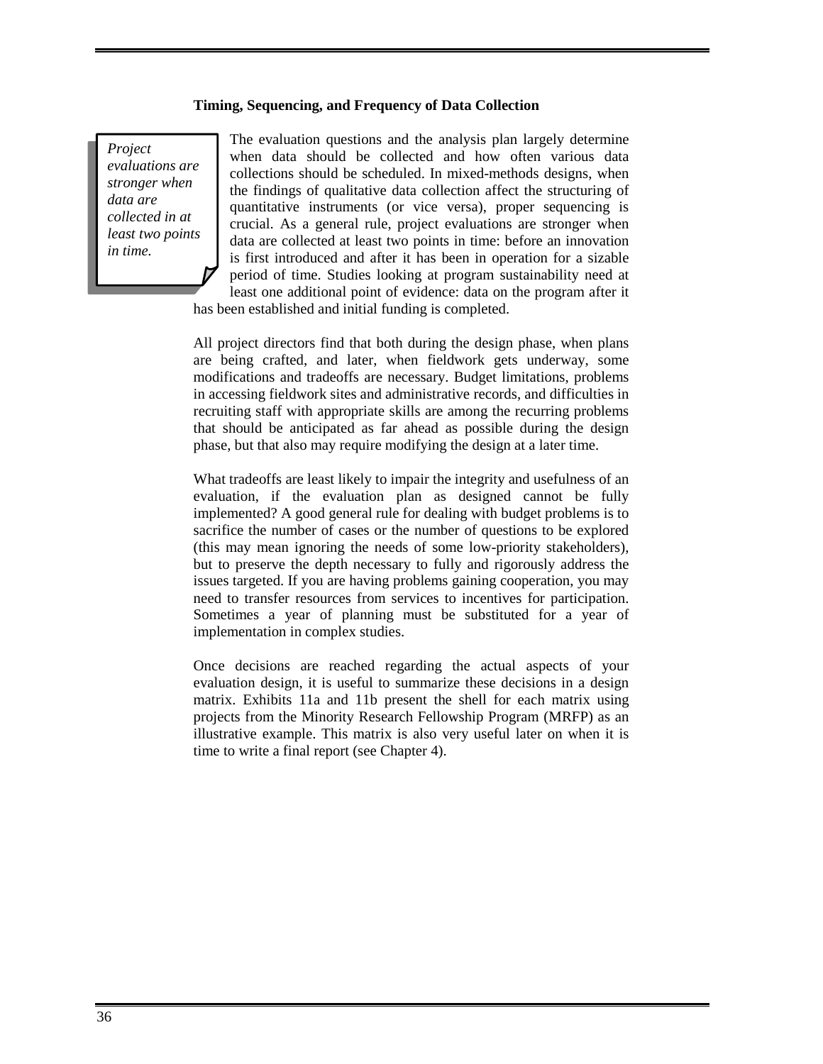### Timing, Sequencing, and Frequency of Data Collection

*Project evaluations are stronger when data are collected in at least two points in time.*

The evaluation questions and the analysis plan largely determine when data should be collected and how often various data collections should be scheduled. In mixed-methods designs, when the findings of qualitative data collection affect the structuring of quantitative instruments (or vice versa), proper sequencing is crucial. As a general rule, project evaluations are stronger when data are collected at least two points in time: before an innovation is first introduced and after it has been in operation for a sizable period of time. Studies looking at program sustainability need at least one additional point of evidence: data on the program after it has been established and initial funding is completed.

All project directors find that both during the design phase, when plans are being crafted, and later, when fieldwork gets underway, some modifications and tradeoffs are necessary. Budget limitations, problems in accessing fieldwork sites and administrative records, and difficulties in recruiting staff with appropriate skills are among the recurring problems that should be anticipated as far ahead as possible during the design phase, but that also may require modifying the design at a later time.

What tradeoffs are least likely to impair the integrity and usefulness of an evaluation, if the evaluation plan as designed cannot be fully implemented? A good general rule for dealing with budget problems is to sacrifice the number of cases or the number of questions to be explored (this may mean ignoring the needs of some low-priority stakeholders), but to preserve the depth necessary to fully and rigorously address the issues targeted. If you are having problems gaining cooperation, you may need to transfer resources from services to incentives for participation. Sometimes a year of planning must be substituted for a year of implementation in complex studies.

Once decisions are reached regarding the actual aspects of your evaluation design, it is useful to summarize these decisions in a design matrix. Exhibits 11a and 11b present the shell for each matrix using projects from the Minority Research Fellowship Program (MRFP) as an illustrative example. This matrix is also very useful later on when it is time to write a final report (see Chapter 4).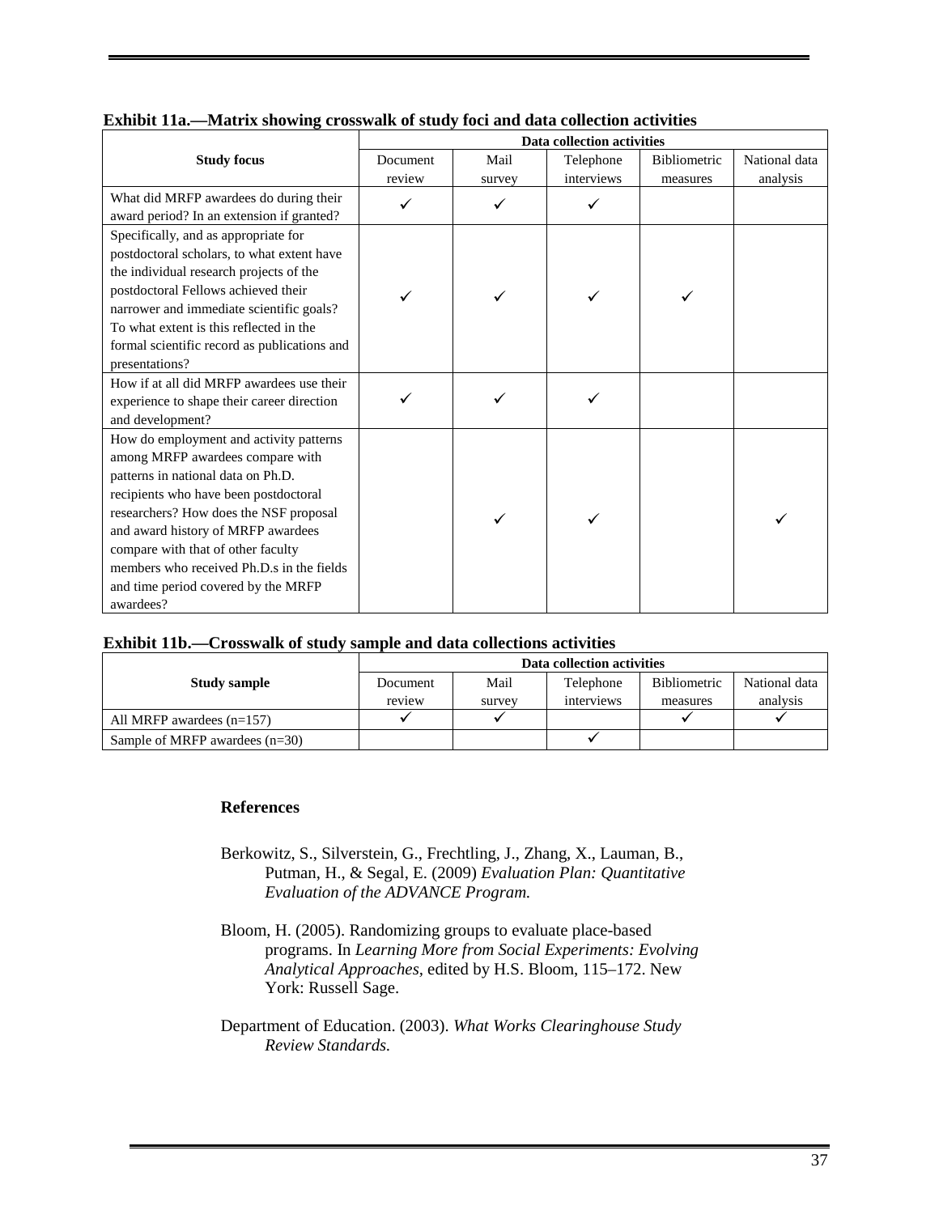**Exhibit 11a.—Matrix showing crosswalk of study foci and data collection activities**

| Study focus | Data collection activities | | | | |
|---|---|---|---|---|---|
| | Document review | Mail survey | Telephone interviews | Bibliometric measures | National data analysis |
| What did MRFP awardees do during their award period? In an extension if granted? | ✓ | ✓ | ✓ | | |
| Specifically, and as appropriate for postdoctoral scholars, to what extent have the individual research projects of the postdoctoral Fellows achieved their narrower and immediate scientific goals? To what extent is this reflected in the formal scientific record as publications and presentations? | ✓ | ✓ | ✓ | ✓ | |
| How if at all did MRFP awardees use their experience to shape their career direction and development? | ✓ | ✓ | ✓ | | |
| How do employment and activity patterns among MRFP awardees compare with patterns in national data on Ph.D. recipients who have been postdoctoral researchers? How does the NSF proposal and award history of MRFP awardees compare with that of other faculty members who received Ph.D.s in the fields and time period covered by the MRFP awardees? | | ✓ | ✓ | | ✓ |

**Exhibit 11b.—Crosswalk of study sample and data collections activities**

| Study sample | Data collection activities | | | | |
|---|---|---|---|---|---|
| | Document review | Mail survey | Telephone interviews | Bibliometric measures | National data analysis |
| All MRFP awardees (n=157) | ✓ | ✓ | | ✓ | ✓ |
| Sample of MRFP awardees (n=30) | | | ✓ | | |

## References

Berkowitz, S., Silverstein, G., Frechtling, J., Zhang, X., Lauman, B., Putman, H., & Segal, E. (2009) *Evaluation Plan: Quantitative Evaluation of the ADVANCE Program.*

Bloom, H. (2005). Randomizing groups to evaluate place-based programs. In *Learning More from Social Experiments: Evolving Analytical Approaches,* edited by H.S. Bloom, 115–172. New York: Russell Sage.

Department of Education. (2003). *What Works Clearinghouse Study Review Standards.*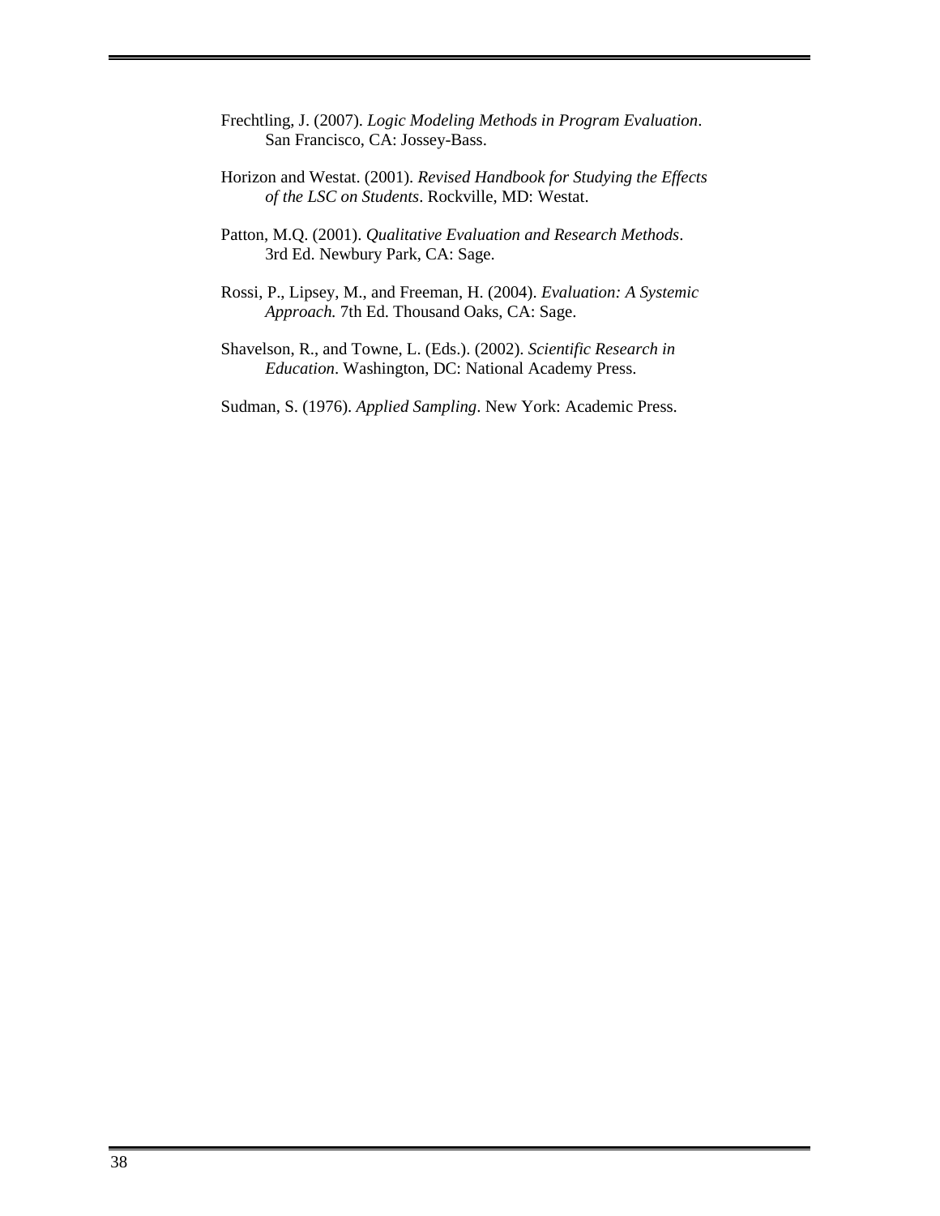Frechtling, J. (2007). *Logic Modeling Methods in Program Evaluation*. San Francisco, CA: Jossey-Bass.

Horizon and Westat. (2001). *Revised Handbook for Studying the Effects of the LSC on Students*. Rockville, MD: Westat.

Patton, M.Q. (2001). *Qualitative Evaluation and Research Methods*. 3rd Ed. Newbury Park, CA: Sage.

Rossi, P., Lipsey, M., and Freeman, H. (2004). *Evaluation: A Systemic Approach.* 7th Ed. Thousand Oaks, CA: Sage.

Shavelson, R., and Towne, L. (Eds.). (2002). *Scientific Research in Education*. Washington, DC: National Academy Press.

Sudman, S. (1976). *Applied Sampling*. New York: Academic Press.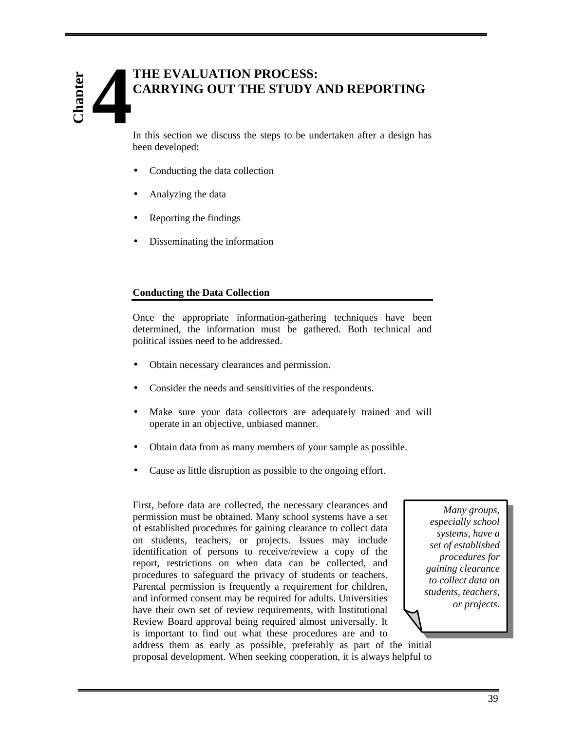# Chapter 4 THE EVALUATION PROCESS: CARRYING OUT THE STUDY AND REPORTING

In this section we discuss the steps to be undertaken after a design has been developed:

- Conducting the data collection
- Analyzing the data
- Reporting the findings
- Disseminating the information

## Conducting the Data Collection

Once the appropriate information-gathering techniques have been determined, the information must be gathered. Both technical and political issues need to be addressed.

- Obtain necessary clearances and permission.
- Consider the needs and sensitivities of the respondents.
- Make sure your data collectors are adequately trained and will operate in an objective, unbiased manner.
- Obtain data from as many members of your sample as possible.
- Cause as little disruption as possible to the ongoing effort.

> *Many groups, especially school systems, have a set of established procedures for gaining clearance to collect data on students, teachers, or projects.*

First, before data are collected, the necessary clearances and permission must be obtained. Many school systems have a set of established procedures for gaining clearance to collect data on students, teachers, or projects. Issues may include identification of persons to receive/review a copy of the report, restrictions on when data can be collected, and procedures to safeguard the privacy of students or teachers. Parental permission is frequently a requirement for children, and informed consent may be required for adults. Universities have their own set of review requirements, with Institutional Review Board approval being required almost universally. It is important to find out what these procedures are and to address them as early as possible, preferably as part of the initial proposal development. When seeking cooperation, it is always helpful to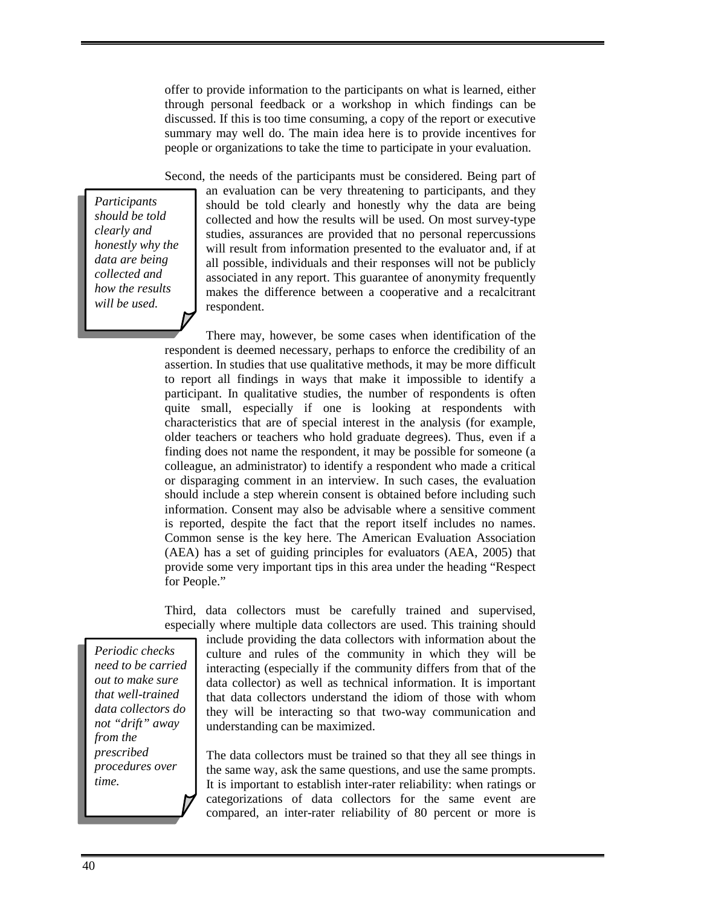offer to provide information to the participants on what is learned, either through personal feedback or a workshop in which findings can be discussed. If this is too time consuming, a copy of the report or executive summary may well do. The main idea here is to provide incentives for people or organizations to take the time to participate in your evaluation.

> *Participants should be told clearly and honestly why the data are being collected and how the results will be used.*

Second, the needs of the participants must be considered. Being part of an evaluation can be very threatening to participants, and they should be told clearly and honestly why the data are being collected and how the results will be used. On most survey-type studies, assurances are provided that no personal repercussions will result from information presented to the evaluator and, if at all possible, individuals and their responses will not be publicly associated in any report. This guarantee of anonymity frequently makes the difference between a cooperative and a recalcitrant respondent.

There may, however, be some cases when identification of the respondent is deemed necessary, perhaps to enforce the credibility of an assertion. In studies that use qualitative methods, it may be more difficult to report all findings in ways that make it impossible to identify a participant. In qualitative studies, the number of respondents is often quite small, especially if one is looking at respondents with characteristics that are of special interest in the analysis (for example, older teachers or teachers who hold graduate degrees). Thus, even if a finding does not name the respondent, it may be possible for someone (a colleague, an administrator) to identify a respondent who made a critical or disparaging comment in an interview. In such cases, the evaluation should include a step wherein consent is obtained before including such information. Consent may also be advisable where a sensitive comment is reported, despite the fact that the report itself includes no names. Common sense is the key here. The American Evaluation Association (AEA) has a set of guiding principles for evaluators (AEA, 2005) that provide some very important tips in this area under the heading "Respect for People."

> *Periodic checks need to be carried out to make sure that well-trained data collectors do not "drift" away from the prescribed procedures over time.*

Third, data collectors must be carefully trained and supervised, especially where multiple data collectors are used. This training should include providing the data collectors with information about the culture and rules of the community in which they will be interacting (especially if the community differs from that of the data collector) as well as technical information. It is important that data collectors understand the idiom of those with whom they will be interacting so that two-way communication and understanding can be maximized.

The data collectors must be trained so that they all see things in the same way, ask the same questions, and use the same prompts. It is important to establish inter-rater reliability: when ratings or categorizations of data collectors for the same event are compared, an inter-rater reliability of 80 percent or more is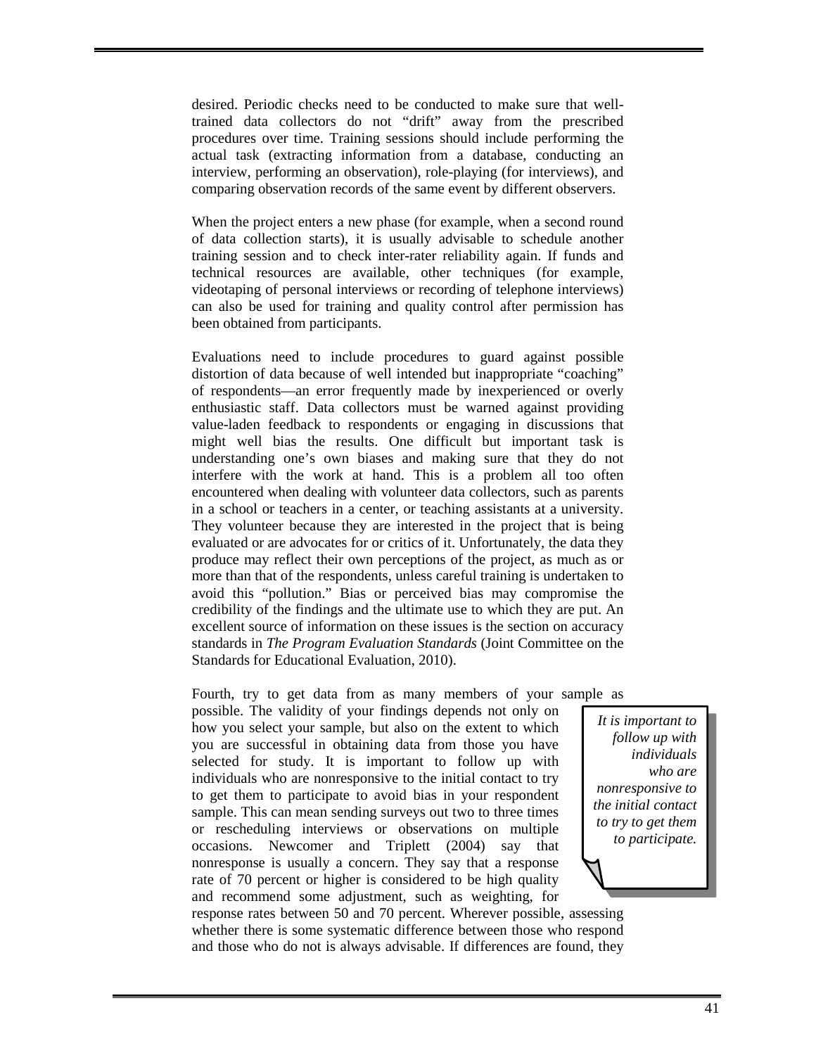desired. Periodic checks need to be conducted to make sure that well-trained data collectors do not "drift" away from the prescribed procedures over time. Training sessions should include performing the actual task (extracting information from a database, conducting an interview, performing an observation), role-playing (for interviews), and comparing observation records of the same event by different observers.

When the project enters a new phase (for example, when a second round of data collection starts), it is usually advisable to schedule another training session and to check inter-rater reliability again. If funds and technical resources are available, other techniques (for example, videotaping of personal interviews or recording of telephone interviews) can also be used for training and quality control after permission has been obtained from participants.

Evaluations need to include procedures to guard against possible distortion of data because of well intended but inappropriate "coaching" of respondents—an error frequently made by inexperienced or overly enthusiastic staff. Data collectors must be warned against providing value-laden feedback to respondents or engaging in discussions that might well bias the results. One difficult but important task is understanding one's own biases and making sure that they do not interfere with the work at hand. This is a problem all too often encountered when dealing with volunteer data collectors, such as parents in a school or teachers in a center, or teaching assistants at a university. They volunteer because they are interested in the project that is being evaluated or are advocates for or critics of it. Unfortunately, the data they produce may reflect their own perceptions of the project, as much as or more than that of the respondents, unless careful training is undertaken to avoid this "pollution." Bias or perceived bias may compromise the credibility of the findings and the ultimate use to which they are put. An excellent source of information on these issues is the section on accuracy standards in *The Program Evaluation Standards* (Joint Committee on the Standards for Educational Evaluation, 2010).

Fourth, try to get data from as many members of your sample as possible. The validity of your findings depends not only on how you select your sample, but also on the extent to which you are successful in obtaining data from those you have selected for study. It is important to follow up with individuals who are nonresponsive to the initial contact to try to get them to participate to avoid bias in your respondent sample. This can mean sending surveys out two to three times or rescheduling interviews or observations on multiple occasions. Newcomer and Triplett (2004) say that nonresponse is usually a concern. They say that a response rate of 70 percent or higher is considered to be high quality and recommend some adjustment, such as weighting, for response rates between 50 and 70 percent. Wherever possible, assessing whether there is some systematic difference between those who respond and those who do not is always advisable. If differences are found, they

> *It is important to follow up with individuals who are nonresponsive to the initial contact to try to get them to participate.*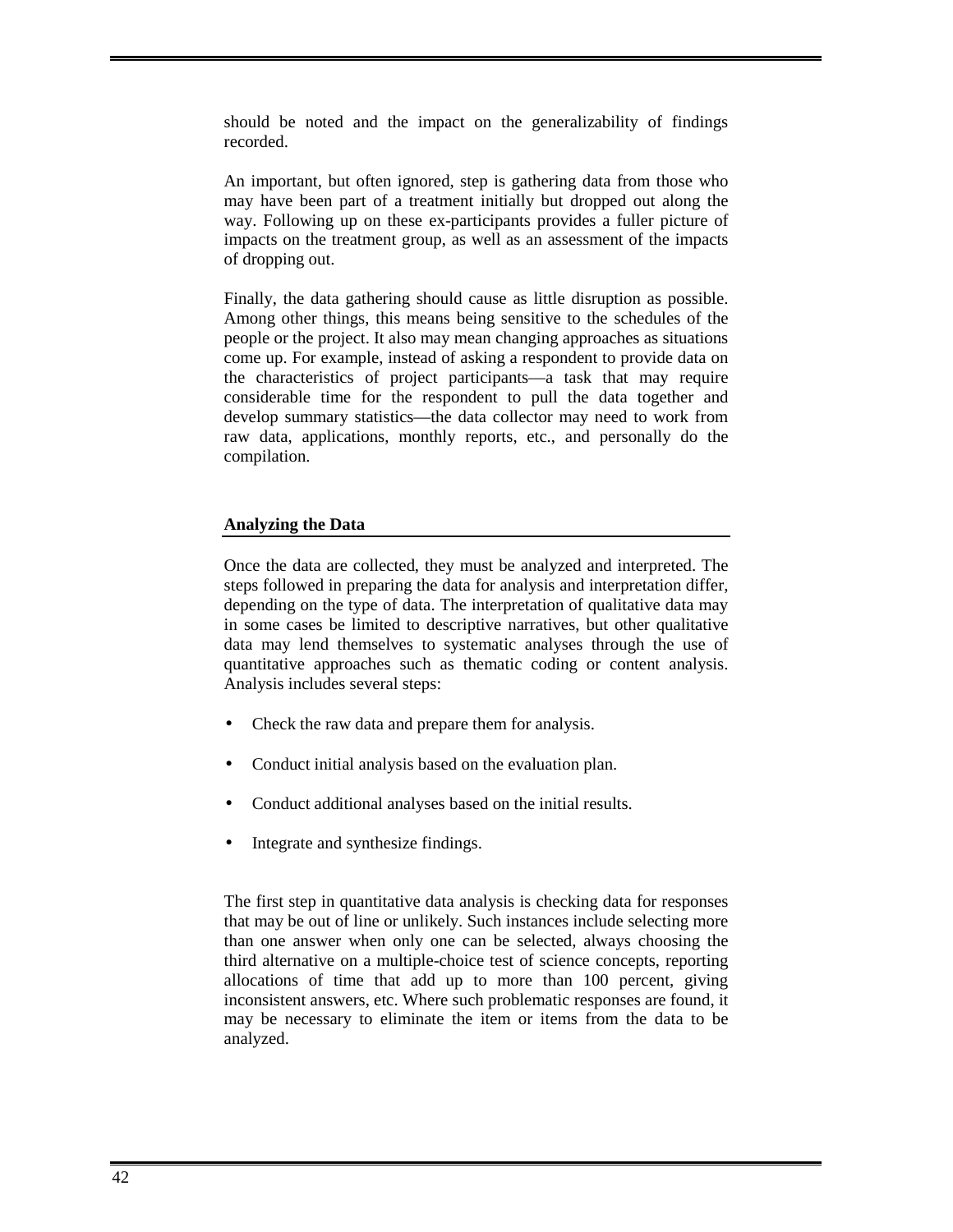should be noted and the impact on the generalizability of findings recorded.

An important, but often ignored, step is gathering data from those who may have been part of a treatment initially but dropped out along the way. Following up on these ex-participants provides a fuller picture of impacts on the treatment group, as well as an assessment of the impacts of dropping out.

Finally, the data gathering should cause as little disruption as possible. Among other things, this means being sensitive to the schedules of the people or the project. It also may mean changing approaches as situations come up. For example, instead of asking a respondent to provide data on the characteristics of project participants—a task that may require considerable time for the respondent to pull the data together and develop summary statistics—the data collector may need to work from raw data, applications, monthly reports, etc., and personally do the compilation.

### Analyzing the Data

Once the data are collected, they must be analyzed and interpreted. The steps followed in preparing the data for analysis and interpretation differ, depending on the type of data. The interpretation of qualitative data may in some cases be limited to descriptive narratives, but other qualitative data may lend themselves to systematic analyses through the use of quantitative approaches such as thematic coding or content analysis. Analysis includes several steps:

- Check the raw data and prepare them for analysis.
- Conduct initial analysis based on the evaluation plan.
- Conduct additional analyses based on the initial results.
- Integrate and synthesize findings.

The first step in quantitative data analysis is checking data for responses that may be out of line or unlikely. Such instances include selecting more than one answer when only one can be selected, always choosing the third alternative on a multiple-choice test of science concepts, reporting allocations of time that add up to more than 100 percent, giving inconsistent answers, etc. Where such problematic responses are found, it may be necessary to eliminate the item or items from the data to be analyzed.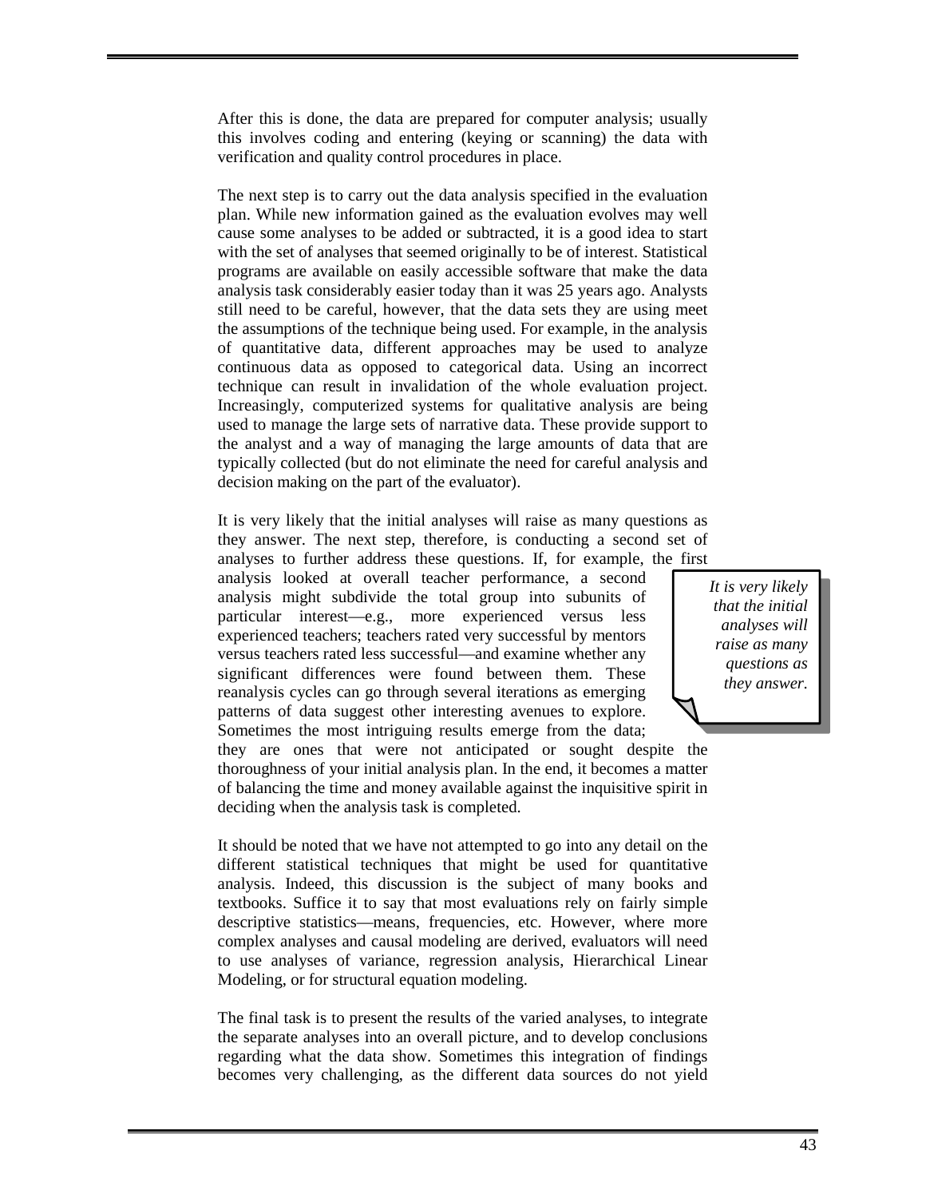After this is done, the data are prepared for computer analysis; usually this involves coding and entering (keying or scanning) the data with verification and quality control procedures in place.

The next step is to carry out the data analysis specified in the evaluation plan. While new information gained as the evaluation evolves may well cause some analyses to be added or subtracted, it is a good idea to start with the set of analyses that seemed originally to be of interest. Statistical programs are available on easily accessible software that make the data analysis task considerably easier today than it was 25 years ago. Analysts still need to be careful, however, that the data sets they are using meet the assumptions of the technique being used. For example, in the analysis of quantitative data, different approaches may be used to analyze continuous data as opposed to categorical data. Using an incorrect technique can result in invalidation of the whole evaluation project. Increasingly, computerized systems for qualitative analysis are being used to manage the large sets of narrative data. These provide support to the analyst and a way of managing the large amounts of data that are typically collected (but do not eliminate the need for careful analysis and decision making on the part of the evaluator).

It is very likely that the initial analyses will raise as many questions as they answer. The next step, therefore, is conducting a second set of analyses to further address these questions. If, for example, the first analysis looked at overall teacher performance, a second analysis might subdivide the total group into subunits of particular interest—e.g., more experienced versus less experienced teachers; teachers rated very successful by mentors versus teachers rated less successful—and examine whether any significant differences were found between them. These reanalysis cycles can go through several iterations as emerging patterns of data suggest other interesting avenues to explore. Sometimes the most intriguing results emerge from the data; they are ones that were not anticipated or sought despite the thoroughness of your initial analysis plan. In the end, it becomes a matter of balancing the time and money available against the inquisitive spirit in deciding when the analysis task is completed.

> *It is very likely that the initial analyses will raise as many questions as they answer.*

It should be noted that we have not attempted to go into any detail on the different statistical techniques that might be used for quantitative analysis. Indeed, this discussion is the subject of many books and textbooks. Suffice it to say that most evaluations rely on fairly simple descriptive statistics—means, frequencies, etc. However, where more complex analyses and causal modeling are derived, evaluators will need to use analyses of variance, regression analysis, Hierarchical Linear Modeling, or for structural equation modeling.

The final task is to present the results of the varied analyses, to integrate the separate analyses into an overall picture, and to develop conclusions regarding what the data show. Sometimes this integration of findings becomes very challenging, as the different data sources do not yield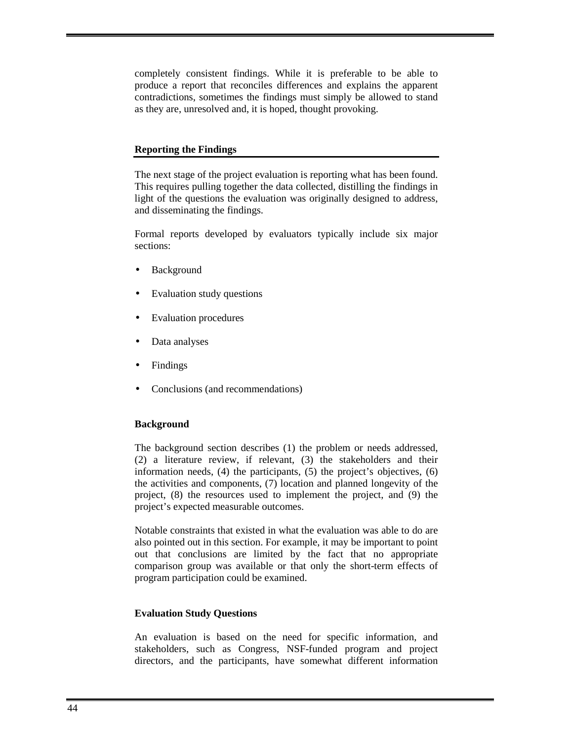completely consistent findings. While it is preferable to be able to produce a report that reconciles differences and explains the apparent contradictions, sometimes the findings must simply be allowed to stand as they are, unresolved and, it is hoped, thought provoking.

## Reporting the Findings

The next stage of the project evaluation is reporting what has been found. This requires pulling together the data collected, distilling the findings in light of the questions the evaluation was originally designed to address, and disseminating the findings.

Formal reports developed by evaluators typically include six major sections:

- Background
- Evaluation study questions
- Evaluation procedures
- Data analyses
- Findings
- Conclusions (and recommendations)

### Background

The background section describes (1) the problem or needs addressed, (2) a literature review, if relevant, (3) the stakeholders and their information needs, (4) the participants, (5) the project's objectives, (6) the activities and components, (7) location and planned longevity of the project, (8) the resources used to implement the project, and (9) the project's expected measurable outcomes.

Notable constraints that existed in what the evaluation was able to do are also pointed out in this section. For example, it may be important to point out that conclusions are limited by the fact that no appropriate comparison group was available or that only the short-term effects of program participation could be examined.

### Evaluation Study Questions

An evaluation is based on the need for specific information, and stakeholders, such as Congress, NSF-funded program and project directors, and the participants, have somewhat different information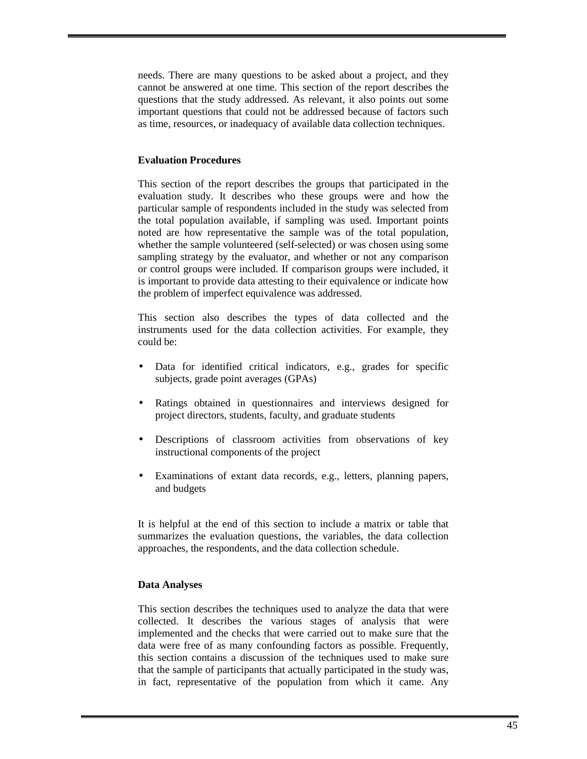needs. There are many questions to be asked about a project, and they cannot be answered at one time. This section of the report describes the questions that the study addressed. As relevant, it also points out some important questions that could not be addressed because of factors such as time, resources, or inadequacy of available data collection techniques.

**Evaluation Procedures**

This section of the report describes the groups that participated in the evaluation study. It describes who these groups were and how the particular sample of respondents included in the study was selected from the total population available, if sampling was used. Important points noted are how representative the sample was of the total population, whether the sample volunteered (self-selected) or was chosen using some sampling strategy by the evaluator, and whether or not any comparison or control groups were included. If comparison groups were included, it is important to provide data attesting to their equivalence or indicate how the problem of imperfect equivalence was addressed.

This section also describes the types of data collected and the instruments used for the data collection activities. For example, they could be:

- Data for identified critical indicators, e.g., grades for specific subjects, grade point averages (GPAs)
- Ratings obtained in questionnaires and interviews designed for project directors, students, faculty, and graduate students
- Descriptions of classroom activities from observations of key instructional components of the project
- Examinations of extant data records, e.g., letters, planning papers, and budgets

It is helpful at the end of this section to include a matrix or table that summarizes the evaluation questions, the variables, the data collection approaches, the respondents, and the data collection schedule.

**Data Analyses**

This section describes the techniques used to analyze the data that were collected. It describes the various stages of analysis that were implemented and the checks that were carried out to make sure that the data were free of as many confounding factors as possible. Frequently, this section contains a discussion of the techniques used to make sure that the sample of participants that actually participated in the study was, in fact, representative of the population from which it came. Any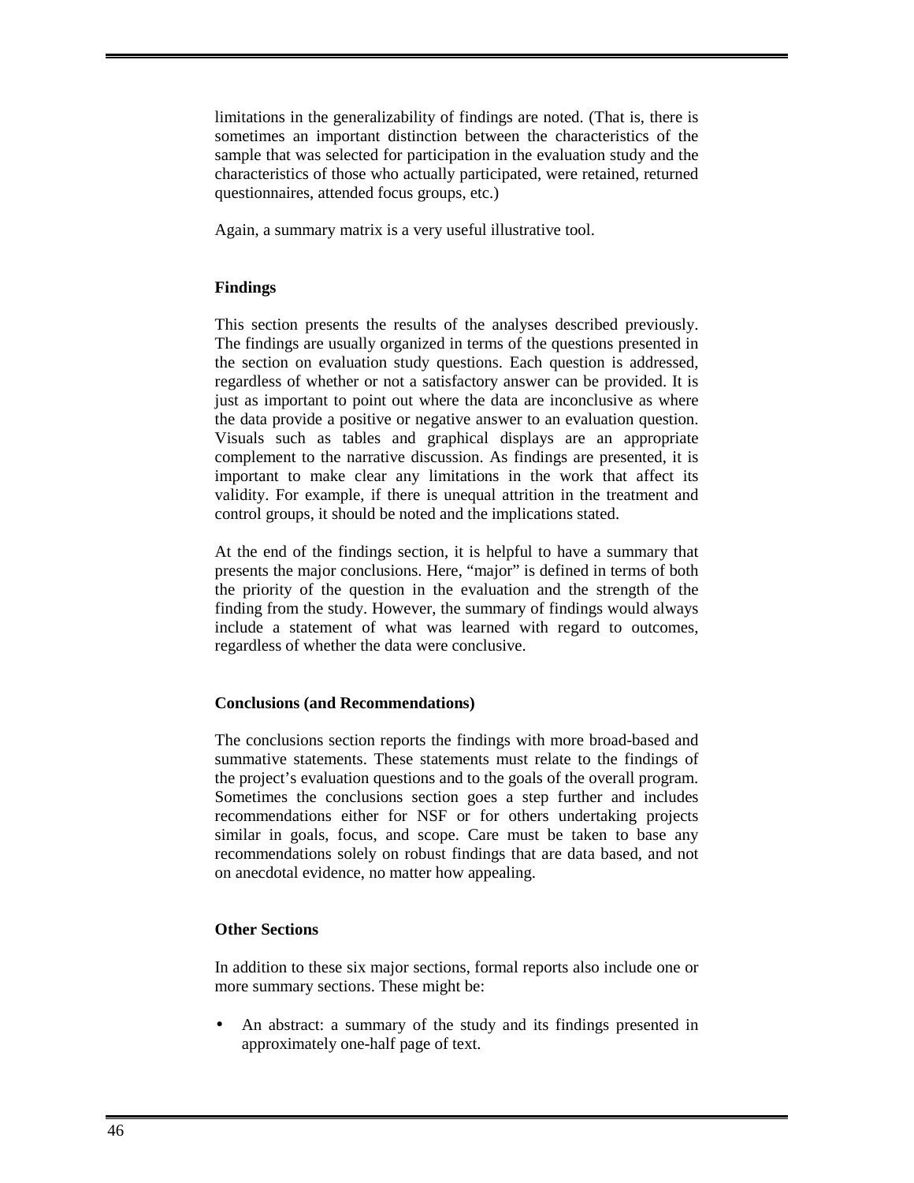limitations in the generalizability of findings are noted. (That is, there is sometimes an important distinction between the characteristics of the sample that was selected for participation in the evaluation study and the characteristics of those who actually participated, were retained, returned questionnaires, attended focus groups, etc.)

Again, a summary matrix is a very useful illustrative tool.

**Findings**

This section presents the results of the analyses described previously. The findings are usually organized in terms of the questions presented in the section on evaluation study questions. Each question is addressed, regardless of whether or not a satisfactory answer can be provided. It is just as important to point out where the data are inconclusive as where the data provide a positive or negative answer to an evaluation question. Visuals such as tables and graphical displays are an appropriate complement to the narrative discussion. As findings are presented, it is important to make clear any limitations in the work that affect its validity. For example, if there is unequal attrition in the treatment and control groups, it should be noted and the implications stated.

At the end of the findings section, it is helpful to have a summary that presents the major conclusions. Here, "major" is defined in terms of both the priority of the question in the evaluation and the strength of the finding from the study. However, the summary of findings would always include a statement of what was learned with regard to outcomes, regardless of whether the data were conclusive.

**Conclusions (and Recommendations)**

The conclusions section reports the findings with more broad-based and summative statements. These statements must relate to the findings of the project's evaluation questions and to the goals of the overall program. Sometimes the conclusions section goes a step further and includes recommendations either for NSF or for others undertaking projects similar in goals, focus, and scope. Care must be taken to base any recommendations solely on robust findings that are data based, and not on anecdotal evidence, no matter how appealing.

**Other Sections**

In addition to these six major sections, formal reports also include one or more summary sections. These might be:

- An abstract: a summary of the study and its findings presented in approximately one-half page of text.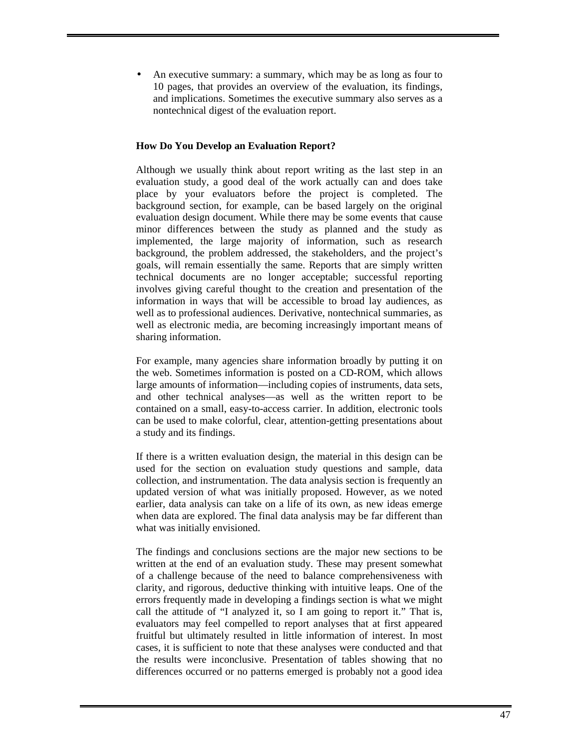- An executive summary: a summary, which may be as long as four to 10 pages, that provides an overview of the evaluation, its findings, and implications. Sometimes the executive summary also serves as a nontechnical digest of the evaluation report.

**How Do You Develop an Evaluation Report?**

Although we usually think about report writing as the last step in an evaluation study, a good deal of the work actually can and does take place by your evaluators before the project is completed. The background section, for example, can be based largely on the original evaluation design document. While there may be some events that cause minor differences between the study as planned and the study as implemented, the large majority of information, such as research background, the problem addressed, the stakeholders, and the project's goals, will remain essentially the same. Reports that are simply written technical documents are no longer acceptable; successful reporting involves giving careful thought to the creation and presentation of the information in ways that will be accessible to broad lay audiences, as well as to professional audiences. Derivative, nontechnical summaries, as well as electronic media, are becoming increasingly important means of sharing information.

For example, many agencies share information broadly by putting it on the web. Sometimes information is posted on a CD-ROM, which allows large amounts of information—including copies of instruments, data sets, and other technical analyses—as well as the written report to be contained on a small, easy-to-access carrier. In addition, electronic tools can be used to make colorful, clear, attention-getting presentations about a study and its findings.

If there is a written evaluation design, the material in this design can be used for the section on evaluation study questions and sample, data collection, and instrumentation. The data analysis section is frequently an updated version of what was initially proposed. However, as we noted earlier, data analysis can take on a life of its own, as new ideas emerge when data are explored. The final data analysis may be far different than what was initially envisioned.

The findings and conclusions sections are the major new sections to be written at the end of an evaluation study. These may present somewhat of a challenge because of the need to balance comprehensiveness with clarity, and rigorous, deductive thinking with intuitive leaps. One of the errors frequently made in developing a findings section is what we might call the attitude of "I analyzed it, so I am going to report it." That is, evaluators may feel compelled to report analyses that at first appeared fruitful but ultimately resulted in little information of interest. In most cases, it is sufficient to note that these analyses were conducted and that the results were inconclusive. Presentation of tables showing that no differences occurred or no patterns emerged is probably not a good idea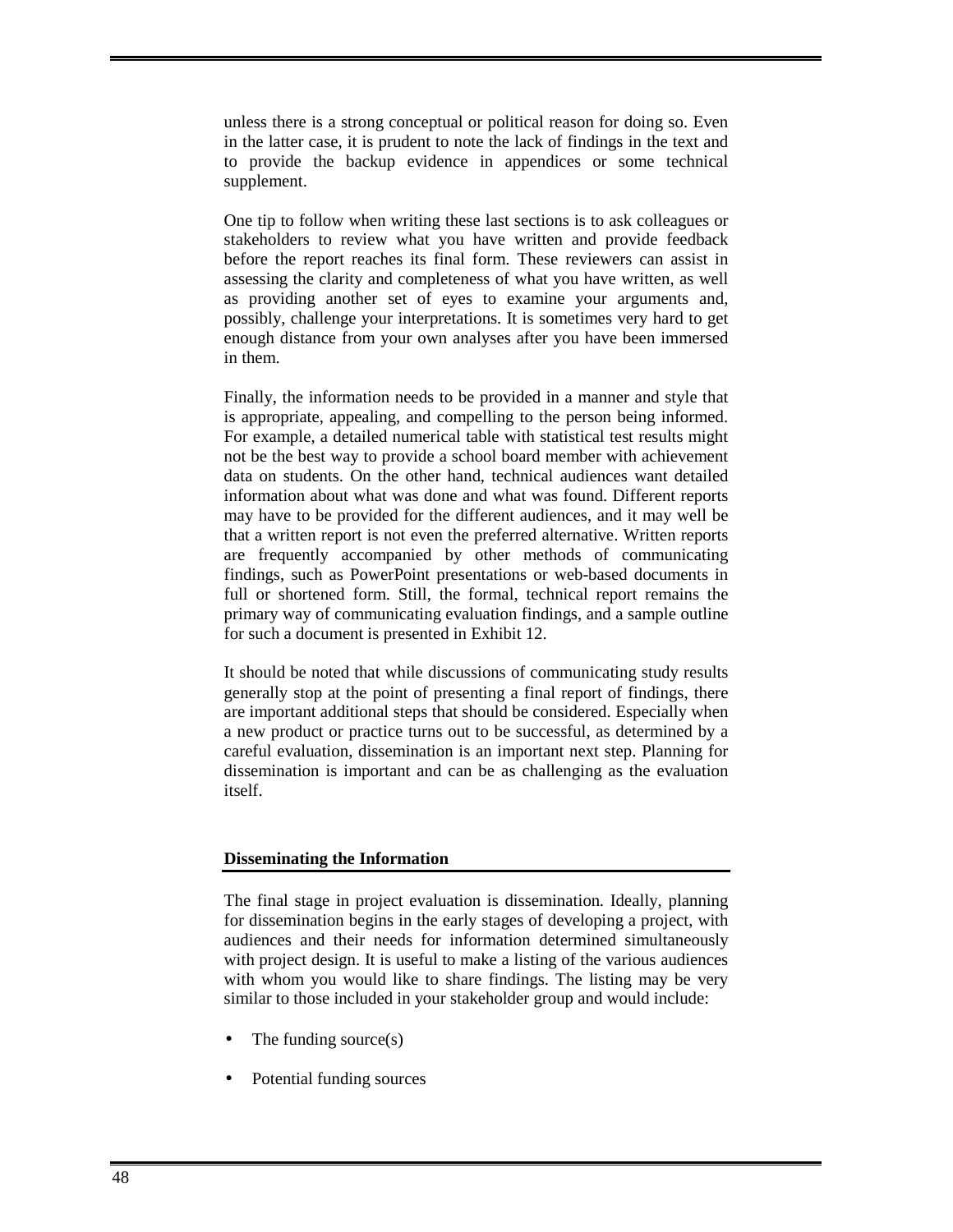unless there is a strong conceptual or political reason for doing so. Even in the latter case, it is prudent to note the lack of findings in the text and to provide the backup evidence in appendices or some technical supplement.

One tip to follow when writing these last sections is to ask colleagues or stakeholders to review what you have written and provide feedback before the report reaches its final form. These reviewers can assist in assessing the clarity and completeness of what you have written, as well as providing another set of eyes to examine your arguments and, possibly, challenge your interpretations. It is sometimes very hard to get enough distance from your own analyses after you have been immersed in them.

Finally, the information needs to be provided in a manner and style that is appropriate, appealing, and compelling to the person being informed. For example, a detailed numerical table with statistical test results might not be the best way to provide a school board member with achievement data on students. On the other hand, technical audiences want detailed information about what was done and what was found. Different reports may have to be provided for the different audiences, and it may well be that a written report is not even the preferred alternative. Written reports are frequently accompanied by other methods of communicating findings, such as PowerPoint presentations or web-based documents in full or shortened form. Still, the formal, technical report remains the primary way of communicating evaluation findings, and a sample outline for such a document is presented in Exhibit 12.

It should be noted that while discussions of communicating study results generally stop at the point of presenting a final report of findings, there are important additional steps that should be considered. Especially when a new product or practice turns out to be successful, as determined by a careful evaluation, dissemination is an important next step. Planning for dissemination is important and can be as challenging as the evaluation itself.

## Disseminating the Information

The final stage in project evaluation is dissemination. Ideally, planning for dissemination begins in the early stages of developing a project, with audiences and their needs for information determined simultaneously with project design. It is useful to make a listing of the various audiences with whom you would like to share findings. The listing may be very similar to those included in your stakeholder group and would include:

- The funding source(s)
- Potential funding sources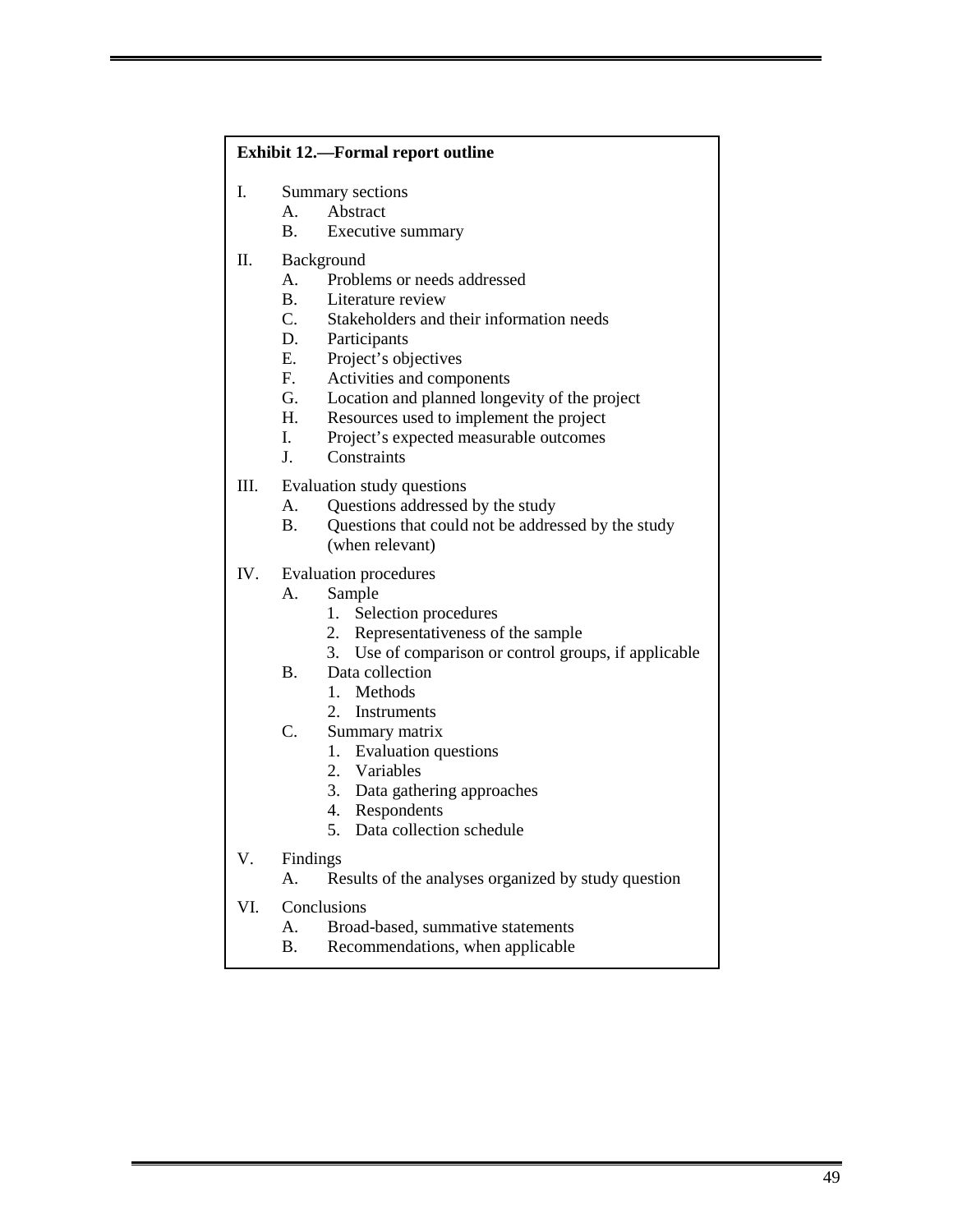**Exhibit 12.—Formal report outline**

I. Summary sections
   - A. Abstract
   - B. Executive summary

II. Background
   - A. Problems or needs addressed
   - B. Literature review
   - C. Stakeholders and their information needs
   - D. Participants
   - E. Project's objectives
   - F. Activities and components
   - G. Location and planned longevity of the project
   - H. Resources used to implement the project
   - I. Project's expected measurable outcomes
   - J. Constraints

III. Evaluation study questions
   - A. Questions addressed by the study
   - B. Questions that could not be addressed by the study (when relevant)

IV. Evaluation procedures
   - A. Sample
     1. Selection procedures
     2. Representativeness of the sample
     3. Use of comparison or control groups, if applicable
   - B. Data collection
     1. Methods
     2. Instruments
   - C. Summary matrix
     1. Evaluation questions
     2. Variables
     3. Data gathering approaches
     4. Respondents
     5. Data collection schedule

V. Findings
   - A. Results of the analyses organized by study question

VI. Conclusions
   - A. Broad-based, summative statements
   - B. Recommendations, when applicable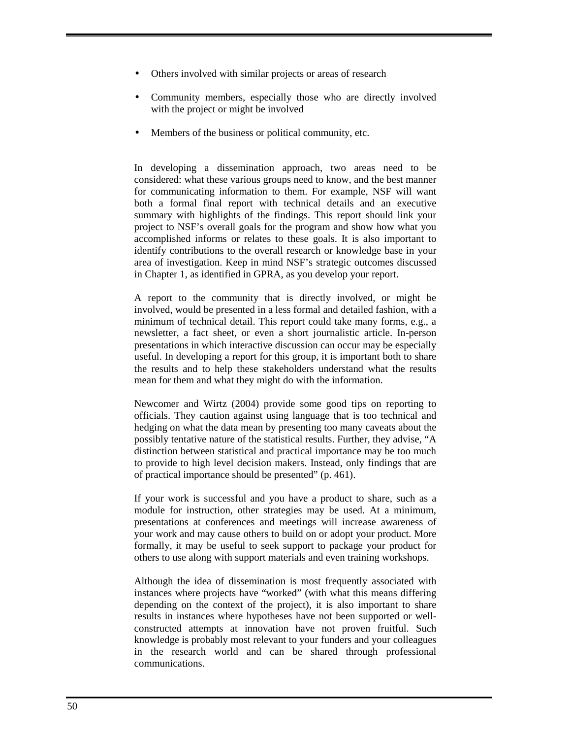- Others involved with similar projects or areas of research
- Community members, especially those who are directly involved with the project or might be involved
- Members of the business or political community, etc.

In developing a dissemination approach, two areas need to be considered: what these various groups need to know, and the best manner for communicating information to them. For example, NSF will want both a formal final report with technical details and an executive summary with highlights of the findings. This report should link your project to NSF's overall goals for the program and show how what you accomplished informs or relates to these goals. It is also important to identify contributions to the overall research or knowledge base in your area of investigation. Keep in mind NSF's strategic outcomes discussed in Chapter 1, as identified in GPRA, as you develop your report.

A report to the community that is directly involved, or might be involved, would be presented in a less formal and detailed fashion, with a minimum of technical detail. This report could take many forms, e.g., a newsletter, a fact sheet, or even a short journalistic article. In-person presentations in which interactive discussion can occur may be especially useful. In developing a report for this group, it is important both to share the results and to help these stakeholders understand what the results mean for them and what they might do with the information.

Newcomer and Wirtz (2004) provide some good tips on reporting to officials. They caution against using language that is too technical and hedging on what the data mean by presenting too many caveats about the possibly tentative nature of the statistical results. Further, they advise, "A distinction between statistical and practical importance may be too much to provide to high level decision makers. Instead, only findings that are of practical importance should be presented" (p. 461).

If your work is successful and you have a product to share, such as a module for instruction, other strategies may be used. At a minimum, presentations at conferences and meetings will increase awareness of your work and may cause others to build on or adopt your product. More formally, it may be useful to seek support to package your product for others to use along with support materials and even training workshops.

Although the idea of dissemination is most frequently associated with instances where projects have "worked" (with what this means differing depending on the context of the project), it is also important to share results in instances where hypotheses have not been supported or well-constructed attempts at innovation have not proven fruitful. Such knowledge is probably most relevant to your funders and your colleagues in the research world and can be shared through professional communications.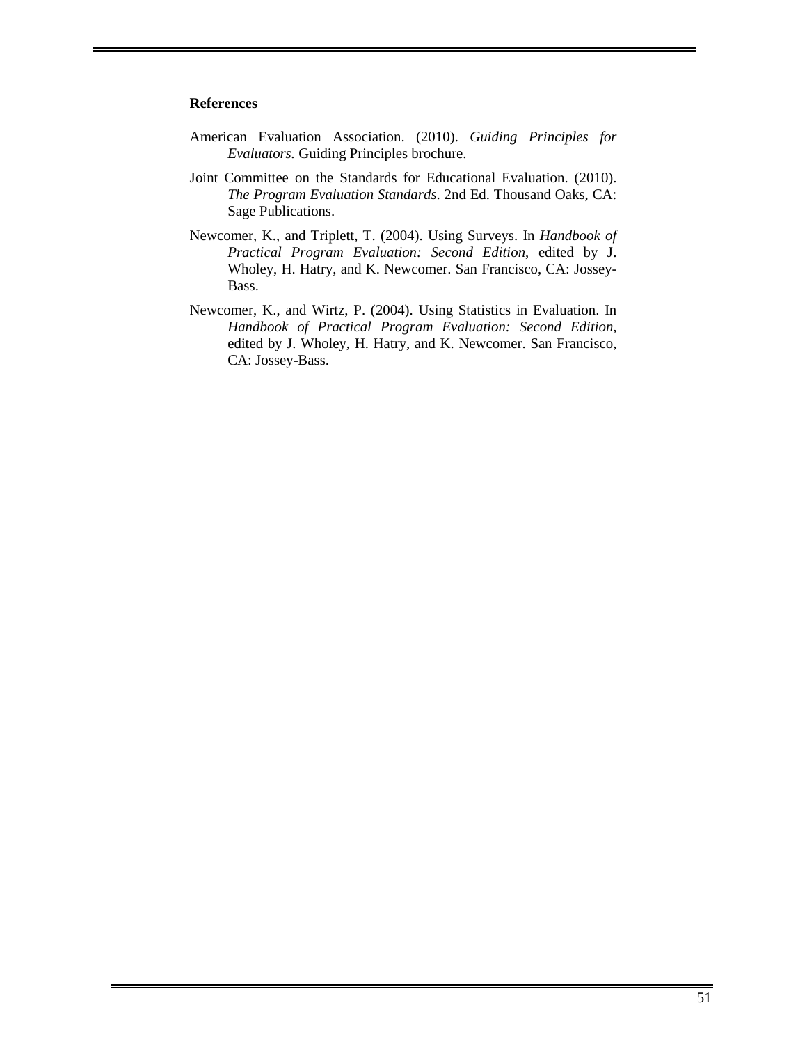## References

American Evaluation Association. (2010). *Guiding Principles for Evaluators.* Guiding Principles brochure.

Joint Committee on the Standards for Educational Evaluation. (2010). *The Program Evaluation Standards*. 2nd Ed. Thousand Oaks, CA: Sage Publications.

Newcomer, K., and Triplett, T. (2004). Using Surveys. In *Handbook of Practical Program Evaluation: Second Edition*, edited by J. Wholey, H. Hatry, and K. Newcomer. San Francisco, CA: Jossey-Bass.

Newcomer, K., and Wirtz, P. (2004). Using Statistics in Evaluation. In *Handbook of Practical Program Evaluation: Second Edition*, edited by J. Wholey, H. Hatry, and K. Newcomer. San Francisco, CA: Jossey-Bass.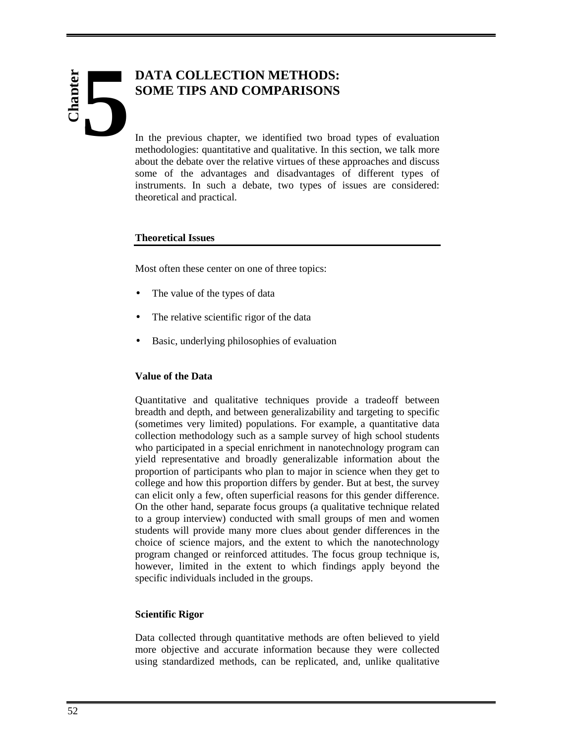# Chapter 5

# DATA COLLECTION METHODS: SOME TIPS AND COMPARISONS

In the previous chapter, we identified two broad types of evaluation methodologies: quantitative and qualitative. In this section, we talk more about the debate over the relative virtues of these approaches and discuss some of the advantages and disadvantages of different types of instruments. In such a debate, two types of issues are considered: theoretical and practical.

## Theoretical Issues

Most often these center on one of three topics:

- The value of the types of data
- The relative scientific rigor of the data
- Basic, underlying philosophies of evaluation

### Value of the Data

Quantitative and qualitative techniques provide a tradeoff between breadth and depth, and between generalizability and targeting to specific (sometimes very limited) populations. For example, a quantitative data collection methodology such as a sample survey of high school students who participated in a special enrichment in nanotechnology program can yield representative and broadly generalizable information about the proportion of participants who plan to major in science when they get to college and how this proportion differs by gender. But at best, the survey can elicit only a few, often superficial reasons for this gender difference. On the other hand, separate focus groups (a qualitative technique related to a group interview) conducted with small groups of men and women students will provide many more clues about gender differences in the choice of science majors, and the extent to which the nanotechnology program changed or reinforced attitudes. The focus group technique is, however, limited in the extent to which findings apply beyond the specific individuals included in the groups.

### Scientific Rigor

Data collected through quantitative methods are often believed to yield more objective and accurate information because they were collected using standardized methods, can be replicated, and, unlike qualitative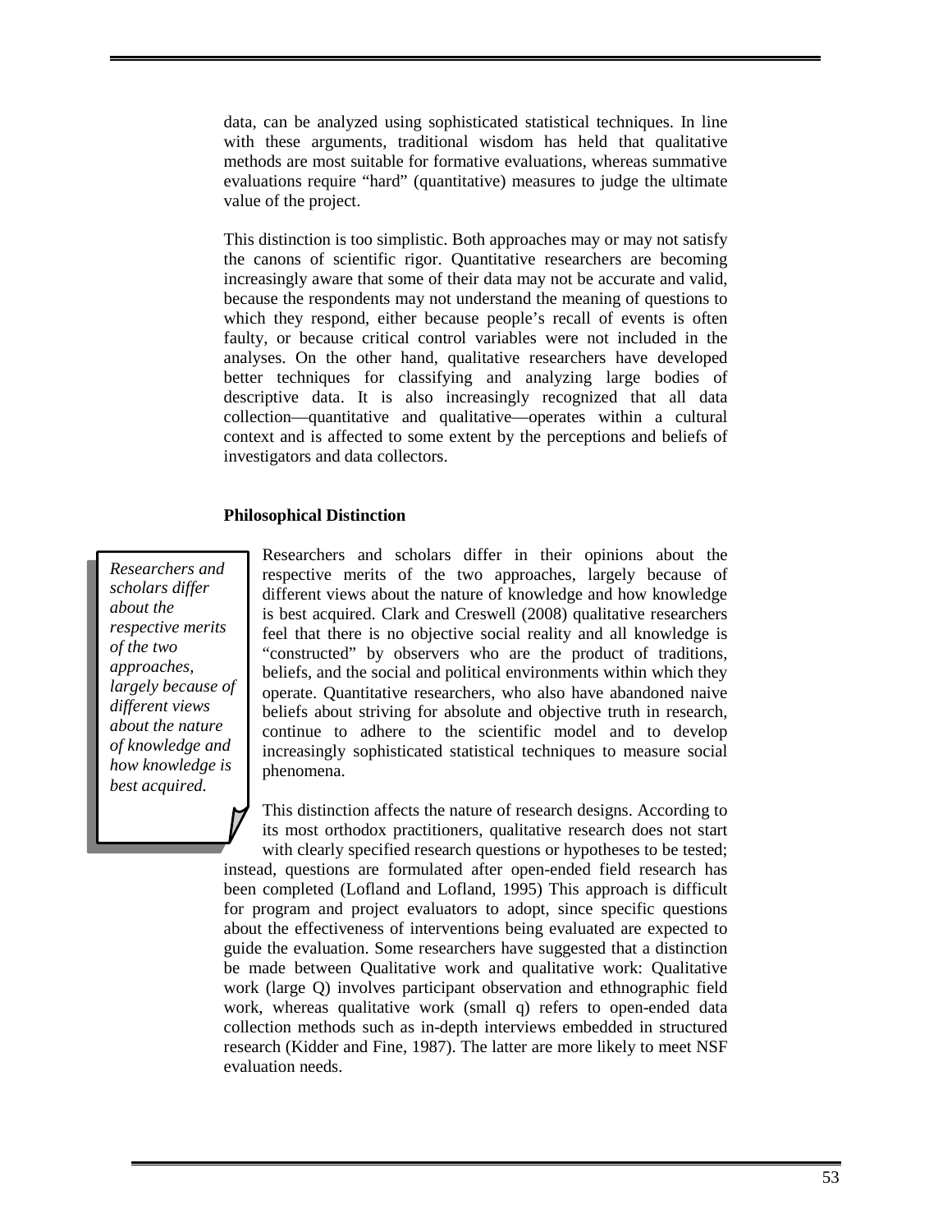data, can be analyzed using sophisticated statistical techniques. In line with these arguments, traditional wisdom has held that qualitative methods are most suitable for formative evaluations, whereas summative evaluations require "hard" (quantitative) measures to judge the ultimate value of the project.

This distinction is too simplistic. Both approaches may or may not satisfy the canons of scientific rigor. Quantitative researchers are becoming increasingly aware that some of their data may not be accurate and valid, because the respondents may not understand the meaning of questions to which they respond, either because people's recall of events is often faulty, or because critical control variables were not included in the analyses. On the other hand, qualitative researchers have developed better techniques for classifying and analyzing large bodies of descriptive data. It is also increasingly recognized that all data collection—quantitative and qualitative—operates within a cultural context and is affected to some extent by the perceptions and beliefs of investigators and data collectors.

### Philosophical Distinction

*Researchers and scholars differ about the respective merits of the two approaches, largely because of different views about the nature of knowledge and how knowledge is best acquired.*

Researchers and scholars differ in their opinions about the respective merits of the two approaches, largely because of different views about the nature of knowledge and how knowledge is best acquired. Clark and Creswell (2008) qualitative researchers feel that there is no objective social reality and all knowledge is "constructed" by observers who are the product of traditions, beliefs, and the social and political environments within which they operate. Quantitative researchers, who also have abandoned naive beliefs about striving for absolute and objective truth in research, continue to adhere to the scientific model and to develop increasingly sophisticated statistical techniques to measure social phenomena.

This distinction affects the nature of research designs. According to its most orthodox practitioners, qualitative research does not start with clearly specified research questions or hypotheses to be tested; instead, questions are formulated after open-ended field research has been completed (Lofland and Lofland, 1995) This approach is difficult for program and project evaluators to adopt, since specific questions about the effectiveness of interventions being evaluated are expected to guide the evaluation. Some researchers have suggested that a distinction be made between Qualitative work and qualitative work: Qualitative work (large Q) involves participant observation and ethnographic field work, whereas qualitative work (small q) refers to open-ended data collection methods such as in-depth interviews embedded in structured research (Kidder and Fine, 1987). The latter are more likely to meet NSF evaluation needs.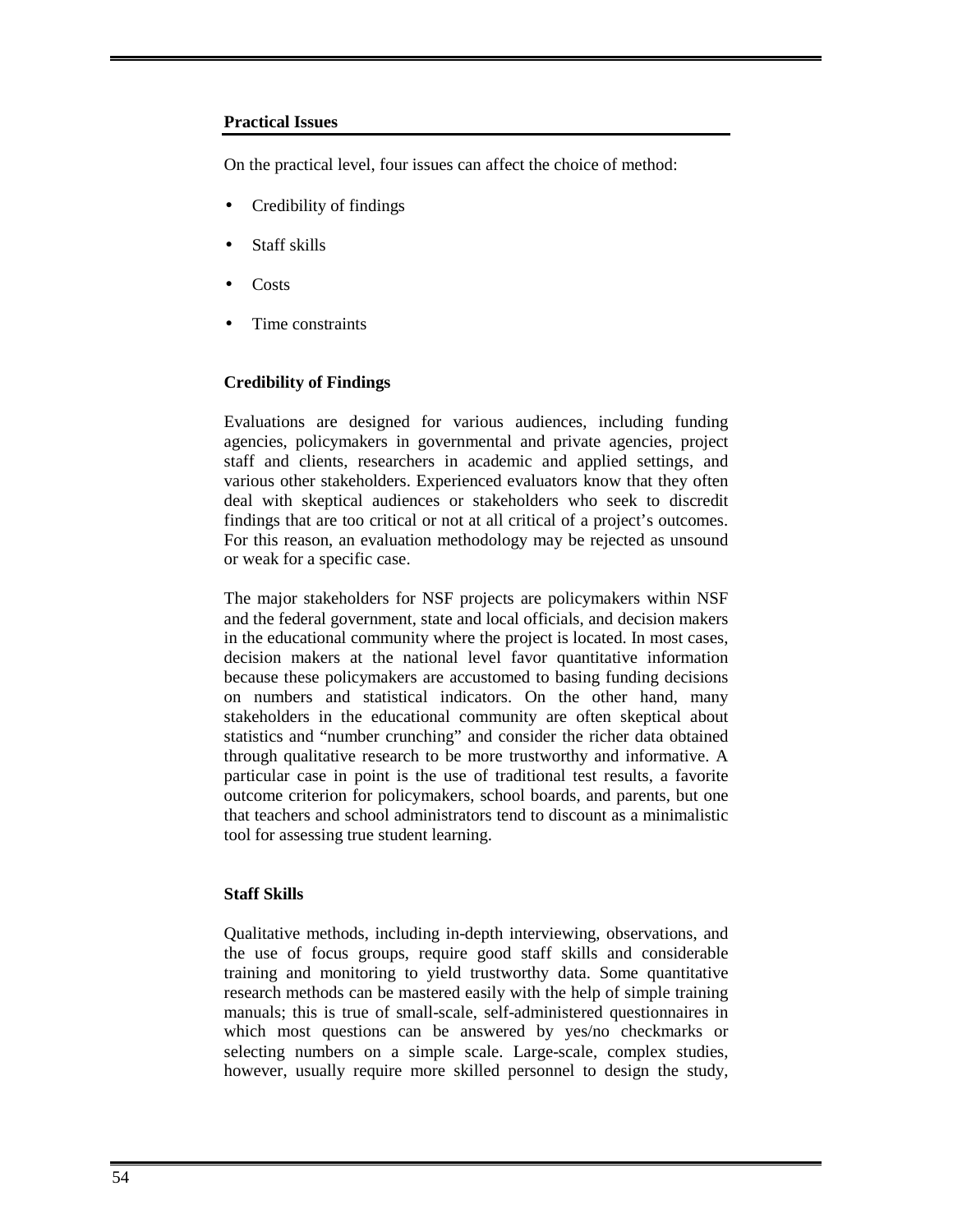### Practical Issues

On the practical level, four issues can affect the choice of method:

- Credibility of findings
- Staff skills
- Costs
- Time constraints

#### Credibility of Findings

Evaluations are designed for various audiences, including funding agencies, policymakers in governmental and private agencies, project staff and clients, researchers in academic and applied settings, and various other stakeholders. Experienced evaluators know that they often deal with skeptical audiences or stakeholders who seek to discredit findings that are too critical or not at all critical of a project's outcomes. For this reason, an evaluation methodology may be rejected as unsound or weak for a specific case.

The major stakeholders for NSF projects are policymakers within NSF and the federal government, state and local officials, and decision makers in the educational community where the project is located. In most cases, decision makers at the national level favor quantitative information because these policymakers are accustomed to basing funding decisions on numbers and statistical indicators. On the other hand, many stakeholders in the educational community are often skeptical about statistics and "number crunching" and consider the richer data obtained through qualitative research to be more trustworthy and informative. A particular case in point is the use of traditional test results, a favorite outcome criterion for policymakers, school boards, and parents, but one that teachers and school administrators tend to discount as a minimalistic tool for assessing true student learning.

#### Staff Skills

Qualitative methods, including in-depth interviewing, observations, and the use of focus groups, require good staff skills and considerable training and monitoring to yield trustworthy data. Some quantitative research methods can be mastered easily with the help of simple training manuals; this is true of small-scale, self-administered questionnaires in which most questions can be answered by yes/no checkmarks or selecting numbers on a simple scale. Large-scale, complex studies, however, usually require more skilled personnel to design the study,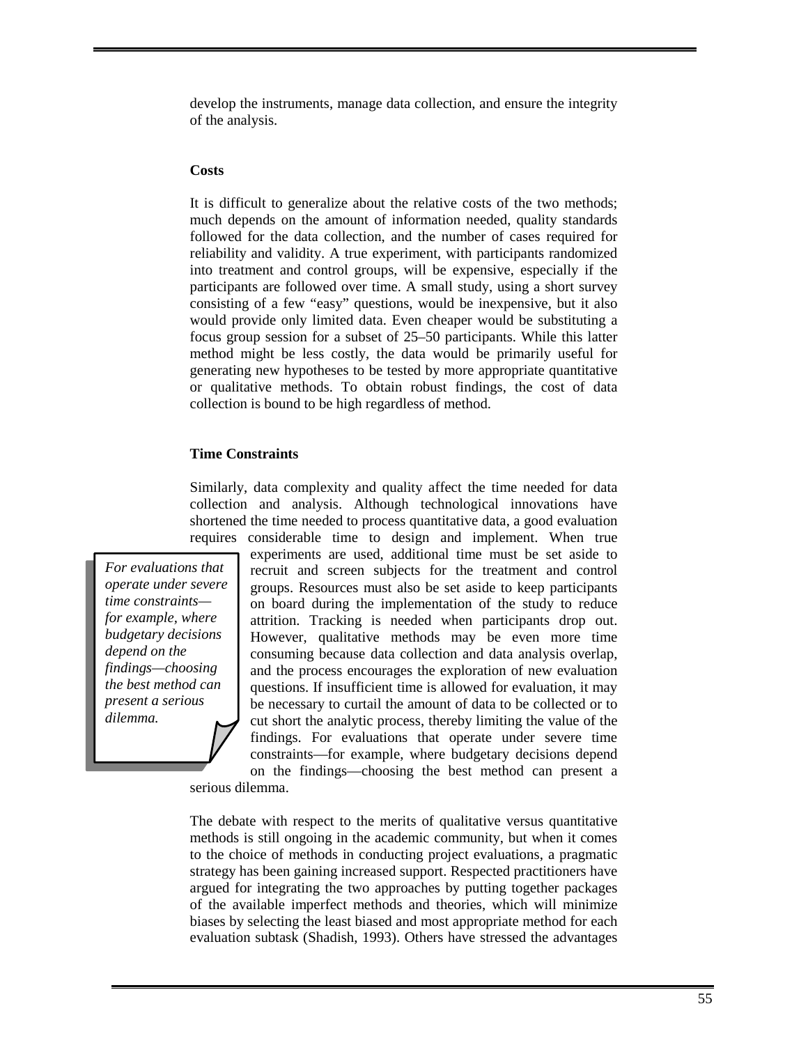develop the instruments, manage data collection, and ensure the integrity of the analysis.

**Costs**

It is difficult to generalize about the relative costs of the two methods; much depends on the amount of information needed, quality standards followed for the data collection, and the number of cases required for reliability and validity. A true experiment, with participants randomized into treatment and control groups, will be expensive, especially if the participants are followed over time. A small study, using a short survey consisting of a few "easy" questions, would be inexpensive, but it also would provide only limited data. Even cheaper would be substituting a focus group session for a subset of 25–50 participants. While this latter method might be less costly, the data would be primarily useful for generating new hypotheses to be tested by more appropriate quantitative or qualitative methods. To obtain robust findings, the cost of data collection is bound to be high regardless of method.

**Time Constraints**

*For evaluations that operate under severe time constraints—for example, where budgetary decisions depend on the findings—choosing the best method can present a serious dilemma.*

Similarly, data complexity and quality affect the time needed for data collection and analysis. Although technological innovations have shortened the time needed to process quantitative data, a good evaluation requires considerable time to design and implement. When true experiments are used, additional time must be set aside to recruit and screen subjects for the treatment and control groups. Resources must also be set aside to keep participants on board during the implementation of the study to reduce attrition. Tracking is needed when participants drop out. However, qualitative methods may be even more time consuming because data collection and data analysis overlap, and the process encourages the exploration of new evaluation questions. If insufficient time is allowed for evaluation, it may be necessary to curtail the amount of data to be collected or to cut short the analytic process, thereby limiting the value of the findings. For evaluations that operate under severe time constraints—for example, where budgetary decisions depend on the findings—choosing the best method can present a serious dilemma.

The debate with respect to the merits of qualitative versus quantitative methods is still ongoing in the academic community, but when it comes to the choice of methods in conducting project evaluations, a pragmatic strategy has been gaining increased support. Respected practitioners have argued for integrating the two approaches by putting together packages of the available imperfect methods and theories, which will minimize biases by selecting the least biased and most appropriate method for each evaluation subtask (Shadish, 1993). Others have stressed the advantages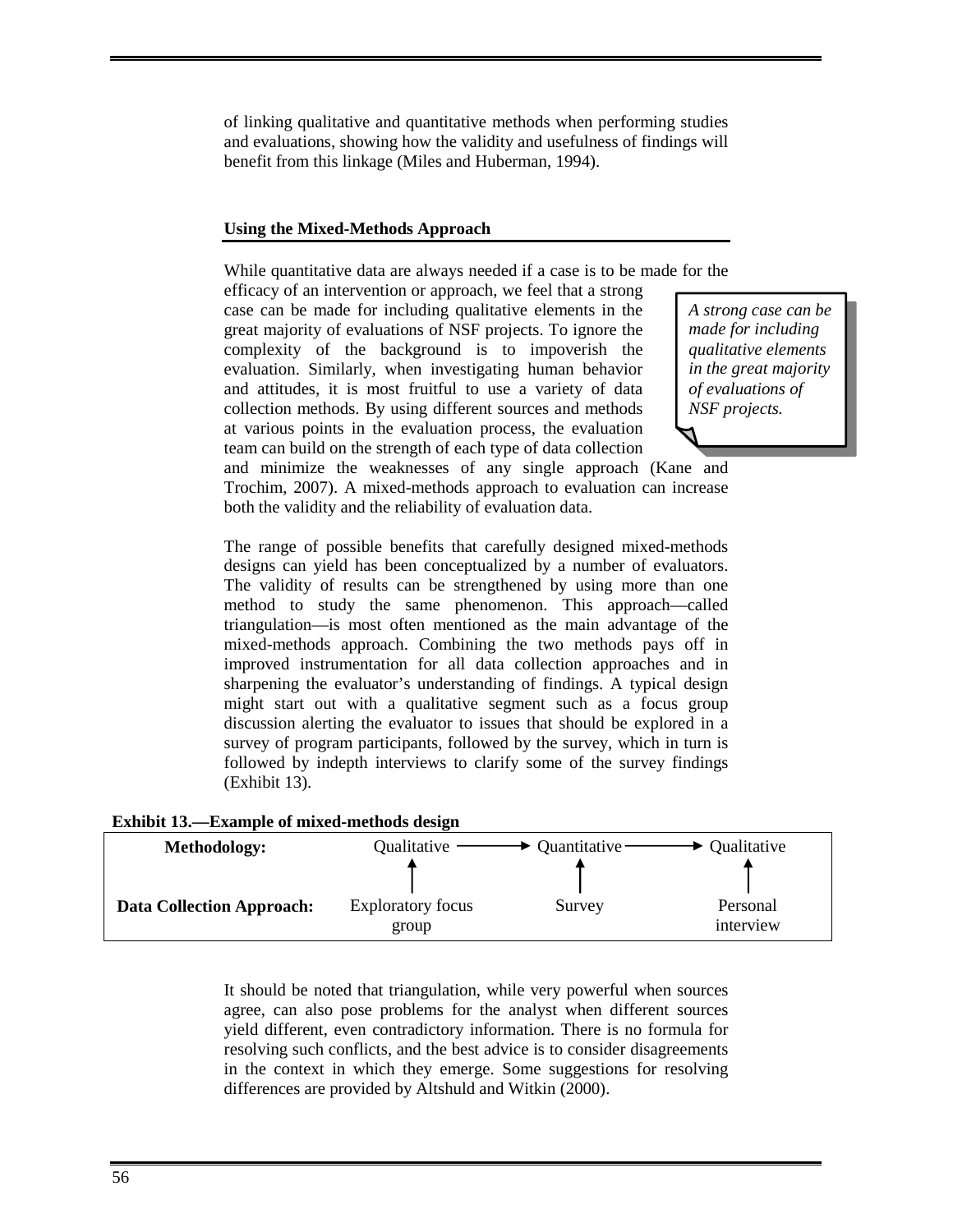of linking qualitative and quantitative methods when performing studies and evaluations, showing how the validity and usefulness of findings will benefit from this linkage (Miles and Huberman, 1994).

### Using the Mixed-Methods Approach

While quantitative data are always needed if a case is to be made for the efficacy of an intervention or approach, we feel that a strong case can be made for including qualitative elements in the great majority of evaluations of NSF projects. To ignore the complexity of the background is to impoverish the evaluation. Similarly, when investigating human behavior and attitudes, it is most fruitful to use a variety of data collection methods. By using different sources and methods at various points in the evaluation process, the evaluation team can build on the strength of each type of data collection and minimize the weaknesses of any single approach (Kane and Trochim, 2007). A mixed-methods approach to evaluation can increase both the validity and the reliability of evaluation data.

> *A strong case can be made for including qualitative elements in the great majority of evaluations of NSF projects.*

The range of possible benefits that carefully designed mixed-methods designs can yield has been conceptualized by a number of evaluators. The validity of results can be strengthened by using more than one method to study the same phenomenon. This approach—called triangulation—is most often mentioned as the main advantage of the mixed-methods approach. Combining the two methods pays off in improved instrumentation for all data collection approaches and in sharpening the evaluator's understanding of findings. A typical design might start out with a qualitative segment such as a focus group discussion alerting the evaluator to issues that should be explored in a survey of program participants, followed by the survey, which in turn is followed by indepth interviews to clarify some of the survey findings (Exhibit 13).

**Exhibit 13.—Example of mixed-methods design**

| | | | |
|---|---|---|---|
| **Methodology:** | Qualitative → | Quantitative → | Qualitative |
| **Data Collection Approach:** | Exploratory focus group | Survey | Personal interview |

It should be noted that triangulation, while very powerful when sources agree, can also pose problems for the analyst when different sources yield different, even contradictory information. There is no formula for resolving such conflicts, and the best advice is to consider disagreements in the context in which they emerge. Some suggestions for resolving differences are provided by Altshuld and Witkin (2000).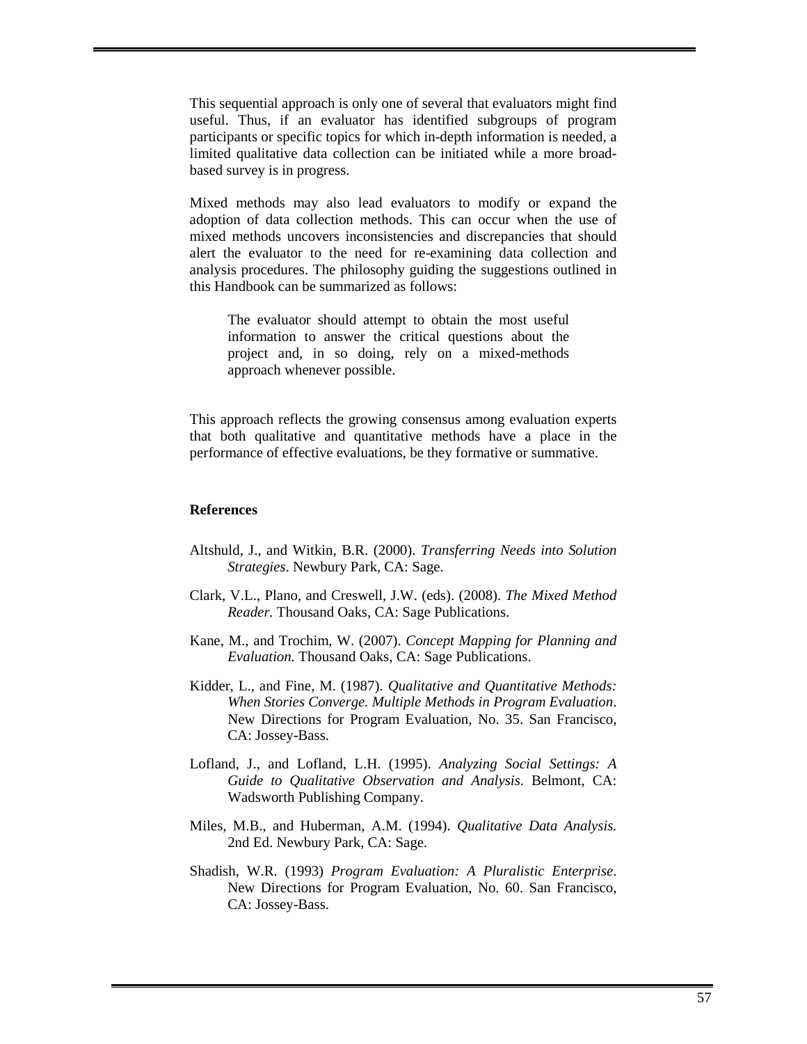This sequential approach is only one of several that evaluators might find useful. Thus, if an evaluator has identified subgroups of program participants or specific topics for which in-depth information is needed, a limited qualitative data collection can be initiated while a more broad-based survey is in progress.

Mixed methods may also lead evaluators to modify or expand the adoption of data collection methods. This can occur when the use of mixed methods uncovers inconsistencies and discrepancies that should alert the evaluator to the need for re-examining data collection and analysis procedures. The philosophy guiding the suggestions outlined in this Handbook can be summarized as follows:

> The evaluator should attempt to obtain the most useful information to answer the critical questions about the project and, in so doing, rely on a mixed-methods approach whenever possible.

This approach reflects the growing consensus among evaluation experts that both qualitative and quantitative methods have a place in the performance of effective evaluations, be they formative or summative.

**References**

Altshuld, J., and Witkin, B.R. (2000). *Transferring Needs into Solution Strategies*. Newbury Park, CA: Sage.

Clark, V.L., Plano, and Creswell, J.W. (eds). (2008). *The Mixed Method Reader.* Thousand Oaks, CA: Sage Publications.

Kane, M., and Trochim, W. (2007). *Concept Mapping for Planning and Evaluation.* Thousand Oaks, CA: Sage Publications.

Kidder, L., and Fine, M. (1987). *Qualitative and Quantitative Methods: When Stories Converge. Multiple Methods in Program Evaluation*. New Directions for Program Evaluation, No. 35. San Francisco, CA: Jossey-Bass.

Lofland, J., and Lofland, L.H. (1995). *Analyzing Social Settings: A Guide to Qualitative Observation and Analysis*. Belmont, CA: Wadsworth Publishing Company.

Miles, M.B., and Huberman, A.M. (1994). *Qualitative Data Analysis.* 2nd Ed. Newbury Park, CA: Sage.

Shadish, W.R. (1993) *Program Evaluation: A Pluralistic Enterprise*. New Directions for Program Evaluation, No. 60. San Francisco, CA: Jossey-Bass.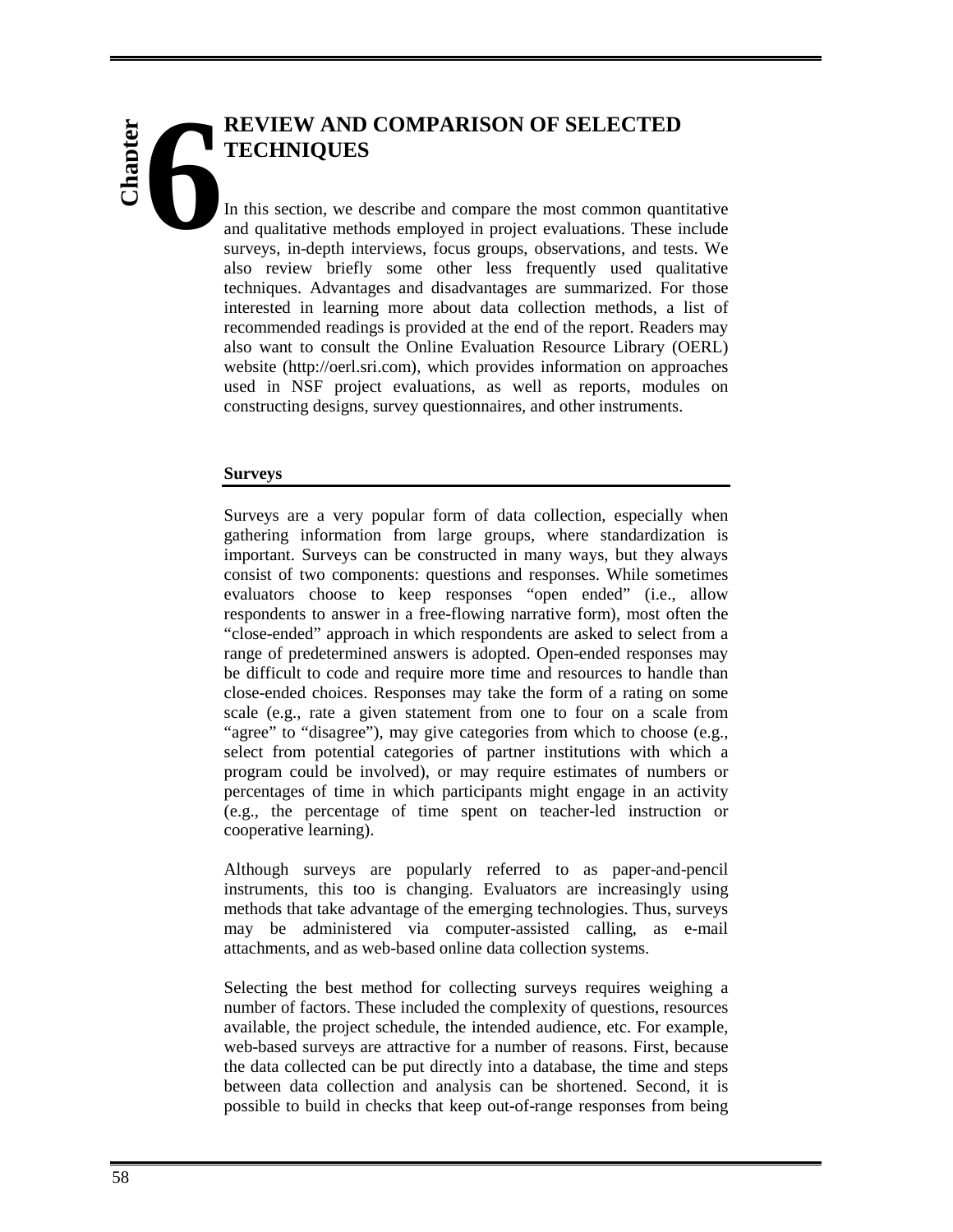# Chapter 6

# REVIEW AND COMPARISON OF SELECTED TECHNIQUES

In this section, we describe and compare the most common quantitative and qualitative methods employed in project evaluations. These include surveys, in-depth interviews, focus groups, observations, and tests. We also review briefly some other less frequently used qualitative techniques. Advantages and disadvantages are summarized. For those interested in learning more about data collection methods, a list of recommended readings is provided at the end of the report. Readers may also want to consult the Online Evaluation Resource Library (OERL) website (http://oerl.sri.com), which provides information on approaches used in NSF project evaluations, as well as reports, modules on constructing designs, survey questionnaires, and other instruments.

## Surveys

Surveys are a very popular form of data collection, especially when gathering information from large groups, where standardization is important. Surveys can be constructed in many ways, but they always consist of two components: questions and responses. While sometimes evaluators choose to keep responses "open ended" (i.e., allow respondents to answer in a free-flowing narrative form), most often the "close-ended" approach in which respondents are asked to select from a range of predetermined answers is adopted. Open-ended responses may be difficult to code and require more time and resources to handle than close-ended choices. Responses may take the form of a rating on some scale (e.g., rate a given statement from one to four on a scale from "agree" to "disagree"), may give categories from which to choose (e.g., select from potential categories of partner institutions with which a program could be involved), or may require estimates of numbers or percentages of time in which participants might engage in an activity (e.g., the percentage of time spent on teacher-led instruction or cooperative learning).

Although surveys are popularly referred to as paper-and-pencil instruments, this too is changing. Evaluators are increasingly using methods that take advantage of the emerging technologies. Thus, surveys may be administered via computer-assisted calling, as e-mail attachments, and as web-based online data collection systems.

Selecting the best method for collecting surveys requires weighing a number of factors. These included the complexity of questions, resources available, the project schedule, the intended audience, etc. For example, web-based surveys are attractive for a number of reasons. First, because the data collected can be put directly into a database, the time and steps between data collection and analysis can be shortened. Second, it is possible to build in checks that keep out-of-range responses from being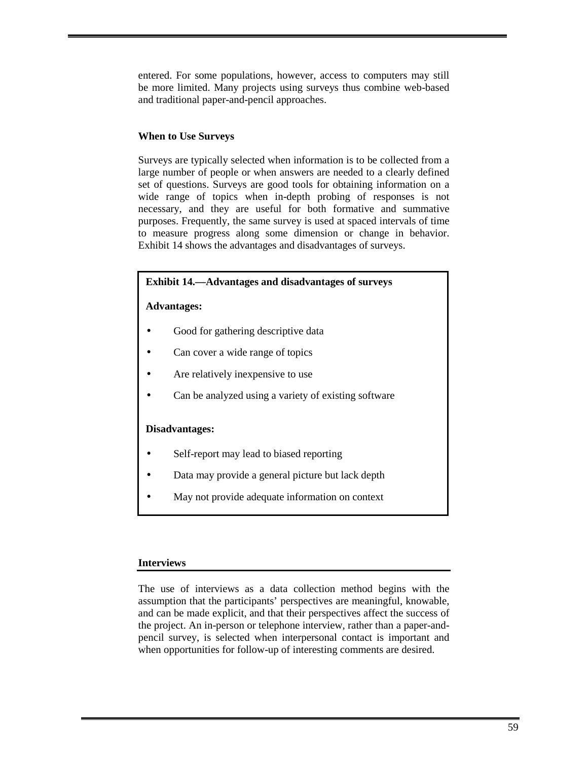entered. For some populations, however, access to computers may still be more limited. Many projects using surveys thus combine web-based and traditional paper-and-pencil approaches.

### When to Use Surveys

Surveys are typically selected when information is to be collected from a large number of people or when answers are needed to a clearly defined set of questions. Surveys are good tools for obtaining information on a wide range of topics when in-depth probing of responses is not necessary, and they are useful for both formative and summative purposes. Frequently, the same survey is used at spaced intervals of time to measure progress along some dimension or change in behavior. Exhibit 14 shows the advantages and disadvantages of surveys.

**Exhibit 14.—Advantages and disadvantages of surveys**

**Advantages:**

- Good for gathering descriptive data
- Can cover a wide range of topics
- Are relatively inexpensive to use
- Can be analyzed using a variety of existing software

**Disadvantages:**

- Self-report may lead to biased reporting
- Data may provide a general picture but lack depth
- May not provide adequate information on context

## Interviews

The use of interviews as a data collection method begins with the assumption that the participants' perspectives are meaningful, knowable, and can be made explicit, and that their perspectives affect the success of the project. An in-person or telephone interview, rather than a paper-and-pencil survey, is selected when interpersonal contact is important and when opportunities for follow-up of interesting comments are desired.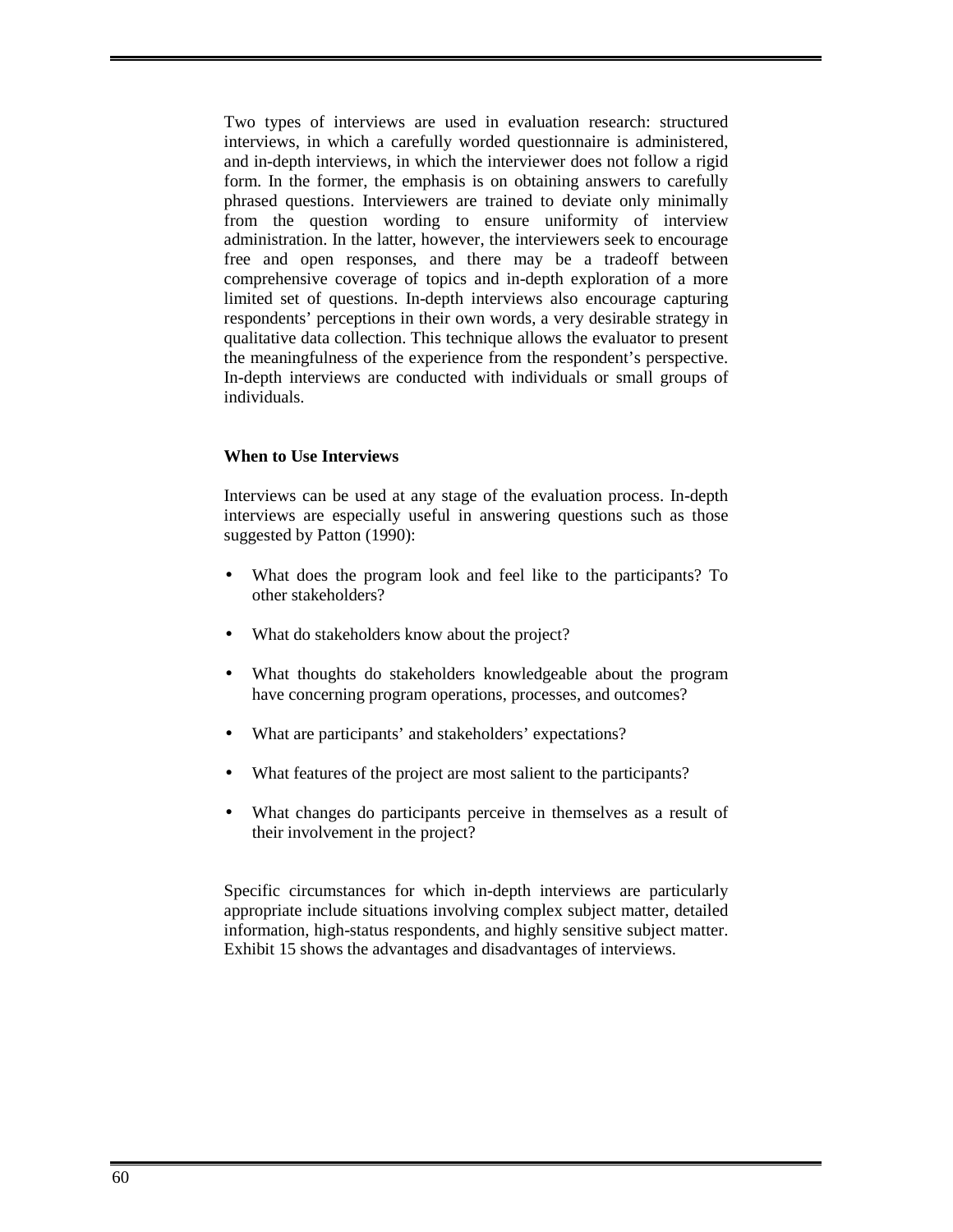Two types of interviews are used in evaluation research: structured interviews, in which a carefully worded questionnaire is administered, and in-depth interviews, in which the interviewer does not follow a rigid form. In the former, the emphasis is on obtaining answers to carefully phrased questions. Interviewers are trained to deviate only minimally from the question wording to ensure uniformity of interview administration. In the latter, however, the interviewers seek to encourage free and open responses, and there may be a tradeoff between comprehensive coverage of topics and in-depth exploration of a more limited set of questions. In-depth interviews also encourage capturing respondents' perceptions in their own words, a very desirable strategy in qualitative data collection. This technique allows the evaluator to present the meaningfulness of the experience from the respondent's perspective. In-depth interviews are conducted with individuals or small groups of individuals.

**When to Use Interviews**

Interviews can be used at any stage of the evaluation process. In-depth interviews are especially useful in answering questions such as those suggested by Patton (1990):

- What does the program look and feel like to the participants? To other stakeholders?
- What do stakeholders know about the project?
- What thoughts do stakeholders knowledgeable about the program have concerning program operations, processes, and outcomes?
- What are participants' and stakeholders' expectations?
- What features of the project are most salient to the participants?
- What changes do participants perceive in themselves as a result of their involvement in the project?

Specific circumstances for which in-depth interviews are particularly appropriate include situations involving complex subject matter, detailed information, high-status respondents, and highly sensitive subject matter. Exhibit 15 shows the advantages and disadvantages of interviews.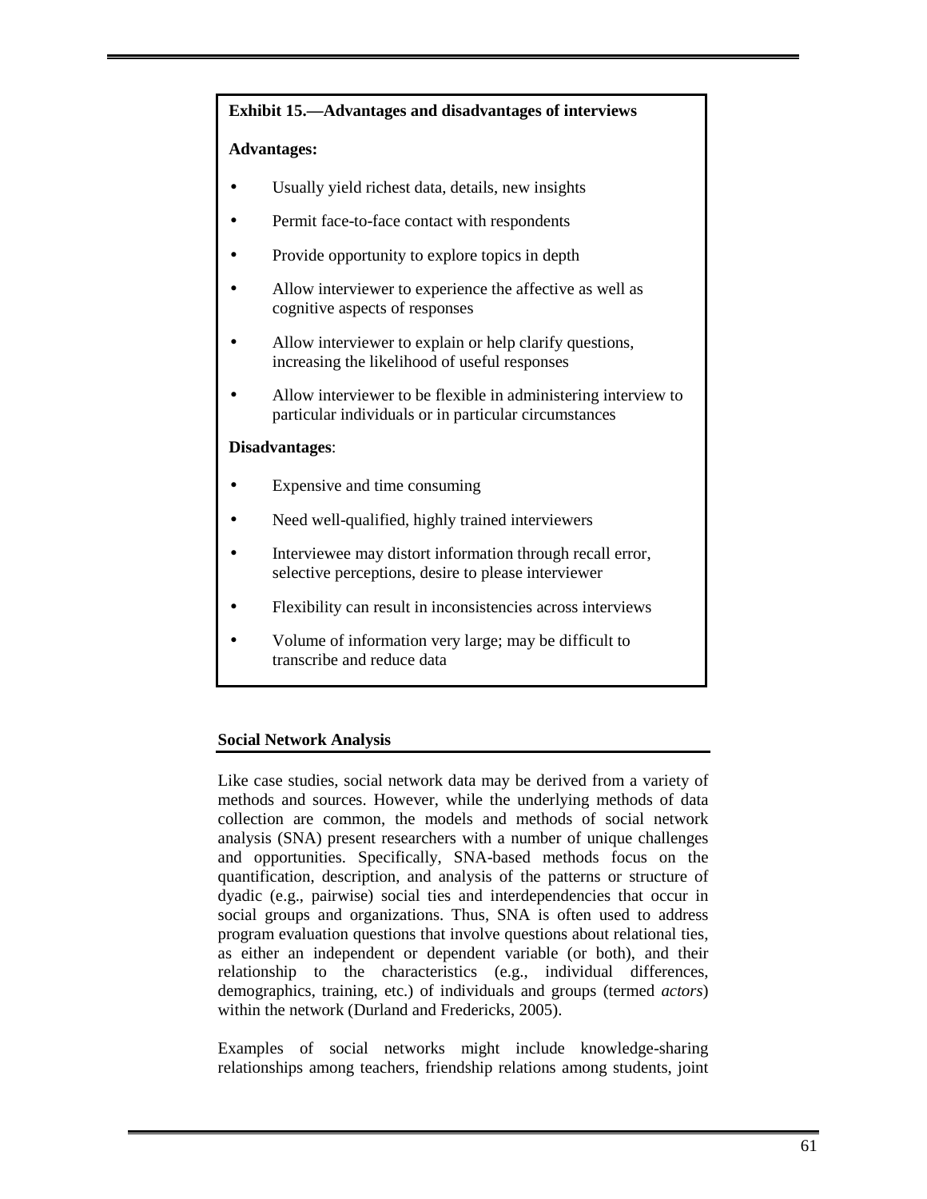**Exhibit 15.—Advantages and disadvantages of interviews**

**Advantages:**

- Usually yield richest data, details, new insights
- Permit face-to-face contact with respondents
- Provide opportunity to explore topics in depth
- Allow interviewer to experience the affective as well as cognitive aspects of responses
- Allow interviewer to explain or help clarify questions, increasing the likelihood of useful responses
- Allow interviewer to be flexible in administering interview to particular individuals or in particular circumstances

**Disadvantages**:

- Expensive and time consuming
- Need well-qualified, highly trained interviewers
- Interviewee may distort information through recall error, selective perceptions, desire to please interviewer
- Flexibility can result in inconsistencies across interviews
- Volume of information very large; may be difficult to transcribe and reduce data

## Social Network Analysis

Like case studies, social network data may be derived from a variety of methods and sources. However, while the underlying methods of data collection are common, the models and methods of social network analysis (SNA) present researchers with a number of unique challenges and opportunities. Specifically, SNA-based methods focus on the quantification, description, and analysis of the patterns or structure of dyadic (e.g., pairwise) social ties and interdependencies that occur in social groups and organizations. Thus, SNA is often used to address program evaluation questions that involve questions about relational ties, as either an independent or dependent variable (or both), and their relationship to the characteristics (e.g., individual differences, demographics, training, etc.) of individuals and groups (termed *actors*) within the network (Durland and Fredericks, 2005).

Examples of social networks might include knowledge-sharing relationships among teachers, friendship relations among students, joint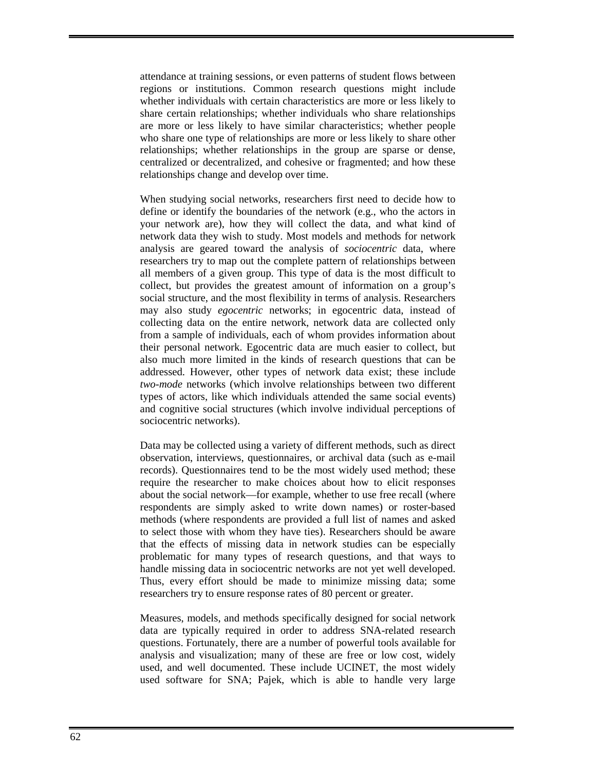attendance at training sessions, or even patterns of student flows between regions or institutions. Common research questions might include whether individuals with certain characteristics are more or less likely to share certain relationships; whether individuals who share relationships are more or less likely to have similar characteristics; whether people who share one type of relationships are more or less likely to share other relationships; whether relationships in the group are sparse or dense, centralized or decentralized, and cohesive or fragmented; and how these relationships change and develop over time.

When studying social networks, researchers first need to decide how to define or identify the boundaries of the network (e.g., who the actors in your network are), how they will collect the data, and what kind of network data they wish to study. Most models and methods for network analysis are geared toward the analysis of *sociocentric* data, where researchers try to map out the complete pattern of relationships between all members of a given group. This type of data is the most difficult to collect, but provides the greatest amount of information on a group's social structure, and the most flexibility in terms of analysis. Researchers may also study *egocentric* networks; in egocentric data, instead of collecting data on the entire network, network data are collected only from a sample of individuals, each of whom provides information about their personal network. Egocentric data are much easier to collect, but also much more limited in the kinds of research questions that can be addressed. However, other types of network data exist; these include *two-mode* networks (which involve relationships between two different types of actors, like which individuals attended the same social events) and cognitive social structures (which involve individual perceptions of sociocentric networks).

Data may be collected using a variety of different methods, such as direct observation, interviews, questionnaires, or archival data (such as e-mail records). Questionnaires tend to be the most widely used method; these require the researcher to make choices about how to elicit responses about the social network—for example, whether to use free recall (where respondents are simply asked to write down names) or roster-based methods (where respondents are provided a full list of names and asked to select those with whom they have ties). Researchers should be aware that the effects of missing data in network studies can be especially problematic for many types of research questions, and that ways to handle missing data in sociocentric networks are not yet well developed. Thus, every effort should be made to minimize missing data; some researchers try to ensure response rates of 80 percent or greater.

Measures, models, and methods specifically designed for social network data are typically required in order to address SNA-related research questions. Fortunately, there are a number of powerful tools available for analysis and visualization; many of these are free or low cost, widely used, and well documented. These include UCINET, the most widely used software for SNA; Pajek, which is able to handle very large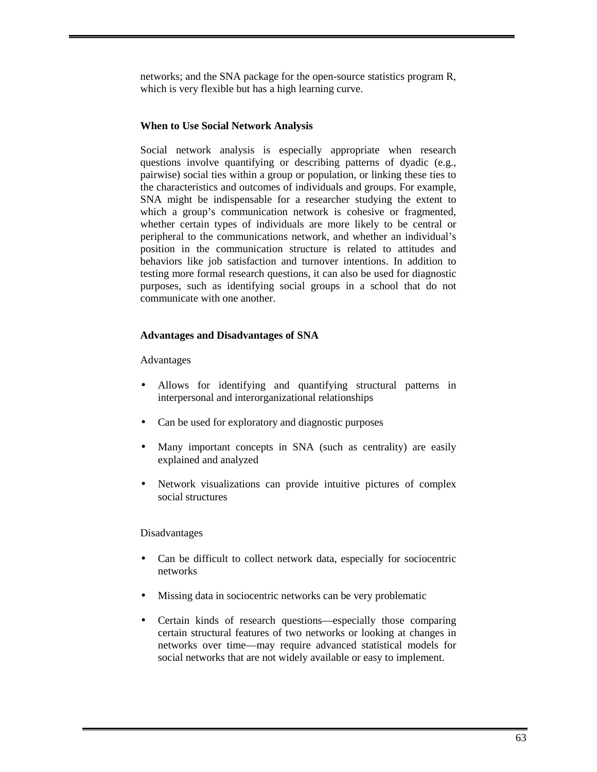networks; and the SNA package for the open-source statistics program R, which is very flexible but has a high learning curve.

### When to Use Social Network Analysis

Social network analysis is especially appropriate when research questions involve quantifying or describing patterns of dyadic (e.g., pairwise) social ties within a group or population, or linking these ties to the characteristics and outcomes of individuals and groups. For example, SNA might be indispensable for a researcher studying the extent to which a group's communication network is cohesive or fragmented, whether certain types of individuals are more likely to be central or peripheral to the communications network, and whether an individual's position in the communication structure is related to attitudes and behaviors like job satisfaction and turnover intentions. In addition to testing more formal research questions, it can also be used for diagnostic purposes, such as identifying social groups in a school that do not communicate with one another.

### Advantages and Disadvantages of SNA

Advantages

- Allows for identifying and quantifying structural patterns in interpersonal and interorganizational relationships
- Can be used for exploratory and diagnostic purposes
- Many important concepts in SNA (such as centrality) are easily explained and analyzed
- Network visualizations can provide intuitive pictures of complex social structures

Disadvantages

- Can be difficult to collect network data, especially for sociocentric networks
- Missing data in sociocentric networks can be very problematic
- Certain kinds of research questions—especially those comparing certain structural features of two networks or looking at changes in networks over time—may require advanced statistical models for social networks that are not widely available or easy to implement.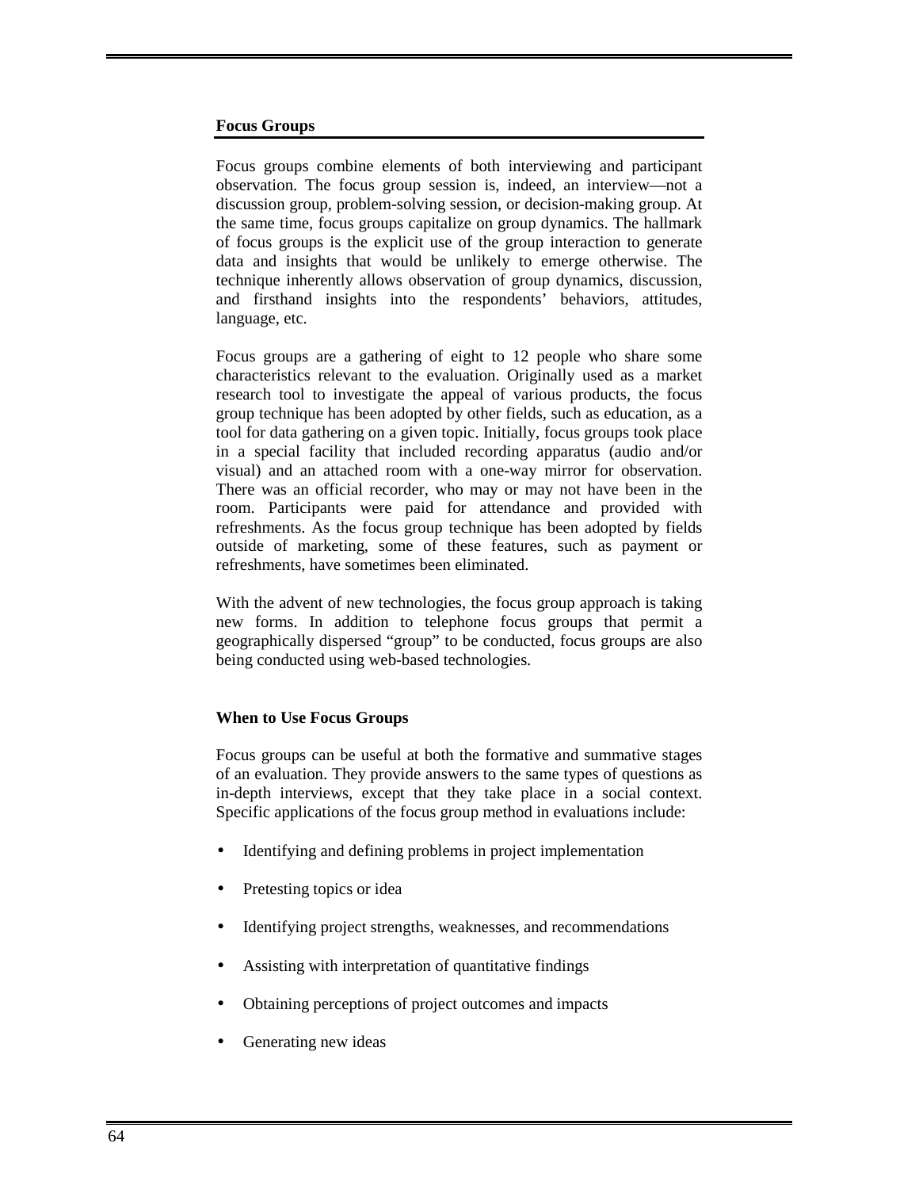## Focus Groups

Focus groups combine elements of both interviewing and participant observation. The focus group session is, indeed, an interview—not a discussion group, problem-solving session, or decision-making group. At the same time, focus groups capitalize on group dynamics. The hallmark of focus groups is the explicit use of the group interaction to generate data and insights that would be unlikely to emerge otherwise. The technique inherently allows observation of group dynamics, discussion, and firsthand insights into the respondents' behaviors, attitudes, language, etc.

Focus groups are a gathering of eight to 12 people who share some characteristics relevant to the evaluation. Originally used as a market research tool to investigate the appeal of various products, the focus group technique has been adopted by other fields, such as education, as a tool for data gathering on a given topic. Initially, focus groups took place in a special facility that included recording apparatus (audio and/or visual) and an attached room with a one-way mirror for observation. There was an official recorder, who may or may not have been in the room. Participants were paid for attendance and provided with refreshments. As the focus group technique has been adopted by fields outside of marketing, some of these features, such as payment or refreshments, have sometimes been eliminated.

With the advent of new technologies, the focus group approach is taking new forms. In addition to telephone focus groups that permit a geographically dispersed "group" to be conducted, focus groups are also being conducted using web-based technologies.

### When to Use Focus Groups

Focus groups can be useful at both the formative and summative stages of an evaluation. They provide answers to the same types of questions as in-depth interviews, except that they take place in a social context. Specific applications of the focus group method in evaluations include:

- Identifying and defining problems in project implementation
- Pretesting topics or idea
- Identifying project strengths, weaknesses, and recommendations
- Assisting with interpretation of quantitative findings
- Obtaining perceptions of project outcomes and impacts
- Generating new ideas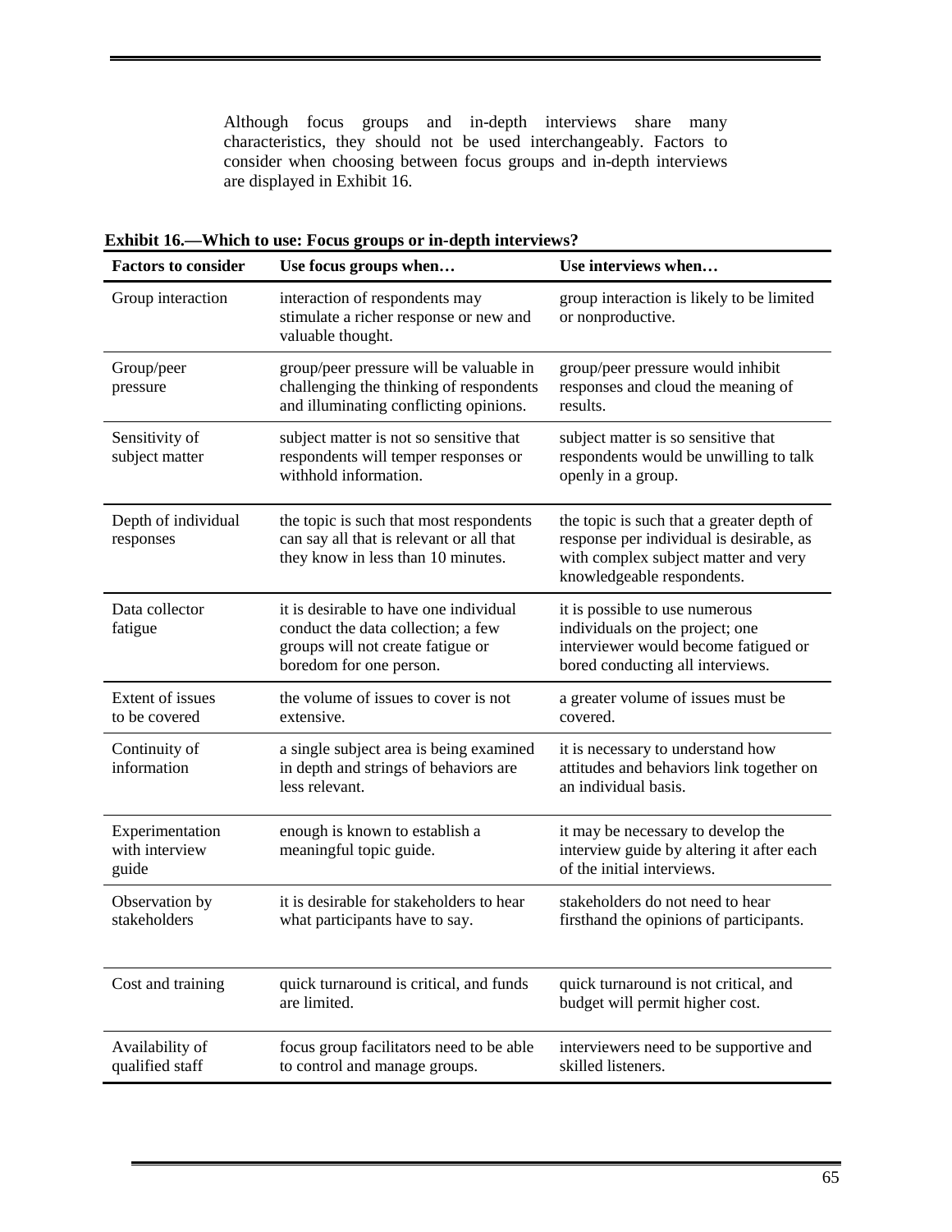Although focus groups and in-depth interviews share many characteristics, they should not be used interchangeably. Factors to consider when choosing between focus groups and in-depth interviews are displayed in Exhibit 16.

**Exhibit 16.—Which to use: Focus groups or in-depth interviews?**

| Factors to consider | Use focus groups when… | Use interviews when… |
|---|---|---|
| Group interaction | interaction of respondents may stimulate a richer response or new and valuable thought. | group interaction is likely to be limited or nonproductive. |
| Group/peer pressure | group/peer pressure will be valuable in challenging the thinking of respondents and illuminating conflicting opinions. | group/peer pressure would inhibit responses and cloud the meaning of results. |
| Sensitivity of subject matter | subject matter is not so sensitive that respondents will temper responses or withhold information. | subject matter is so sensitive that respondents would be unwilling to talk openly in a group. |
| Depth of individual responses | the topic is such that most respondents can say all that is relevant or all that they know in less than 10 minutes. | the topic is such that a greater depth of response per individual is desirable, as with complex subject matter and very knowledgeable respondents. |
| Data collector fatigue | it is desirable to have one individual conduct the data collection; a few groups will not create fatigue or boredom for one person. | it is possible to use numerous individuals on the project; one interviewer would become fatigued or bored conducting all interviews. |
| Extent of issues to be covered | the volume of issues to cover is not extensive. | a greater volume of issues must be covered. |
| Continuity of information | a single subject area is being examined in depth and strings of behaviors are less relevant. | it is necessary to understand how attitudes and behaviors link together on an individual basis. |
| Experimentation with interview guide | enough is known to establish a meaningful topic guide. | it may be necessary to develop the interview guide by altering it after each of the initial interviews. |
| Observation by stakeholders | it is desirable for stakeholders to hear what participants have to say. | stakeholders do not need to hear firsthand the opinions of participants. |
| Cost and training | quick turnaround is critical, and funds are limited. | quick turnaround is not critical, and budget will permit higher cost. |
| Availability of qualified staff | focus group facilitators need to be able to control and manage groups. | interviewers need to be supportive and skilled listeners. |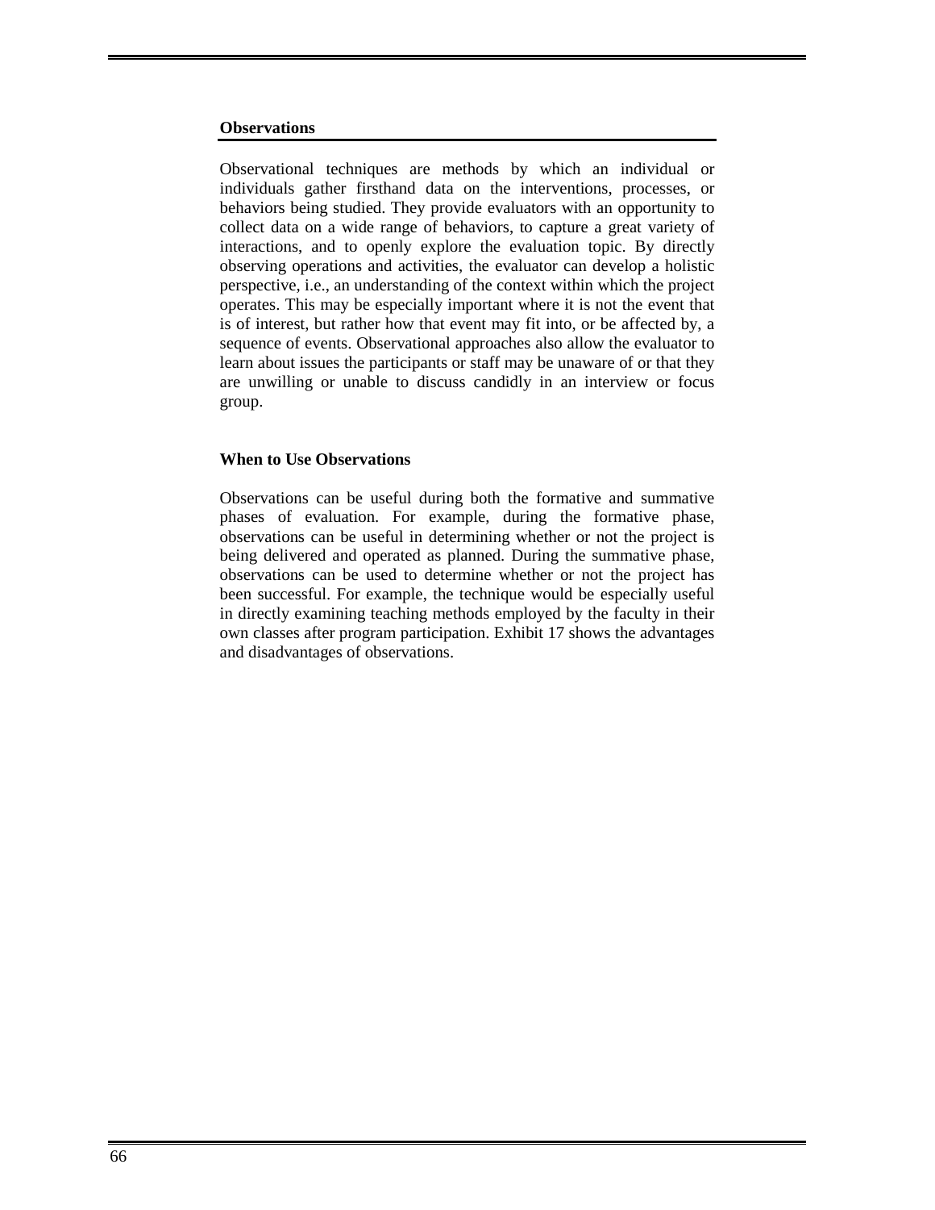## Observations

Observational techniques are methods by which an individual or individuals gather firsthand data on the interventions, processes, or behaviors being studied. They provide evaluators with an opportunity to collect data on a wide range of behaviors, to capture a great variety of interactions, and to openly explore the evaluation topic. By directly observing operations and activities, the evaluator can develop a holistic perspective, i.e., an understanding of the context within which the project operates. This may be especially important where it is not the event that is of interest, but rather how that event may fit into, or be affected by, a sequence of events. Observational approaches also allow the evaluator to learn about issues the participants or staff may be unaware of or that they are unwilling or unable to discuss candidly in an interview or focus group.

### When to Use Observations

Observations can be useful during both the formative and summative phases of evaluation. For example, during the formative phase, observations can be useful in determining whether or not the project is being delivered and operated as planned. During the summative phase, observations can be used to determine whether or not the project has been successful. For example, the technique would be especially useful in directly examining teaching methods employed by the faculty in their own classes after program participation. Exhibit 17 shows the advantages and disadvantages of observations.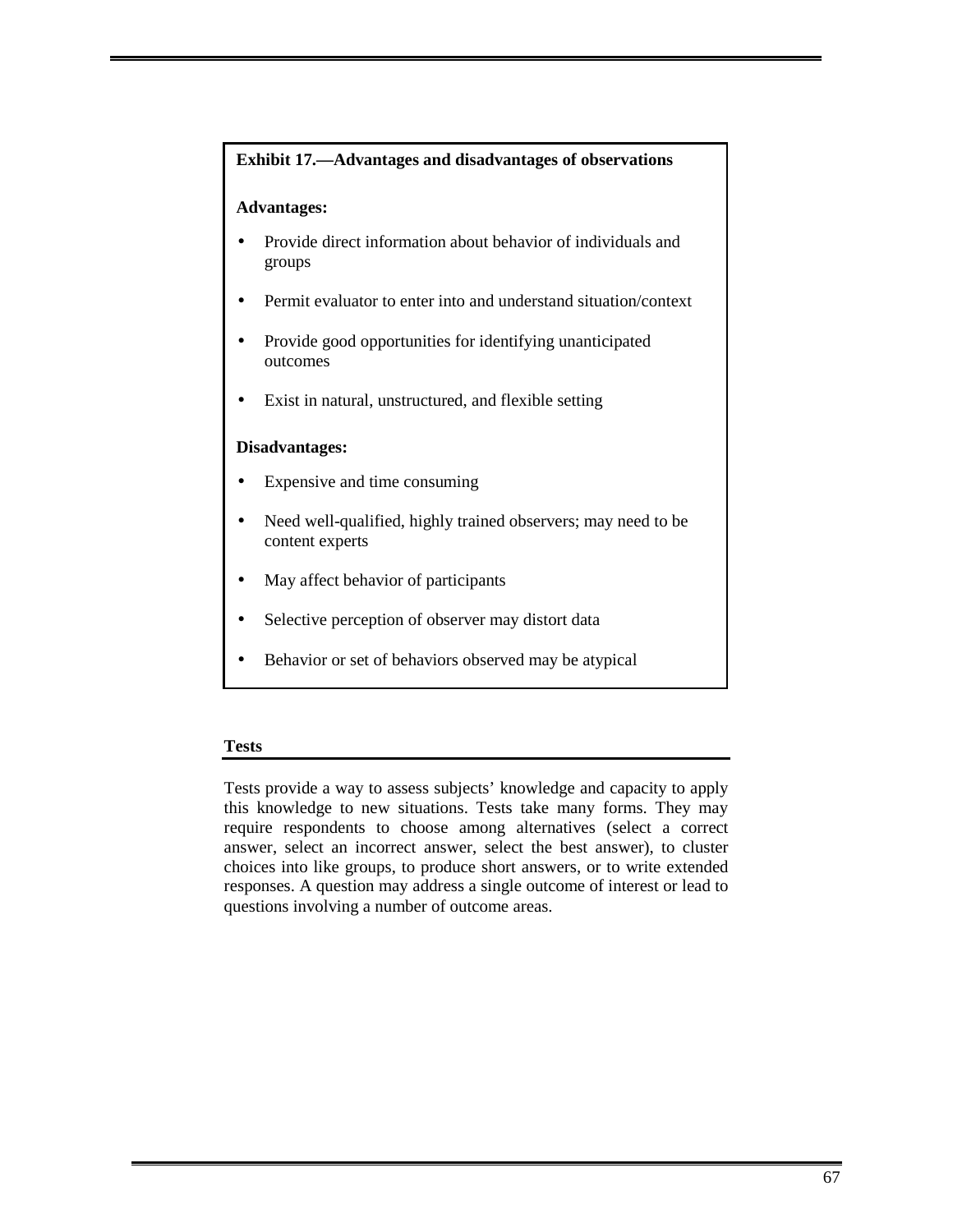**Exhibit 17.—Advantages and disadvantages of observations**

**Advantages:**

- Provide direct information about behavior of individuals and groups
- Permit evaluator to enter into and understand situation/context
- Provide good opportunities for identifying unanticipated outcomes
- Exist in natural, unstructured, and flexible setting

**Disadvantages:**

- Expensive and time consuming
- Need well-qualified, highly trained observers; may need to be content experts
- May affect behavior of participants
- Selective perception of observer may distort data
- Behavior or set of behaviors observed may be atypical

### Tests

Tests provide a way to assess subjects' knowledge and capacity to apply this knowledge to new situations. Tests take many forms. They may require respondents to choose among alternatives (select a correct answer, select an incorrect answer, select the best answer), to cluster choices into like groups, to produce short answers, or to write extended responses. A question may address a single outcome of interest or lead to questions involving a number of outcome areas.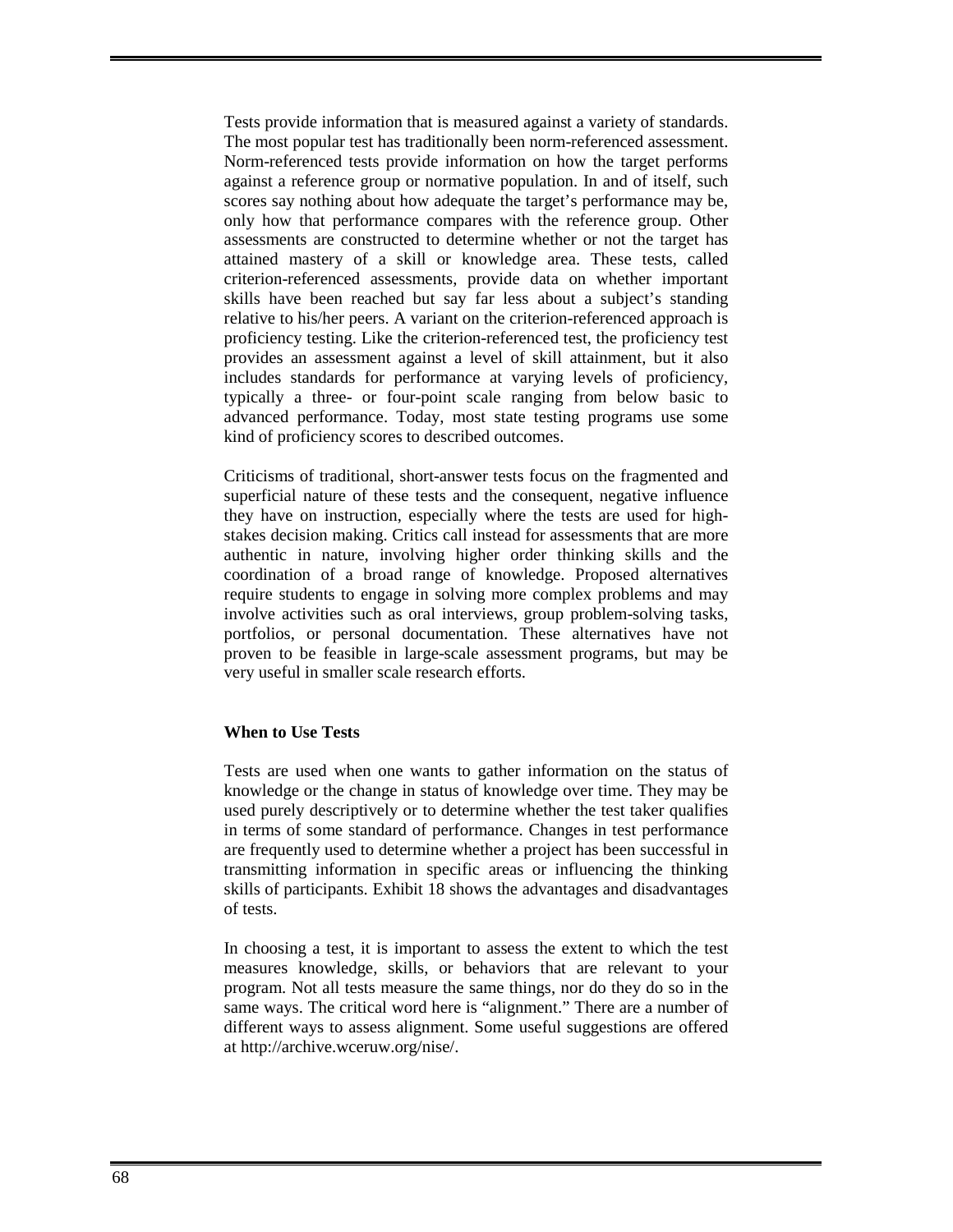Tests provide information that is measured against a variety of standards. The most popular test has traditionally been norm-referenced assessment. Norm-referenced tests provide information on how the target performs against a reference group or normative population. In and of itself, such scores say nothing about how adequate the target's performance may be, only how that performance compares with the reference group. Other assessments are constructed to determine whether or not the target has attained mastery of a skill or knowledge area. These tests, called criterion-referenced assessments, provide data on whether important skills have been reached but say far less about a subject's standing relative to his/her peers. A variant on the criterion-referenced approach is proficiency testing. Like the criterion-referenced test, the proficiency test provides an assessment against a level of skill attainment, but it also includes standards for performance at varying levels of proficiency, typically a three- or four-point scale ranging from below basic to advanced performance. Today, most state testing programs use some kind of proficiency scores to described outcomes.

Criticisms of traditional, short-answer tests focus on the fragmented and superficial nature of these tests and the consequent, negative influence they have on instruction, especially where the tests are used for high-stakes decision making. Critics call instead for assessments that are more authentic in nature, involving higher order thinking skills and the coordination of a broad range of knowledge. Proposed alternatives require students to engage in solving more complex problems and may involve activities such as oral interviews, group problem-solving tasks, portfolios, or personal documentation. These alternatives have not proven to be feasible in large-scale assessment programs, but may be very useful in smaller scale research efforts.

**When to Use Tests**

Tests are used when one wants to gather information on the status of knowledge or the change in status of knowledge over time. They may be used purely descriptively or to determine whether the test taker qualifies in terms of some standard of performance. Changes in test performance are frequently used to determine whether a project has been successful in transmitting information in specific areas or influencing the thinking skills of participants. Exhibit 18 shows the advantages and disadvantages of tests.

In choosing a test, it is important to assess the extent to which the test measures knowledge, skills, or behaviors that are relevant to your program. Not all tests measure the same things, nor do they do so in the same ways. The critical word here is "alignment." There are a number of different ways to assess alignment. Some useful suggestions are offered at http://archive.wceruw.org/nise/.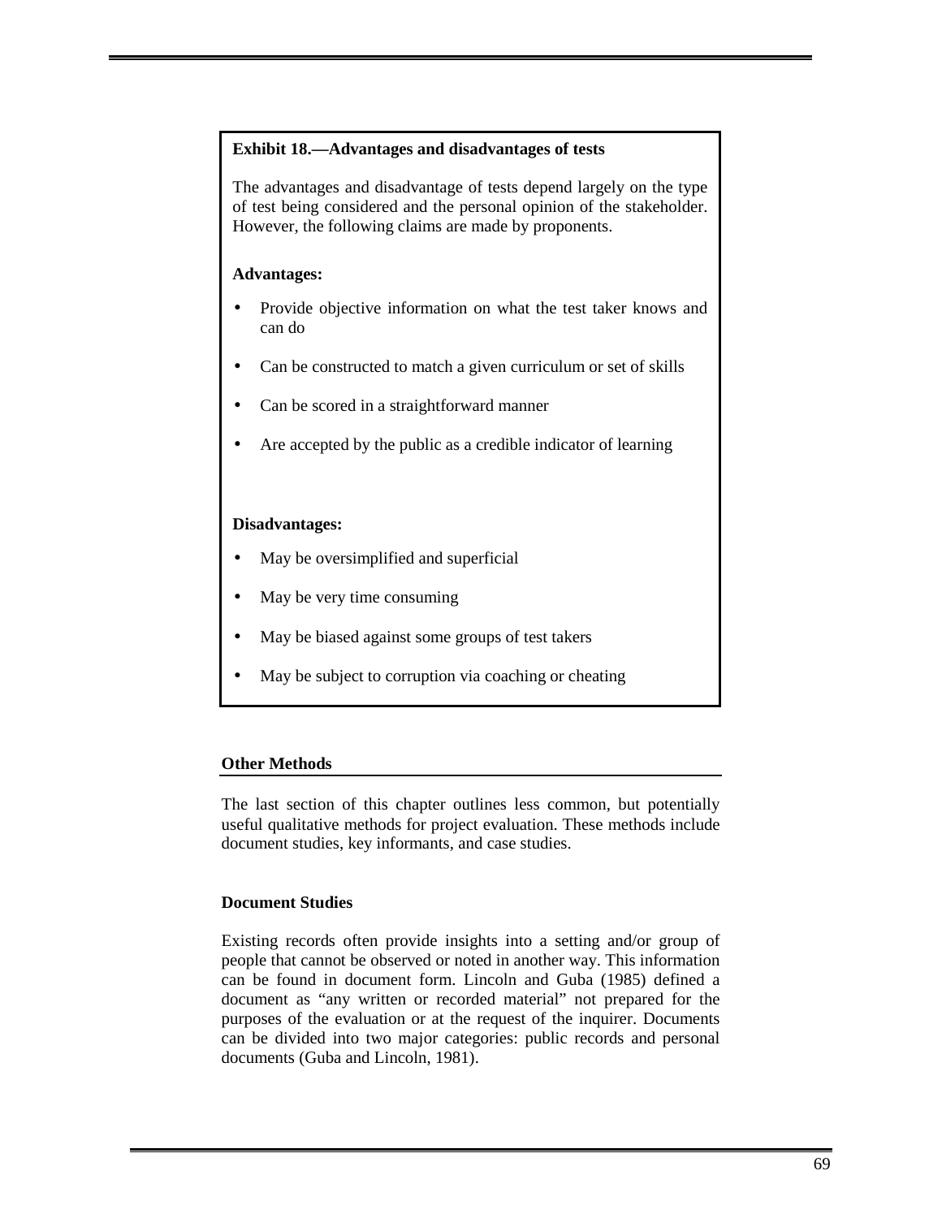**Exhibit 18.—Advantages and disadvantages of tests**

The advantages and disadvantage of tests depend largely on the type of test being considered and the personal opinion of the stakeholder. However, the following claims are made by proponents.

**Advantages:**

- Provide objective information on what the test taker knows and can do
- Can be constructed to match a given curriculum or set of skills
- Can be scored in a straightforward manner
- Are accepted by the public as a credible indicator of learning

**Disadvantages:**

- May be oversimplified and superficial
- May be very time consuming
- May be biased against some groups of test takers
- May be subject to corruption via coaching or cheating

## Other Methods

The last section of this chapter outlines less common, but potentially useful qualitative methods for project evaluation. These methods include document studies, key informants, and case studies.

### Document Studies

Existing records often provide insights into a setting and/or group of people that cannot be observed or noted in another way. This information can be found in document form. Lincoln and Guba (1985) defined a document as "any written or recorded material" not prepared for the purposes of the evaluation or at the request of the inquirer. Documents can be divided into two major categories: public records and personal documents (Guba and Lincoln, 1981).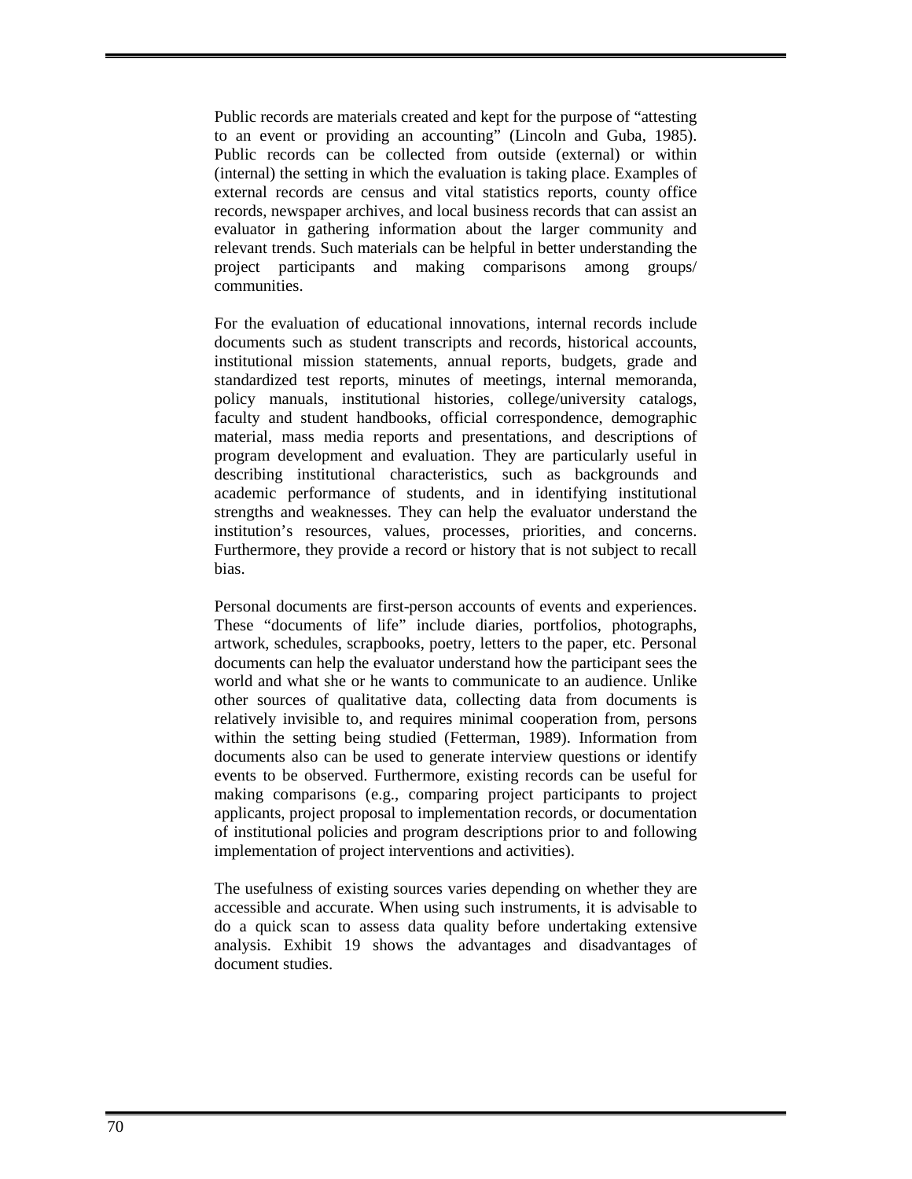Public records are materials created and kept for the purpose of "attesting to an event or providing an accounting" (Lincoln and Guba, 1985). Public records can be collected from outside (external) or within (internal) the setting in which the evaluation is taking place. Examples of external records are census and vital statistics reports, county office records, newspaper archives, and local business records that can assist an evaluator in gathering information about the larger community and relevant trends. Such materials can be helpful in better understanding the project participants and making comparisons among groups/ communities.

For the evaluation of educational innovations, internal records include documents such as student transcripts and records, historical accounts, institutional mission statements, annual reports, budgets, grade and standardized test reports, minutes of meetings, internal memoranda, policy manuals, institutional histories, college/university catalogs, faculty and student handbooks, official correspondence, demographic material, mass media reports and presentations, and descriptions of program development and evaluation. They are particularly useful in describing institutional characteristics, such as backgrounds and academic performance of students, and in identifying institutional strengths and weaknesses. They can help the evaluator understand the institution's resources, values, processes, priorities, and concerns. Furthermore, they provide a record or history that is not subject to recall bias.

Personal documents are first-person accounts of events and experiences. These "documents of life" include diaries, portfolios, photographs, artwork, schedules, scrapbooks, poetry, letters to the paper, etc. Personal documents can help the evaluator understand how the participant sees the world and what she or he wants to communicate to an audience. Unlike other sources of qualitative data, collecting data from documents is relatively invisible to, and requires minimal cooperation from, persons within the setting being studied (Fetterman, 1989). Information from documents also can be used to generate interview questions or identify events to be observed. Furthermore, existing records can be useful for making comparisons (e.g., comparing project participants to project applicants, project proposal to implementation records, or documentation of institutional policies and program descriptions prior to and following implementation of project interventions and activities).

The usefulness of existing sources varies depending on whether they are accessible and accurate. When using such instruments, it is advisable to do a quick scan to assess data quality before undertaking extensive analysis. Exhibit 19 shows the advantages and disadvantages of document studies.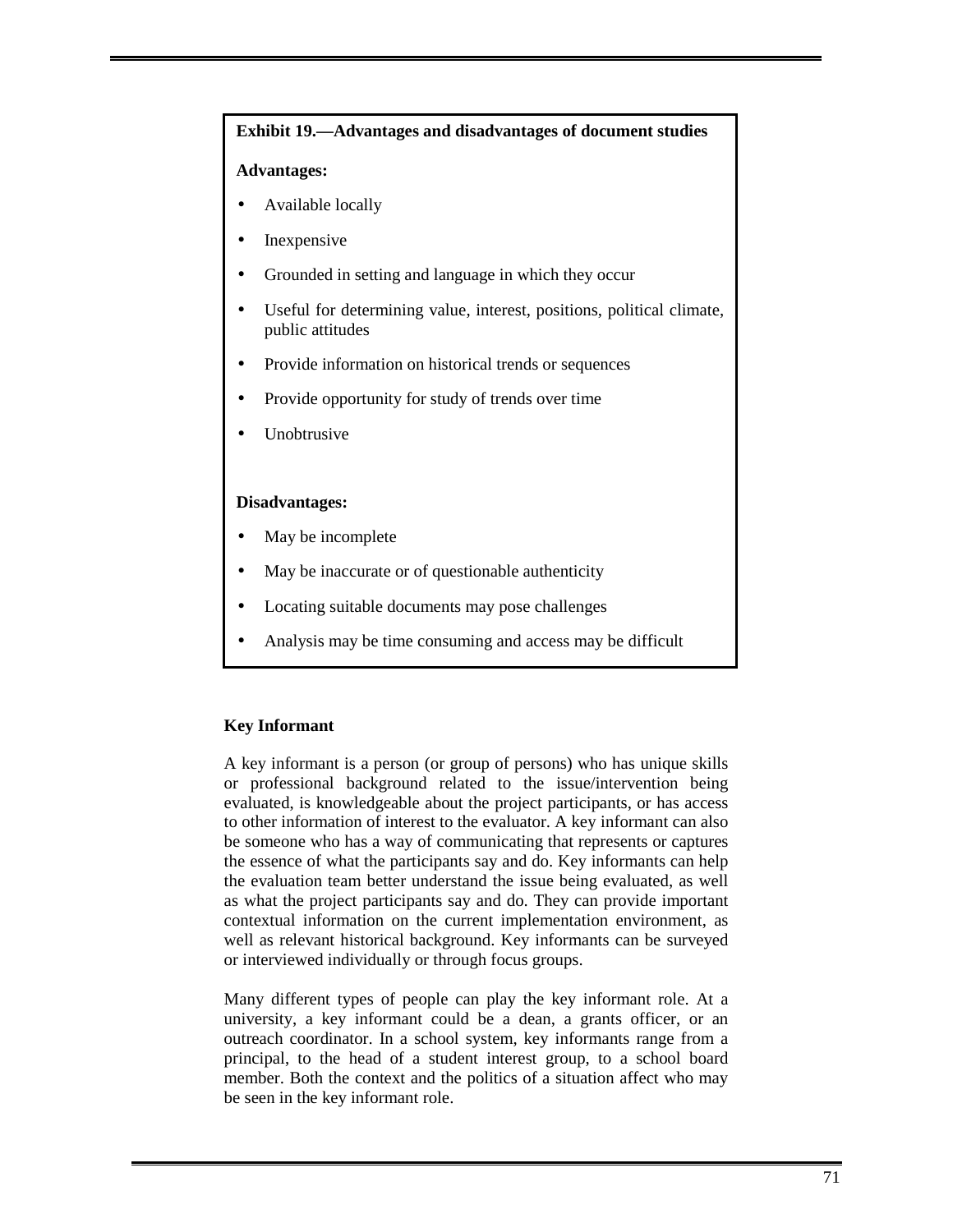**Exhibit 19.—Advantages and disadvantages of document studies**

**Advantages:**

- Available locally
- Inexpensive
- Grounded in setting and language in which they occur
- Useful for determining value, interest, positions, political climate, public attitudes
- Provide information on historical trends or sequences
- Provide opportunity for study of trends over time
- Unobtrusive

**Disadvantages:**

- May be incomplete
- May be inaccurate or of questionable authenticity
- Locating suitable documents may pose challenges
- Analysis may be time consuming and access may be difficult

**Key Informant**

A key informant is a person (or group of persons) who has unique skills or professional background related to the issue/intervention being evaluated, is knowledgeable about the project participants, or has access to other information of interest to the evaluator. A key informant can also be someone who has a way of communicating that represents or captures the essence of what the participants say and do. Key informants can help the evaluation team better understand the issue being evaluated, as well as what the project participants say and do. They can provide important contextual information on the current implementation environment, as well as relevant historical background. Key informants can be surveyed or interviewed individually or through focus groups.

Many different types of people can play the key informant role. At a university, a key informant could be a dean, a grants officer, or an outreach coordinator. In a school system, key informants range from a principal, to the head of a student interest group, to a school board member. Both the context and the politics of a situation affect who may be seen in the key informant role.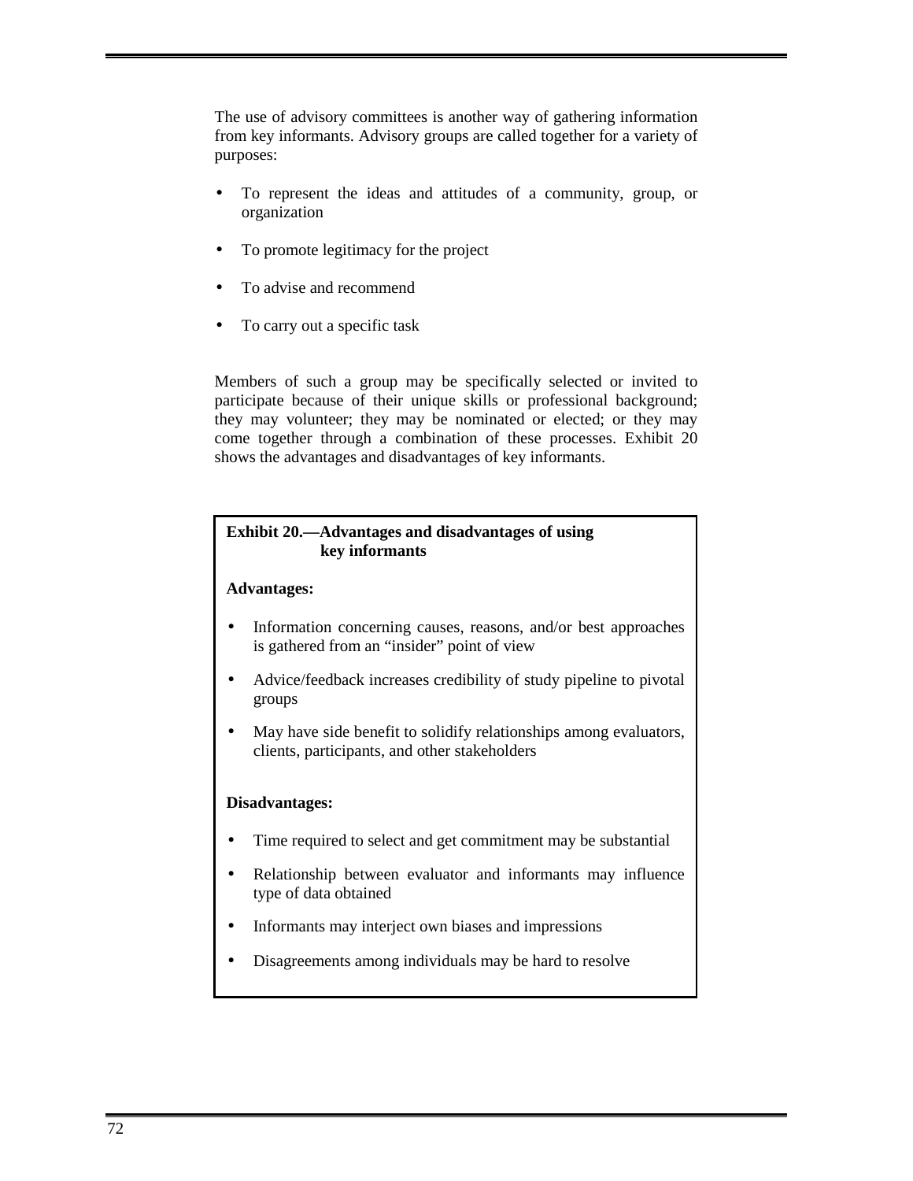The use of advisory committees is another way of gathering information from key informants. Advisory groups are called together for a variety of purposes:

- To represent the ideas and attitudes of a community, group, or organization
- To promote legitimacy for the project
- To advise and recommend
- To carry out a specific task

Members of such a group may be specifically selected or invited to participate because of their unique skills or professional background; they may volunteer; they may be nominated or elected; or they may come together through a combination of these processes. Exhibit 20 shows the advantages and disadvantages of key informants.

**Exhibit 20.—Advantages and disadvantages of using key informants**

**Advantages:**

- Information concerning causes, reasons, and/or best approaches is gathered from an “insider” point of view
- Advice/feedback increases credibility of study pipeline to pivotal groups
- May have side benefit to solidify relationships among evaluators, clients, participants, and other stakeholders

**Disadvantages:**

- Time required to select and get commitment may be substantial
- Relationship between evaluator and informants may influence type of data obtained
- Informants may interject own biases and impressions
- Disagreements among individuals may be hard to resolve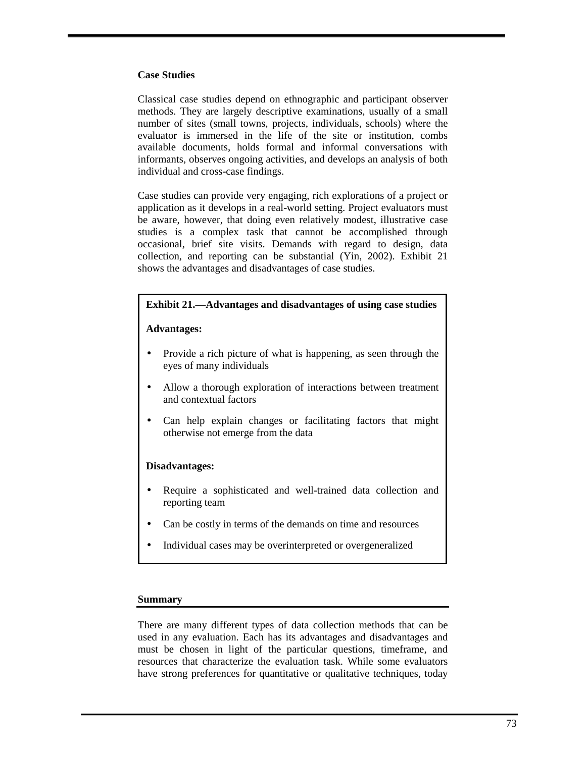### Case Studies

Classical case studies depend on ethnographic and participant observer methods. They are largely descriptive examinations, usually of a small number of sites (small towns, projects, individuals, schools) where the evaluator is immersed in the life of the site or institution, combs available documents, holds formal and informal conversations with informants, observes ongoing activities, and develops an analysis of both individual and cross-case findings.

Case studies can provide very engaging, rich explorations of a project or application as it develops in a real-world setting. Project evaluators must be aware, however, that doing even relatively modest, illustrative case studies is a complex task that cannot be accomplished through occasional, brief site visits. Demands with regard to design, data collection, and reporting can be substantial (Yin, 2002). Exhibit 21 shows the advantages and disadvantages of case studies.

**Exhibit 21.—Advantages and disadvantages of using case studies**

**Advantages:**

- Provide a rich picture of what is happening, as seen through the eyes of many individuals
- Allow a thorough exploration of interactions between treatment and contextual factors
- Can help explain changes or facilitating factors that might otherwise not emerge from the data

**Disadvantages:**

- Require a sophisticated and well-trained data collection and reporting team
- Can be costly in terms of the demands on time and resources
- Individual cases may be overinterpreted or overgeneralized

### Summary

There are many different types of data collection methods that can be used in any evaluation. Each has its advantages and disadvantages and must be chosen in light of the particular questions, timeframe, and resources that characterize the evaluation task. While some evaluators have strong preferences for quantitative or qualitative techniques, today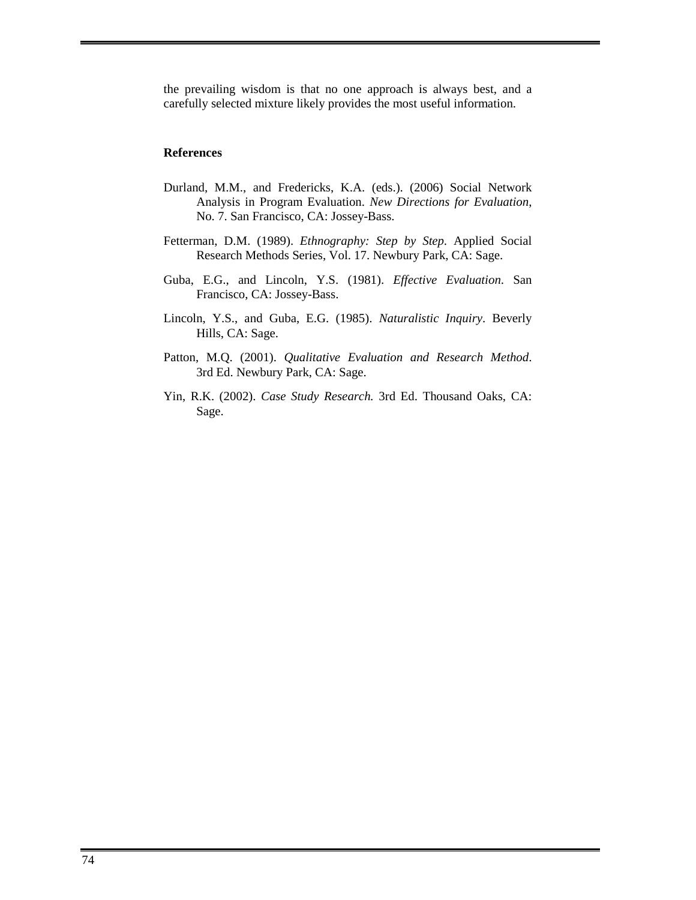the prevailing wisdom is that no one approach is always best, and a carefully selected mixture likely provides the most useful information.

**References**

Durland, M.M., and Fredericks, K.A. (eds.). (2006) Social Network Analysis in Program Evaluation. *New Directions for Evaluation*, No. 7. San Francisco, CA: Jossey-Bass.

Fetterman, D.M. (1989). *Ethnography: Step by Step*. Applied Social Research Methods Series, Vol. 17. Newbury Park, CA: Sage.

Guba, E.G., and Lincoln, Y.S. (1981). *Effective Evaluation*. San Francisco, CA: Jossey-Bass.

Lincoln, Y.S., and Guba, E.G. (1985). *Naturalistic Inquiry*. Beverly Hills, CA: Sage.

Patton, M.Q. (2001). *Qualitative Evaluation and Research Method*. 3rd Ed. Newbury Park, CA: Sage.

Yin, R.K. (2002). *Case Study Research.* 3rd Ed. Thousand Oaks, CA: Sage.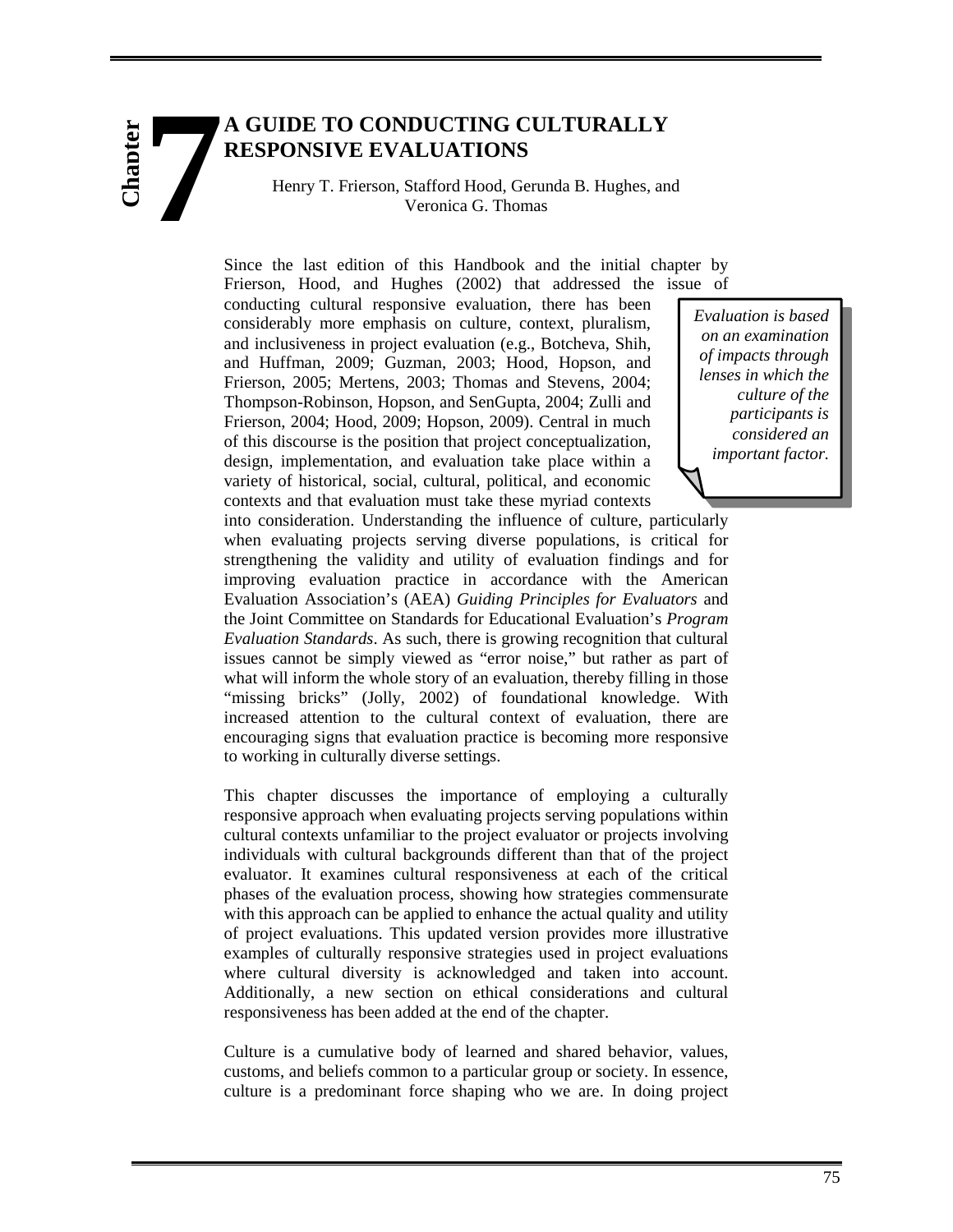# Chapter 7

## A GUIDE TO CONDUCTING CULTURALLY RESPONSIVE EVALUATIONS

Henry T. Frierson, Stafford Hood, Gerunda B. Hughes, and Veronica G. Thomas

Since the last edition of this Handbook and the initial chapter by Frierson, Hood, and Hughes (2002) that addressed the issue of conducting cultural responsive evaluation, there has been considerably more emphasis on culture, context, pluralism, and inclusiveness in project evaluation (e.g., Botcheva, Shih, and Huffman, 2009; Guzman, 2003; Hood, Hopson, and Frierson, 2005; Mertens, 2003; Thomas and Stevens, 2004; Thompson-Robinson, Hopson, and SenGupta, 2004; Zulli and Frierson, 2004; Hood, 2009; Hopson, 2009). Central in much of this discourse is the position that project conceptualization, design, implementation, and evaluation take place within a variety of historical, social, cultural, political, and economic contexts and that evaluation must take these myriad contexts into consideration. Understanding the influence of culture, particularly when evaluating projects serving diverse populations, is critical for strengthening the validity and utility of evaluation findings and for improving evaluation practice in accordance with the American Evaluation Association's (AEA) *Guiding Principles for Evaluators* and the Joint Committee on Standards for Educational Evaluation's *Program Evaluation Standards*. As such, there is growing recognition that cultural issues cannot be simply viewed as "error noise," but rather as part of what will inform the whole story of an evaluation, thereby filling in those "missing bricks" (Jolly, 2002) of foundational knowledge. With increased attention to the cultural context of evaluation, there are encouraging signs that evaluation practice is becoming more responsive to working in culturally diverse settings.

> *Evaluation is based on an examination of impacts through lenses in which the culture of the participants is considered an important factor.*

This chapter discusses the importance of employing a culturally responsive approach when evaluating projects serving populations within cultural contexts unfamiliar to the project evaluator or projects involving individuals with cultural backgrounds different than that of the project evaluator. It examines cultural responsiveness at each of the critical phases of the evaluation process, showing how strategies commensurate with this approach can be applied to enhance the actual quality and utility of project evaluations. This updated version provides more illustrative examples of culturally responsive strategies used in project evaluations where cultural diversity is acknowledged and taken into account. Additionally, a new section on ethical considerations and cultural responsiveness has been added at the end of the chapter.

Culture is a cumulative body of learned and shared behavior, values, customs, and beliefs common to a particular group or society. In essence, culture is a predominant force shaping who we are. In doing project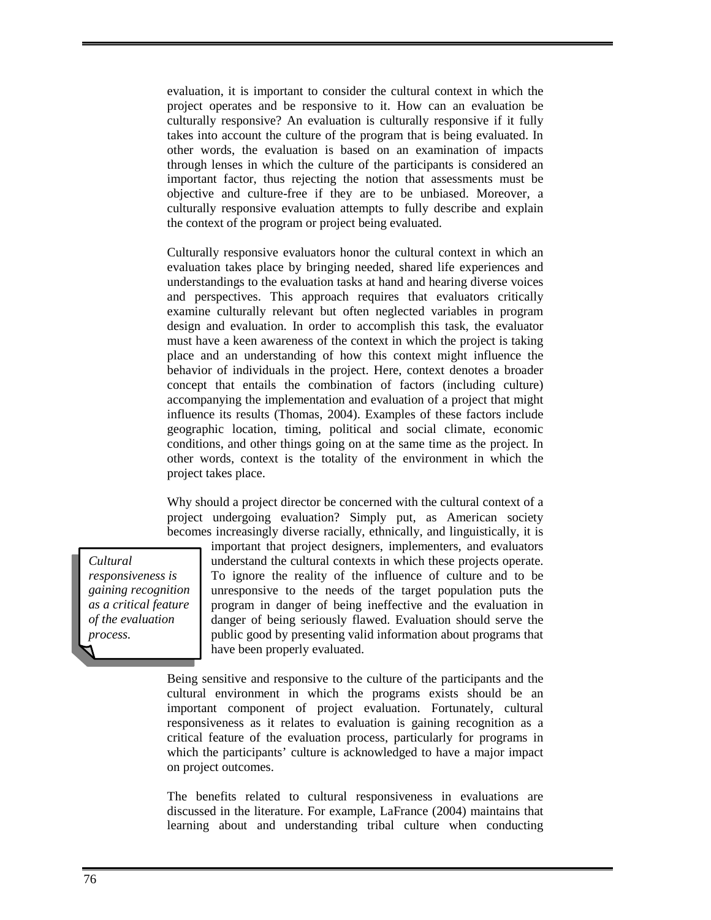evaluation, it is important to consider the cultural context in which the project operates and be responsive to it. How can an evaluation be culturally responsive? An evaluation is culturally responsive if it fully takes into account the culture of the program that is being evaluated. In other words, the evaluation is based on an examination of impacts through lenses in which the culture of the participants is considered an important factor, thus rejecting the notion that assessments must be objective and culture-free if they are to be unbiased. Moreover, a culturally responsive evaluation attempts to fully describe and explain the context of the program or project being evaluated.

Culturally responsive evaluators honor the cultural context in which an evaluation takes place by bringing needed, shared life experiences and understandings to the evaluation tasks at hand and hearing diverse voices and perspectives. This approach requires that evaluators critically examine culturally relevant but often neglected variables in program design and evaluation. In order to accomplish this task, the evaluator must have a keen awareness of the context in which the project is taking place and an understanding of how this context might influence the behavior of individuals in the project. Here, context denotes a broader concept that entails the combination of factors (including culture) accompanying the implementation and evaluation of a project that might influence its results (Thomas, 2004). Examples of these factors include geographic location, timing, political and social climate, economic conditions, and other things going on at the same time as the project. In other words, context is the totality of the environment in which the project takes place.

Why should a project director be concerned with the cultural context of a project undergoing evaluation? Simply put, as American society becomes increasingly diverse racially, ethnically, and linguistically, it is important that project designers, implementers, and evaluators understand the cultural contexts in which these projects operate. To ignore the reality of the influence of culture and to be unresponsive to the needs of the target population puts the program in danger of being ineffective and the evaluation in danger of being seriously flawed. Evaluation should serve the public good by presenting valid information about programs that have been properly evaluated.

> *Cultural responsiveness is gaining recognition as a critical feature of the evaluation process.*

Being sensitive and responsive to the culture of the participants and the cultural environment in which the programs exists should be an important component of project evaluation. Fortunately, cultural responsiveness as it relates to evaluation is gaining recognition as a critical feature of the evaluation process, particularly for programs in which the participants' culture is acknowledged to have a major impact on project outcomes.

The benefits related to cultural responsiveness in evaluations are discussed in the literature. For example, LaFrance (2004) maintains that learning about and understanding tribal culture when conducting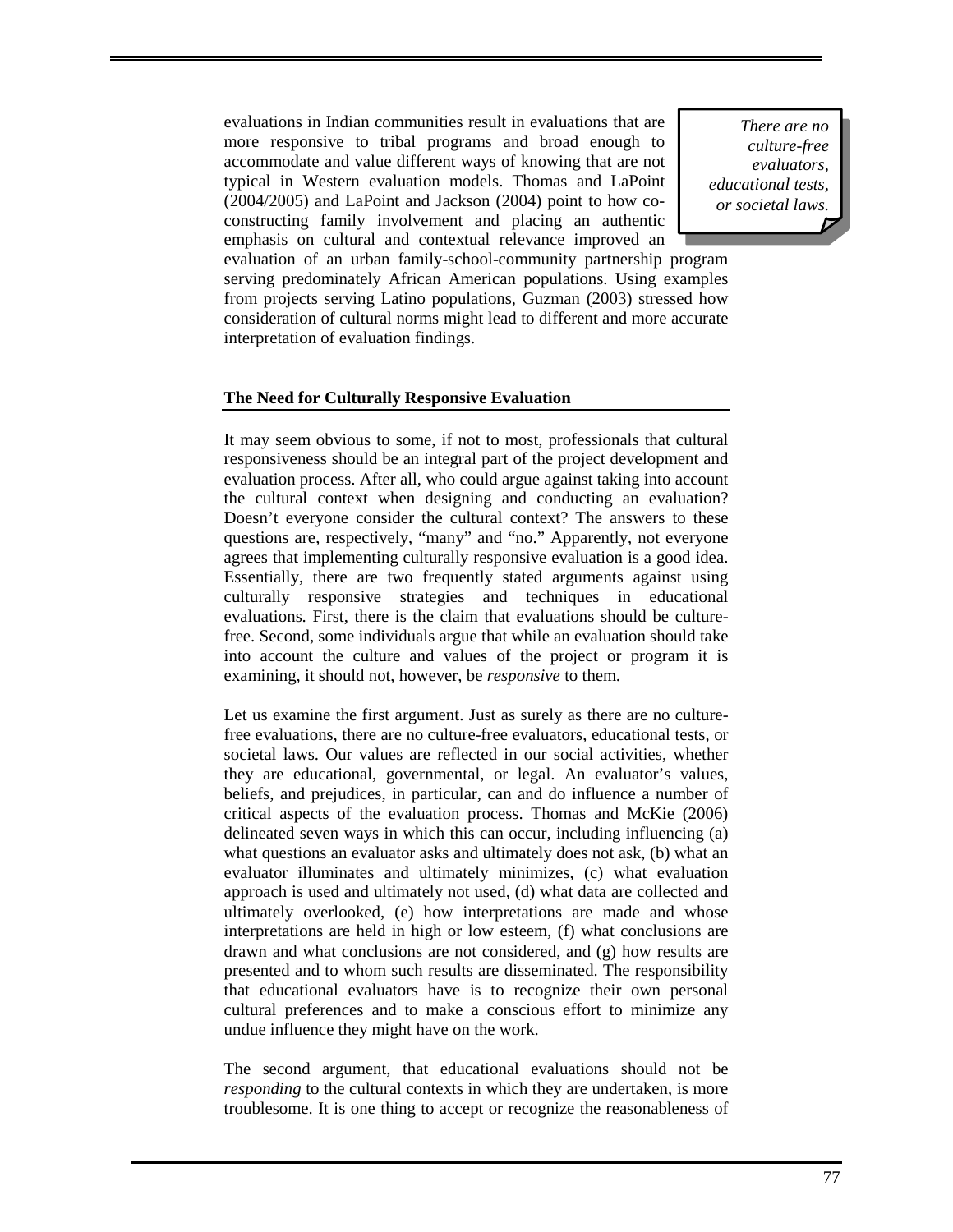evaluations in Indian communities result in evaluations that are more responsive to tribal programs and broad enough to accommodate and value different ways of knowing that are not typical in Western evaluation models. Thomas and LaPoint (2004/2005) and LaPoint and Jackson (2004) point to how co-constructing family involvement and placing an authentic emphasis on cultural and contextual relevance improved an evaluation of an urban family-school-community partnership program serving predominately African American populations. Using examples from projects serving Latino populations, Guzman (2003) stressed how consideration of cultural norms might lead to different and more accurate interpretation of evaluation findings.

> *There are no culture-free evaluators, educational tests, or societal laws.*

### The Need for Culturally Responsive Evaluation

It may seem obvious to some, if not to most, professionals that cultural responsiveness should be an integral part of the project development and evaluation process. After all, who could argue against taking into account the cultural context when designing and conducting an evaluation? Doesn't everyone consider the cultural context? The answers to these questions are, respectively, "many" and "no." Apparently, not everyone agrees that implementing culturally responsive evaluation is a good idea. Essentially, there are two frequently stated arguments against using culturally responsive strategies and techniques in educational evaluations. First, there is the claim that evaluations should be culture-free. Second, some individuals argue that while an evaluation should take into account the culture and values of the project or program it is examining, it should not, however, be *responsive* to them.

Let us examine the first argument. Just as surely as there are no culture-free evaluations, there are no culture-free evaluators, educational tests, or societal laws. Our values are reflected in our social activities, whether they are educational, governmental, or legal. An evaluator's values, beliefs, and prejudices, in particular, can and do influence a number of critical aspects of the evaluation process. Thomas and McKie (2006) delineated seven ways in which this can occur, including influencing (a) what questions an evaluator asks and ultimately does not ask, (b) what an evaluator illuminates and ultimately minimizes, (c) what evaluation approach is used and ultimately not used, (d) what data are collected and ultimately overlooked, (e) how interpretations are made and whose interpretations are held in high or low esteem, (f) what conclusions are drawn and what conclusions are not considered, and (g) how results are presented and to whom such results are disseminated. The responsibility that educational evaluators have is to recognize their own personal cultural preferences and to make a conscious effort to minimize any undue influence they might have on the work.

The second argument, that educational evaluations should not be *responding* to the cultural contexts in which they are undertaken, is more troublesome. It is one thing to accept or recognize the reasonableness of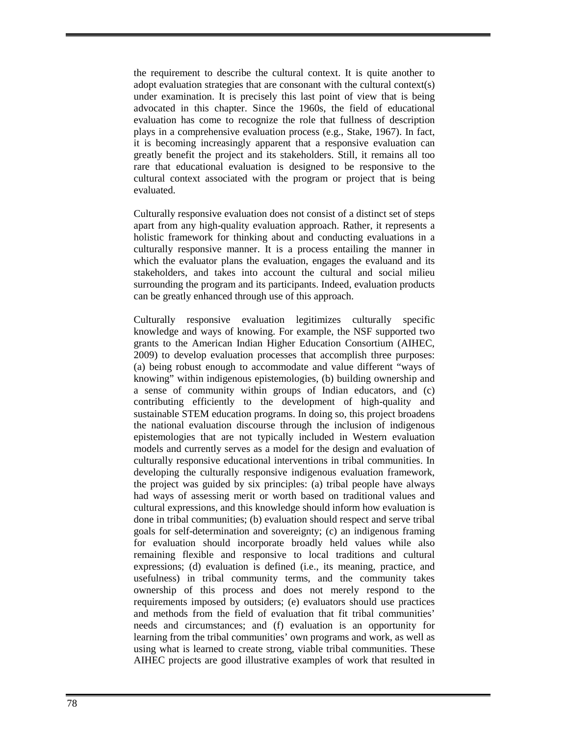the requirement to describe the cultural context. It is quite another to adopt evaluation strategies that are consonant with the cultural context(s) under examination. It is precisely this last point of view that is being advocated in this chapter. Since the 1960s, the field of educational evaluation has come to recognize the role that fullness of description plays in a comprehensive evaluation process (e.g., Stake, 1967). In fact, it is becoming increasingly apparent that a responsive evaluation can greatly benefit the project and its stakeholders. Still, it remains all too rare that educational evaluation is designed to be responsive to the cultural context associated with the program or project that is being evaluated.

Culturally responsive evaluation does not consist of a distinct set of steps apart from any high-quality evaluation approach. Rather, it represents a holistic framework for thinking about and conducting evaluations in a culturally responsive manner. It is a process entailing the manner in which the evaluator plans the evaluation, engages the evaluand and its stakeholders, and takes into account the cultural and social milieu surrounding the program and its participants. Indeed, evaluation products can be greatly enhanced through use of this approach.

Culturally responsive evaluation legitimizes culturally specific knowledge and ways of knowing. For example, the NSF supported two grants to the American Indian Higher Education Consortium (AIHEC, 2009) to develop evaluation processes that accomplish three purposes: (a) being robust enough to accommodate and value different "ways of knowing" within indigenous epistemologies, (b) building ownership and a sense of community within groups of Indian educators, and (c) contributing efficiently to the development of high-quality and sustainable STEM education programs. In doing so, this project broadens the national evaluation discourse through the inclusion of indigenous epistemologies that are not typically included in Western evaluation models and currently serves as a model for the design and evaluation of culturally responsive educational interventions in tribal communities. In developing the culturally responsive indigenous evaluation framework, the project was guided by six principles: (a) tribal people have always had ways of assessing merit or worth based on traditional values and cultural expressions, and this knowledge should inform how evaluation is done in tribal communities; (b) evaluation should respect and serve tribal goals for self-determination and sovereignty; (c) an indigenous framing for evaluation should incorporate broadly held values while also remaining flexible and responsive to local traditions and cultural expressions; (d) evaluation is defined (i.e., its meaning, practice, and usefulness) in tribal community terms, and the community takes ownership of this process and does not merely respond to the requirements imposed by outsiders; (e) evaluators should use practices and methods from the field of evaluation that fit tribal communities' needs and circumstances; and (f) evaluation is an opportunity for learning from the tribal communities' own programs and work, as well as using what is learned to create strong, viable tribal communities. These AIHEC projects are good illustrative examples of work that resulted in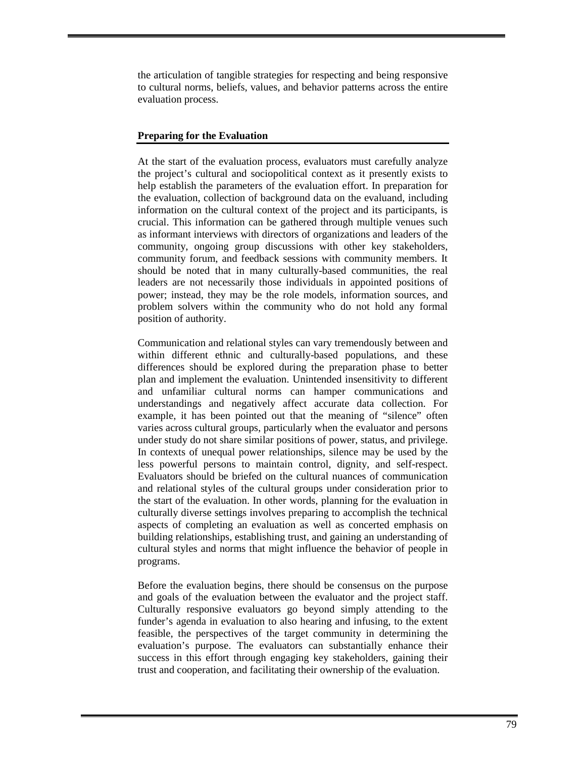the articulation of tangible strategies for respecting and being responsive to cultural norms, beliefs, values, and behavior patterns across the entire evaluation process.

## Preparing for the Evaluation

At the start of the evaluation process, evaluators must carefully analyze the project's cultural and sociopolitical context as it presently exists to help establish the parameters of the evaluation effort. In preparation for the evaluation, collection of background data on the evaluand, including information on the cultural context of the project and its participants, is crucial. This information can be gathered through multiple venues such as informant interviews with directors of organizations and leaders of the community, ongoing group discussions with other key stakeholders, community forum, and feedback sessions with community members. It should be noted that in many culturally-based communities, the real leaders are not necessarily those individuals in appointed positions of power; instead, they may be the role models, information sources, and problem solvers within the community who do not hold any formal position of authority.

Communication and relational styles can vary tremendously between and within different ethnic and culturally-based populations, and these differences should be explored during the preparation phase to better plan and implement the evaluation. Unintended insensitivity to different and unfamiliar cultural norms can hamper communications and understandings and negatively affect accurate data collection. For example, it has been pointed out that the meaning of "silence" often varies across cultural groups, particularly when the evaluator and persons under study do not share similar positions of power, status, and privilege. In contexts of unequal power relationships, silence may be used by the less powerful persons to maintain control, dignity, and self-respect. Evaluators should be briefed on the cultural nuances of communication and relational styles of the cultural groups under consideration prior to the start of the evaluation. In other words, planning for the evaluation in culturally diverse settings involves preparing to accomplish the technical aspects of completing an evaluation as well as concerted emphasis on building relationships, establishing trust, and gaining an understanding of cultural styles and norms that might influence the behavior of people in programs.

Before the evaluation begins, there should be consensus on the purpose and goals of the evaluation between the evaluator and the project staff. Culturally responsive evaluators go beyond simply attending to the funder's agenda in evaluation to also hearing and infusing, to the extent feasible, the perspectives of the target community in determining the evaluation's purpose. The evaluators can substantially enhance their success in this effort through engaging key stakeholders, gaining their trust and cooperation, and facilitating their ownership of the evaluation.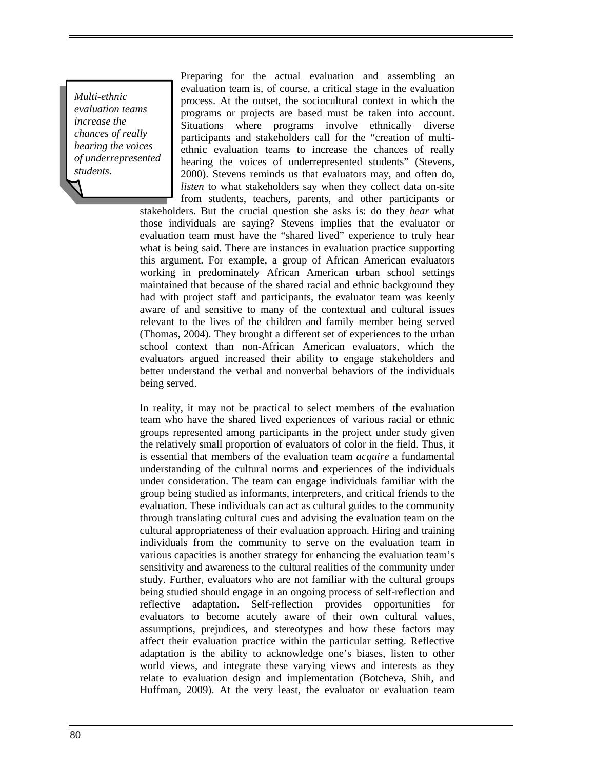*Multi-ethnic evaluation teams increase the chances of really hearing the voices of underrepresented students.*

Preparing for the actual evaluation and assembling an evaluation team is, of course, a critical stage in the evaluation process. At the outset, the sociocultural context in which the programs or projects are based must be taken into account. Situations where programs involve ethnically diverse participants and stakeholders call for the "creation of multi-ethnic evaluation teams to increase the chances of really hearing the voices of underrepresented students" (Stevens, 2000). Stevens reminds us that evaluators may, and often do, *listen* to what stakeholders say when they collect data on-site from students, teachers, parents, and other participants or stakeholders. But the crucial question she asks is: do they *hear* what those individuals are saying? Stevens implies that the evaluator or evaluation team must have the "shared lived" experience to truly hear what is being said. There are instances in evaluation practice supporting this argument. For example, a group of African American evaluators working in predominately African American urban school settings maintained that because of the shared racial and ethnic background they had with project staff and participants, the evaluator team was keenly aware of and sensitive to many of the contextual and cultural issues relevant to the lives of the children and family member being served (Thomas, 2004). They brought a different set of experiences to the urban school context than non-African American evaluators, which the evaluators argued increased their ability to engage stakeholders and better understand the verbal and nonverbal behaviors of the individuals being served.

In reality, it may not be practical to select members of the evaluation team who have the shared lived experiences of various racial or ethnic groups represented among participants in the project under study given the relatively small proportion of evaluators of color in the field. Thus, it is essential that members of the evaluation team *acquire* a fundamental understanding of the cultural norms and experiences of the individuals under consideration. The team can engage individuals familiar with the group being studied as informants, interpreters, and critical friends to the evaluation. These individuals can act as cultural guides to the community through translating cultural cues and advising the evaluation team on the cultural appropriateness of their evaluation approach. Hiring and training individuals from the community to serve on the evaluation team in various capacities is another strategy for enhancing the evaluation team's sensitivity and awareness to the cultural realities of the community under study. Further, evaluators who are not familiar with the cultural groups being studied should engage in an ongoing process of self-reflection and reflective adaptation. Self-reflection provides opportunities for evaluators to become acutely aware of their own cultural values, assumptions, prejudices, and stereotypes and how these factors may affect their evaluation practice within the particular setting. Reflective adaptation is the ability to acknowledge one's biases, listen to other world views, and integrate these varying views and interests as they relate to evaluation design and implementation (Botcheva, Shih, and Huffman, 2009). At the very least, the evaluator or evaluation team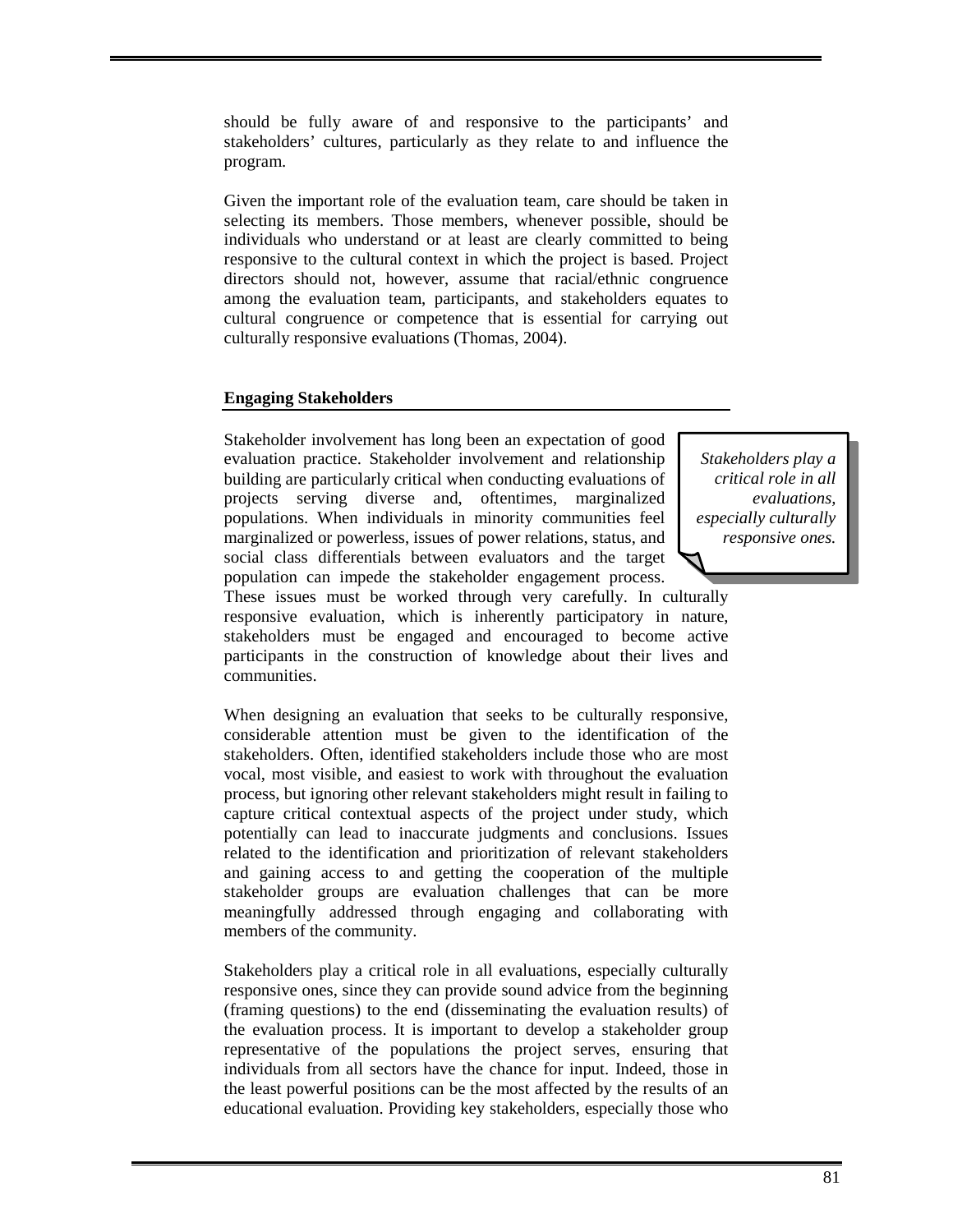should be fully aware of and responsive to the participants' and stakeholders' cultures, particularly as they relate to and influence the program.

Given the important role of the evaluation team, care should be taken in selecting its members. Those members, whenever possible, should be individuals who understand or at least are clearly committed to being responsive to the cultural context in which the project is based. Project directors should not, however, assume that racial/ethnic congruence among the evaluation team, participants, and stakeholders equates to cultural congruence or competence that is essential for carrying out culturally responsive evaluations (Thomas, 2004).

### Engaging Stakeholders

Stakeholder involvement has long been an expectation of good evaluation practice. Stakeholder involvement and relationship building are particularly critical when conducting evaluations of projects serving diverse and, oftentimes, marginalized populations. When individuals in minority communities feel marginalized or powerless, issues of power relations, status, and social class differentials between evaluators and the target population can impede the stakeholder engagement process. These issues must be worked through very carefully. In culturally responsive evaluation, which is inherently participatory in nature, stakeholders must be engaged and encouraged to become active participants in the construction of knowledge about their lives and communities.

*Stakeholders play a critical role in all evaluations, especially culturally responsive ones.*

When designing an evaluation that seeks to be culturally responsive, considerable attention must be given to the identification of the stakeholders. Often, identified stakeholders include those who are most vocal, most visible, and easiest to work with throughout the evaluation process, but ignoring other relevant stakeholders might result in failing to capture critical contextual aspects of the project under study, which potentially can lead to inaccurate judgments and conclusions. Issues related to the identification and prioritization of relevant stakeholders and gaining access to and getting the cooperation of the multiple stakeholder groups are evaluation challenges that can be more meaningfully addressed through engaging and collaborating with members of the community.

Stakeholders play a critical role in all evaluations, especially culturally responsive ones, since they can provide sound advice from the beginning (framing questions) to the end (disseminating the evaluation results) of the evaluation process. It is important to develop a stakeholder group representative of the populations the project serves, ensuring that individuals from all sectors have the chance for input. Indeed, those in the least powerful positions can be the most affected by the results of an educational evaluation. Providing key stakeholders, especially those who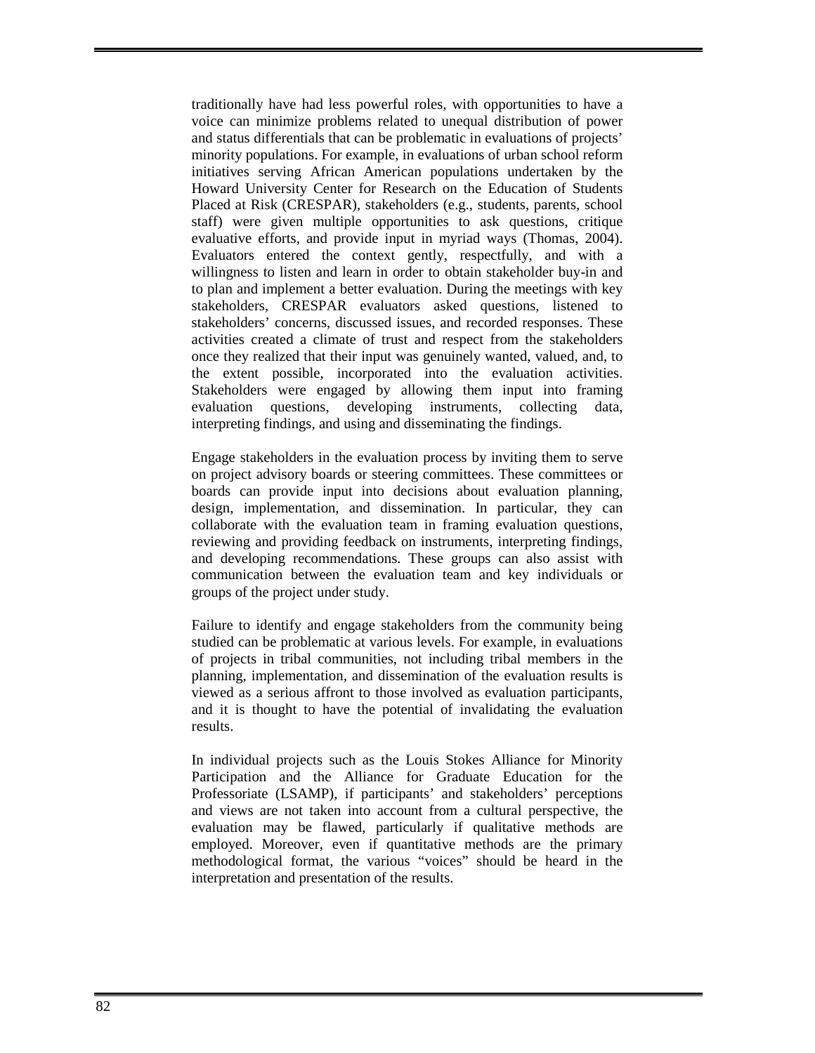traditionally have had less powerful roles, with opportunities to have a voice can minimize problems related to unequal distribution of power and status differentials that can be problematic in evaluations of projects' minority populations. For example, in evaluations of urban school reform initiatives serving African American populations undertaken by the Howard University Center for Research on the Education of Students Placed at Risk (CRESPAR), stakeholders (e.g., students, parents, school staff) were given multiple opportunities to ask questions, critique evaluative efforts, and provide input in myriad ways (Thomas, 2004). Evaluators entered the context gently, respectfully, and with a willingness to listen and learn in order to obtain stakeholder buy-in and to plan and implement a better evaluation. During the meetings with key stakeholders, CRESPAR evaluators asked questions, listened to stakeholders' concerns, discussed issues, and recorded responses. These activities created a climate of trust and respect from the stakeholders once they realized that their input was genuinely wanted, valued, and, to the extent possible, incorporated into the evaluation activities. Stakeholders were engaged by allowing them input into framing evaluation questions, developing instruments, collecting data, interpreting findings, and using and disseminating the findings.

Engage stakeholders in the evaluation process by inviting them to serve on project advisory boards or steering committees. These committees or boards can provide input into decisions about evaluation planning, design, implementation, and dissemination. In particular, they can collaborate with the evaluation team in framing evaluation questions, reviewing and providing feedback on instruments, interpreting findings, and developing recommendations. These groups can also assist with communication between the evaluation team and key individuals or groups of the project under study.

Failure to identify and engage stakeholders from the community being studied can be problematic at various levels. For example, in evaluations of projects in tribal communities, not including tribal members in the planning, implementation, and dissemination of the evaluation results is viewed as a serious affront to those involved as evaluation participants, and it is thought to have the potential of invalidating the evaluation results.

In individual projects such as the Louis Stokes Alliance for Minority Participation and the Alliance for Graduate Education for the Professoriate (LSAMP), if participants' and stakeholders' perceptions and views are not taken into account from a cultural perspective, the evaluation may be flawed, particularly if qualitative methods are employed. Moreover, even if quantitative methods are the primary methodological format, the various "voices" should be heard in the interpretation and presentation of the results.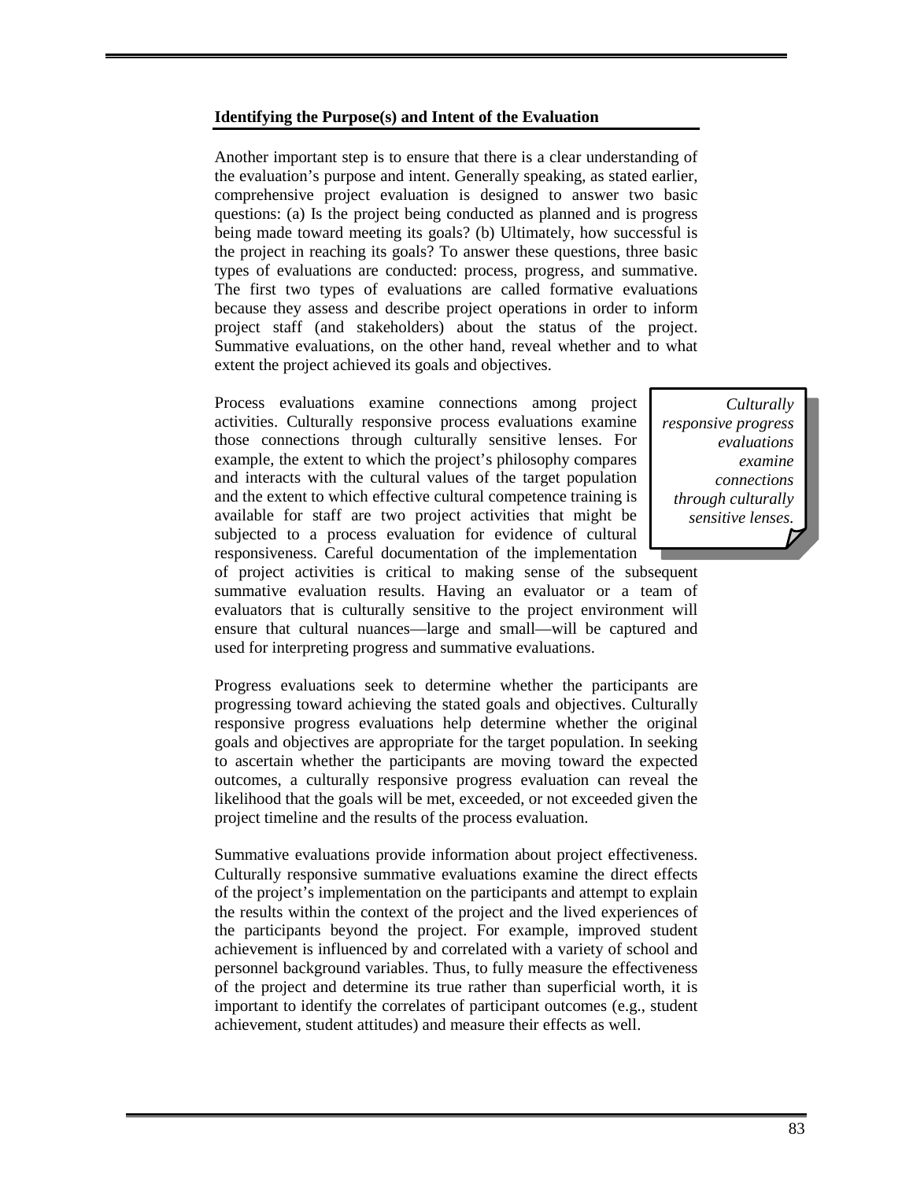## Identifying the Purpose(s) and Intent of the Evaluation

Another important step is to ensure that there is a clear understanding of the evaluation's purpose and intent. Generally speaking, as stated earlier, comprehensive project evaluation is designed to answer two basic questions: (a) Is the project being conducted as planned and is progress being made toward meeting its goals? (b) Ultimately, how successful is the project in reaching its goals? To answer these questions, three basic types of evaluations are conducted: process, progress, and summative. The first two types of evaluations are called formative evaluations because they assess and describe project operations in order to inform project staff (and stakeholders) about the status of the project. Summative evaluations, on the other hand, reveal whether and to what extent the project achieved its goals and objectives.

> *Culturally responsive progress evaluations examine connections through culturally sensitive lenses.*

Process evaluations examine connections among project activities. Culturally responsive process evaluations examine those connections through culturally sensitive lenses. For example, the extent to which the project's philosophy compares and interacts with the cultural values of the target population and the extent to which effective cultural competence training is available for staff are two project activities that might be subjected to a process evaluation for evidence of cultural responsiveness. Careful documentation of the implementation of project activities is critical to making sense of the subsequent summative evaluation results. Having an evaluator or a team of evaluators that is culturally sensitive to the project environment will ensure that cultural nuances—large and small—will be captured and used for interpreting progress and summative evaluations.

Progress evaluations seek to determine whether the participants are progressing toward achieving the stated goals and objectives. Culturally responsive progress evaluations help determine whether the original goals and objectives are appropriate for the target population. In seeking to ascertain whether the participants are moving toward the expected outcomes, a culturally responsive progress evaluation can reveal the likelihood that the goals will be met, exceeded, or not exceeded given the project timeline and the results of the process evaluation.

Summative evaluations provide information about project effectiveness. Culturally responsive summative evaluations examine the direct effects of the project's implementation on the participants and attempt to explain the results within the context of the project and the lived experiences of the participants beyond the project. For example, improved student achievement is influenced by and correlated with a variety of school and personnel background variables. Thus, to fully measure the effectiveness of the project and determine its true rather than superficial worth, it is important to identify the correlates of participant outcomes (e.g., student achievement, student attitudes) and measure their effects as well.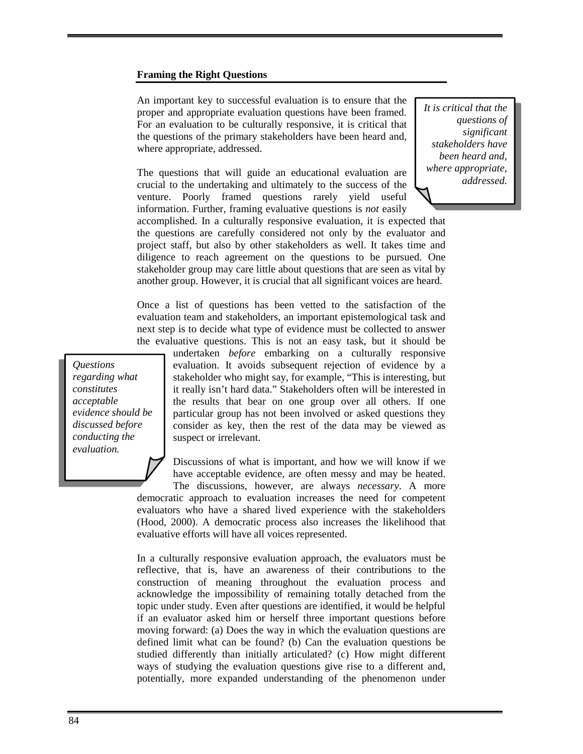### Framing the Right Questions

An important key to successful evaluation is to ensure that the proper and appropriate evaluation questions have been framed. For an evaluation to be culturally responsive, it is critical that the questions of the primary stakeholders have been heard and, where appropriate, addressed.

*It is critical that the questions of significant stakeholders have been heard and, where appropriate, addressed.*

The questions that will guide an educational evaluation are crucial to the undertaking and ultimately to the success of the venture. Poorly framed questions rarely yield useful information. Further, framing evaluative questions is *not* easily accomplished. In a culturally responsive evaluation, it is expected that the questions are carefully considered not only by the evaluator and project staff, but also by other stakeholders as well. It takes time and diligence to reach agreement on the questions to be pursued. One stakeholder group may care little about questions that are seen as vital by another group. However, it is crucial that all significant voices are heard.

Once a list of questions has been vetted to the satisfaction of the evaluation team and stakeholders, an important epistemological task and next step is to decide what type of evidence must be collected to answer the evaluative questions. This is not an easy task, but it should be undertaken *before* embarking on a culturally responsive evaluation. It avoids subsequent rejection of evidence by a stakeholder who might say, for example, "This is interesting, but it really isn't hard data." Stakeholders often will be interested in the results that bear on one group over all others. If one particular group has not been involved or asked questions they consider as key, then the rest of the data may be viewed as suspect or irrelevant.

*Questions regarding what constitutes acceptable evidence should be discussed before conducting the evaluation.*

Discussions of what is important, and how we will know if we have acceptable evidence, are often messy and may be heated. The discussions, however, are always *necessary*. A more democratic approach to evaluation increases the need for competent evaluators who have a shared lived experience with the stakeholders (Hood, 2000). A democratic process also increases the likelihood that evaluative efforts will have all voices represented.

In a culturally responsive evaluation approach, the evaluators must be reflective, that is, have an awareness of their contributions to the construction of meaning throughout the evaluation process and acknowledge the impossibility of remaining totally detached from the topic under study. Even after questions are identified, it would be helpful if an evaluator asked him or herself three important questions before moving forward: (a) Does the way in which the evaluation questions are defined limit what can be found? (b) Can the evaluation questions be studied differently than initially articulated? (c) How might different ways of studying the evaluation questions give rise to a different and, potentially, more expanded understanding of the phenomenon under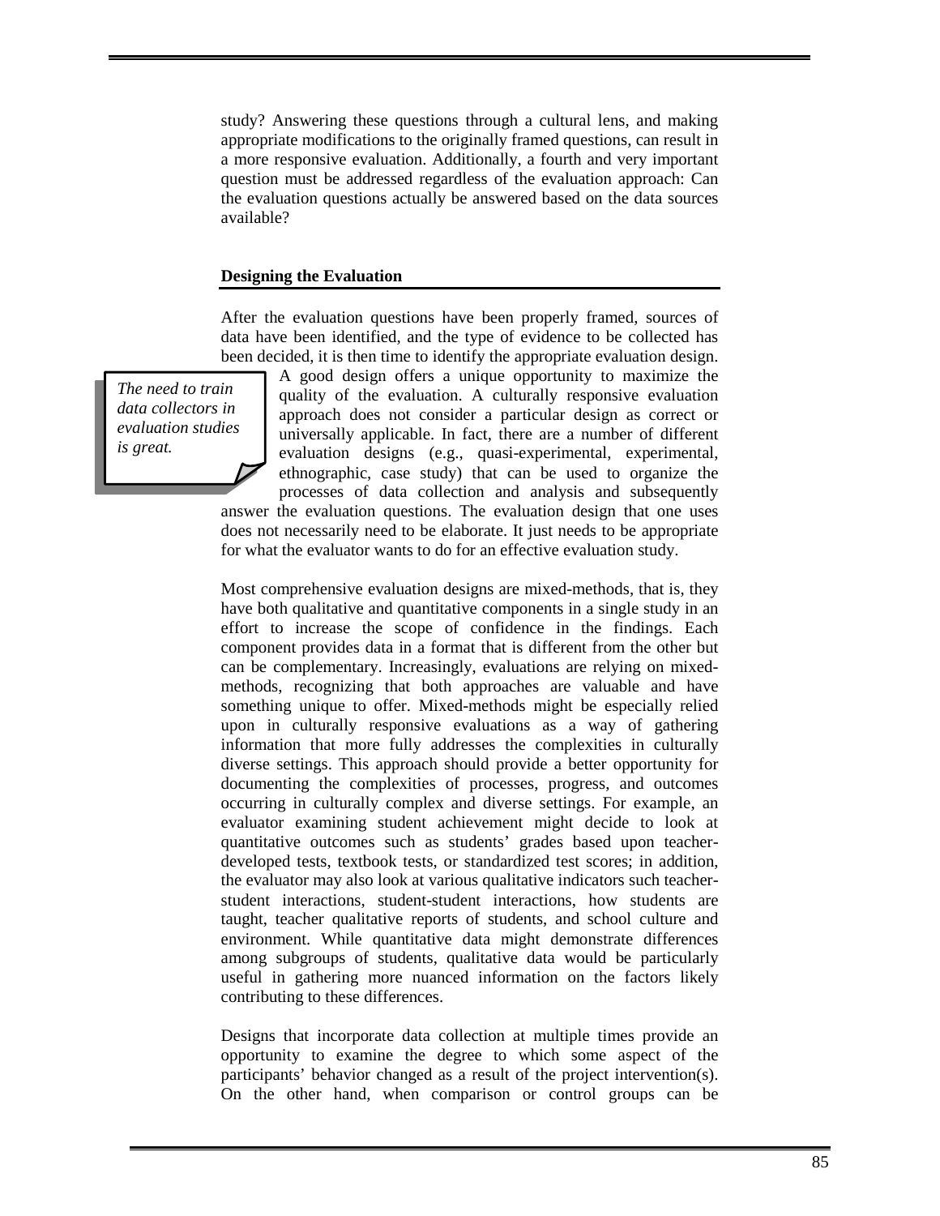study? Answering these questions through a cultural lens, and making appropriate modifications to the originally framed questions, can result in a more responsive evaluation. Additionally, a fourth and very important question must be addressed regardless of the evaluation approach: Can the evaluation questions actually be answered based on the data sources available?

### Designing the Evaluation

After the evaluation questions have been properly framed, sources of data have been identified, and the type of evidence to be collected has been decided, it is then time to identify the appropriate evaluation design. A good design offers a unique opportunity to maximize the quality of the evaluation. A culturally responsive evaluation approach does not consider a particular design as correct or universally applicable. In fact, there are a number of different evaluation designs (e.g., quasi-experimental, experimental, ethnographic, case study) that can be used to organize the processes of data collection and analysis and subsequently answer the evaluation questions. The evaluation design that one uses does not necessarily need to be elaborate. It just needs to be appropriate for what the evaluator wants to do for an effective evaluation study.

*The need to train data collectors in evaluation studies is great.*

Most comprehensive evaluation designs are mixed-methods, that is, they have both qualitative and quantitative components in a single study in an effort to increase the scope of confidence in the findings. Each component provides data in a format that is different from the other but can be complementary. Increasingly, evaluations are relying on mixed-methods, recognizing that both approaches are valuable and have something unique to offer. Mixed-methods might be especially relied upon in culturally responsive evaluations as a way of gathering information that more fully addresses the complexities in culturally diverse settings. This approach should provide a better opportunity for documenting the complexities of processes, progress, and outcomes occurring in culturally complex and diverse settings. For example, an evaluator examining student achievement might decide to look at quantitative outcomes such as students' grades based upon teacher-developed tests, textbook tests, or standardized test scores; in addition, the evaluator may also look at various qualitative indicators such teacher-student interactions, student-student interactions, how students are taught, teacher qualitative reports of students, and school culture and environment. While quantitative data might demonstrate differences among subgroups of students, qualitative data would be particularly useful in gathering more nuanced information on the factors likely contributing to these differences.

Designs that incorporate data collection at multiple times provide an opportunity to examine the degree to which some aspect of the participants' behavior changed as a result of the project intervention(s). On the other hand, when comparison or control groups can be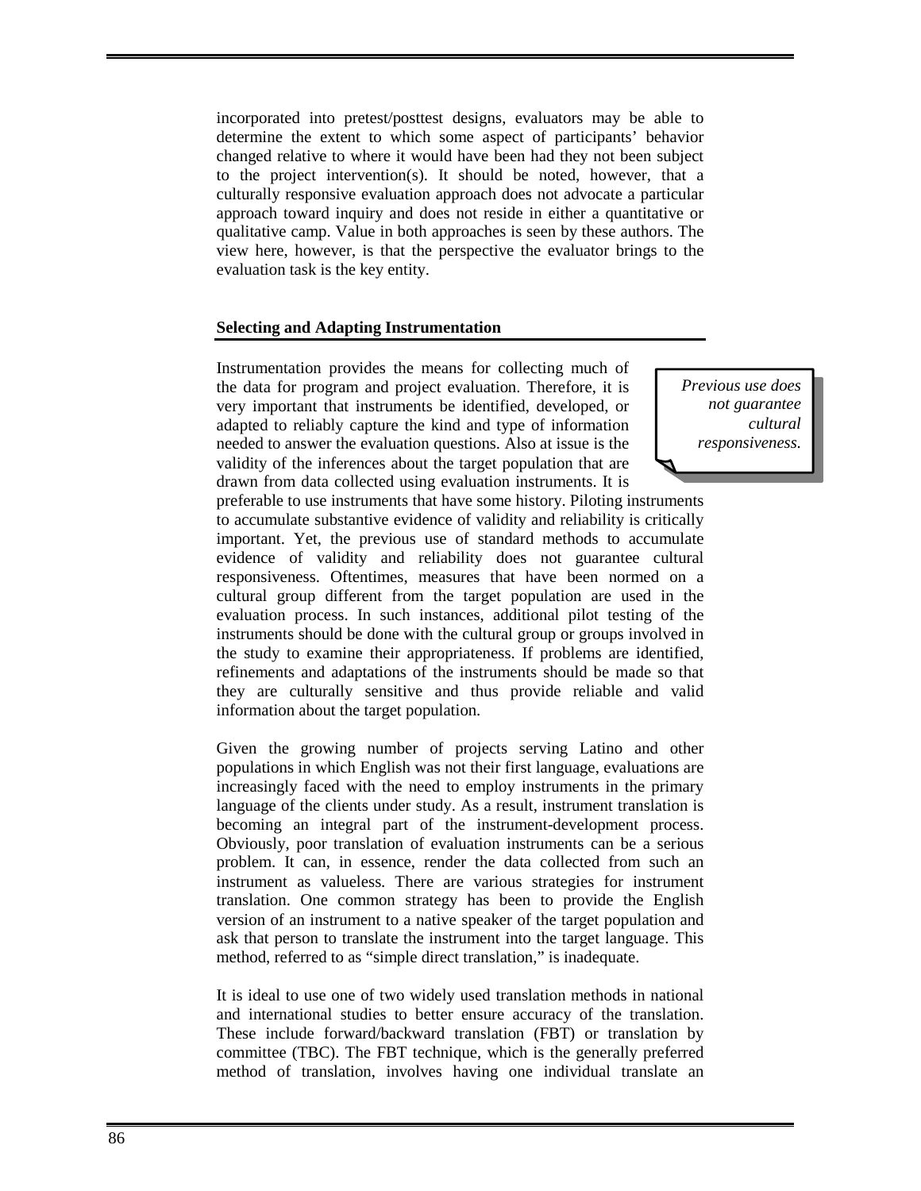incorporated into pretest/posttest designs, evaluators may be able to determine the extent to which some aspect of participants' behavior changed relative to where it would have been had they not been subject to the project intervention(s). It should be noted, however, that a culturally responsive evaluation approach does not advocate a particular approach toward inquiry and does not reside in either a quantitative or qualitative camp. Value in both approaches is seen by these authors. The view here, however, is that the perspective the evaluator brings to the evaluation task is the key entity.

**Selecting and Adapting Instrumentation**

> *Previous use does not guarantee cultural responsiveness.*

Instrumentation provides the means for collecting much of the data for program and project evaluation. Therefore, it is very important that instruments be identified, developed, or adapted to reliably capture the kind and type of information needed to answer the evaluation questions. Also at issue is the validity of the inferences about the target population that are drawn from data collected using evaluation instruments. It is preferable to use instruments that have some history. Piloting instruments to accumulate substantive evidence of validity and reliability is critically important. Yet, the previous use of standard methods to accumulate evidence of validity and reliability does not guarantee cultural responsiveness. Oftentimes, measures that have been normed on a cultural group different from the target population are used in the evaluation process. In such instances, additional pilot testing of the instruments should be done with the cultural group or groups involved in the study to examine their appropriateness. If problems are identified, refinements and adaptations of the instruments should be made so that they are culturally sensitive and thus provide reliable and valid information about the target population.

Given the growing number of projects serving Latino and other populations in which English was not their first language, evaluations are increasingly faced with the need to employ instruments in the primary language of the clients under study. As a result, instrument translation is becoming an integral part of the instrument-development process. Obviously, poor translation of evaluation instruments can be a serious problem. It can, in essence, render the data collected from such an instrument as valueless. There are various strategies for instrument translation. One common strategy has been to provide the English version of an instrument to a native speaker of the target population and ask that person to translate the instrument into the target language. This method, referred to as "simple direct translation," is inadequate.

It is ideal to use one of two widely used translation methods in national and international studies to better ensure accuracy of the translation. These include forward/backward translation (FBT) or translation by committee (TBC). The FBT technique, which is the generally preferred method of translation, involves having one individual translate an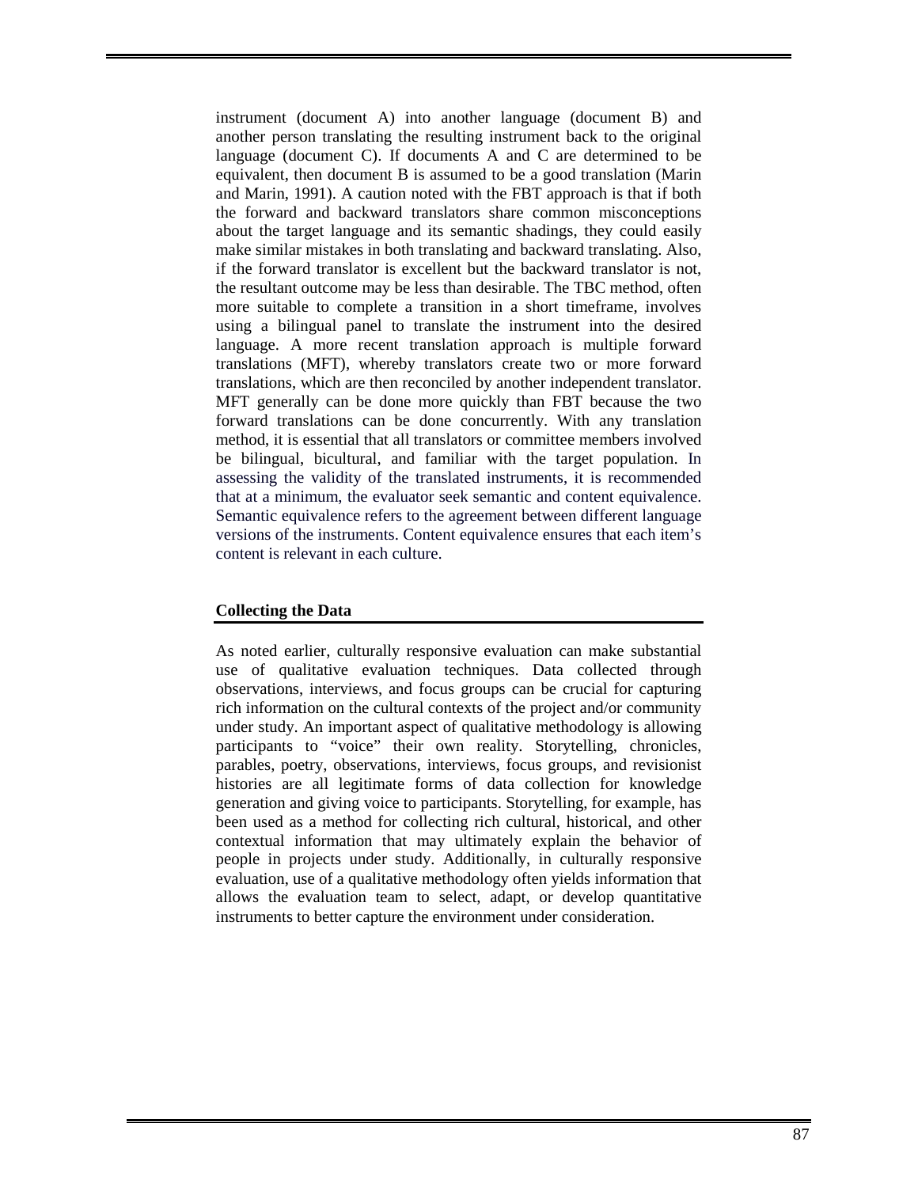instrument (document A) into another language (document B) and another person translating the resulting instrument back to the original language (document C). If documents A and C are determined to be equivalent, then document B is assumed to be a good translation (Marin and Marin, 1991). A caution noted with the FBT approach is that if both the forward and backward translators share common misconceptions about the target language and its semantic shadings, they could easily make similar mistakes in both translating and backward translating. Also, if the forward translator is excellent but the backward translator is not, the resultant outcome may be less than desirable. The TBC method, often more suitable to complete a transition in a short timeframe, involves using a bilingual panel to translate the instrument into the desired language. A more recent translation approach is multiple forward translations (MFT), whereby translators create two or more forward translations, which are then reconciled by another independent translator. MFT generally can be done more quickly than FBT because the two forward translations can be done concurrently. With any translation method, it is essential that all translators or committee members involved be bilingual, bicultural, and familiar with the target population. In assessing the validity of the translated instruments, it is recommended that at a minimum, the evaluator seek semantic and content equivalence. Semantic equivalence refers to the agreement between different language versions of the instruments. Content equivalence ensures that each item's content is relevant in each culture.

## Collecting the Data

As noted earlier, culturally responsive evaluation can make substantial use of qualitative evaluation techniques. Data collected through observations, interviews, and focus groups can be crucial for capturing rich information on the cultural contexts of the project and/or community under study. An important aspect of qualitative methodology is allowing participants to "voice" their own reality. Storytelling, chronicles, parables, poetry, observations, interviews, focus groups, and revisionist histories are all legitimate forms of data collection for knowledge generation and giving voice to participants. Storytelling, for example, has been used as a method for collecting rich cultural, historical, and other contextual information that may ultimately explain the behavior of people in projects under study. Additionally, in culturally responsive evaluation, use of a qualitative methodology often yields information that allows the evaluation team to select, adapt, or develop quantitative instruments to better capture the environment under consideration.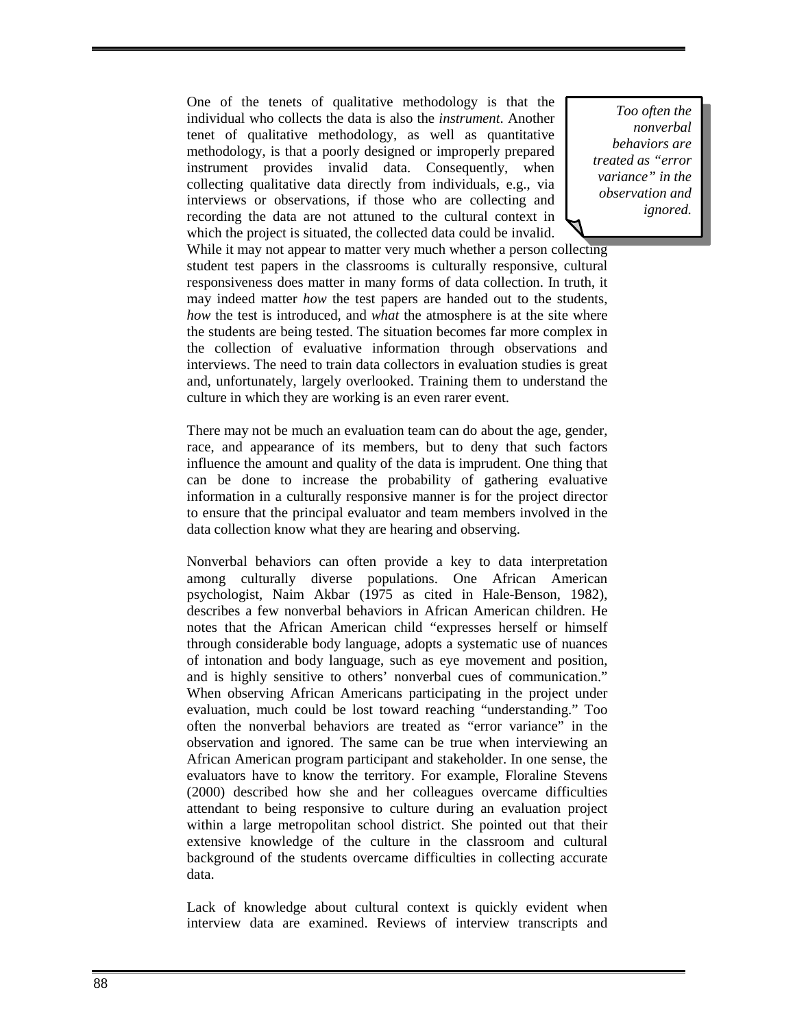One of the tenets of qualitative methodology is that the individual who collects the data is also the *instrument.* Another tenet of qualitative methodology, as well as quantitative methodology, is that a poorly designed or improperly prepared instrument provides invalid data. Consequently, when collecting qualitative data directly from individuals, e.g., via interviews or observations, if those who are collecting and recording the data are not attuned to the cultural context in which the project is situated, the collected data could be invalid. While it may not appear to matter very much whether a person collecting student test papers in the classrooms is culturally responsive, cultural responsiveness does matter in many forms of data collection. In truth, it may indeed matter *how* the test papers are handed out to the students, *how* the test is introduced, and *what* the atmosphere is at the site where the students are being tested. The situation becomes far more complex in the collection of evaluative information through observations and interviews. The need to train data collectors in evaluation studies is great and, unfortunately, largely overlooked. Training them to understand the culture in which they are working is an even rarer event.

> *Too often the nonverbal behaviors are treated as "error variance" in the observation and ignored.*

There may not be much an evaluation team can do about the age, gender, race, and appearance of its members, but to deny that such factors influence the amount and quality of the data is imprudent. One thing that can be done to increase the probability of gathering evaluative information in a culturally responsive manner is for the project director to ensure that the principal evaluator and team members involved in the data collection know what they are hearing and observing.

Nonverbal behaviors can often provide a key to data interpretation among culturally diverse populations. One African American psychologist, Naim Akbar (1975 as cited in Hale-Benson, 1982), describes a few nonverbal behaviors in African American children. He notes that the African American child "expresses herself or himself through considerable body language, adopts a systematic use of nuances of intonation and body language, such as eye movement and position, and is highly sensitive to others' nonverbal cues of communication." When observing African Americans participating in the project under evaluation, much could be lost toward reaching "understanding." Too often the nonverbal behaviors are treated as "error variance" in the observation and ignored. The same can be true when interviewing an African American program participant and stakeholder. In one sense, the evaluators have to know the territory. For example, Floraline Stevens (2000) described how she and her colleagues overcame difficulties attendant to being responsive to culture during an evaluation project within a large metropolitan school district. She pointed out that their extensive knowledge of the culture in the classroom and cultural background of the students overcame difficulties in collecting accurate data.

Lack of knowledge about cultural context is quickly evident when interview data are examined. Reviews of interview transcripts and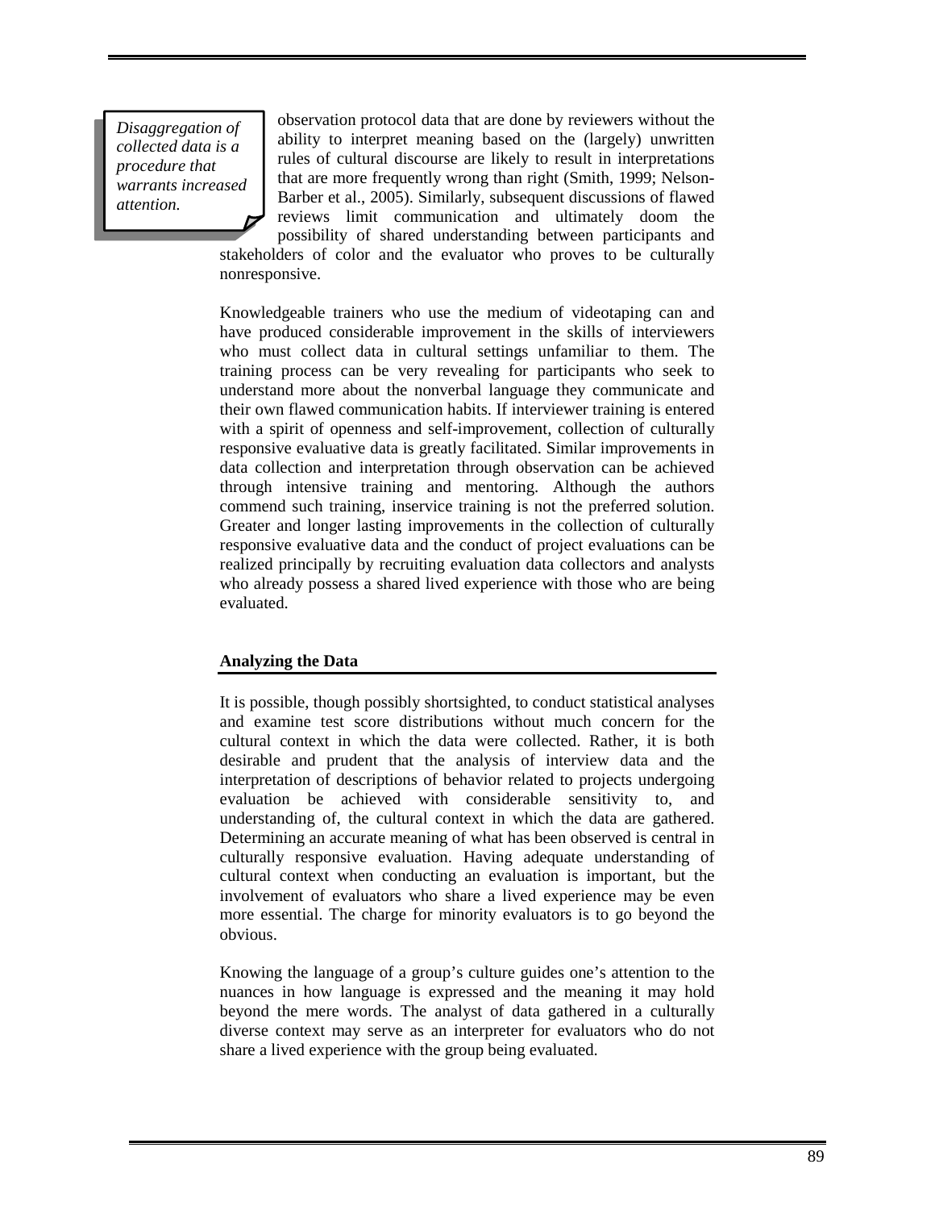*Disaggregation of collected data is a procedure that warrants increased attention.*

observation protocol data that are done by reviewers without the ability to interpret meaning based on the (largely) unwritten rules of cultural discourse are likely to result in interpretations that are more frequently wrong than right (Smith, 1999; Nelson-Barber et al., 2005). Similarly, subsequent discussions of flawed reviews limit communication and ultimately doom the possibility of shared understanding between participants and stakeholders of color and the evaluator who proves to be culturally nonresponsive.

Knowledgeable trainers who use the medium of videotaping can and have produced considerable improvement in the skills of interviewers who must collect data in cultural settings unfamiliar to them. The training process can be very revealing for participants who seek to understand more about the nonverbal language they communicate and their own flawed communication habits. If interviewer training is entered with a spirit of openness and self-improvement, collection of culturally responsive evaluative data is greatly facilitated. Similar improvements in data collection and interpretation through observation can be achieved through intensive training and mentoring. Although the authors commend such training, inservice training is not the preferred solution. Greater and longer lasting improvements in the collection of culturally responsive evaluative data and the conduct of project evaluations can be realized principally by recruiting evaluation data collectors and analysts who already possess a shared lived experience with those who are being evaluated.

## Analyzing the Data

It is possible, though possibly shortsighted, to conduct statistical analyses and examine test score distributions without much concern for the cultural context in which the data were collected. Rather, it is both desirable and prudent that the analysis of interview data and the interpretation of descriptions of behavior related to projects undergoing evaluation be achieved with considerable sensitivity to, and understanding of, the cultural context in which the data are gathered. Determining an accurate meaning of what has been observed is central in culturally responsive evaluation. Having adequate understanding of cultural context when conducting an evaluation is important, but the involvement of evaluators who share a lived experience may be even more essential. The charge for minority evaluators is to go beyond the obvious.

Knowing the language of a group's culture guides one's attention to the nuances in how language is expressed and the meaning it may hold beyond the mere words. The analyst of data gathered in a culturally diverse context may serve as an interpreter for evaluators who do not share a lived experience with the group being evaluated.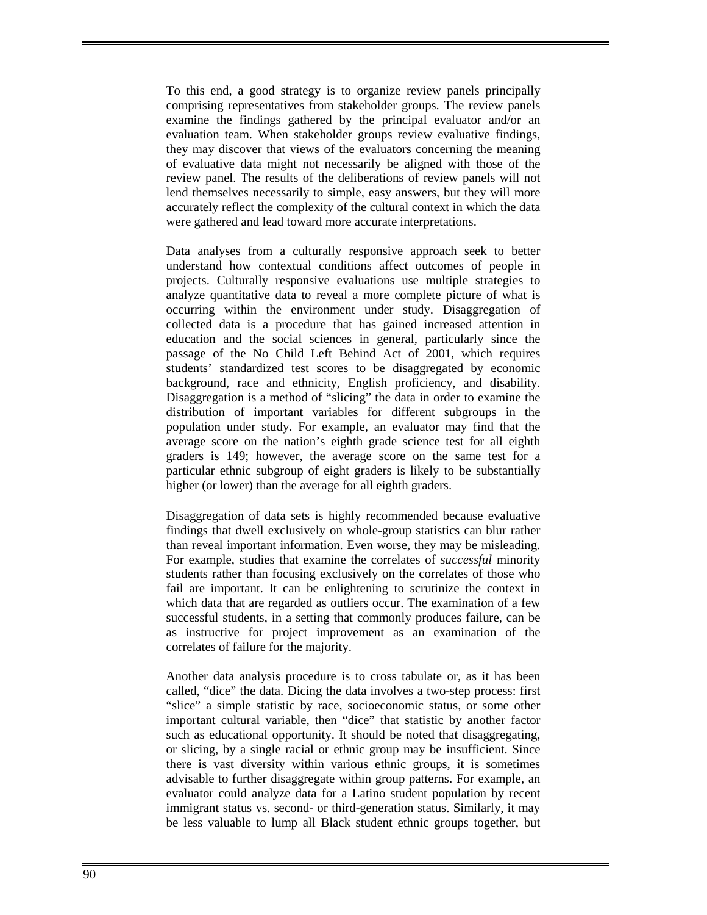To this end, a good strategy is to organize review panels principally comprising representatives from stakeholder groups. The review panels examine the findings gathered by the principal evaluator and/or an evaluation team. When stakeholder groups review evaluative findings, they may discover that views of the evaluators concerning the meaning of evaluative data might not necessarily be aligned with those of the review panel. The results of the deliberations of review panels will not lend themselves necessarily to simple, easy answers, but they will more accurately reflect the complexity of the cultural context in which the data were gathered and lead toward more accurate interpretations.

Data analyses from a culturally responsive approach seek to better understand how contextual conditions affect outcomes of people in projects. Culturally responsive evaluations use multiple strategies to analyze quantitative data to reveal a more complete picture of what is occurring within the environment under study. Disaggregation of collected data is a procedure that has gained increased attention in education and the social sciences in general, particularly since the passage of the No Child Left Behind Act of 2001, which requires students' standardized test scores to be disaggregated by economic background, race and ethnicity, English proficiency, and disability. Disaggregation is a method of "slicing" the data in order to examine the distribution of important variables for different subgroups in the population under study. For example, an evaluator may find that the average score on the nation's eighth grade science test for all eighth graders is 149; however, the average score on the same test for a particular ethnic subgroup of eight graders is likely to be substantially higher (or lower) than the average for all eighth graders.

Disaggregation of data sets is highly recommended because evaluative findings that dwell exclusively on whole-group statistics can blur rather than reveal important information. Even worse, they may be misleading. For example, studies that examine the correlates of *successful* minority students rather than focusing exclusively on the correlates of those who fail are important. It can be enlightening to scrutinize the context in which data that are regarded as outliers occur. The examination of a few successful students, in a setting that commonly produces failure, can be as instructive for project improvement as an examination of the correlates of failure for the majority.

Another data analysis procedure is to cross tabulate or, as it has been called, "dice" the data. Dicing the data involves a two-step process: first "slice" a simple statistic by race, socioeconomic status, or some other important cultural variable, then "dice" that statistic by another factor such as educational opportunity. It should be noted that disaggregating, or slicing, by a single racial or ethnic group may be insufficient. Since there is vast diversity within various ethnic groups, it is sometimes advisable to further disaggregate within group patterns. For example, an evaluator could analyze data for a Latino student population by recent immigrant status vs. second- or third-generation status. Similarly, it may be less valuable to lump all Black student ethnic groups together, but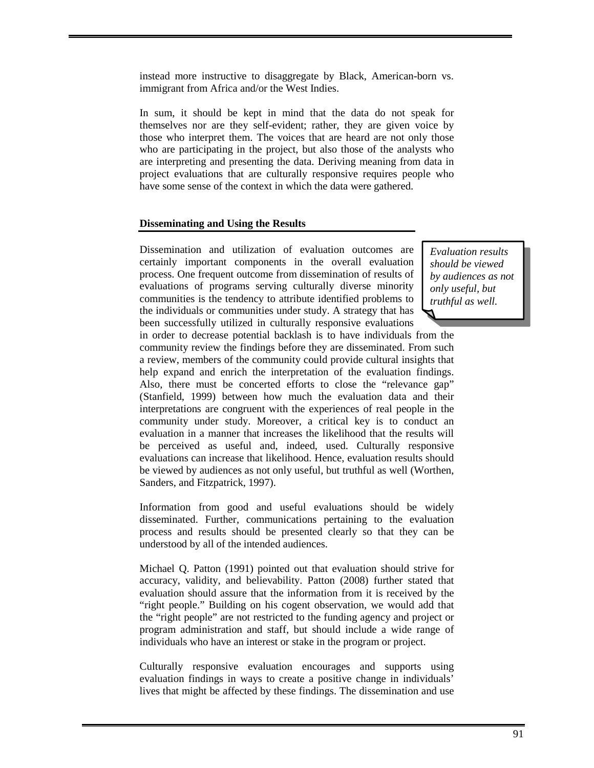instead more instructive to disaggregate by Black, American-born vs. immigrant from Africa and/or the West Indies.

In sum, it should be kept in mind that the data do not speak for themselves nor are they self-evident; rather, they are given voice by those who interpret them. The voices that are heard are not only those who are participating in the project, but also those of the analysts who are interpreting and presenting the data. Deriving meaning from data in project evaluations that are culturally responsive requires people who have some sense of the context in which the data were gathered.

**Disseminating and Using the Results**

*Evaluation results should be viewed by audiences as not only useful, but truthful as well.*

Dissemination and utilization of evaluation outcomes are certainly important components in the overall evaluation process. One frequent outcome from dissemination of results of evaluations of programs serving culturally diverse minority communities is the tendency to attribute identified problems to the individuals or communities under study. A strategy that has been successfully utilized in culturally responsive evaluations in order to decrease potential backlash is to have individuals from the community review the findings before they are disseminated. From such a review, members of the community could provide cultural insights that help expand and enrich the interpretation of the evaluation findings. Also, there must be concerted efforts to close the "relevance gap" (Stanfield, 1999) between how much the evaluation data and their interpretations are congruent with the experiences of real people in the community under study. Moreover, a critical key is to conduct an evaluation in a manner that increases the likelihood that the results will be perceived as useful and, indeed, used. Culturally responsive evaluations can increase that likelihood. Hence, evaluation results should be viewed by audiences as not only useful, but truthful as well (Worthen, Sanders, and Fitzpatrick, 1997).

Information from good and useful evaluations should be widely disseminated. Further, communications pertaining to the evaluation process and results should be presented clearly so that they can be understood by all of the intended audiences.

Michael Q. Patton (1991) pointed out that evaluation should strive for accuracy, validity, and believability. Patton (2008) further stated that evaluation should assure that the information from it is received by the "right people." Building on his cogent observation, we would add that the "right people" are not restricted to the funding agency and project or program administration and staff, but should include a wide range of individuals who have an interest or stake in the program or project.

Culturally responsive evaluation encourages and supports using evaluation findings in ways to create a positive change in individuals' lives that might be affected by these findings. The dissemination and use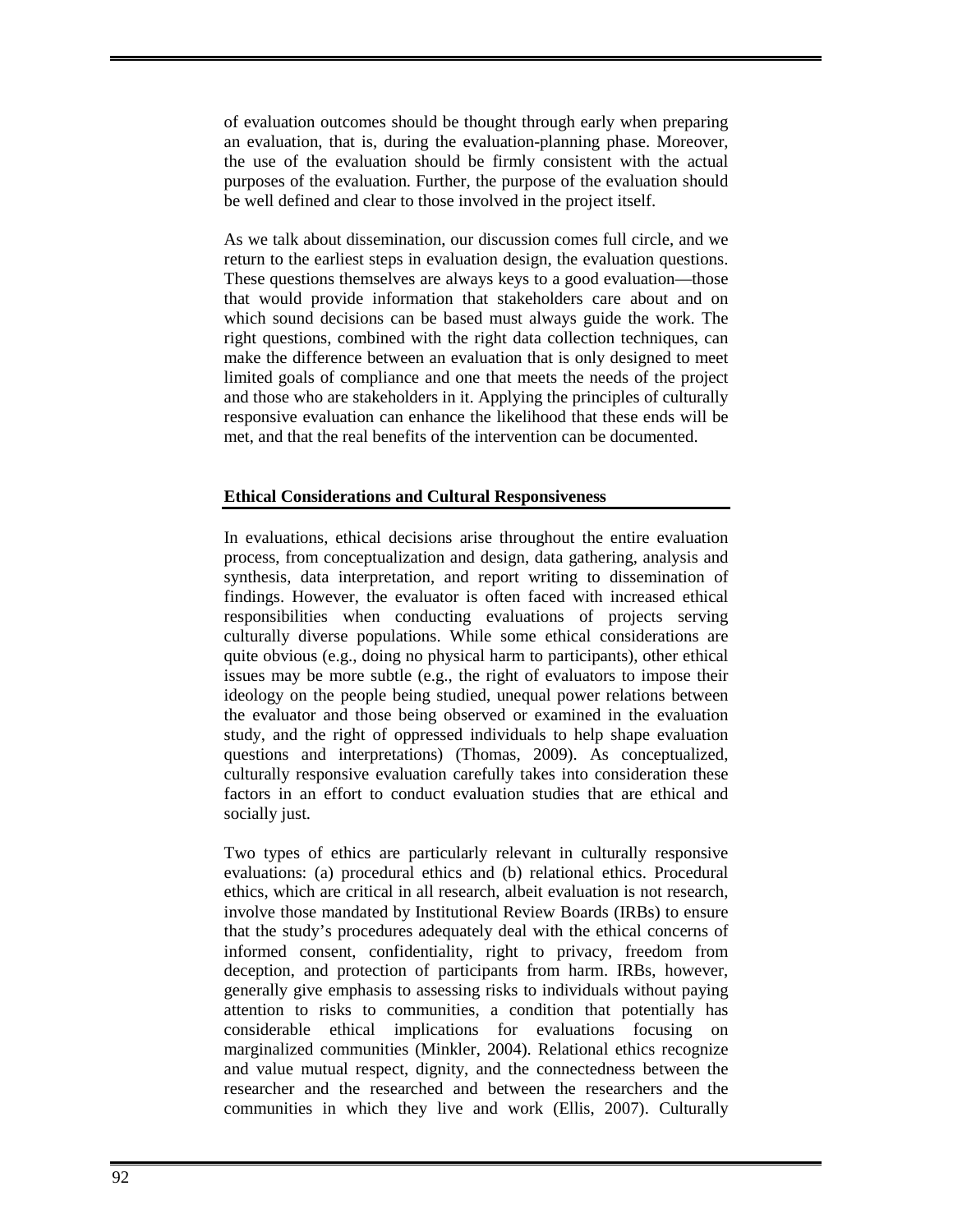of evaluation outcomes should be thought through early when preparing an evaluation, that is, during the evaluation-planning phase. Moreover, the use of the evaluation should be firmly consistent with the actual purposes of the evaluation. Further, the purpose of the evaluation should be well defined and clear to those involved in the project itself.

As we talk about dissemination, our discussion comes full circle, and we return to the earliest steps in evaluation design, the evaluation questions. These questions themselves are always keys to a good evaluation—those that would provide information that stakeholders care about and on which sound decisions can be based must always guide the work. The right questions, combined with the right data collection techniques, can make the difference between an evaluation that is only designed to meet limited goals of compliance and one that meets the needs of the project and those who are stakeholders in it. Applying the principles of culturally responsive evaluation can enhance the likelihood that these ends will be met, and that the real benefits of the intervention can be documented.

## Ethical Considerations and Cultural Responsiveness

In evaluations, ethical decisions arise throughout the entire evaluation process, from conceptualization and design, data gathering, analysis and synthesis, data interpretation, and report writing to dissemination of findings. However, the evaluator is often faced with increased ethical responsibilities when conducting evaluations of projects serving culturally diverse populations. While some ethical considerations are quite obvious (e.g., doing no physical harm to participants), other ethical issues may be more subtle (e.g., the right of evaluators to impose their ideology on the people being studied, unequal power relations between the evaluator and those being observed or examined in the evaluation study, and the right of oppressed individuals to help shape evaluation questions and interpretations) (Thomas, 2009). As conceptualized, culturally responsive evaluation carefully takes into consideration these factors in an effort to conduct evaluation studies that are ethical and socially just.

Two types of ethics are particularly relevant in culturally responsive evaluations: (a) procedural ethics and (b) relational ethics. Procedural ethics, which are critical in all research, albeit evaluation is not research, involve those mandated by Institutional Review Boards (IRBs) to ensure that the study's procedures adequately deal with the ethical concerns of informed consent, confidentiality, right to privacy, freedom from deception, and protection of participants from harm. IRBs, however, generally give emphasis to assessing risks to individuals without paying attention to risks to communities, a condition that potentially has considerable ethical implications for evaluations focusing on marginalized communities (Minkler, 2004). Relational ethics recognize and value mutual respect, dignity, and the connectedness between the researcher and the researched and between the researchers and the communities in which they live and work (Ellis, 2007). Culturally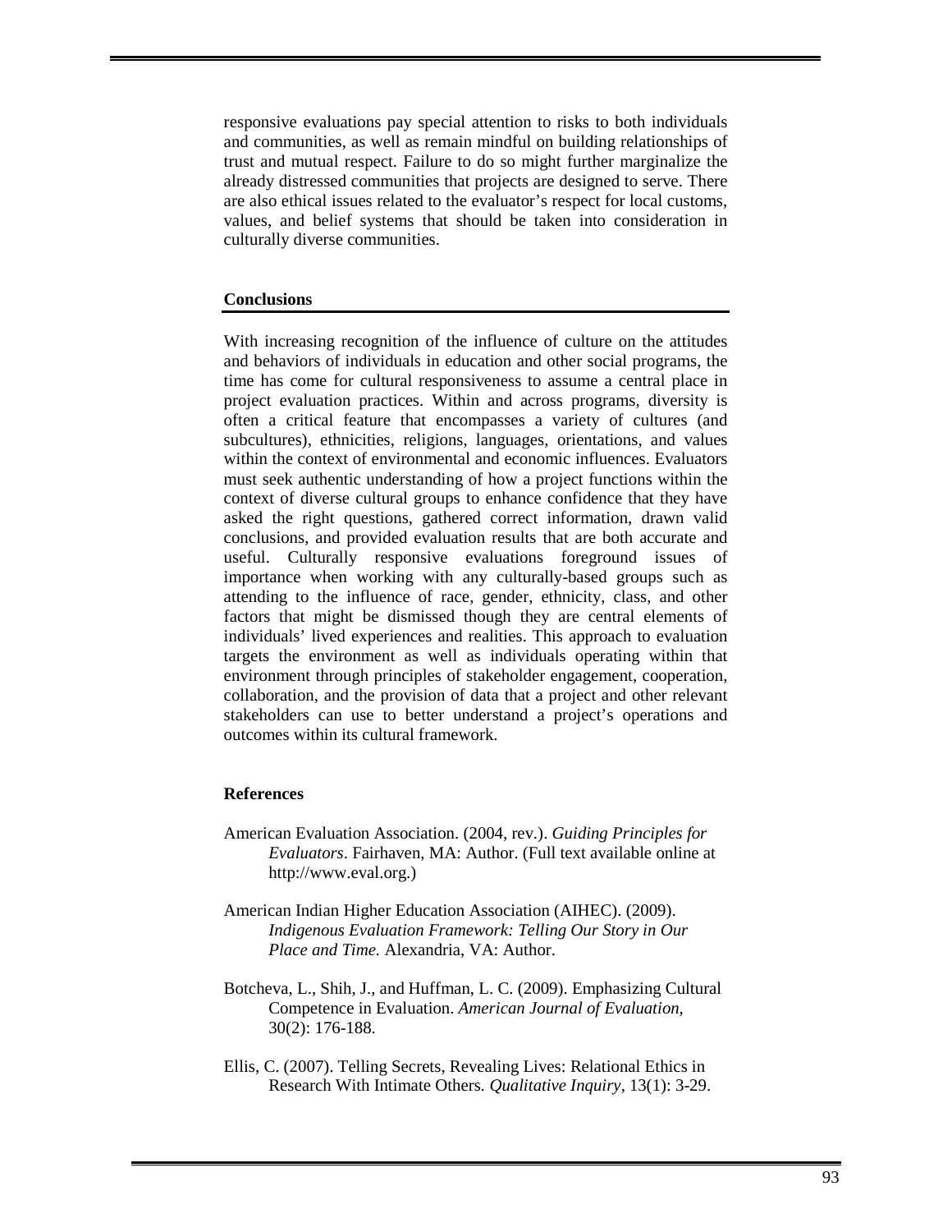responsive evaluations pay special attention to risks to both individuals and communities, as well as remain mindful on building relationships of trust and mutual respect. Failure to do so might further marginalize the already distressed communities that projects are designed to serve. There are also ethical issues related to the evaluator's respect for local customs, values, and belief systems that should be taken into consideration in culturally diverse communities.

## Conclusions

With increasing recognition of the influence of culture on the attitudes and behaviors of individuals in education and other social programs, the time has come for cultural responsiveness to assume a central place in project evaluation practices. Within and across programs, diversity is often a critical feature that encompasses a variety of cultures (and subcultures), ethnicities, religions, languages, orientations, and values within the context of environmental and economic influences. Evaluators must seek authentic understanding of how a project functions within the context of diverse cultural groups to enhance confidence that they have asked the right questions, gathered correct information, drawn valid conclusions, and provided evaluation results that are both accurate and useful. Culturally responsive evaluations foreground issues of importance when working with any culturally-based groups such as attending to the influence of race, gender, ethnicity, class, and other factors that might be dismissed though they are central elements of individuals' lived experiences and realities. This approach to evaluation targets the environment as well as individuals operating within that environment through principles of stakeholder engagement, cooperation, collaboration, and the provision of data that a project and other relevant stakeholders can use to better understand a project's operations and outcomes within its cultural framework.

## References

American Evaluation Association. (2004, rev.). *Guiding Principles for Evaluators*. Fairhaven, MA: Author. (Full text available online at http://www.eval.org.)

American Indian Higher Education Association (AIHEC). (2009). *Indigenous Evaluation Framework: Telling Our Story in Our Place and Time.* Alexandria, VA: Author.

Botcheva, L., Shih, J., and Huffman, L. C. (2009). Emphasizing Cultural Competence in Evaluation. *American Journal of Evaluation,* 30(2): 176-188.

Ellis, C. (2007). Telling Secrets, Revealing Lives: Relational Ethics in Research With Intimate Others. *Qualitative Inquiry*, 13(1): 3-29.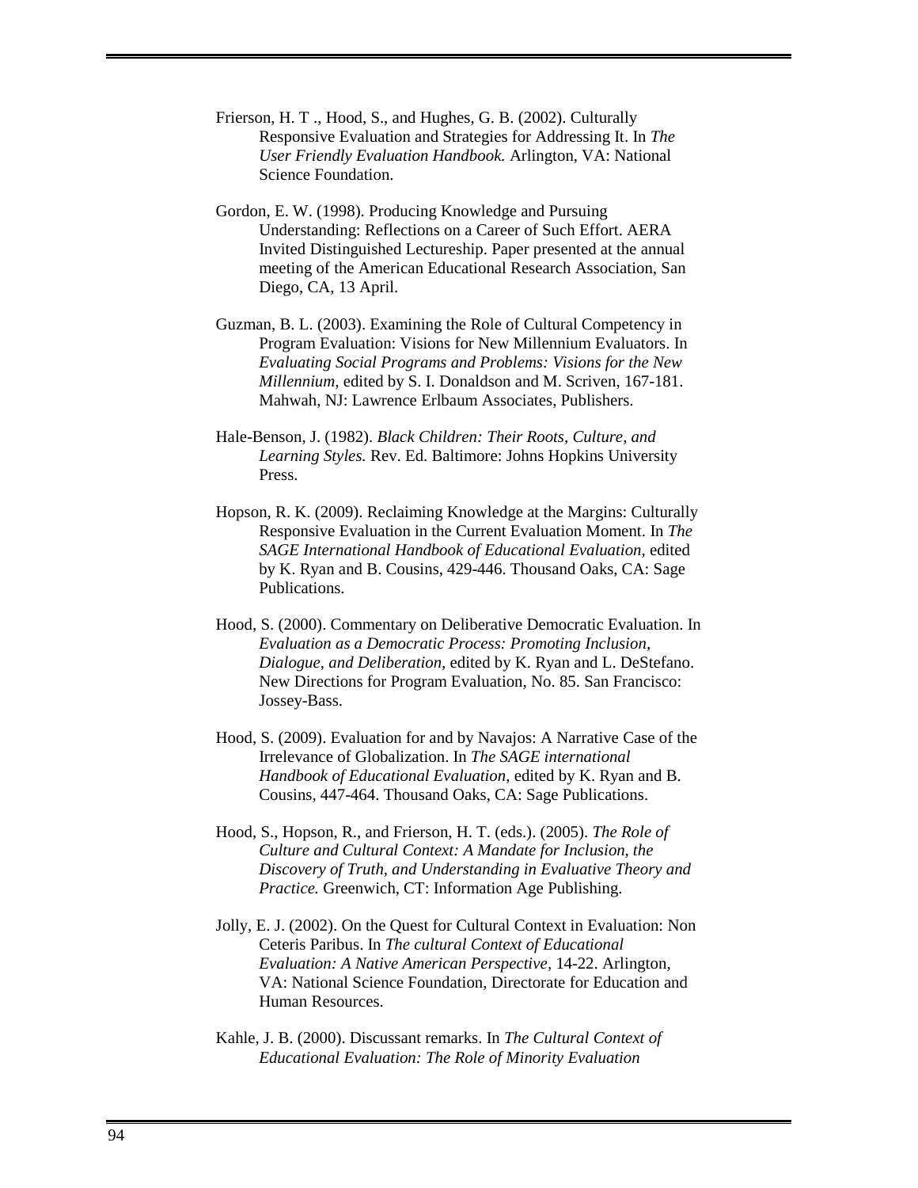Frierson, H. T ., Hood, S., and Hughes, G. B. (2002). Culturally Responsive Evaluation and Strategies for Addressing It. In *The User Friendly Evaluation Handbook.* Arlington, VA: National Science Foundation.

Gordon, E. W. (1998). Producing Knowledge and Pursuing Understanding: Reflections on a Career of Such Effort. AERA Invited Distinguished Lectureship. Paper presented at the annual meeting of the American Educational Research Association, San Diego, CA, 13 April.

Guzman, B. L. (2003). Examining the Role of Cultural Competency in Program Evaluation: Visions for New Millennium Evaluators. In *Evaluating Social Programs and Problems: Visions for the New Millennium,* edited by S. I. Donaldson and M. Scriven, 167-181. Mahwah, NJ: Lawrence Erlbaum Associates, Publishers.

Hale-Benson, J. (1982). *Black Children: Their Roots, Culture, and Learning Styles.* Rev. Ed. Baltimore: Johns Hopkins University Press.

Hopson, R. K. (2009). Reclaiming Knowledge at the Margins: Culturally Responsive Evaluation in the Current Evaluation Moment. In *The SAGE International Handbook of Educational Evaluation,* edited by K. Ryan and B. Cousins, 429-446. Thousand Oaks, CA: Sage Publications.

Hood, S. (2000). Commentary on Deliberative Democratic Evaluation. In *Evaluation as a Democratic Process: Promoting Inclusion, Dialogue, and Deliberation,* edited by K. Ryan and L. DeStefano. New Directions for Program Evaluation, No. 85. San Francisco: Jossey-Bass.

Hood, S. (2009). Evaluation for and by Navajos: A Narrative Case of the Irrelevance of Globalization. In *The SAGE international Handbook of Educational Evaluation,* edited by K. Ryan and B. Cousins, 447-464. Thousand Oaks, CA: Sage Publications.

Hood, S., Hopson, R., and Frierson, H. T. (eds.). (2005). *The Role of Culture and Cultural Context: A Mandate for Inclusion, the Discovery of Truth, and Understanding in Evaluative Theory and Practice.* Greenwich, CT: Information Age Publishing.

Jolly, E. J. (2002). On the Quest for Cultural Context in Evaluation: Non Ceteris Paribus. In *The cultural Context of Educational Evaluation: A Native American Perspective,* 14-22. Arlington, VA: National Science Foundation, Directorate for Education and Human Resources.

Kahle, J. B. (2000). Discussant remarks. In *The Cultural Context of Educational Evaluation: The Role of Minority Evaluation*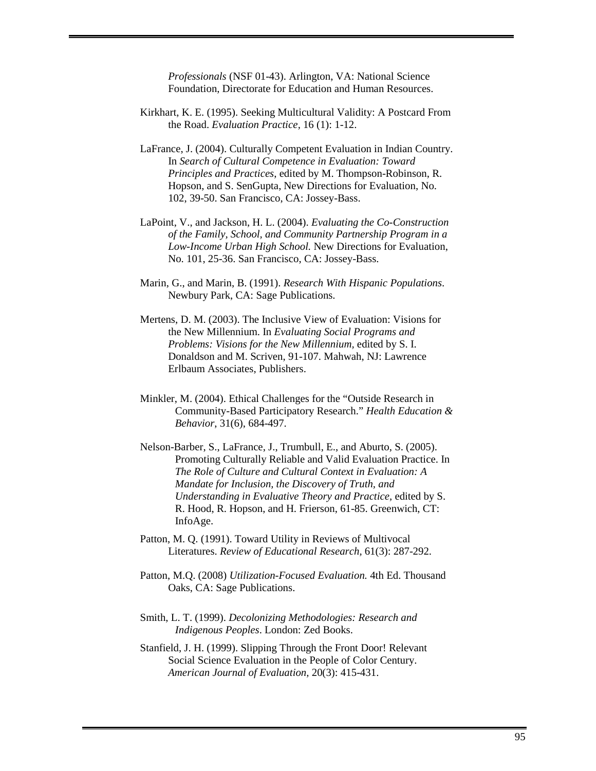*Professionals* (NSF 01-43). Arlington, VA: National Science Foundation, Directorate for Education and Human Resources.

Kirkhart, K. E. (1995). Seeking Multicultural Validity: A Postcard From the Road. *Evaluation Practice*, 16 (1): 1-12.

LaFrance, J. (2004). Culturally Competent Evaluation in Indian Country. In *Search of Cultural Competence in Evaluation: Toward Principles and Practices*, edited by M. Thompson-Robinson, R. Hopson, and S. SenGupta, New Directions for Evaluation, No. 102, 39-50. San Francisco, CA: Jossey-Bass.

LaPoint, V., and Jackson, H. L. (2004). *Evaluating the Co-Construction of the Family, School, and Community Partnership Program in a Low-Income Urban High School.* New Directions for Evaluation, No. 101, 25-36. San Francisco, CA: Jossey-Bass.

Marin, G., and Marin, B. (1991). *Research With Hispanic Populations*. Newbury Park, CA: Sage Publications.

Mertens, D. M. (2003). The Inclusive View of Evaluation: Visions for the New Millennium. In *Evaluating Social Programs and Problems: Visions for the New Millennium*, edited by S. I. Donaldson and M. Scriven, 91-107. Mahwah, NJ: Lawrence Erlbaum Associates, Publishers.

Minkler, M. (2004). Ethical Challenges for the "Outside Research in Community-Based Participatory Research." *Health Education & Behavior*, 31(6), 684-497.

Nelson-Barber, S., LaFrance, J., Trumbull, E., and Aburto, S. (2005). Promoting Culturally Reliable and Valid Evaluation Practice. In *The Role of Culture and Cultural Context in Evaluation: A Mandate for Inclusion, the Discovery of Truth, and Understanding in Evaluative Theory and Practice*, edited by S. R. Hood, R. Hopson, and H. Frierson, 61-85. Greenwich, CT: InfoAge.

Patton, M. Q. (1991). Toward Utility in Reviews of Multivocal Literatures. *Review of Educational Research*, 61(3): 287-292.

Patton, M.Q. (2008) *Utilization-Focused Evaluation.* 4th Ed. Thousand Oaks, CA: Sage Publications.

Smith, L. T. (1999). *Decolonizing Methodologies: Research and Indigenous Peoples*. London: Zed Books.

Stanfield, J. H. (1999). Slipping Through the Front Door! Relevant Social Science Evaluation in the People of Color Century. *American Journal of Evaluation*, 20(3): 415-431.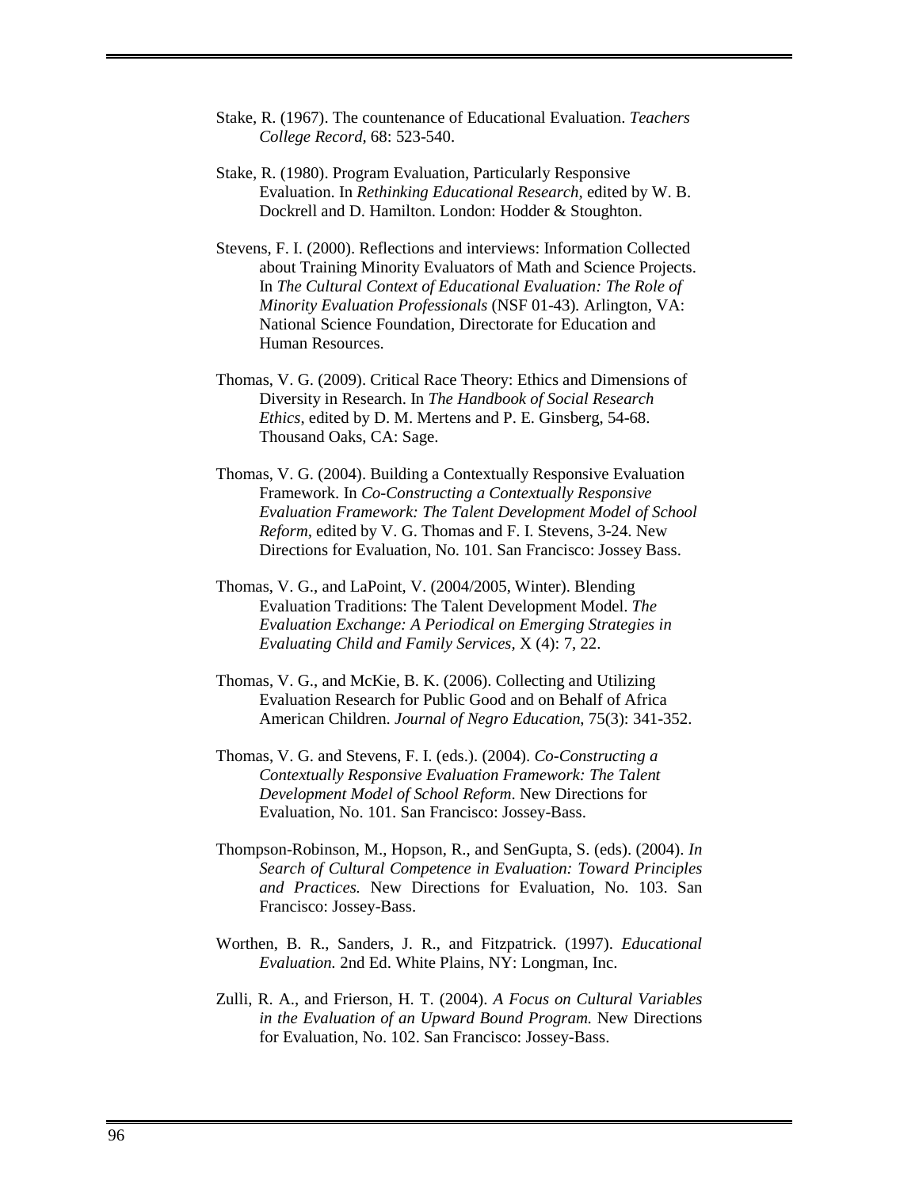Stake, R. (1967). The countenance of Educational Evaluation. *Teachers College Record*, 68: 523-540.

Stake, R. (1980). Program Evaluation, Particularly Responsive Evaluation. In *Rethinking Educational Research*, edited by W. B. Dockrell and D. Hamilton. London: Hodder & Stoughton.

Stevens, F. I. (2000). Reflections and interviews: Information Collected about Training Minority Evaluators of Math and Science Projects. In *The Cultural Context of Educational Evaluation: The Role of Minority Evaluation Professionals* (NSF 01-43). Arlington, VA: National Science Foundation, Directorate for Education and Human Resources.

Thomas, V. G. (2009). Critical Race Theory: Ethics and Dimensions of Diversity in Research. In *The Handbook of Social Research Ethics*, edited by D. M. Mertens and P. E. Ginsberg, 54-68. Thousand Oaks, CA: Sage.

Thomas, V. G. (2004). Building a Contextually Responsive Evaluation Framework. In *Co-Constructing a Contextually Responsive Evaluation Framework: The Talent Development Model of School Reform*, edited by V. G. Thomas and F. I. Stevens, 3-24. New Directions for Evaluation, No. 101. San Francisco: Jossey Bass.

Thomas, V. G., and LaPoint, V. (2004/2005, Winter). Blending Evaluation Traditions: The Talent Development Model. *The Evaluation Exchange: A Periodical on Emerging Strategies in Evaluating Child and Family Services,* X (4): 7, 22.

Thomas, V. G., and McKie, B. K. (2006). Collecting and Utilizing Evaluation Research for Public Good and on Behalf of Africa American Children. *Journal of Negro Education*, 75(3): 341-352.

Thomas, V. G. and Stevens, F. I. (eds.). (2004). *Co-Constructing a Contextually Responsive Evaluation Framework: The Talent Development Model of School Reform*. New Directions for Evaluation, No. 101. San Francisco: Jossey-Bass.

Thompson-Robinson, M., Hopson, R., and SenGupta, S. (eds). (2004). *In Search of Cultural Competence in Evaluation: Toward Principles and Practices.* New Directions for Evaluation, No. 103. San Francisco: Jossey-Bass.

Worthen, B. R., Sanders, J. R., and Fitzpatrick. (1997). *Educational Evaluation.* 2nd Ed. White Plains, NY: Longman, Inc.

Zulli, R. A., and Frierson, H. T. (2004). *A Focus on Cultural Variables in the Evaluation of an Upward Bound Program.* New Directions for Evaluation, No. 102. San Francisco: Jossey-Bass.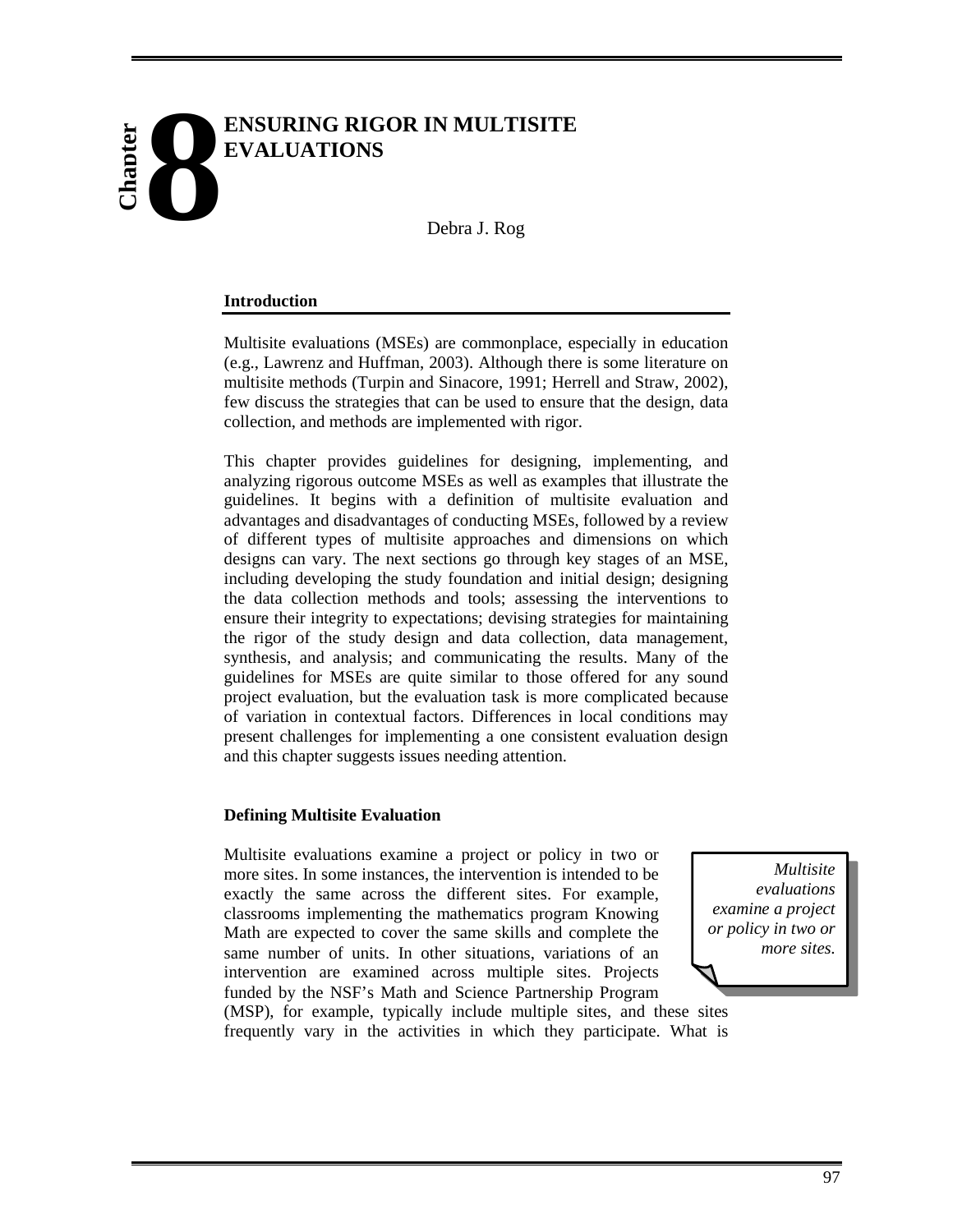# Chapter 8

# ENSURING RIGOR IN MULTISITE EVALUATIONS

Debra J. Rog

## Introduction

Multisite evaluations (MSEs) are commonplace, especially in education (e.g., Lawrenz and Huffman, 2003). Although there is some literature on multisite methods (Turpin and Sinacore, 1991; Herrell and Straw, 2002), few discuss the strategies that can be used to ensure that the design, data collection, and methods are implemented with rigor.

This chapter provides guidelines for designing, implementing, and analyzing rigorous outcome MSEs as well as examples that illustrate the guidelines. It begins with a definition of multisite evaluation and advantages and disadvantages of conducting MSEs, followed by a review of different types of multisite approaches and dimensions on which designs can vary. The next sections go through key stages of an MSE, including developing the study foundation and initial design; designing the data collection methods and tools; assessing the interventions to ensure their integrity to expectations; devising strategies for maintaining the rigor of the study design and data collection, data management, synthesis, and analysis; and communicating the results. Many of the guidelines for MSEs are quite similar to those offered for any sound project evaluation, but the evaluation task is more complicated because of variation in contextual factors. Differences in local conditions may present challenges for implementing a one consistent evaluation design and this chapter suggests issues needing attention.

## Defining Multisite Evaluation

*Multisite evaluations examine a project or policy in two or more sites.*

Multisite evaluations examine a project or policy in two or more sites. In some instances, the intervention is intended to be exactly the same across the different sites. For example, classrooms implementing the mathematics program Knowing Math are expected to cover the same skills and complete the same number of units. In other situations, variations of an intervention are examined across multiple sites. Projects funded by the NSF's Math and Science Partnership Program (MSP), for example, typically include multiple sites, and these sites frequently vary in the activities in which they participate. What is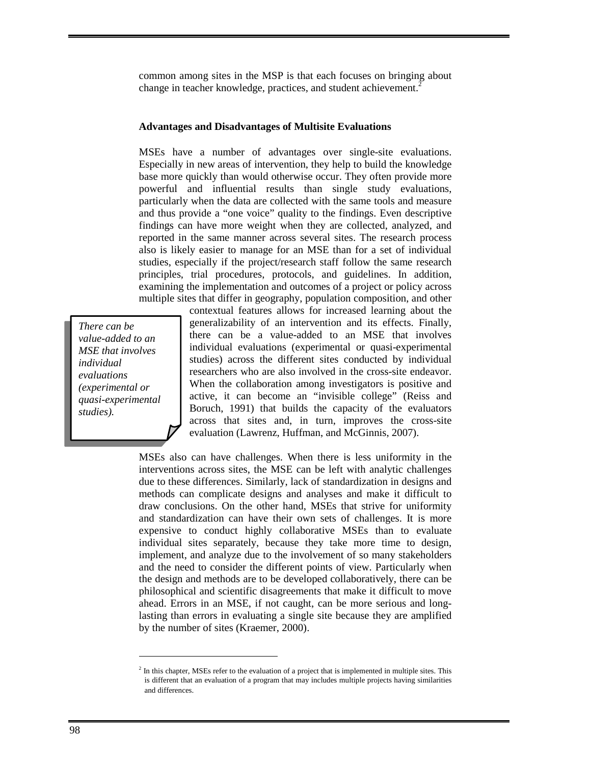common among sites in the MSP is that each focuses on bringing about change in teacher knowledge, practices, and student achievement.[2]

**Advantages and Disadvantages of Multisite Evaluations**

MSEs have a number of advantages over single-site evaluations. Especially in new areas of intervention, they help to build the knowledge base more quickly than would otherwise occur. They often provide more powerful and influential results than single study evaluations, particularly when the data are collected with the same tools and measure and thus provide a "one voice" quality to the findings. Even descriptive findings can have more weight when they are collected, analyzed, and reported in the same manner across several sites. The research process also is likely easier to manage for an MSE than for a set of individual studies, especially if the project/research staff follow the same research principles, trial procedures, protocols, and guidelines. In addition, examining the implementation and outcomes of a project or policy across multiple sites that differ in geography, population composition, and other contextual features allows for increased learning about the generalizability of an intervention and its effects. Finally, there can be a value-added to an MSE that involves individual evaluations (experimental or quasi-experimental studies) across the different sites conducted by individual researchers who are also involved in the cross-site endeavor. When the collaboration among investigators is positive and active, it can become an "invisible college" (Reiss and Boruch, 1991) that builds the capacity of the evaluators across that sites and, in turn, improves the cross-site evaluation (Lawrenz, Huffman, and McGinnis, 2007).

*There can be value-added to an MSE that involves individual evaluations (experimental or quasi-experimental studies).*

MSEs also can have challenges. When there is less uniformity in the interventions across sites, the MSE can be left with analytic challenges due to these differences. Similarly, lack of standardization in designs and methods can complicate designs and analyses and make it difficult to draw conclusions. On the other hand, MSEs that strive for uniformity and standardization can have their own sets of challenges. It is more expensive to conduct highly collaborative MSEs than to evaluate individual sites separately, because they take more time to design, implement, and analyze due to the involvement of so many stakeholders and the need to consider the different points of view. Particularly when the design and methods are to be developed collaboratively, there can be philosophical and scientific disagreements that make it difficult to move ahead. Errors in an MSE, if not caught, can be more serious and long-lasting than errors in evaluating a single site because they are amplified by the number of sites (Kraemer, 2000).

---

[2] In this chapter, MSEs refer to the evaluation of a project that is implemented in multiple sites. This is different that an evaluation of a program that may includes multiple projects having similarities and differences.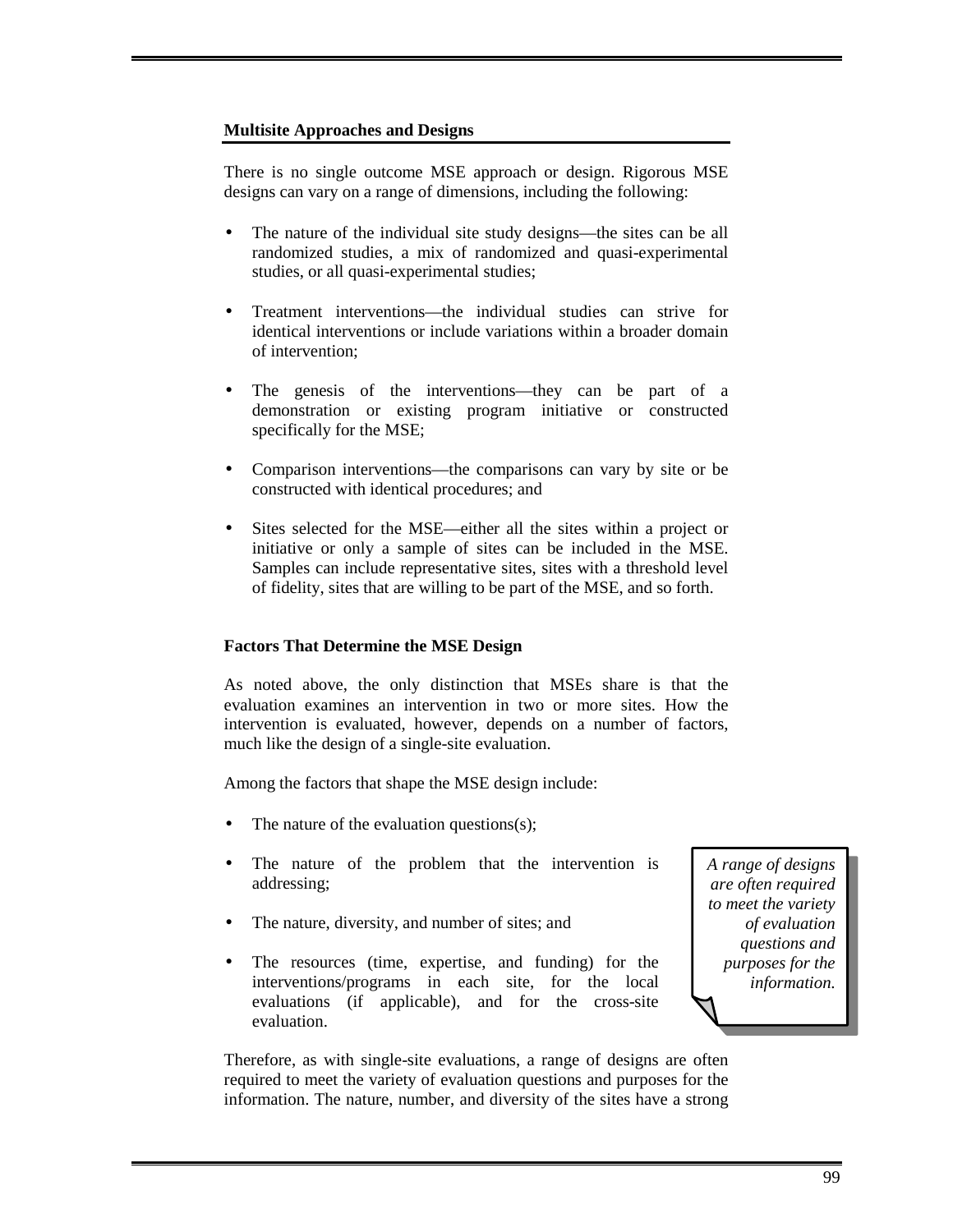**Multisite Approaches and Designs**

There is no single outcome MSE approach or design. Rigorous MSE designs can vary on a range of dimensions, including the following:

- The nature of the individual site study designs—the sites can be all randomized studies, a mix of randomized and quasi-experimental studies, or all quasi-experimental studies;
- Treatment interventions—the individual studies can strive for identical interventions or include variations within a broader domain of intervention;
- The genesis of the interventions—they can be part of a demonstration or existing program initiative or constructed specifically for the MSE;
- Comparison interventions—the comparisons can vary by site or be constructed with identical procedures; and
- Sites selected for the MSE—either all the sites within a project or initiative or only a sample of sites can be included in the MSE. Samples can include representative sites, sites with a threshold level of fidelity, sites that are willing to be part of the MSE, and so forth.

**Factors That Determine the MSE Design**

As noted above, the only distinction that MSEs share is that the evaluation examines an intervention in two or more sites. How the intervention is evaluated, however, depends on a number of factors, much like the design of a single-site evaluation.

Among the factors that shape the MSE design include:

- The nature of the evaluation questions(s);
- The nature of the problem that the intervention is addressing;
- The nature, diversity, and number of sites; and
- The resources (time, expertise, and funding) for the interventions/programs in each site, for the local evaluations (if applicable), and for the cross-site evaluation.

*A range of designs are often required to meet the variety of evaluation questions and purposes for the information.*

Therefore, as with single-site evaluations, a range of designs are often required to meet the variety of evaluation questions and purposes for the information. The nature, number, and diversity of the sites have a strong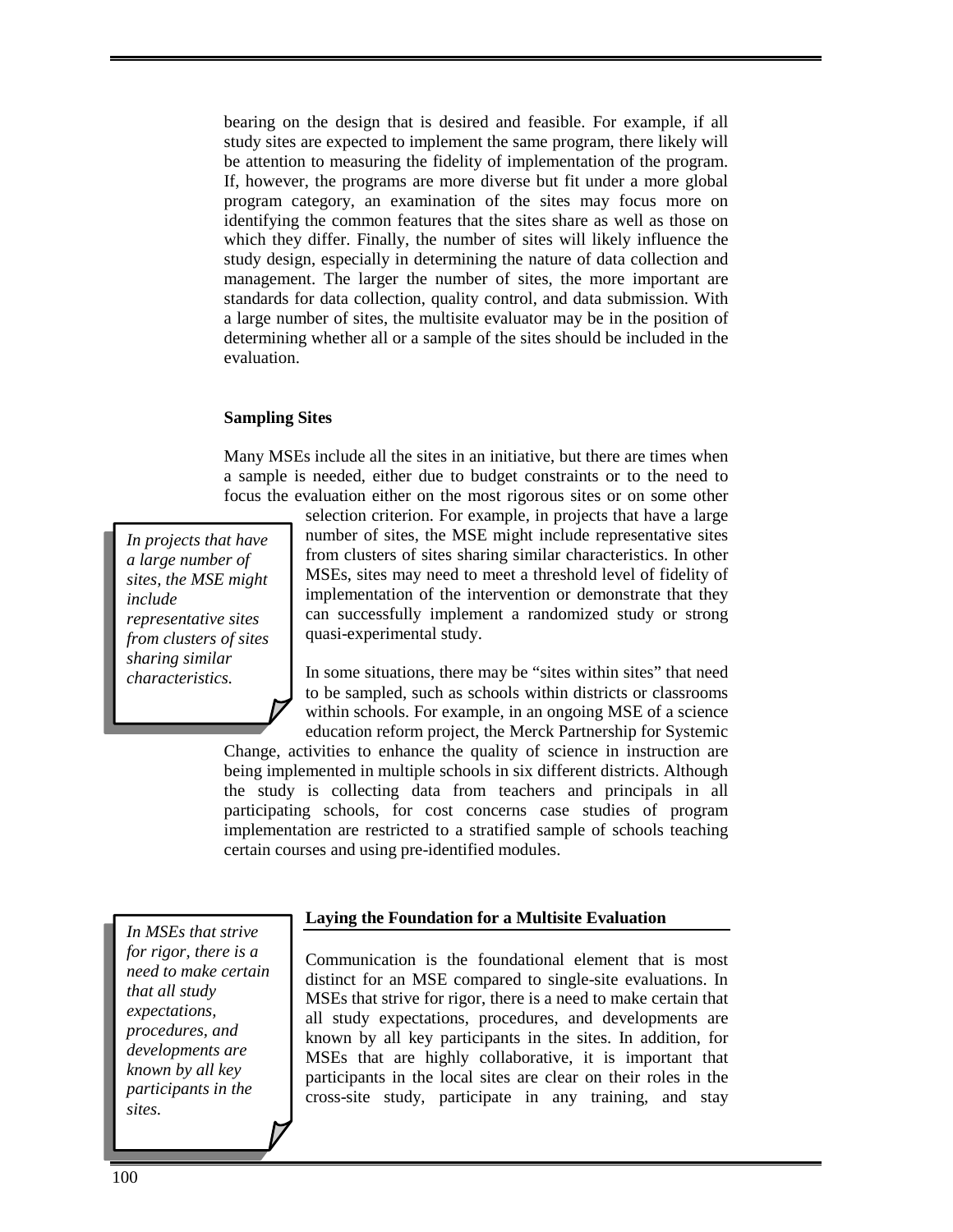bearing on the design that is desired and feasible. For example, if all study sites are expected to implement the same program, there likely will be attention to measuring the fidelity of implementation of the program. If, however, the programs are more diverse but fit under a more global program category, an examination of the sites may focus more on identifying the common features that the sites share as well as those on which they differ. Finally, the number of sites will likely influence the study design, especially in determining the nature of data collection and management. The larger the number of sites, the more important are standards for data collection, quality control, and data submission. With a large number of sites, the multisite evaluator may be in the position of determining whether all or a sample of the sites should be included in the evaluation.

**Sampling Sites**

Many MSEs include all the sites in an initiative, but there are times when a sample is needed, either due to budget constraints or to the need to focus the evaluation either on the most rigorous sites or on some other selection criterion. For example, in projects that have a large number of sites, the MSE might include representative sites from clusters of sites sharing similar characteristics. In other MSEs, sites may need to meet a threshold level of fidelity of implementation of the intervention or demonstrate that they can successfully implement a randomized study or strong quasi-experimental study.

> *In projects that have a large number of sites, the MSE might include representative sites from clusters of sites sharing similar characteristics.*

In some situations, there may be "sites within sites" that need to be sampled, such as schools within districts or classrooms within schools. For example, in an ongoing MSE of a science education reform project, the Merck Partnership for Systemic Change, activities to enhance the quality of science in instruction are being implemented in multiple schools in six different districts. Although the study is collecting data from teachers and principals in all participating schools, for cost concerns case studies of program implementation are restricted to a stratified sample of schools teaching certain courses and using pre-identified modules.

## Laying the Foundation for a Multisite Evaluation

> *In MSEs that strive for rigor, there is a need to make certain that all study expectations, procedures, and developments are known by all key participants in the sites.*

Communication is the foundational element that is most distinct for an MSE compared to single-site evaluations. In MSEs that strive for rigor, there is a need to make certain that all study expectations, procedures, and developments are known by all key participants in the sites. In addition, for MSEs that are highly collaborative, it is important that participants in the local sites are clear on their roles in the cross-site study, participate in any training, and stay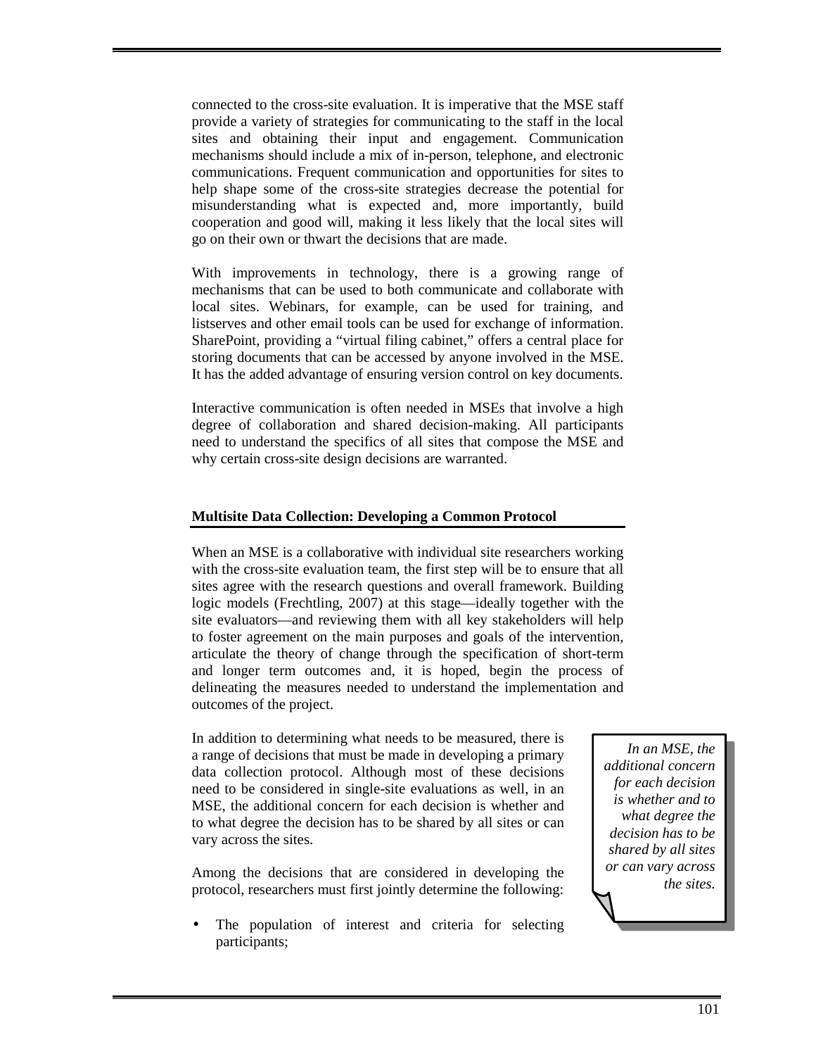connected to the cross-site evaluation. It is imperative that the MSE staff provide a variety of strategies for communicating to the staff in the local sites and obtaining their input and engagement. Communication mechanisms should include a mix of in-person, telephone, and electronic communications. Frequent communication and opportunities for sites to help shape some of the cross-site strategies decrease the potential for misunderstanding what is expected and, more importantly, build cooperation and good will, making it less likely that the local sites will go on their own or thwart the decisions that are made.

With improvements in technology, there is a growing range of mechanisms that can be used to both communicate and collaborate with local sites. Webinars, for example, can be used for training, and listserves and other email tools can be used for exchange of information. SharePoint, providing a "virtual filing cabinet," offers a central place for storing documents that can be accessed by anyone involved in the MSE. It has the added advantage of ensuring version control on key documents.

Interactive communication is often needed in MSEs that involve a high degree of collaboration and shared decision-making. All participants need to understand the specifics of all sites that compose the MSE and why certain cross-site design decisions are warranted.

### Multisite Data Collection: Developing a Common Protocol

When an MSE is a collaborative with individual site researchers working with the cross-site evaluation team, the first step will be to ensure that all sites agree with the research questions and overall framework. Building logic models (Frechtling, 2007) at this stage—ideally together with the site evaluators—and reviewing them with all key stakeholders will help to foster agreement on the main purposes and goals of the intervention, articulate the theory of change through the specification of short-term and longer term outcomes and, it is hoped, begin the process of delineating the measures needed to understand the implementation and outcomes of the project.

In addition to determining what needs to be measured, there is a range of decisions that must be made in developing a primary data collection protocol. Although most of these decisions need to be considered in single-site evaluations as well, in an MSE, the additional concern for each decision is whether and to what degree the decision has to be shared by all sites or can vary across the sites.

*In an MSE, the additional concern for each decision is whether and to what degree the decision has to be shared by all sites or can vary across the sites.*

Among the decisions that are considered in developing the protocol, researchers must first jointly determine the following:

- The population of interest and criteria for selecting participants;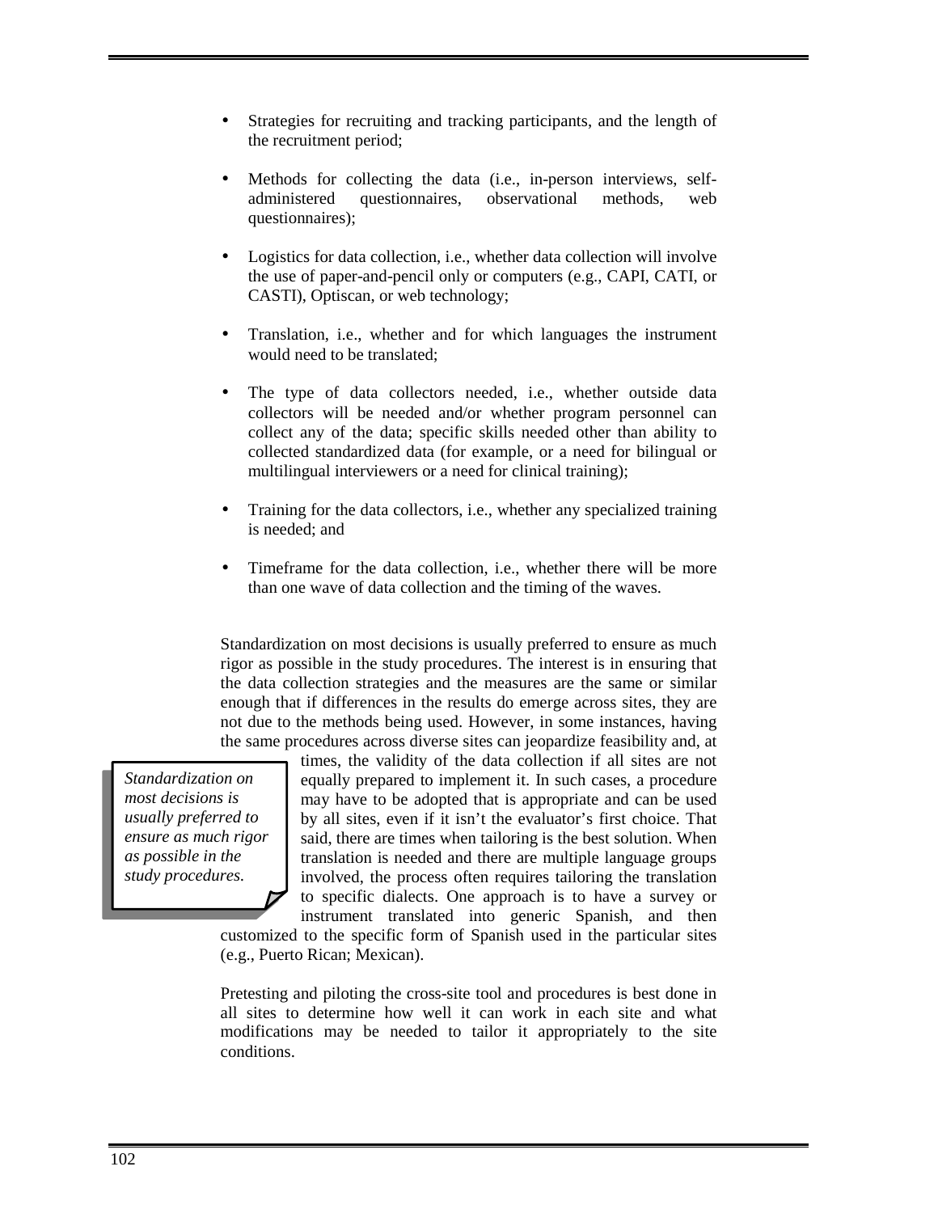- Strategies for recruiting and tracking participants, and the length of the recruitment period;
- Methods for collecting the data (i.e., in-person interviews, self-administered questionnaires, observational methods, web questionnaires);
- Logistics for data collection, i.e., whether data collection will involve the use of paper-and-pencil only or computers (e.g., CAPI, CATI, or CASTI), Optiscan, or web technology;
- Translation, i.e., whether and for which languages the instrument would need to be translated;
- The type of data collectors needed, i.e., whether outside data collectors will be needed and/or whether program personnel can collect any of the data; specific skills needed other than ability to collected standardized data (for example, or a need for bilingual or multilingual interviewers or a need for clinical training);
- Training for the data collectors, i.e., whether any specialized training is needed; and
- Timeframe for the data collection, i.e., whether there will be more than one wave of data collection and the timing of the waves.

Standardization on most decisions is usually preferred to ensure as much rigor as possible in the study procedures. The interest is in ensuring that the data collection strategies and the measures are the same or similar enough that if differences in the results do emerge across sites, they are not due to the methods being used. However, in some instances, having the same procedures across diverse sites can jeopardize feasibility and, at times, the validity of the data collection if all sites are not equally prepared to implement it. In such cases, a procedure may have to be adopted that is appropriate and can be used by all sites, even if it isn't the evaluator's first choice. That said, there are times when tailoring is the best solution. When translation is needed and there are multiple language groups involved, the process often requires tailoring the translation to specific dialects. One approach is to have a survey or instrument translated into generic Spanish, and then customized to the specific form of Spanish used in the particular sites (e.g., Puerto Rican; Mexican).

> *Standardization on most decisions is usually preferred to ensure as much rigor as possible in the study procedures.*

Pretesting and piloting the cross-site tool and procedures is best done in all sites to determine how well it can work in each site and what modifications may be needed to tailor it appropriately to the site conditions.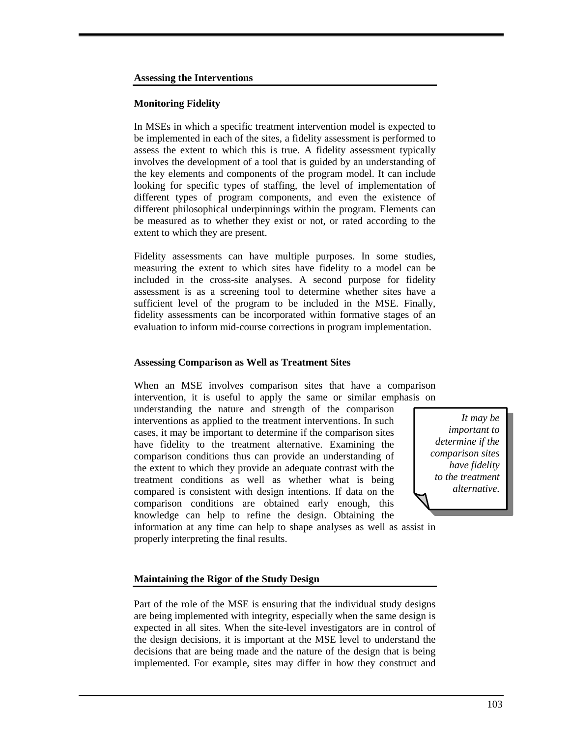## Assessing the Interventions

### Monitoring Fidelity

In MSEs in which a specific treatment intervention model is expected to be implemented in each of the sites, a fidelity assessment is performed to assess the extent to which this is true. A fidelity assessment typically involves the development of a tool that is guided by an understanding of the key elements and components of the program model. It can include looking for specific types of staffing, the level of implementation of different types of program components, and even the existence of different philosophical underpinnings within the program. Elements can be measured as to whether they exist or not, or rated according to the extent to which they are present.

Fidelity assessments can have multiple purposes. In some studies, measuring the extent to which sites have fidelity to a model can be included in the cross-site analyses. A second purpose for fidelity assessment is as a screening tool to determine whether sites have a sufficient level of the program to be included in the MSE. Finally, fidelity assessments can be incorporated within formative stages of an evaluation to inform mid-course corrections in program implementation.

### Assessing Comparison as Well as Treatment Sites

When an MSE involves comparison sites that have a comparison intervention, it is useful to apply the same or similar emphasis on understanding the nature and strength of the comparison interventions as applied to the treatment interventions. In such cases, it may be important to determine if the comparison sites have fidelity to the treatment alternative. Examining the comparison conditions thus can provide an understanding of the extent to which they provide an adequate contrast with the treatment conditions as well as whether what is being compared is consistent with design intentions. If data on the comparison conditions are obtained early enough, this knowledge can help to refine the design. Obtaining the information at any time can help to shape analyses as well as assist in properly interpreting the final results.

> *It may be important to determine if the comparison sites have fidelity to the treatment alternative.*

## Maintaining the Rigor of the Study Design

Part of the role of the MSE is ensuring that the individual study designs are being implemented with integrity, especially when the same design is expected in all sites. When the site-level investigators are in control of the design decisions, it is important at the MSE level to understand the decisions that are being made and the nature of the design that is being implemented. For example, sites may differ in how they construct and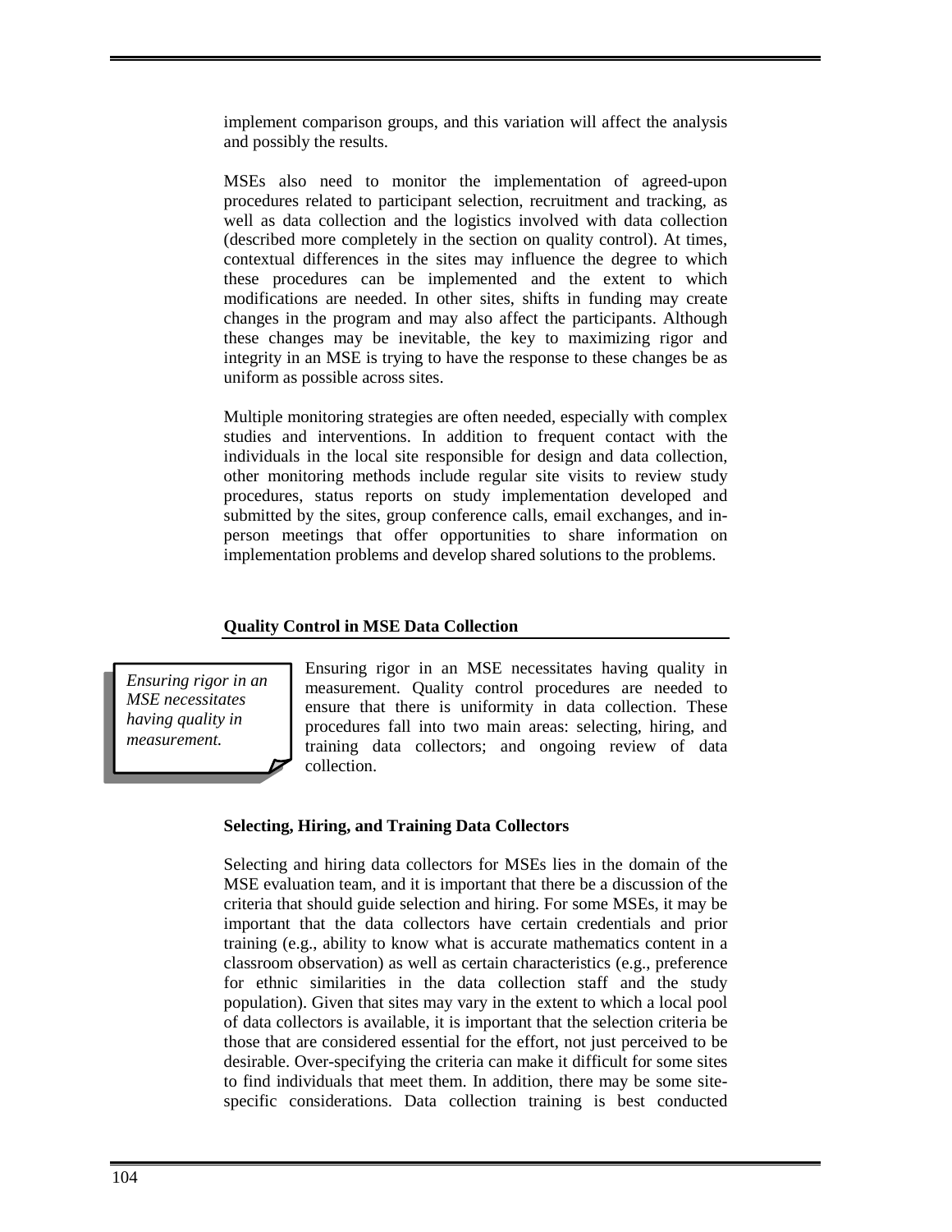implement comparison groups, and this variation will affect the analysis and possibly the results.

MSEs also need to monitor the implementation of agreed-upon procedures related to participant selection, recruitment and tracking, as well as data collection and the logistics involved with data collection (described more completely in the section on quality control). At times, contextual differences in the sites may influence the degree to which these procedures can be implemented and the extent to which modifications are needed. In other sites, shifts in funding may create changes in the program and may also affect the participants. Although these changes may be inevitable, the key to maximizing rigor and integrity in an MSE is trying to have the response to these changes be as uniform as possible across sites.

Multiple monitoring strategies are often needed, especially with complex studies and interventions. In addition to frequent contact with the individuals in the local site responsible for design and data collection, other monitoring methods include regular site visits to review study procedures, status reports on study implementation developed and submitted by the sites, group conference calls, email exchanges, and in-person meetings that offer opportunities to share information on implementation problems and develop shared solutions to the problems.

**Quality Control in MSE Data Collection**

*Ensuring rigor in an MSE necessitates having quality in measurement.*

Ensuring rigor in an MSE necessitates having quality in measurement. Quality control procedures are needed to ensure that there is uniformity in data collection. These procedures fall into two main areas: selecting, hiring, and training data collectors; and ongoing review of data collection.

**Selecting, Hiring, and Training Data Collectors**

Selecting and hiring data collectors for MSEs lies in the domain of the MSE evaluation team, and it is important that there be a discussion of the criteria that should guide selection and hiring. For some MSEs, it may be important that the data collectors have certain credentials and prior training (e.g., ability to know what is accurate mathematics content in a classroom observation) as well as certain characteristics (e.g., preference for ethnic similarities in the data collection staff and the study population). Given that sites may vary in the extent to which a local pool of data collectors is available, it is important that the selection criteria be those that are considered essential for the effort, not just perceived to be desirable. Over-specifying the criteria can make it difficult for some sites to find individuals that meet them. In addition, there may be some site-specific considerations. Data collection training is best conducted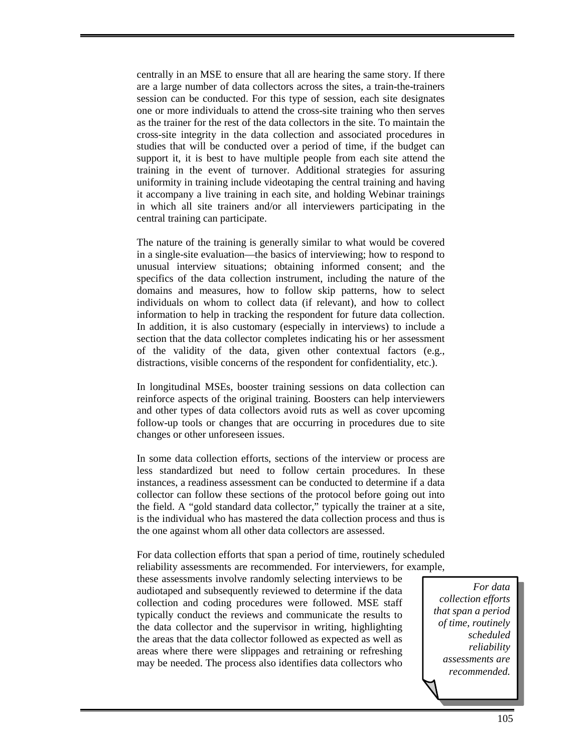centrally in an MSE to ensure that all are hearing the same story. If there are a large number of data collectors across the sites, a train-the-trainers session can be conducted. For this type of session, each site designates one or more individuals to attend the cross-site training who then serves as the trainer for the rest of the data collectors in the site. To maintain the cross-site integrity in the data collection and associated procedures in studies that will be conducted over a period of time, if the budget can support it, it is best to have multiple people from each site attend the training in the event of turnover. Additional strategies for assuring uniformity in training include videotaping the central training and having it accompany a live training in each site, and holding Webinar trainings in which all site trainers and/or all interviewers participating in the central training can participate.

The nature of the training is generally similar to what would be covered in a single-site evaluation—the basics of interviewing; how to respond to unusual interview situations; obtaining informed consent; and the specifics of the data collection instrument, including the nature of the domains and measures, how to follow skip patterns, how to select individuals on whom to collect data (if relevant), and how to collect information to help in tracking the respondent for future data collection. In addition, it is also customary (especially in interviews) to include a section that the data collector completes indicating his or her assessment of the validity of the data, given other contextual factors (e.g., distractions, visible concerns of the respondent for confidentiality, etc.).

In longitudinal MSEs, booster training sessions on data collection can reinforce aspects of the original training. Boosters can help interviewers and other types of data collectors avoid ruts as well as cover upcoming follow-up tools or changes that are occurring in procedures due to site changes or other unforeseen issues.

In some data collection efforts, sections of the interview or process are less standardized but need to follow certain procedures. In these instances, a readiness assessment can be conducted to determine if a data collector can follow these sections of the protocol before going out into the field. A "gold standard data collector," typically the trainer at a site, is the individual who has mastered the data collection process and thus is the one against whom all other data collectors are assessed.

For data collection efforts that span a period of time, routinely scheduled reliability assessments are recommended. For interviewers, for example, these assessments involve randomly selecting interviews to be audiotaped and subsequently reviewed to determine if the data collection and coding procedures were followed. MSE staff typically conduct the reviews and communicate the results to the data collector and the supervisor in writing, highlighting the areas that the data collector followed as expected as well as areas where there were slippages and retraining or refreshing may be needed. The process also identifies data collectors who

> *For data collection efforts that span a period of time, routinely scheduled reliability assessments are recommended.*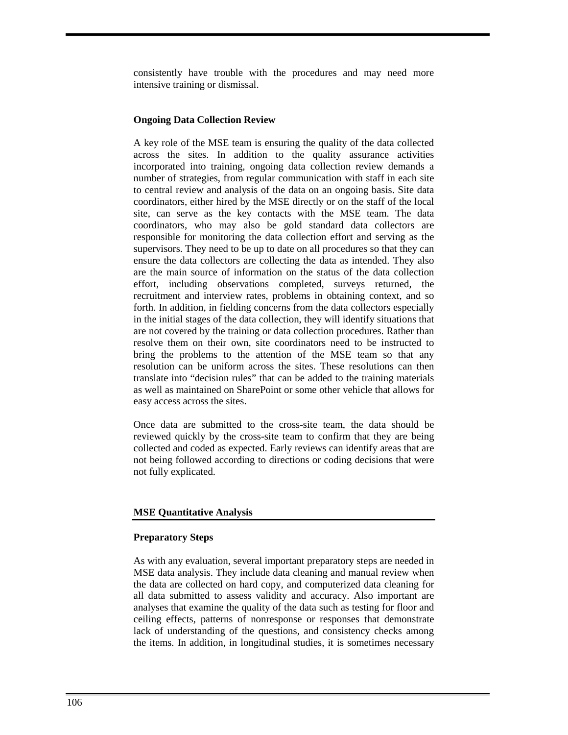consistently have trouble with the procedures and may need more intensive training or dismissal.

### Ongoing Data Collection Review

A key role of the MSE team is ensuring the quality of the data collected across the sites. In addition to the quality assurance activities incorporated into training, ongoing data collection review demands a number of strategies, from regular communication with staff in each site to central review and analysis of the data on an ongoing basis. Site data coordinators, either hired by the MSE directly or on the staff of the local site, can serve as the key contacts with the MSE team. The data coordinators, who may also be gold standard data collectors are responsible for monitoring the data collection effort and serving as the supervisors. They need to be up to date on all procedures so that they can ensure the data collectors are collecting the data as intended. They also are the main source of information on the status of the data collection effort, including observations completed, surveys returned, the recruitment and interview rates, problems in obtaining context, and so forth. In addition, in fielding concerns from the data collectors especially in the initial stages of the data collection, they will identify situations that are not covered by the training or data collection procedures. Rather than resolve them on their own, site coordinators need to be instructed to bring the problems to the attention of the MSE team so that any resolution can be uniform across the sites. These resolutions can then translate into "decision rules" that can be added to the training materials as well as maintained on SharePoint or some other vehicle that allows for easy access across the sites.

Once data are submitted to the cross-site team, the data should be reviewed quickly by the cross-site team to confirm that they are being collected and coded as expected. Early reviews can identify areas that are not being followed according to directions or coding decisions that were not fully explicated.

## MSE Quantitative Analysis

### Preparatory Steps

As with any evaluation, several important preparatory steps are needed in MSE data analysis. They include data cleaning and manual review when the data are collected on hard copy, and computerized data cleaning for all data submitted to assess validity and accuracy. Also important are analyses that examine the quality of the data such as testing for floor and ceiling effects, patterns of nonresponse or responses that demonstrate lack of understanding of the questions, and consistency checks among the items. In addition, in longitudinal studies, it is sometimes necessary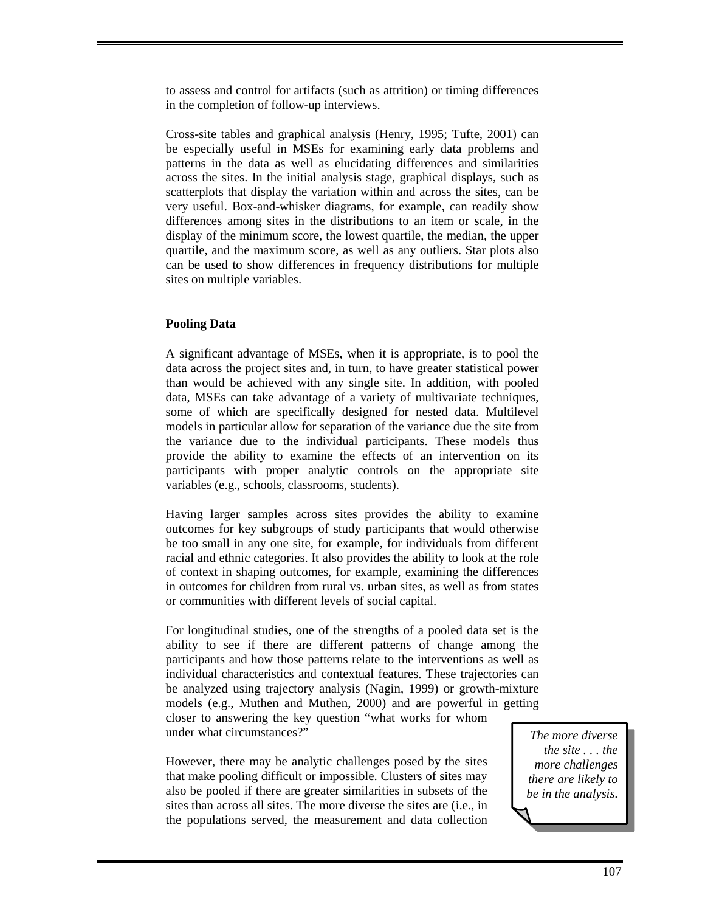to assess and control for artifacts (such as attrition) or timing differences in the completion of follow-up interviews.

Cross-site tables and graphical analysis (Henry, 1995; Tufte, 2001) can be especially useful in MSEs for examining early data problems and patterns in the data as well as elucidating differences and similarities across the sites. In the initial analysis stage, graphical displays, such as scatterplots that display the variation within and across the sites, can be very useful. Box-and-whisker diagrams, for example, can readily show differences among sites in the distributions to an item or scale, in the display of the minimum score, the lowest quartile, the median, the upper quartile, and the maximum score, as well as any outliers. Star plots also can be used to show differences in frequency distributions for multiple sites on multiple variables.

### Pooling Data

A significant advantage of MSEs, when it is appropriate, is to pool the data across the project sites and, in turn, to have greater statistical power than would be achieved with any single site. In addition, with pooled data, MSEs can take advantage of a variety of multivariate techniques, some of which are specifically designed for nested data. Multilevel models in particular allow for separation of the variance due the site from the variance due to the individual participants. These models thus provide the ability to examine the effects of an intervention on its participants with proper analytic controls on the appropriate site variables (e.g., schools, classrooms, students).

Having larger samples across sites provides the ability to examine outcomes for key subgroups of study participants that would otherwise be too small in any one site, for example, for individuals from different racial and ethnic categories. It also provides the ability to look at the role of context in shaping outcomes, for example, examining the differences in outcomes for children from rural vs. urban sites, as well as from states or communities with different levels of social capital.

For longitudinal studies, one of the strengths of a pooled data set is the ability to see if there are different patterns of change among the participants and how those patterns relate to the interventions as well as individual characteristics and contextual features. These trajectories can be analyzed using trajectory analysis (Nagin, 1999) or growth-mixture models (e.g., Muthen and Muthen, 2000) and are powerful in getting closer to answering the key question "what works for whom under what circumstances?"

*The more diverse the site . . . the more challenges there are likely to be in the analysis.*

However, there may be analytic challenges posed by the sites that make pooling difficult or impossible. Clusters of sites may also be pooled if there are greater similarities in subsets of the sites than across all sites. The more diverse the sites are (i.e., in the populations served, the measurement and data collection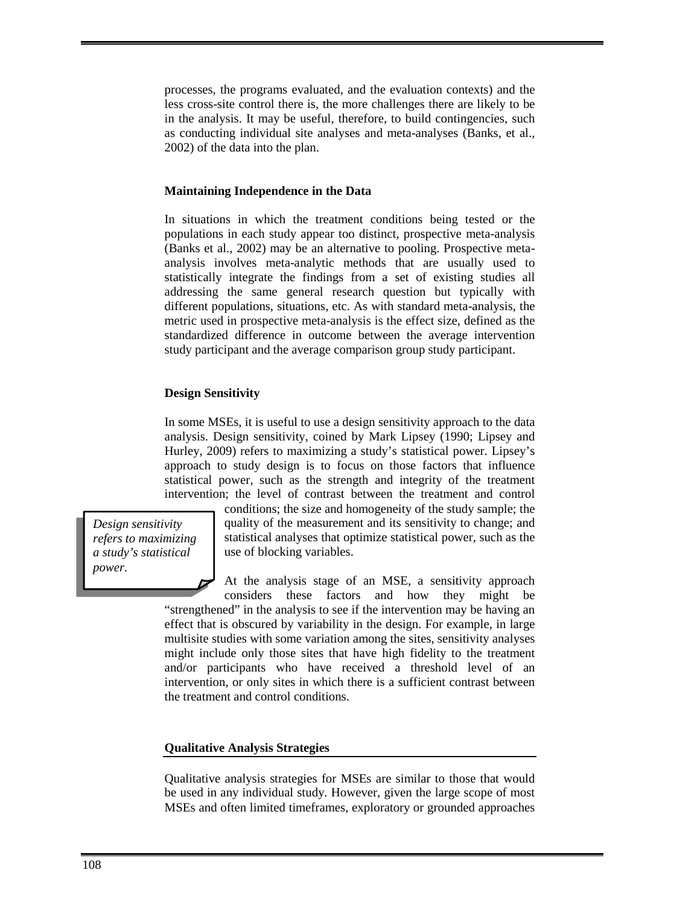processes, the programs evaluated, and the evaluation contexts) and the less cross-site control there is, the more challenges there are likely to be in the analysis. It may be useful, therefore, to build contingencies, such as conducting individual site analyses and meta-analyses (Banks, et al., 2002) of the data into the plan.

### Maintaining Independence in the Data

In situations in which the treatment conditions being tested or the populations in each study appear too distinct, prospective meta-analysis (Banks et al., 2002) may be an alternative to pooling. Prospective meta-analysis involves meta-analytic methods that are usually used to statistically integrate the findings from a set of existing studies all addressing the same general research question but typically with different populations, situations, etc. As with standard meta-analysis, the metric used in prospective meta-analysis is the effect size, defined as the standardized difference in outcome between the average intervention study participant and the average comparison group study participant.

### Design Sensitivity

In some MSEs, it is useful to use a design sensitivity approach to the data analysis. Design sensitivity, coined by Mark Lipsey (1990; Lipsey and Hurley, 2009) refers to maximizing a study's statistical power. Lipsey's approach to study design is to focus on those factors that influence statistical power, such as the strength and integrity of the treatment intervention; the level of contrast between the treatment and control conditions; the size and homogeneity of the study sample; the quality of the measurement and its sensitivity to change; and statistical analyses that optimize statistical power, such as the use of blocking variables.

> *Design sensitivity refers to maximizing a study's statistical power.*

At the analysis stage of an MSE, a sensitivity approach considers these factors and how they might be "strengthened" in the analysis to see if the intervention may be having an effect that is obscured by variability in the design. For example, in large multisite studies with some variation among the sites, sensitivity analyses might include only those sites that have high fidelity to the treatment and/or participants who have received a threshold level of an intervention, or only sites in which there is a sufficient contrast between the treatment and control conditions.

## Qualitative Analysis Strategies

Qualitative analysis strategies for MSEs are similar to those that would be used in any individual study. However, given the large scope of most MSEs and often limited timeframes, exploratory or grounded approaches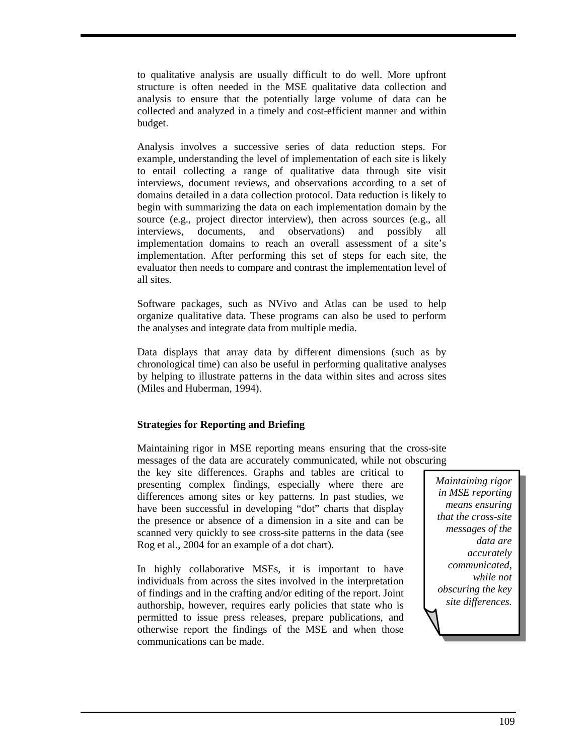to qualitative analysis are usually difficult to do well. More upfront structure is often needed in the MSE qualitative data collection and analysis to ensure that the potentially large volume of data can be collected and analyzed in a timely and cost-efficient manner and within budget.

Analysis involves a successive series of data reduction steps. For example, understanding the level of implementation of each site is likely to entail collecting a range of qualitative data through site visit interviews, document reviews, and observations according to a set of domains detailed in a data collection protocol. Data reduction is likely to begin with summarizing the data on each implementation domain by the source (e.g., project director interview), then across sources (e.g., all interviews, documents, and observations) and possibly all implementation domains to reach an overall assessment of a site's implementation. After performing this set of steps for each site, the evaluator then needs to compare and contrast the implementation level of all sites.

Software packages, such as NVivo and Atlas can be used to help organize qualitative data. These programs can also be used to perform the analyses and integrate data from multiple media.

Data displays that array data by different dimensions (such as by chronological time) can also be useful in performing qualitative analyses by helping to illustrate patterns in the data within sites and across sites (Miles and Huberman, 1994).

**Strategies for Reporting and Briefing**

Maintaining rigor in MSE reporting means ensuring that the cross-site messages of the data are accurately communicated, while not obscuring the key site differences. Graphs and tables are critical to presenting complex findings, especially where there are differences among sites or key patterns. In past studies, we have been successful in developing "dot" charts that display the presence or absence of a dimension in a site and can be scanned very quickly to see cross-site patterns in the data (see Rog et al., 2004 for an example of a dot chart).

*Maintaining rigor in MSE reporting means ensuring that the cross-site messages of the data are accurately communicated, while not obscuring the key site differences.*

In highly collaborative MSEs, it is important to have individuals from across the sites involved in the interpretation of findings and in the crafting and/or editing of the report. Joint authorship, however, requires early policies that state who is permitted to issue press releases, prepare publications, and otherwise report the findings of the MSE and when those communications can be made.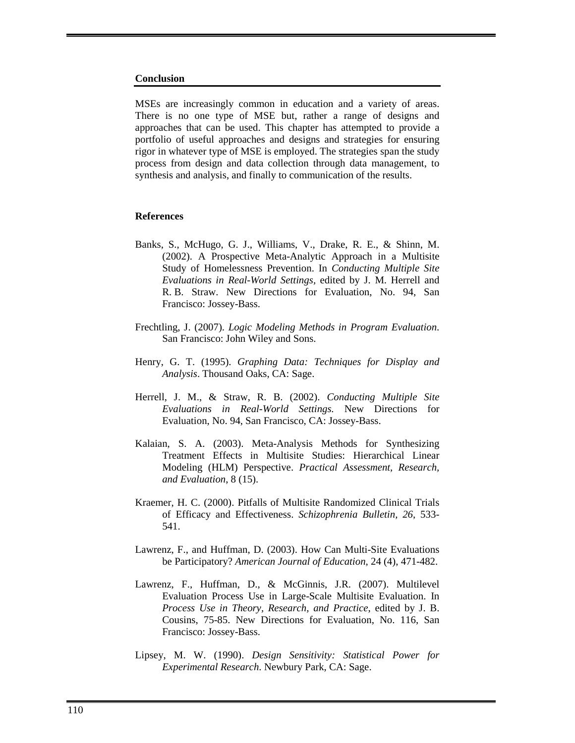## Conclusion

MSEs are increasingly common in education and a variety of areas. There is no one type of MSE but, rather a range of designs and approaches that can be used. This chapter has attempted to provide a portfolio of useful approaches and designs and strategies for ensuring rigor in whatever type of MSE is employed. The strategies span the study process from design and data collection through data management, to synthesis and analysis, and finally to communication of the results.

## References

Banks, S., McHugo, G. J., Williams, V., Drake, R. E., & Shinn, M. (2002). A Prospective Meta-Analytic Approach in a Multisite Study of Homelessness Prevention. In *Conducting Multiple Site Evaluations in Real-World Settings*, edited by J. M. Herrell and R. B. Straw. New Directions for Evaluation, No. 94, San Francisco: Jossey-Bass.

Frechtling, J. (2007). *Logic Modeling Methods in Program Evaluation*. San Francisco: John Wiley and Sons.

Henry, G. T. (1995). *Graphing Data: Techniques for Display and Analysis*. Thousand Oaks, CA: Sage.

Herrell, J. M., & Straw, R. B. (2002). *Conducting Multiple Site Evaluations in Real-World Settings.* New Directions for Evaluation, No. 94, San Francisco, CA: Jossey-Bass.

Kalaian, S. A. (2003). Meta-Analysis Methods for Synthesizing Treatment Effects in Multisite Studies: Hierarchical Linear Modeling (HLM) Perspective. *Practical Assessment, Research, and Evaluation*, 8 (15).

Kraemer, H. C. (2000). Pitfalls of Multisite Randomized Clinical Trials of Efficacy and Effectiveness. *Schizophrenia Bulletin, 26*, 533-541.

Lawrenz, F., and Huffman, D. (2003). How Can Multi-Site Evaluations be Participatory? *American Journal of Education*, 24 (4), 471-482.

Lawrenz, F., Huffman, D., & McGinnis, J.R. (2007). Multilevel Evaluation Process Use in Large-Scale Multisite Evaluation. In *Process Use in Theory, Research, and Practice*, edited by J. B. Cousins, 75-85. New Directions for Evaluation, No. 116, San Francisco: Jossey-Bass.

Lipsey, M. W. (1990). *Design Sensitivity: Statistical Power for Experimental Research*. Newbury Park, CA: Sage.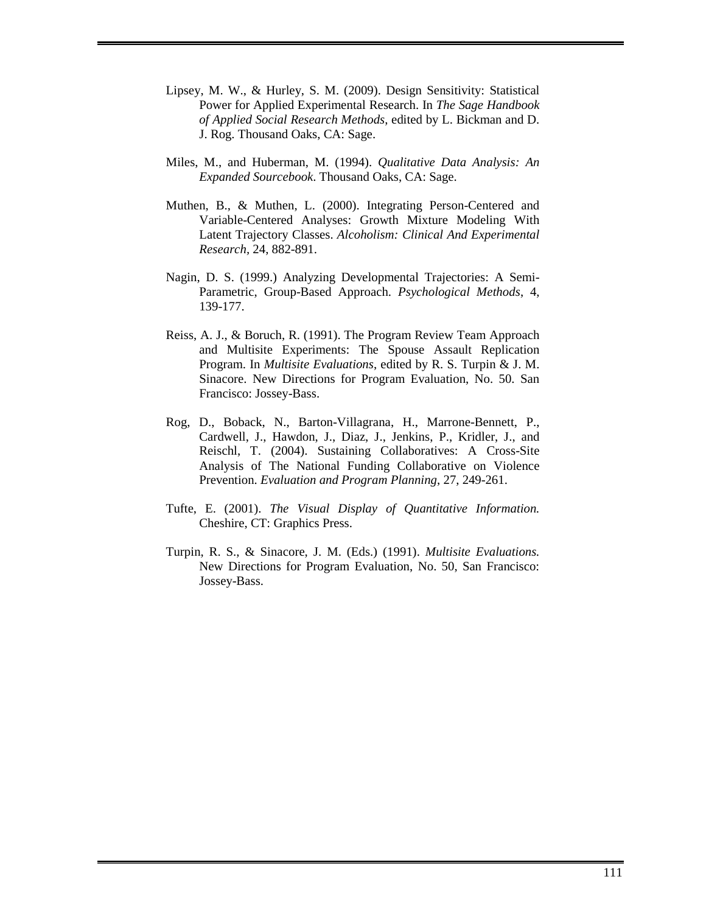Lipsey, M. W., & Hurley, S. M. (2009). Design Sensitivity: Statistical Power for Applied Experimental Research. In *The Sage Handbook of Applied Social Research Methods*, edited by L. Bickman and D. J. Rog. Thousand Oaks, CA: Sage.

Miles, M., and Huberman, M. (1994). *Qualitative Data Analysis: An Expanded Sourcebook*. Thousand Oaks, CA: Sage.

Muthen, B., & Muthen, L. (2000). Integrating Person-Centered and Variable-Centered Analyses: Growth Mixture Modeling With Latent Trajectory Classes. *Alcoholism: Clinical And Experimental Research*, 24, 882-891.

Nagin, D. S. (1999.) Analyzing Developmental Trajectories: A Semi-Parametric, Group-Based Approach. *Psychological Methods*, 4, 139-177.

Reiss, A. J., & Boruch, R. (1991). The Program Review Team Approach and Multisite Experiments: The Spouse Assault Replication Program. In *Multisite Evaluations*, edited by R. S. Turpin & J. M. Sinacore. New Directions for Program Evaluation, No. 50. San Francisco: Jossey-Bass.

Rog, D., Boback, N., Barton-Villagrana, H., Marrone-Bennett, P., Cardwell, J., Hawdon, J., Diaz, J., Jenkins, P., Kridler, J., and Reischl, T. (2004). Sustaining Collaboratives: A Cross-Site Analysis of The National Funding Collaborative on Violence Prevention. *Evaluation and Program Planning*, 27, 249-261.

Tufte, E. (2001). *The Visual Display of Quantitative Information.* Cheshire, CT: Graphics Press.

Turpin, R. S., & Sinacore, J. M. (Eds.) (1991). *Multisite Evaluations.* New Directions for Program Evaluation, No. 50, San Francisco: Jossey-Bass.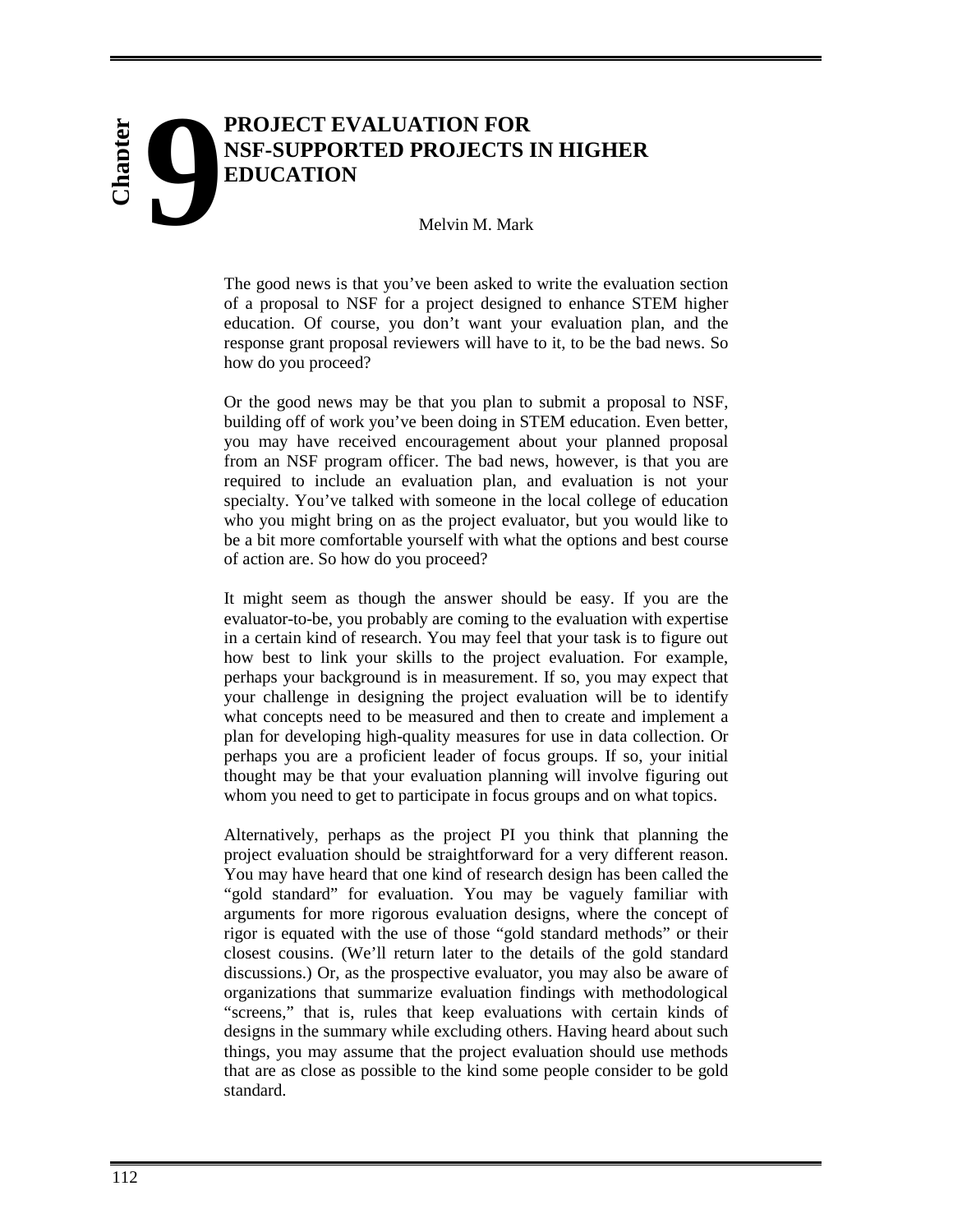# Chapter 9

# PROJECT EVALUATION FOR NSF-SUPPORTED PROJECTS IN HIGHER EDUCATION

Melvin M. Mark

The good news is that you've been asked to write the evaluation section of a proposal to NSF for a project designed to enhance STEM higher education. Of course, you don't want your evaluation plan, and the response grant proposal reviewers will have to it, to be the bad news. So how do you proceed?

Or the good news may be that you plan to submit a proposal to NSF, building off of work you've been doing in STEM education. Even better, you may have received encouragement about your planned proposal from an NSF program officer. The bad news, however, is that you are required to include an evaluation plan, and evaluation is not your specialty. You've talked with someone in the local college of education who you might bring on as the project evaluator, but you would like to be a bit more comfortable yourself with what the options and best course of action are. So how do you proceed?

It might seem as though the answer should be easy. If you are the evaluator-to-be, you probably are coming to the evaluation with expertise in a certain kind of research. You may feel that your task is to figure out how best to link your skills to the project evaluation. For example, perhaps your background is in measurement. If so, you may expect that your challenge in designing the project evaluation will be to identify what concepts need to be measured and then to create and implement a plan for developing high-quality measures for use in data collection. Or perhaps you are a proficient leader of focus groups. If so, your initial thought may be that your evaluation planning will involve figuring out whom you need to get to participate in focus groups and on what topics.

Alternatively, perhaps as the project PI you think that planning the project evaluation should be straightforward for a very different reason. You may have heard that one kind of research design has been called the "gold standard" for evaluation. You may be vaguely familiar with arguments for more rigorous evaluation designs, where the concept of rigor is equated with the use of those "gold standard methods" or their closest cousins. (We'll return later to the details of the gold standard discussions.) Or, as the prospective evaluator, you may also be aware of organizations that summarize evaluation findings with methodological "screens," that is, rules that keep evaluations with certain kinds of designs in the summary while excluding others. Having heard about such things, you may assume that the project evaluation should use methods that are as close as possible to the kind some people consider to be gold standard.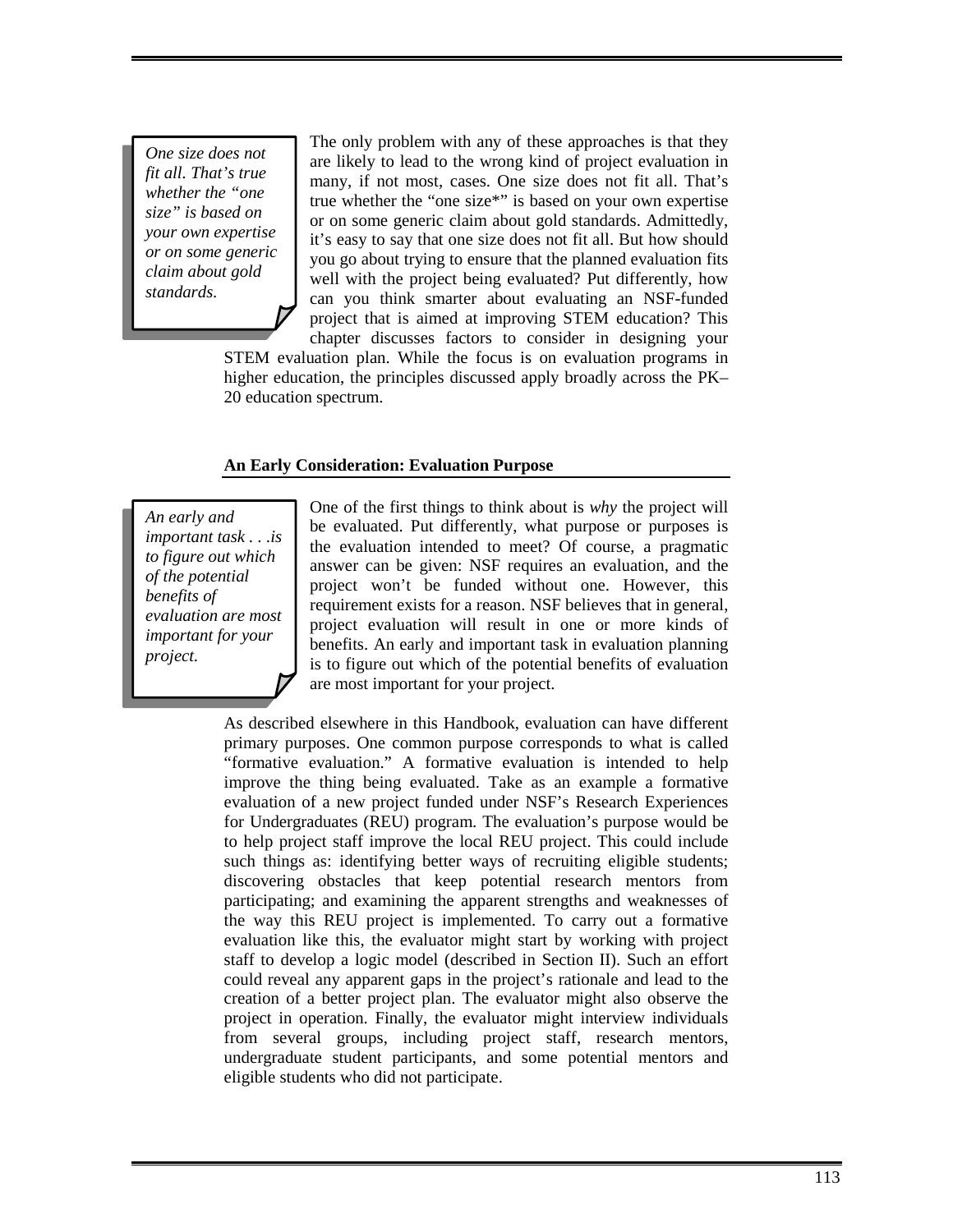> *One size does not fit all. That's true whether the "one size" is based on your own expertise or on some generic claim about gold standards.*

The only problem with any of these approaches is that they are likely to lead to the wrong kind of project evaluation in many, if not most, cases. One size does not fit all. That's true whether the "one size*" is based on your own expertise or on some generic claim about gold standards. Admittedly, it's easy to say that one size does not fit all. But how should you go about trying to ensure that the planned evaluation fits well with the project being evaluated? Put differently, how can you think smarter about evaluating an NSF-funded project that is aimed at improving STEM education? This chapter discusses factors to consider in designing your STEM evaluation plan. While the focus is on evaluation programs in higher education, the principles discussed apply broadly across the PK–20 education spectrum.

**An Early Consideration: Evaluation Purpose**

> *An early and important task . . .is to figure out which of the potential benefits of evaluation are most important for your project.*

One of the first things to think about is *why* the project will be evaluated. Put differently, what purpose or purposes is the evaluation intended to meet? Of course, a pragmatic answer can be given: NSF requires an evaluation, and the project won't be funded without one. However, this requirement exists for a reason. NSF believes that in general, project evaluation will result in one or more kinds of benefits. An early and important task in evaluation planning is to figure out which of the potential benefits of evaluation are most important for your project.

As described elsewhere in this Handbook, evaluation can have different primary purposes. One common purpose corresponds to what is called "formative evaluation." A formative evaluation is intended to help improve the thing being evaluated. Take as an example a formative evaluation of a new project funded under NSF's Research Experiences for Undergraduates (REU) program. The evaluation's purpose would be to help project staff improve the local REU project. This could include such things as: identifying better ways of recruiting eligible students; discovering obstacles that keep potential research mentors from participating; and examining the apparent strengths and weaknesses of the way this REU project is implemented. To carry out a formative evaluation like this, the evaluator might start by working with project staff to develop a logic model (described in Section II). Such an effort could reveal any apparent gaps in the project's rationale and lead to the creation of a better project plan. The evaluator might also observe the project in operation. Finally, the evaluator might interview individuals from several groups, including project staff, research mentors, undergraduate student participants, and some potential mentors and eligible students who did not participate.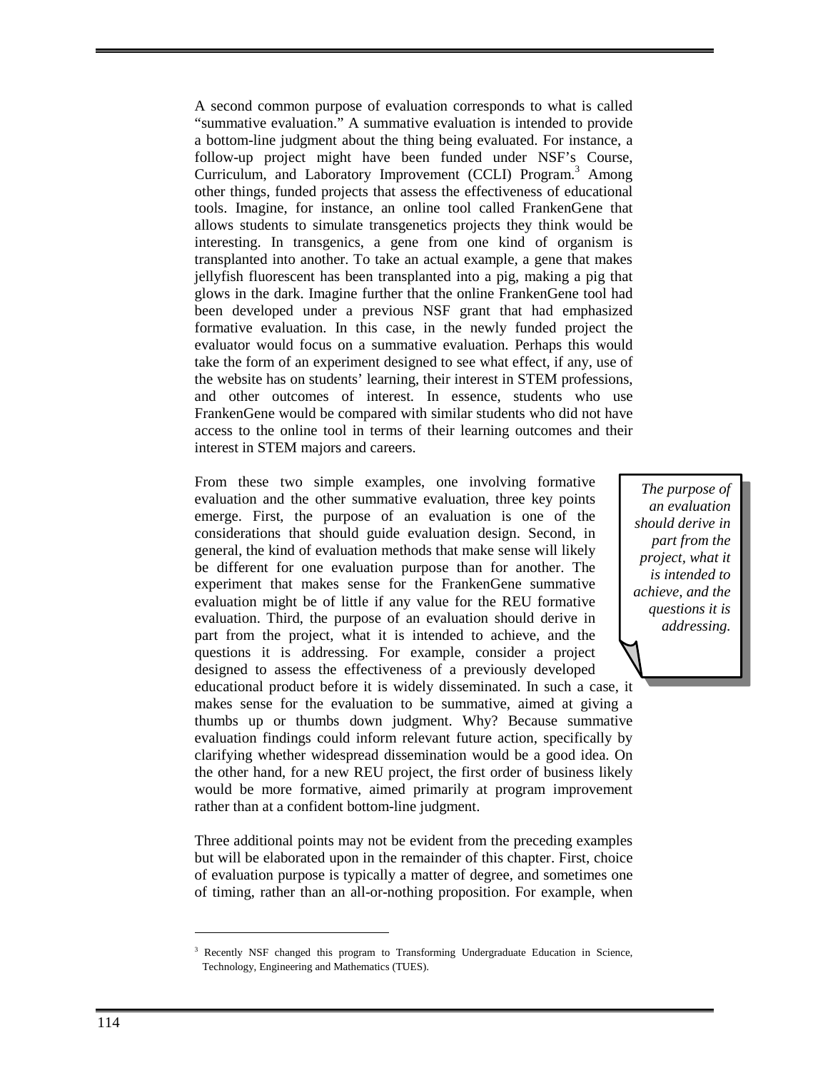A second common purpose of evaluation corresponds to what is called "summative evaluation." A summative evaluation is intended to provide a bottom-line judgment about the thing being evaluated. For instance, a follow-up project might have been funded under NSF's Course, Curriculum, and Laboratory Improvement (CCLI) Program.[3] Among other things, funded projects that assess the effectiveness of educational tools. Imagine, for instance, an online tool called FrankenGene that allows students to simulate transgenetics projects they think would be interesting. In transgenics, a gene from one kind of organism is transplanted into another. To take an actual example, a gene that makes jellyfish fluorescent has been transplanted into a pig, making a pig that glows in the dark. Imagine further that the online FrankenGene tool had been developed under a previous NSF grant that had emphasized formative evaluation. In this case, in the newly funded project the evaluator would focus on a summative evaluation. Perhaps this would take the form of an experiment designed to see what effect, if any, use of the website has on students' learning, their interest in STEM professions, and other outcomes of interest. In essence, students who use FrankenGene would be compared with similar students who did not have access to the online tool in terms of their learning outcomes and their interest in STEM majors and careers.

*The purpose of an evaluation should derive in part from the project, what it is intended to achieve, and the questions it is addressing.*

From these two simple examples, one involving formative evaluation and the other summative evaluation, three key points emerge. First, the purpose of an evaluation is one of the considerations that should guide evaluation design. Second, in general, the kind of evaluation methods that make sense will likely be different for one evaluation purpose than for another. The experiment that makes sense for the FrankenGene summative evaluation might be of little if any value for the REU formative evaluation. Third, the purpose of an evaluation should derive in part from the project, what it is intended to achieve, and the questions it is addressing. For example, consider a project designed to assess the effectiveness of a previously developed educational product before it is widely disseminated. In such a case, it makes sense for the evaluation to be summative, aimed at giving a thumbs up or thumbs down judgment. Why? Because summative evaluation findings could inform relevant future action, specifically by clarifying whether widespread dissemination would be a good idea. On the other hand, for a new REU project, the first order of business likely would be more formative, aimed primarily at program improvement rather than at a confident bottom-line judgment.

Three additional points may not be evident from the preceding examples but will be elaborated upon in the remainder of this chapter. First, choice of evaluation purpose is typically a matter of degree, and sometimes one of timing, rather than an all-or-nothing proposition. For example, when

[3] Recently NSF changed this program to Transforming Undergraduate Education in Science, Technology, Engineering and Mathematics (TUES).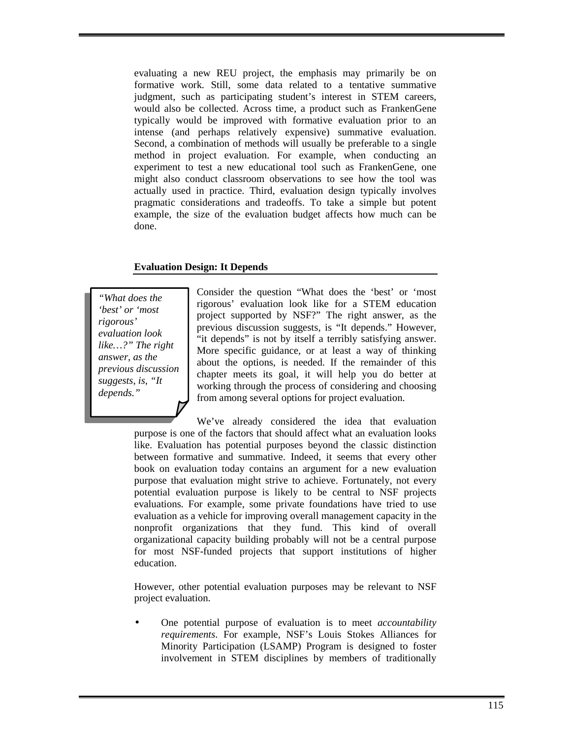evaluating a new REU project, the emphasis may primarily be on formative work. Still, some data related to a tentative summative judgment, such as participating student's interest in STEM careers, would also be collected. Across time, a product such as FrankenGene typically would be improved with formative evaluation prior to an intense (and perhaps relatively expensive) summative evaluation. Second, a combination of methods will usually be preferable to a single method in project evaluation. For example, when conducting an experiment to test a new educational tool such as FrankenGene, one might also conduct classroom observations to see how the tool was actually used in practice. Third, evaluation design typically involves pragmatic considerations and tradeoffs. To take a simple but potent example, the size of the evaluation budget affects how much can be done.

### Evaluation Design: It Depends

> *"What does the 'best' or 'most rigorous' evaluation look like…?" The right answer, as the previous discussion suggests, is, "It depends."*

Consider the question "What does the 'best' or 'most rigorous' evaluation look like for a STEM education project supported by NSF?" The right answer, as the previous discussion suggests, is "It depends." However, "it depends" is not by itself a terribly satisfying answer. More specific guidance, or at least a way of thinking about the options, is needed. If the remainder of this chapter meets its goal, it will help you do better at working through the process of considering and choosing from among several options for project evaluation.

We've already considered the idea that evaluation purpose is one of the factors that should affect what an evaluation looks like. Evaluation has potential purposes beyond the classic distinction between formative and summative. Indeed, it seems that every other book on evaluation today contains an argument for a new evaluation purpose that evaluation might strive to achieve. Fortunately, not every potential evaluation purpose is likely to be central to NSF projects evaluations. For example, some private foundations have tried to use evaluation as a vehicle for improving overall management capacity in the nonprofit organizations that they fund. This kind of overall organizational capacity building probably will not be a central purpose for most NSF-funded projects that support institutions of higher education.

However, other potential evaluation purposes may be relevant to NSF project evaluation.

- One potential purpose of evaluation is to meet *accountability requirements*. For example, NSF's Louis Stokes Alliances for Minority Participation (LSAMP) Program is designed to foster involvement in STEM disciplines by members of traditionally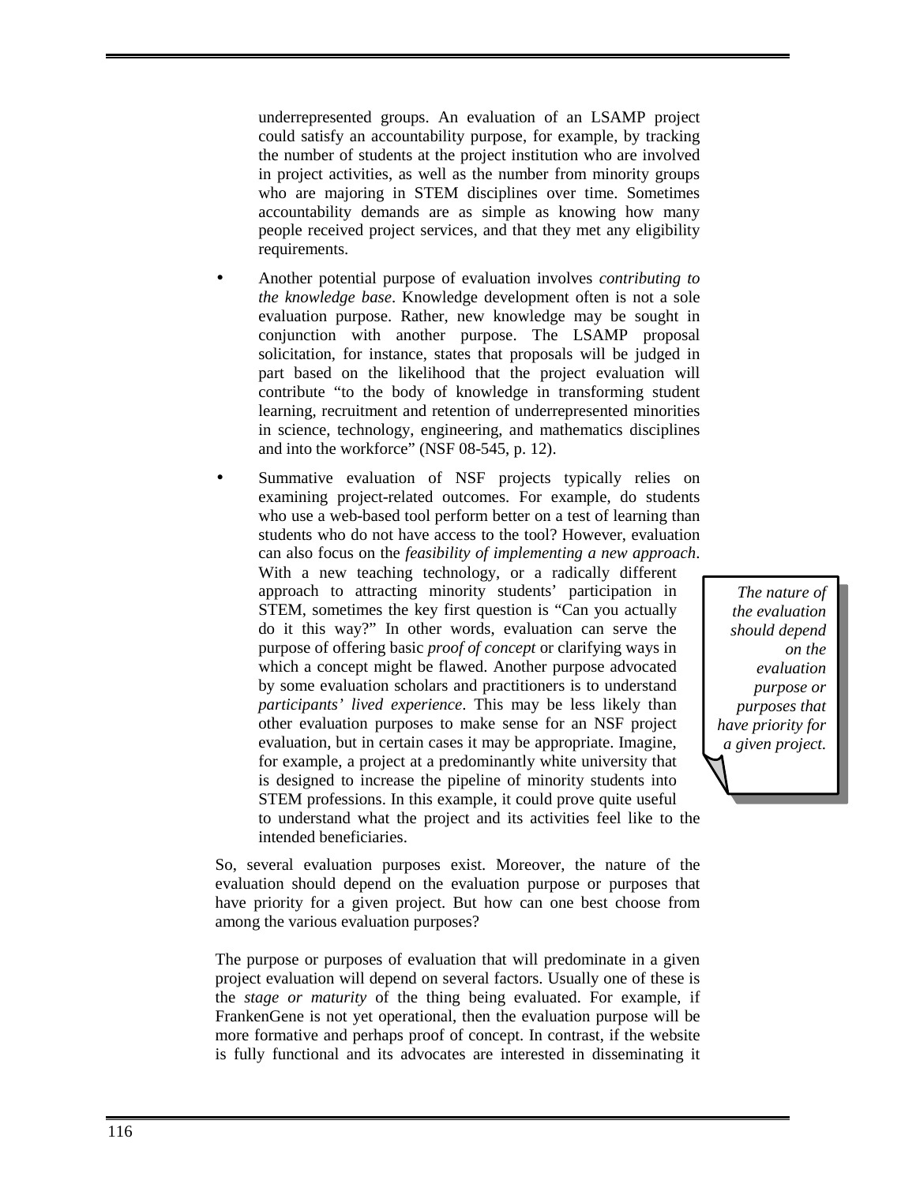underrepresented groups. An evaluation of an LSAMP project could satisfy an accountability purpose, for example, by tracking the number of students at the project institution who are involved in project activities, as well as the number from minority groups who are majoring in STEM disciplines over time. Sometimes accountability demands are as simple as knowing how many people received project services, and that they met any eligibility requirements.

- Another potential purpose of evaluation involves *contributing to the knowledge base*. Knowledge development often is not a sole evaluation purpose. Rather, new knowledge may be sought in conjunction with another purpose. The LSAMP proposal solicitation, for instance, states that proposals will be judged in part based on the likelihood that the project evaluation will contribute "to the body of knowledge in transforming student learning, recruitment and retention of underrepresented minorities in science, technology, engineering, and mathematics disciplines and into the workforce" (NSF 08-545, p. 12).

- Summative evaluation of NSF projects typically relies on examining project-related outcomes. For example, do students who use a web-based tool perform better on a test of learning than students who do not have access to the tool? However, evaluation can also focus on the *feasibility of implementing a new approach*. With a new teaching technology, or a radically different approach to attracting minority students' participation in STEM, sometimes the key first question is "Can you actually do it this way?" In other words, evaluation can serve the purpose of offering basic *proof of concept* or clarifying ways in which a concept might be flawed. Another purpose advocated by some evaluation scholars and practitioners is to understand *participants' lived experience*. This may be less likely than other evaluation purposes to make sense for an NSF project evaluation, but in certain cases it may be appropriate. Imagine, for example, a project at a predominantly white university that is designed to increase the pipeline of minority students into STEM professions. In this example, it could prove quite useful to understand what the project and its activities feel like to the intended beneficiaries.

*The nature of the evaluation should depend on the evaluation purpose or purposes that have priority for a given project.*

So, several evaluation purposes exist. Moreover, the nature of the evaluation should depend on the evaluation purpose or purposes that have priority for a given project. But how can one best choose from among the various evaluation purposes?

The purpose or purposes of evaluation that will predominate in a given project evaluation will depend on several factors. Usually one of these is the *stage or maturity* of the thing being evaluated. For example, if FrankenGene is not yet operational, then the evaluation purpose will be more formative and perhaps proof of concept. In contrast, if the website is fully functional and its advocates are interested in disseminating it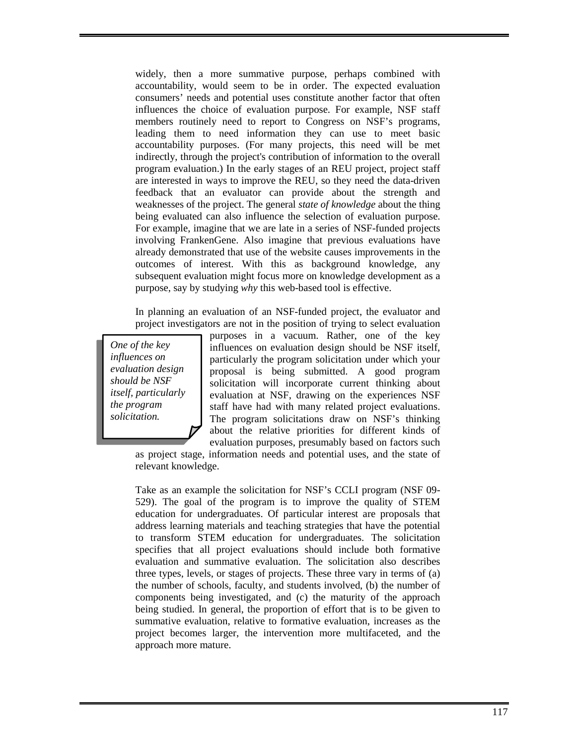widely, then a more summative purpose, perhaps combined with accountability, would seem to be in order. The expected evaluation consumers' needs and potential uses constitute another factor that often influences the choice of evaluation purpose. For example, NSF staff members routinely need to report to Congress on NSF's programs, leading them to need information they can use to meet basic accountability purposes. (For many projects, this need will be met indirectly, through the project's contribution of information to the overall program evaluation.) In the early stages of an REU project, project staff are interested in ways to improve the REU, so they need the data-driven feedback that an evaluator can provide about the strength and weaknesses of the project. The general *state of knowledge* about the thing being evaluated can also influence the selection of evaluation purpose. For example, imagine that we are late in a series of NSF-funded projects involving FrankenGene. Also imagine that previous evaluations have already demonstrated that use of the website causes improvements in the outcomes of interest. With this as background knowledge, any subsequent evaluation might focus more on knowledge development as a purpose, say by studying *why* this web-based tool is effective.

In planning an evaluation of an NSF-funded project, the evaluator and project investigators are not in the position of trying to select evaluation purposes in a vacuum. Rather, one of the key influences on evaluation design should be NSF itself, particularly the program solicitation under which your proposal is being submitted. A good program solicitation will incorporate current thinking about evaluation at NSF, drawing on the experiences NSF staff have had with many related project evaluations. The program solicitations draw on NSF's thinking about the relative priorities for different kinds of evaluation purposes, presumably based on factors such as project stage, information needs and potential uses, and the state of relevant knowledge.

> *One of the key influences on evaluation design should be NSF itself, particularly the program solicitation.*

Take as an example the solicitation for NSF's CCLI program (NSF 09-529). The goal of the program is to improve the quality of STEM education for undergraduates. Of particular interest are proposals that address learning materials and teaching strategies that have the potential to transform STEM education for undergraduates. The solicitation specifies that all project evaluations should include both formative evaluation and summative evaluation. The solicitation also describes three types, levels, or stages of projects. These three vary in terms of (a) the number of schools, faculty, and students involved, (b) the number of components being investigated, and (c) the maturity of the approach being studied. In general, the proportion of effort that is to be given to summative evaluation, relative to formative evaluation, increases as the project becomes larger, the intervention more multifaceted, and the approach more mature.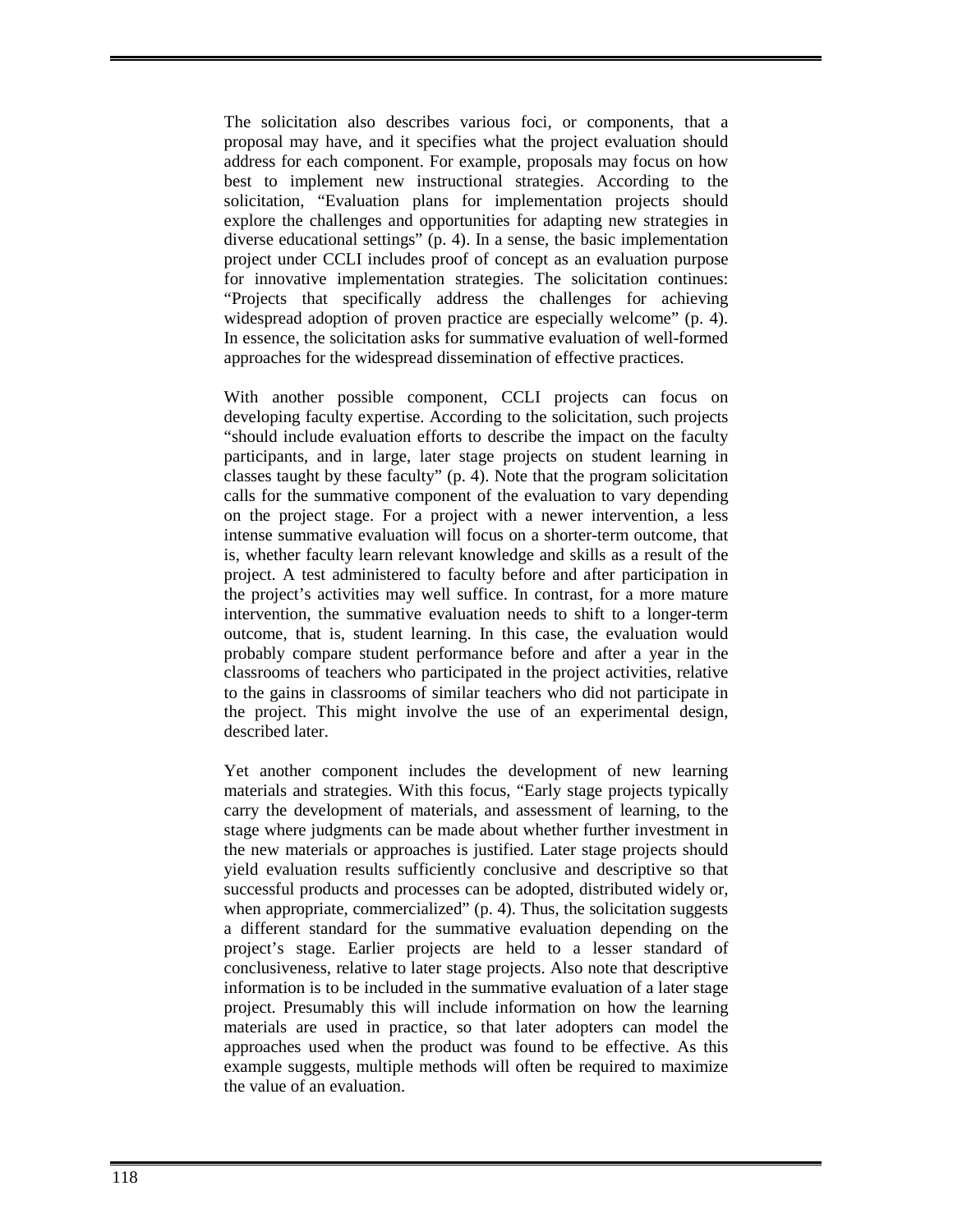The solicitation also describes various foci, or components, that a proposal may have, and it specifies what the project evaluation should address for each component. For example, proposals may focus on how best to implement new instructional strategies. According to the solicitation, “Evaluation plans for implementation projects should explore the challenges and opportunities for adapting new strategies in diverse educational settings” (p. 4). In a sense, the basic implementation project under CCLI includes proof of concept as an evaluation purpose for innovative implementation strategies. The solicitation continues: “Projects that specifically address the challenges for achieving widespread adoption of proven practice are especially welcome” (p. 4). In essence, the solicitation asks for summative evaluation of well-formed approaches for the widespread dissemination of effective practices.

With another possible component, CCLI projects can focus on developing faculty expertise. According to the solicitation, such projects “should include evaluation efforts to describe the impact on the faculty participants, and in large, later stage projects on student learning in classes taught by these faculty” (p. 4). Note that the program solicitation calls for the summative component of the evaluation to vary depending on the project stage. For a project with a newer intervention, a less intense summative evaluation will focus on a shorter-term outcome, that is, whether faculty learn relevant knowledge and skills as a result of the project. A test administered to faculty before and after participation in the project’s activities may well suffice. In contrast, for a more mature intervention, the summative evaluation needs to shift to a longer-term outcome, that is, student learning. In this case, the evaluation would probably compare student performance before and after a year in the classrooms of teachers who participated in the project activities, relative to the gains in classrooms of similar teachers who did not participate in the project. This might involve the use of an experimental design, described later.

Yet another component includes the development of new learning materials and strategies. With this focus, “Early stage projects typically carry the development of materials, and assessment of learning, to the stage where judgments can be made about whether further investment in the new materials or approaches is justified. Later stage projects should yield evaluation results sufficiently conclusive and descriptive so that successful products and processes can be adopted, distributed widely or, when appropriate, commercialized” (p. 4). Thus, the solicitation suggests a different standard for the summative evaluation depending on the project’s stage. Earlier projects are held to a lesser standard of conclusiveness, relative to later stage projects. Also note that descriptive information is to be included in the summative evaluation of a later stage project. Presumably this will include information on how the learning materials are used in practice, so that later adopters can model the approaches used when the product was found to be effective. As this example suggests, multiple methods will often be required to maximize the value of an evaluation.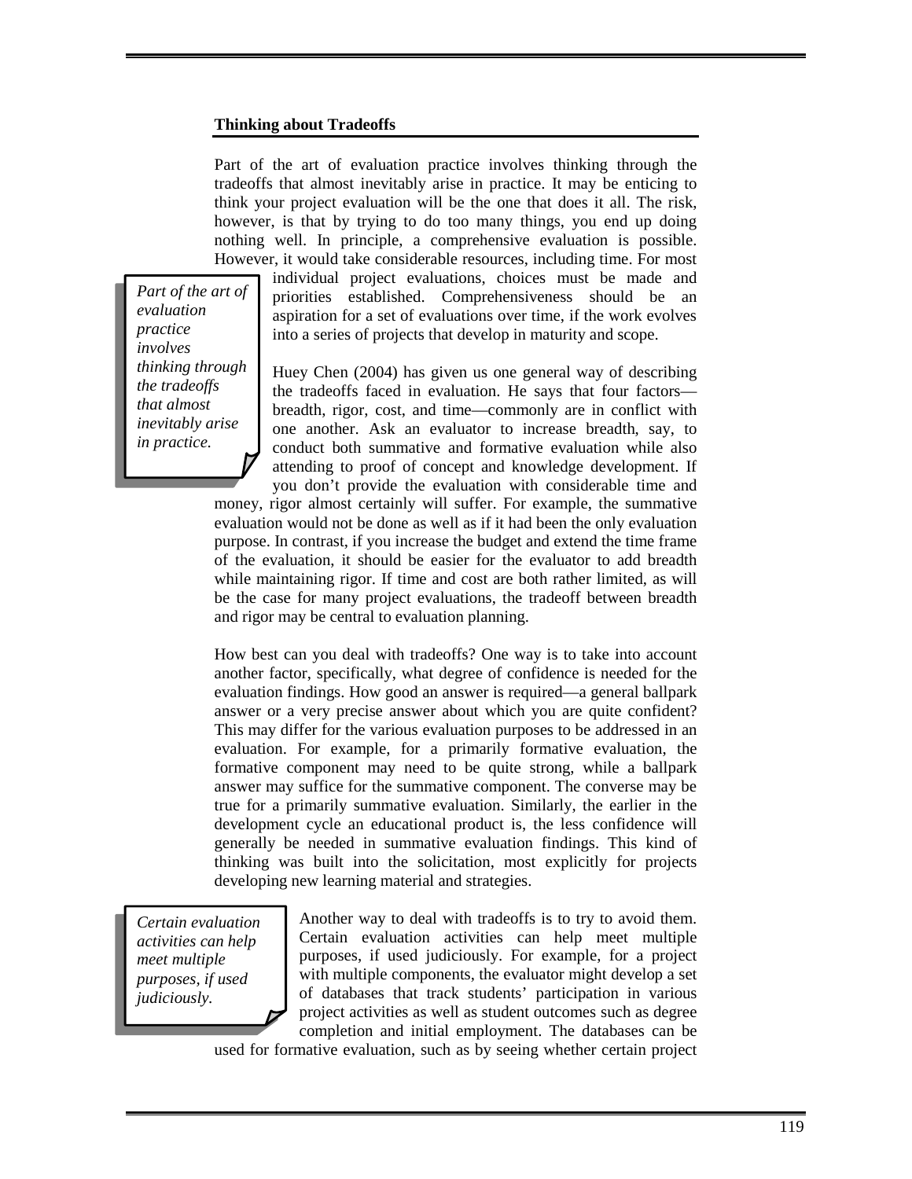**Thinking about Tradeoffs**

Part of the art of evaluation practice involves thinking through the tradeoffs that almost inevitably arise in practice. It may be enticing to think your project evaluation will be the one that does it all. The risk, however, is that by trying to do too many things, you end up doing nothing well. In principle, a comprehensive evaluation is possible. However, it would take considerable resources, including time. For most individual project evaluations, choices must be made and priorities established. Comprehensiveness should be an aspiration for a set of evaluations over time, if the work evolves into a series of projects that develop in maturity and scope.

*Part of the art of evaluation practice involves thinking through the tradeoffs that almost inevitably arise in practice.*

Huey Chen (2004) has given us one general way of describing the tradeoffs faced in evaluation. He says that four factors—breadth, rigor, cost, and time—commonly are in conflict with one another. Ask an evaluator to increase breadth, say, to conduct both summative and formative evaluation while also attending to proof of concept and knowledge development. If you don't provide the evaluation with considerable time and money, rigor almost certainly will suffer. For example, the summative evaluation would not be done as well as if it had been the only evaluation purpose. In contrast, if you increase the budget and extend the time frame of the evaluation, it should be easier for the evaluator to add breadth while maintaining rigor. If time and cost are both rather limited, as will be the case for many project evaluations, the tradeoff between breadth and rigor may be central to evaluation planning.

How best can you deal with tradeoffs? One way is to take into account another factor, specifically, what degree of confidence is needed for the evaluation findings. How good an answer is required—a general ballpark answer or a very precise answer about which you are quite confident? This may differ for the various evaluation purposes to be addressed in an evaluation. For example, for a primarily formative evaluation, the formative component may need to be quite strong, while a ballpark answer may suffice for the summative component. The converse may be true for a primarily summative evaluation. Similarly, the earlier in the development cycle an educational product is, the less confidence will generally be needed in summative evaluation findings. This kind of thinking was built into the solicitation, most explicitly for projects developing new learning material and strategies.

*Certain evaluation activities can help meet multiple purposes, if used judiciously.*

Another way to deal with tradeoffs is to try to avoid them. Certain evaluation activities can help meet multiple purposes, if used judiciously. For example, for a project with multiple components, the evaluator might develop a set of databases that track students' participation in various project activities as well as student outcomes such as degree completion and initial employment. The databases can be used for formative evaluation, such as by seeing whether certain project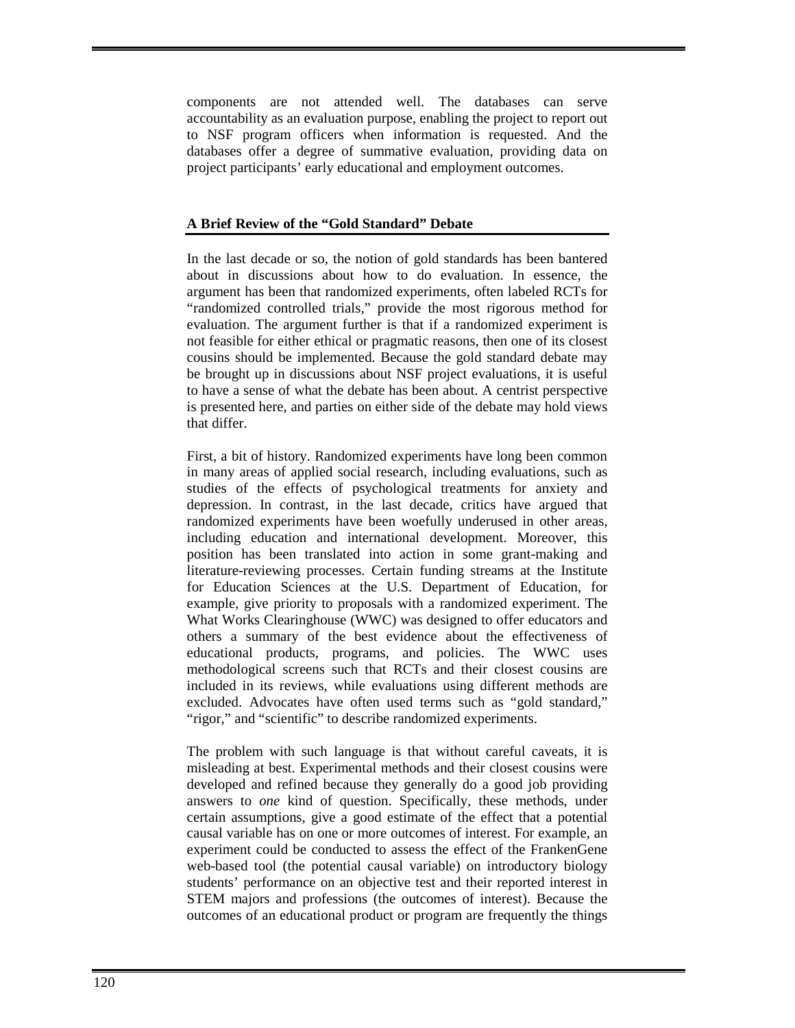components are not attended well. The databases can serve accountability as an evaluation purpose, enabling the project to report out to NSF program officers when information is requested. And the databases offer a degree of summative evaluation, providing data on project participants' early educational and employment outcomes.

### A Brief Review of the "Gold Standard" Debate

In the last decade or so, the notion of gold standards has been bantered about in discussions about how to do evaluation. In essence, the argument has been that randomized experiments, often labeled RCTs for "randomized controlled trials," provide the most rigorous method for evaluation. The argument further is that if a randomized experiment is not feasible for either ethical or pragmatic reasons, then one of its closest cousins should be implemented. Because the gold standard debate may be brought up in discussions about NSF project evaluations, it is useful to have a sense of what the debate has been about. A centrist perspective is presented here, and parties on either side of the debate may hold views that differ.

First, a bit of history. Randomized experiments have long been common in many areas of applied social research, including evaluations, such as studies of the effects of psychological treatments for anxiety and depression. In contrast, in the last decade, critics have argued that randomized experiments have been woefully underused in other areas, including education and international development. Moreover, this position has been translated into action in some grant-making and literature-reviewing processes. Certain funding streams at the Institute for Education Sciences at the U.S. Department of Education, for example, give priority to proposals with a randomized experiment. The What Works Clearinghouse (WWC) was designed to offer educators and others a summary of the best evidence about the effectiveness of educational products, programs, and policies. The WWC uses methodological screens such that RCTs and their closest cousins are included in its reviews, while evaluations using different methods are excluded. Advocates have often used terms such as "gold standard," "rigor," and "scientific" to describe randomized experiments.

The problem with such language is that without careful caveats, it is misleading at best. Experimental methods and their closest cousins were developed and refined because they generally do a good job providing answers to *one* kind of question. Specifically, these methods, under certain assumptions, give a good estimate of the effect that a potential causal variable has on one or more outcomes of interest. For example, an experiment could be conducted to assess the effect of the FrankenGene web-based tool (the potential causal variable) on introductory biology students' performance on an objective test and their reported interest in STEM majors and professions (the outcomes of interest). Because the outcomes of an educational product or program are frequently the things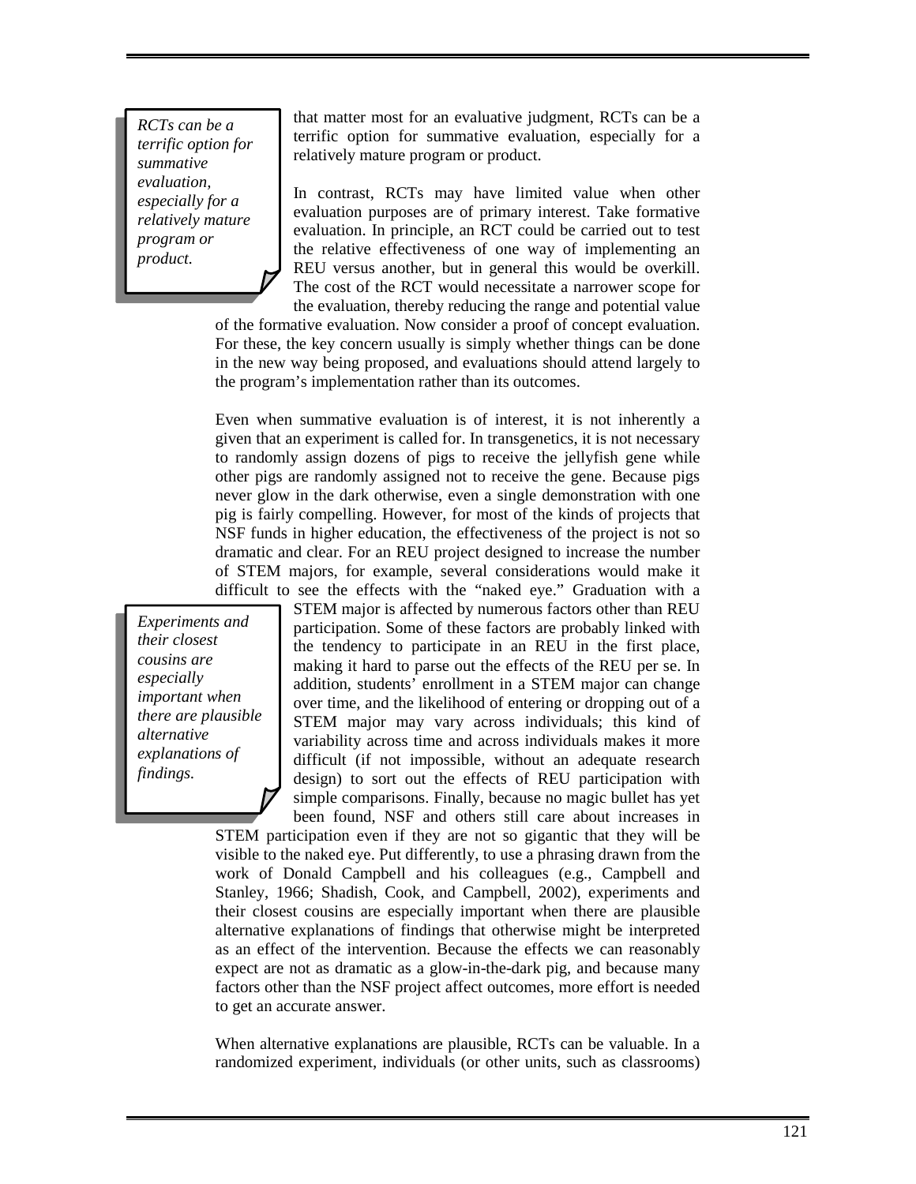> *RCTs can be a terrific option for summative evaluation, especially for a relatively mature program or product.*

that matter most for an evaluative judgment, RCTs can be a terrific option for summative evaluation, especially for a relatively mature program or product.

In contrast, RCTs may have limited value when other evaluation purposes are of primary interest. Take formative evaluation. In principle, an RCT could be carried out to test the relative effectiveness of one way of implementing an REU versus another, but in general this would be overkill. The cost of the RCT would necessitate a narrower scope for the evaluation, thereby reducing the range and potential value of the formative evaluation. Now consider a proof of concept evaluation. For these, the key concern usually is simply whether things can be done in the new way being proposed, and evaluations should attend largely to the program's implementation rather than its outcomes.

Even when summative evaluation is of interest, it is not inherently a given that an experiment is called for. In transgenetics, it is not necessary to randomly assign dozens of pigs to receive the jellyfish gene while other pigs are randomly assigned not to receive the gene. Because pigs never glow in the dark otherwise, even a single demonstration with one pig is fairly compelling. However, for most of the kinds of projects that NSF funds in higher education, the effectiveness of the project is not so dramatic and clear. For an REU project designed to increase the number of STEM majors, for example, several considerations would make it difficult to see the effects with the "naked eye." Graduation with a STEM major is affected by numerous factors other than REU participation. Some of these factors are probably linked with the tendency to participate in an REU in the first place, making it hard to parse out the effects of the REU per se. In addition, students' enrollment in a STEM major can change over time, and the likelihood of entering or dropping out of a STEM major may vary across individuals; this kind of variability across time and across individuals makes it more difficult (if not impossible, without an adequate research design) to sort out the effects of REU participation with simple comparisons. Finally, because no magic bullet has yet been found, NSF and others still care about increases in STEM participation even if they are not so gigantic that they will be visible to the naked eye. Put differently, to use a phrasing drawn from the work of Donald Campbell and his colleagues (e.g., Campbell and Stanley, 1966; Shadish, Cook, and Campbell, 2002), experiments and their closest cousins are especially important when there are plausible alternative explanations of findings that otherwise might be interpreted as an effect of the intervention. Because the effects we can reasonably expect are not as dramatic as a glow-in-the-dark pig, and because many factors other than the NSF project affect outcomes, more effort is needed to get an accurate answer.

> *Experiments and their closest cousins are especially important when there are plausible alternative explanations of findings.*

When alternative explanations are plausible, RCTs can be valuable. In a randomized experiment, individuals (or other units, such as classrooms)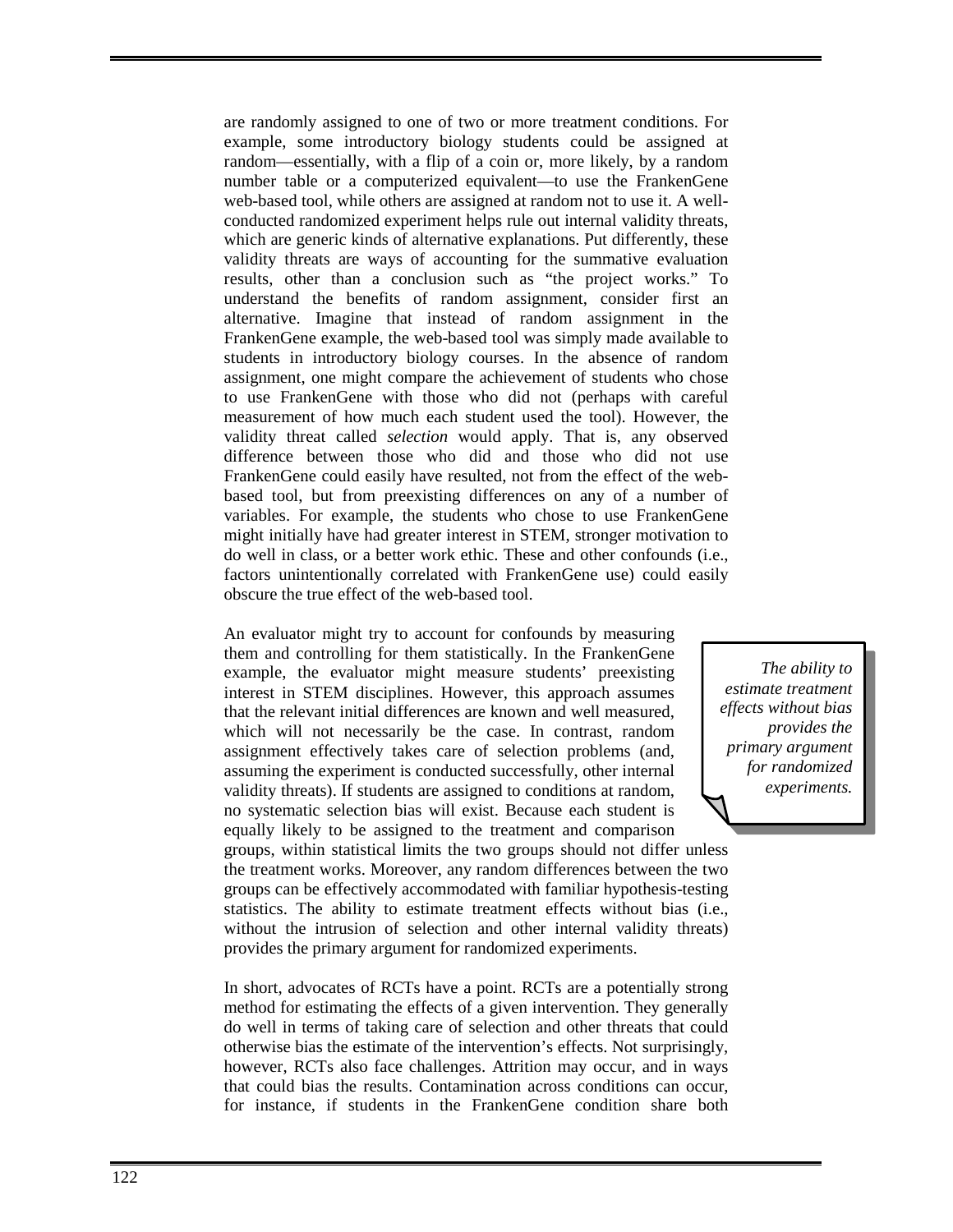are randomly assigned to one of two or more treatment conditions. For example, some introductory biology students could be assigned at random—essentially, with a flip of a coin or, more likely, by a random number table or a computerized equivalent—to use the FrankenGene web-based tool, while others are assigned at random not to use it. A well-conducted randomized experiment helps rule out internal validity threats, which are generic kinds of alternative explanations. Put differently, these validity threats are ways of accounting for the summative evaluation results, other than a conclusion such as "the project works." To understand the benefits of random assignment, consider first an alternative. Imagine that instead of random assignment in the FrankenGene example, the web-based tool was simply made available to students in introductory biology courses. In the absence of random assignment, one might compare the achievement of students who chose to use FrankenGene with those who did not (perhaps with careful measurement of how much each student used the tool). However, the validity threat called *selection* would apply. That is, any observed difference between those who did and those who did not use FrankenGene could easily have resulted, not from the effect of the web-based tool, but from preexisting differences on any of a number of variables. For example, the students who chose to use FrankenGene might initially have had greater interest in STEM, stronger motivation to do well in class, or a better work ethic. These and other confounds (i.e., factors unintentionally correlated with FrankenGene use) could easily obscure the true effect of the web-based tool.

An evaluator might try to account for confounds by measuring them and controlling for them statistically. In the FrankenGene example, the evaluator might measure students' preexisting interest in STEM disciplines. However, this approach assumes that the relevant initial differences are known and well measured, which will not necessarily be the case. In contrast, random assignment effectively takes care of selection problems (and, assuming the experiment is conducted successfully, other internal validity threats). If students are assigned to conditions at random, no systematic selection bias will exist. Because each student is equally likely to be assigned to the treatment and comparison groups, within statistical limits the two groups should not differ unless the treatment works. Moreover, any random differences between the two groups can be effectively accommodated with familiar hypothesis-testing statistics. The ability to estimate treatment effects without bias (i.e., without the intrusion of selection and other internal validity threats) provides the primary argument for randomized experiments.

> *The ability to estimate treatment effects without bias provides the primary argument for randomized experiments.*

In short, advocates of RCTs have a point. RCTs are a potentially strong method for estimating the effects of a given intervention. They generally do well in terms of taking care of selection and other threats that could otherwise bias the estimate of the intervention's effects. Not surprisingly, however, RCTs also face challenges. Attrition may occur, and in ways that could bias the results. Contamination across conditions can occur, for instance, if students in the FrankenGene condition share both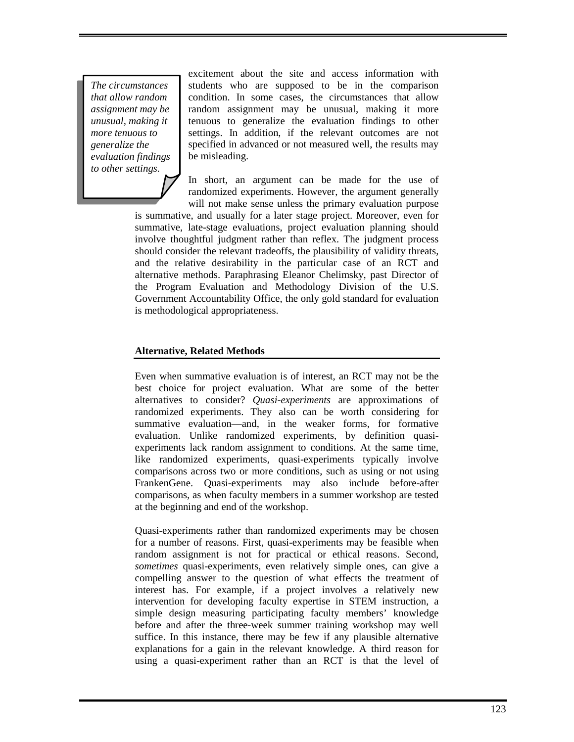*The circumstances that allow random assignment may be unusual, making it more tenuous to generalize the evaluation findings to other settings.*

excitement about the site and access information with students who are supposed to be in the comparison condition. In some cases, the circumstances that allow random assignment may be unusual, making it more tenuous to generalize the evaluation findings to other settings. In addition, if the relevant outcomes are not specified in advanced or not measured well, the results may be misleading.

In short, an argument can be made for the use of randomized experiments. However, the argument generally will not make sense unless the primary evaluation purpose is summative, and usually for a later stage project. Moreover, even for summative, late-stage evaluations, project evaluation planning should involve thoughtful judgment rather than reflex. The judgment process should consider the relevant tradeoffs, the plausibility of validity threats, and the relative desirability in the particular case of an RCT and alternative methods. Paraphrasing Eleanor Chelimsky, past Director of the Program Evaluation and Methodology Division of the U.S. Government Accountability Office, the only gold standard for evaluation is methodological appropriateness.

## Alternative, Related Methods

Even when summative evaluation is of interest, an RCT may not be the best choice for project evaluation. What are some of the better alternatives to consider? *Quasi-experiments* are approximations of randomized experiments. They also can be worth considering for summative evaluation—and, in the weaker forms, for formative evaluation. Unlike randomized experiments, by definition quasi-experiments lack random assignment to conditions. At the same time, like randomized experiments, quasi-experiments typically involve comparisons across two or more conditions, such as using or not using FrankenGene. Quasi-experiments may also include before-after comparisons, as when faculty members in a summer workshop are tested at the beginning and end of the workshop.

Quasi-experiments rather than randomized experiments may be chosen for a number of reasons. First, quasi-experiments may be feasible when random assignment is not for practical or ethical reasons. Second, *sometimes* quasi-experiments, even relatively simple ones, can give a compelling answer to the question of what effects the treatment of interest has. For example, if a project involves a relatively new intervention for developing faculty expertise in STEM instruction, a simple design measuring participating faculty members' knowledge before and after the three-week summer training workshop may well suffice. In this instance, there may be few if any plausible alternative explanations for a gain in the relevant knowledge. A third reason for using a quasi-experiment rather than an RCT is that the level of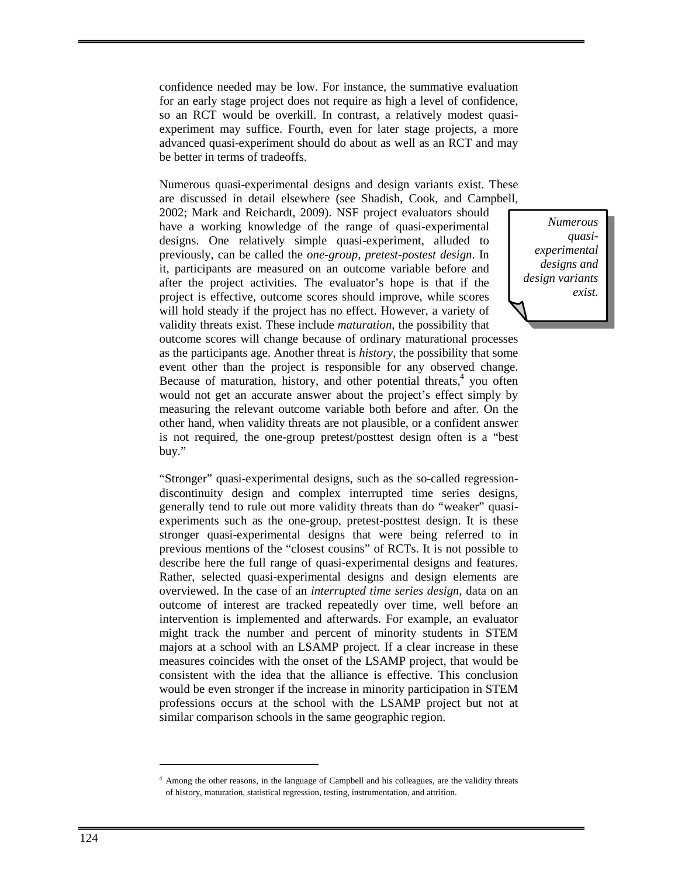confidence needed may be low. For instance, the summative evaluation for an early stage project does not require as high a level of confidence, so an RCT would be overkill. In contrast, a relatively modest quasi-experiment may suffice. Fourth, even for later stage projects, a more advanced quasi-experiment should do about as well as an RCT and may be better in terms of tradeoffs.

Numerous quasi-experimental designs and design variants exist. These are discussed in detail elsewhere (see Shadish, Cook, and Campbell, 2002; Mark and Reichardt, 2009). NSF project evaluators should have a working knowledge of the range of quasi-experimental designs. One relatively simple quasi-experiment, alluded to previously, can be called the *one-group, pretest-postest design*. In it, participants are measured on an outcome variable before and after the project activities. The evaluator's hope is that if the project is effective, outcome scores should improve, while scores will hold steady if the project has no effect. However, a variety of validity threats exist. These include *maturation*, the possibility that outcome scores will change because of ordinary maturational processes as the participants age. Another threat is *history*, the possibility that some event other than the project is responsible for any observed change. Because of maturation, history, and other potential threats,[4] you often would not get an accurate answer about the project's effect simply by measuring the relevant outcome variable both before and after. On the other hand, when validity threats are not plausible, or a confident answer is not required, the one-group pretest/posttest design often is a "best buy."

> *Numerous quasi-experimental designs and design variants exist.*

"Stronger" quasi-experimental designs, such as the so-called regression-discontinuity design and complex interrupted time series designs, generally tend to rule out more validity threats than do "weaker" quasi-experiments such as the one-group, pretest-posttest design. It is these stronger quasi-experimental designs that were being referred to in previous mentions of the "closest cousins" of RCTs. It is not possible to describe here the full range of quasi-experimental designs and features. Rather, selected quasi-experimental designs and design elements are overviewed. In the case of an *interrupted time series design*, data on an outcome of interest are tracked repeatedly over time, well before an intervention is implemented and afterwards. For example, an evaluator might track the number and percent of minority students in STEM majors at a school with an LSAMP project. If a clear increase in these measures coincides with the onset of the LSAMP project, that would be consistent with the idea that the alliance is effective. This conclusion would be even stronger if the increase in minority participation in STEM professions occurs at the school with the LSAMP project but not at similar comparison schools in the same geographic region.

---

[4] Among the other reasons, in the language of Campbell and his colleagues, are the validity threats of history, maturation, statistical regression, testing, instrumentation, and attrition.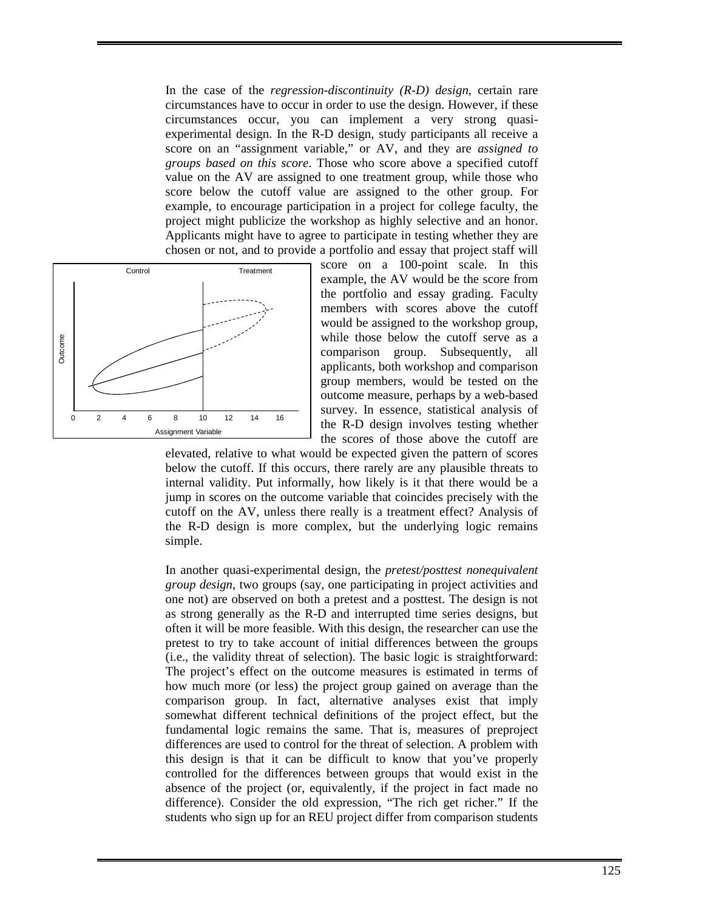In the case of the *regression-discontinuity (R-D) design*, certain rare circumstances have to occur in order to use the design. However, if these circumstances occur, you can implement a very strong quasi-experimental design. In the R-D design, study participants all receive a score on an "assignment variable," or AV, and they are *assigned to groups based on this score*. Those who score above a specified cutoff value on the AV are assigned to one treatment group, while those who score below the cutoff value are assigned to the other group. For example, to encourage participation in a project for college faculty, the project might publicize the workshop as highly selective and an honor. Applicants might have to agree to participate in testing whether they are chosen or not, and to provide a portfolio and essay that project staff will score on a 100-point scale. In this example, the AV would be the score from the portfolio and essay grading. Faculty members with scores above the cutoff would be assigned to the workshop group, while those below the cutoff serve as a comparison group. Subsequently, all applicants, both workshop and comparison group members, would be tested on the outcome measure, perhaps by a web-based survey. In essence, statistical analysis of the R-D design involves testing whether the scores of those above the cutoff are elevated, relative to what would be expected given the pattern of scores below the cutoff. If this occurs, there rarely are any plausible threats to internal validity. Put informally, how likely is it that there would be a jump in scores on the outcome variable that coincides precisely with the cutoff on the AV, unless there really is a treatment effect? Analysis of the R-D design is more complex, but the underlying logic remains simple.

In another quasi-experimental design, the *pretest/posttest nonequivalent group design*, two groups (say, one participating in project activities and one not) are observed on both a pretest and a posttest. The design is not as strong generally as the R-D and interrupted time series designs, but often it will be more feasible. With this design, the researcher can use the pretest to try to take account of initial differences between the groups (i.e., the validity threat of selection). The basic logic is straightforward: The project's effect on the outcome measures is estimated in terms of how much more (or less) the project group gained on average than the comparison group. In fact, alternative analyses exist that imply somewhat different technical definitions of the project effect, but the fundamental logic remains the same. That is, measures of preproject differences are used to control for the threat of selection. A problem with this design is that it can be difficult to know that you've properly controlled for the differences between groups that would exist in the absence of the project (or, equivalently, if the project in fact made no difference). Consider the old expression, "The rich get richer." If the students who sign up for an REU project differ from comparison students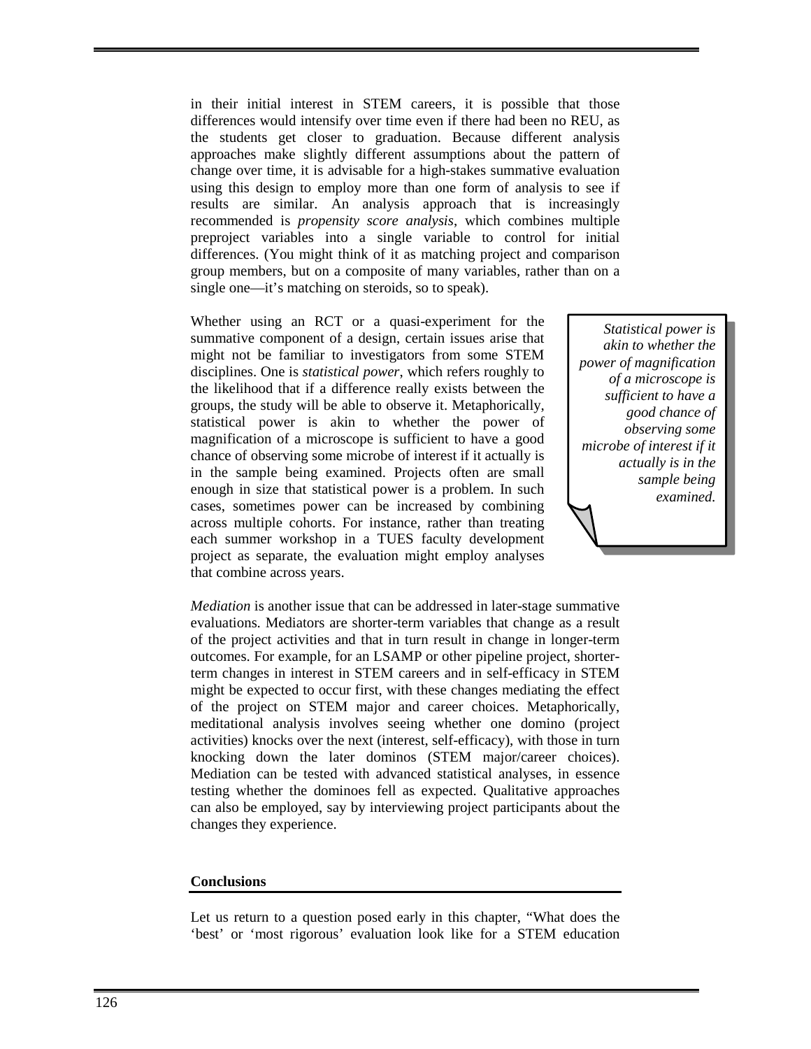in their initial interest in STEM careers, it is possible that those differences would intensify over time even if there had been no REU, as the students get closer to graduation. Because different analysis approaches make slightly different assumptions about the pattern of change over time, it is advisable for a high-stakes summative evaluation using this design to employ more than one form of analysis to see if results are similar. An analysis approach that is increasingly recommended is *propensity score analysis*, which combines multiple preproject variables into a single variable to control for initial differences. (You might think of it as matching project and comparison group members, but on a composite of many variables, rather than on a single one—it's matching on steroids, so to speak).

Whether using an RCT or a quasi-experiment for the summative component of a design, certain issues arise that might not be familiar to investigators from some STEM disciplines. One is *statistical power*, which refers roughly to the likelihood that if a difference really exists between the groups, the study will be able to observe it. Metaphorically, statistical power is akin to whether the power of magnification of a microscope is sufficient to have a good chance of observing some microbe of interest if it actually is in the sample being examined. Projects often are small enough in size that statistical power is a problem. In such cases, sometimes power can be increased by combining across multiple cohorts. For instance, rather than treating each summer workshop in a TUES faculty development project as separate, the evaluation might employ analyses that combine across years.

> *Statistical power is akin to whether the power of magnification of a microscope is sufficient to have a good chance of observing some microbe of interest if it actually is in the sample being examined.*

*Mediation* is another issue that can be addressed in later-stage summative evaluations. Mediators are shorter-term variables that change as a result of the project activities and that in turn result in change in longer-term outcomes. For example, for an LSAMP or other pipeline project, shorter-term changes in interest in STEM careers and in self-efficacy in STEM might be expected to occur first, with these changes mediating the effect of the project on STEM major and career choices. Metaphorically, meditational analysis involves seeing whether one domino (project activities) knocks over the next (interest, self-efficacy), with those in turn knocking down the later dominos (STEM major/career choices). Mediation can be tested with advanced statistical analyses, in essence testing whether the dominoes fell as expected. Qualitative approaches can also be employed, say by interviewing project participants about the changes they experience.

**Conclusions**

Let us return to a question posed early in this chapter, "What does the 'best' or 'most rigorous' evaluation look like for a STEM education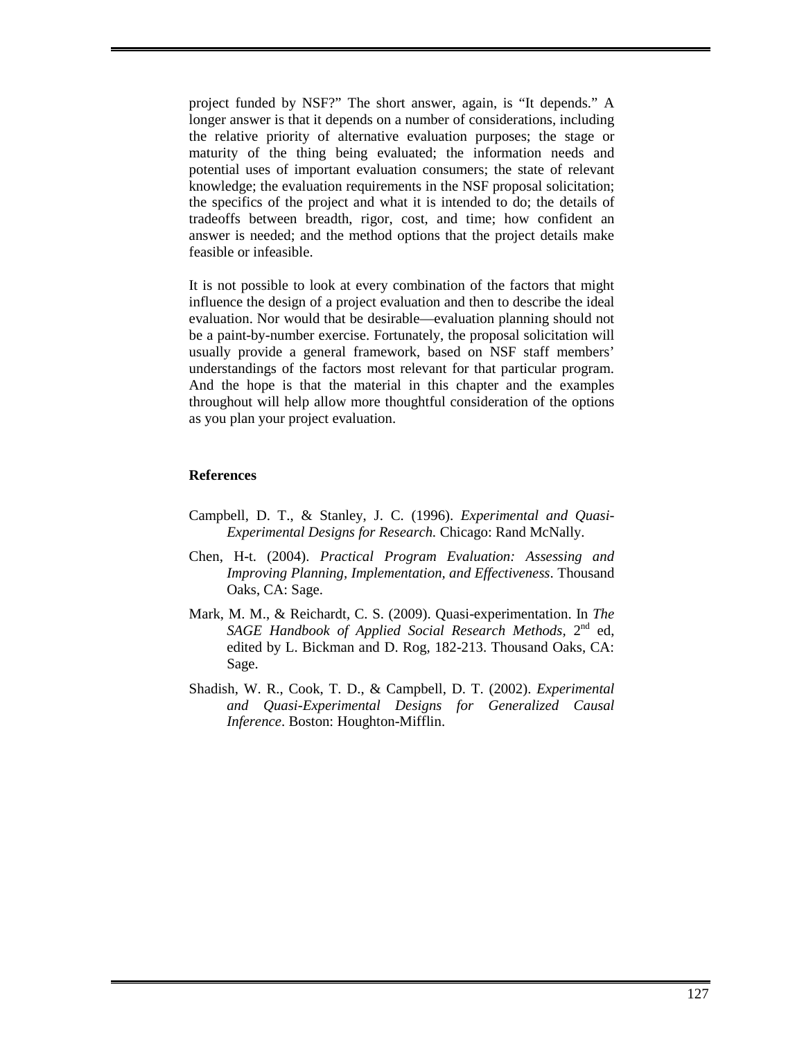project funded by NSF?" The short answer, again, is "It depends." A longer answer is that it depends on a number of considerations, including the relative priority of alternative evaluation purposes; the stage or maturity of the thing being evaluated; the information needs and potential uses of important evaluation consumers; the state of relevant knowledge; the evaluation requirements in the NSF proposal solicitation; the specifics of the project and what it is intended to do; the details of tradeoffs between breadth, rigor, cost, and time; how confident an answer is needed; and the method options that the project details make feasible or infeasible.

It is not possible to look at every combination of the factors that might influence the design of a project evaluation and then to describe the ideal evaluation. Nor would that be desirable—evaluation planning should not be a paint-by-number exercise. Fortunately, the proposal solicitation will usually provide a general framework, based on NSF staff members' understandings of the factors most relevant for that particular program. And the hope is that the material in this chapter and the examples throughout will help allow more thoughtful consideration of the options as you plan your project evaluation.

**References**

Campbell, D. T., & Stanley, J. C. (1996). *Experimental and Quasi-Experimental Designs for Research.* Chicago: Rand McNally.

Chen, H-t. (2004). *Practical Program Evaluation: Assessing and Improving Planning, Implementation, and Effectiveness*. Thousand Oaks, CA: Sage.

Mark, M. M., & Reichardt, C. S. (2009). Quasi-experimentation. In *The SAGE Handbook of Applied Social Research Methods,* 2nd ed, edited by L. Bickman and D. Rog, 182-213. Thousand Oaks, CA: Sage.

Shadish, W. R., Cook, T. D., & Campbell, D. T. (2002). *Experimental and Quasi-Experimental Designs for Generalized Causal Inference*. Boston: Houghton-Mifflin.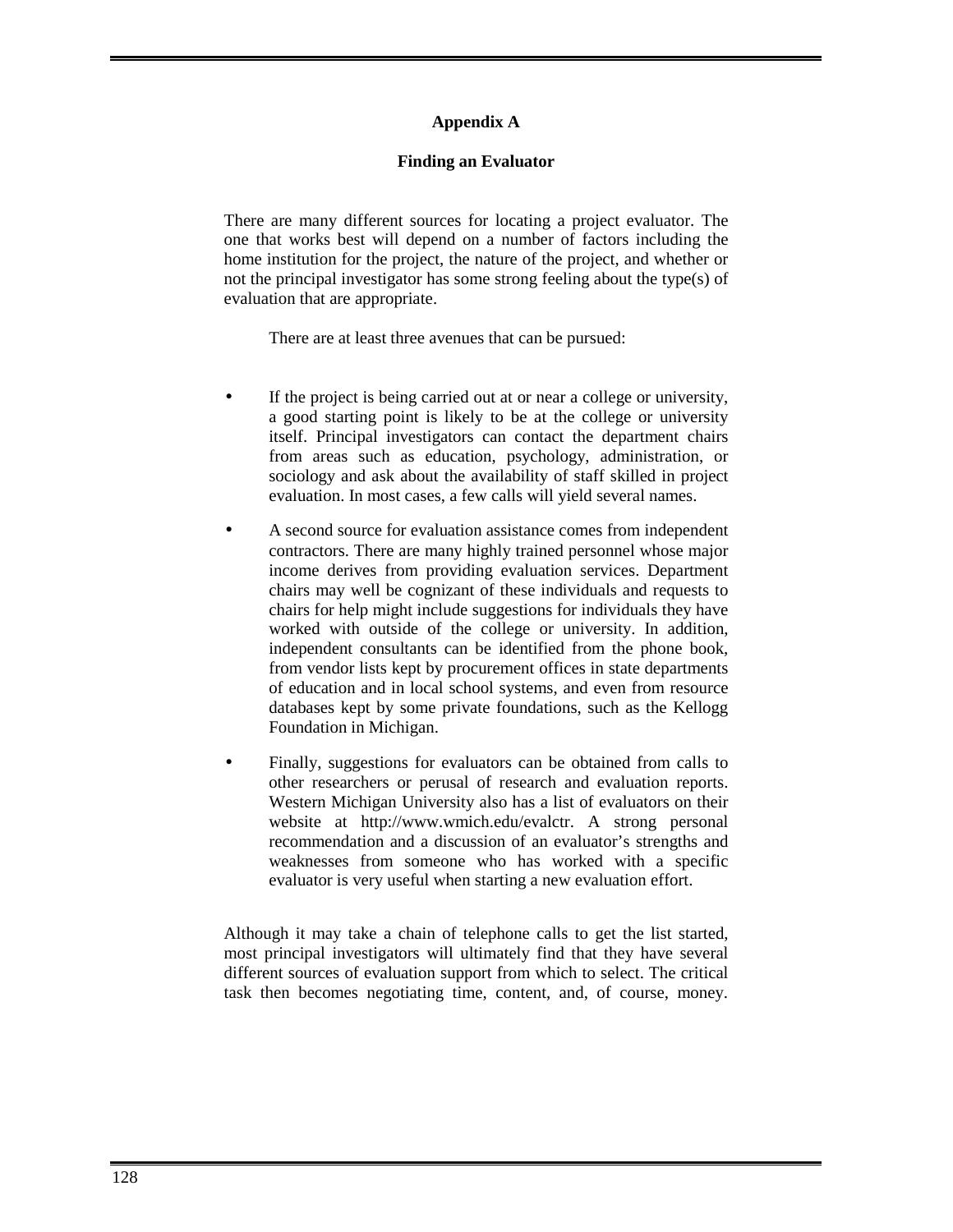# Appendix A

## Finding an Evaluator

There are many different sources for locating a project evaluator. The one that works best will depend on a number of factors including the home institution for the project, the nature of the project, and whether or not the principal investigator has some strong feeling about the type(s) of evaluation that are appropriate.

There are at least three avenues that can be pursued:

- If the project is being carried out at or near a college or university, a good starting point is likely to be at the college or university itself. Principal investigators can contact the department chairs from areas such as education, psychology, administration, or sociology and ask about the availability of staff skilled in project evaluation. In most cases, a few calls will yield several names.
- A second source for evaluation assistance comes from independent contractors. There are many highly trained personnel whose major income derives from providing evaluation services. Department chairs may well be cognizant of these individuals and requests to chairs for help might include suggestions for individuals they have worked with outside of the college or university. In addition, independent consultants can be identified from the phone book, from vendor lists kept by procurement offices in state departments of education and in local school systems, and even from resource databases kept by some private foundations, such as the Kellogg Foundation in Michigan.
- Finally, suggestions for evaluators can be obtained from calls to other researchers or perusal of research and evaluation reports. Western Michigan University also has a list of evaluators on their website at http://www.wmich.edu/evalctr. A strong personal recommendation and a discussion of an evaluator's strengths and weaknesses from someone who has worked with a specific evaluator is very useful when starting a new evaluation effort.

Although it may take a chain of telephone calls to get the list started, most principal investigators will ultimately find that they have several different sources of evaluation support from which to select. The critical task then becomes negotiating time, content, and, of course, money.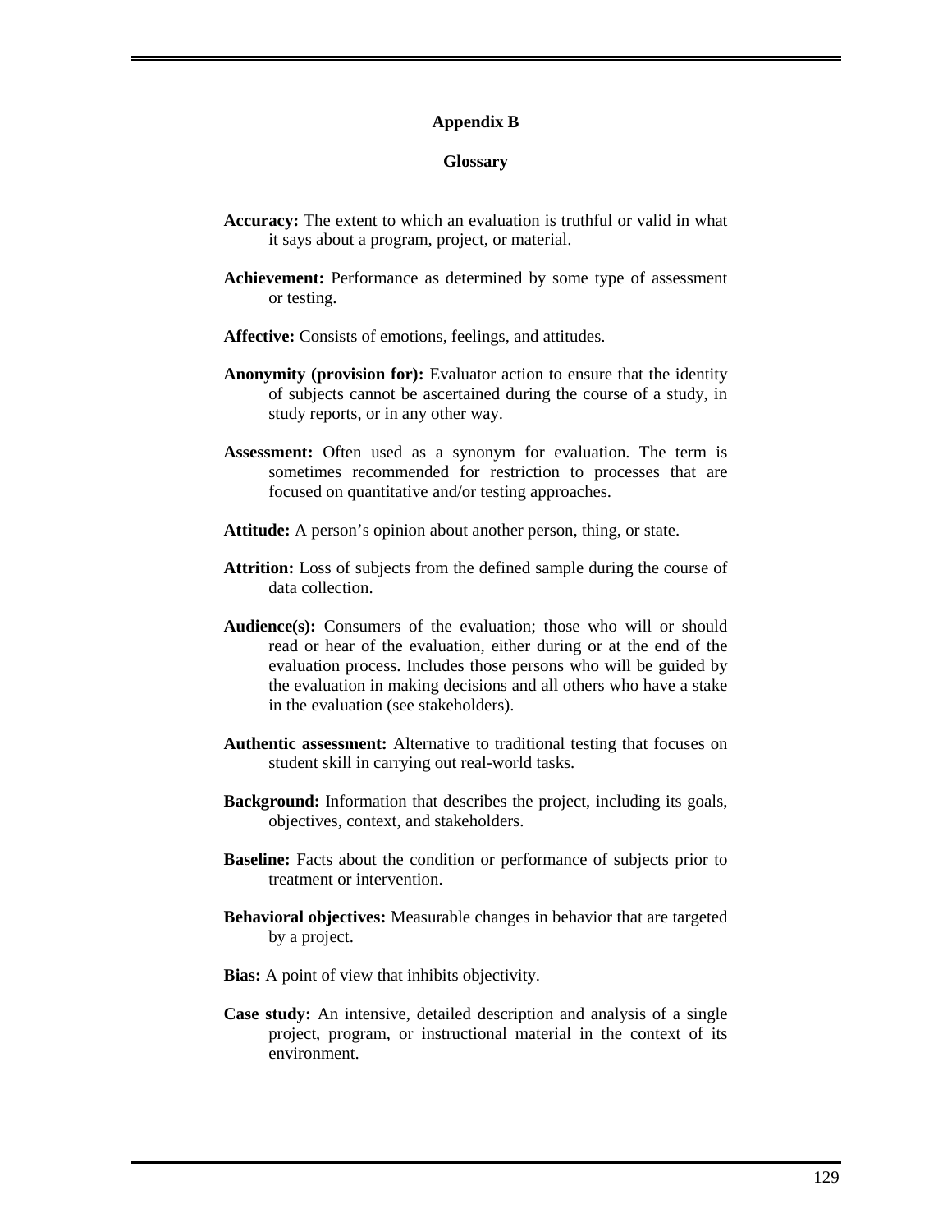# Appendix B

## Glossary

**Accuracy:** The extent to which an evaluation is truthful or valid in what it says about a program, project, or material.

**Achievement:** Performance as determined by some type of assessment or testing.

**Affective:** Consists of emotions, feelings, and attitudes.

**Anonymity (provision for):** Evaluator action to ensure that the identity of subjects cannot be ascertained during the course of a study, in study reports, or in any other way.

**Assessment:** Often used as a synonym for evaluation. The term is sometimes recommended for restriction to processes that are focused on quantitative and/or testing approaches.

**Attitude:** A person's opinion about another person, thing, or state.

**Attrition:** Loss of subjects from the defined sample during the course of data collection.

**Audience(s):** Consumers of the evaluation; those who will or should read or hear of the evaluation, either during or at the end of the evaluation process. Includes those persons who will be guided by the evaluation in making decisions and all others who have a stake in the evaluation (see stakeholders).

**Authentic assessment:** Alternative to traditional testing that focuses on student skill in carrying out real-world tasks.

**Background:** Information that describes the project, including its goals, objectives, context, and stakeholders.

**Baseline:** Facts about the condition or performance of subjects prior to treatment or intervention.

**Behavioral objectives:** Measurable changes in behavior that are targeted by a project.

**Bias:** A point of view that inhibits objectivity.

**Case study:** An intensive, detailed description and analysis of a single project, program, or instructional material in the context of its environment.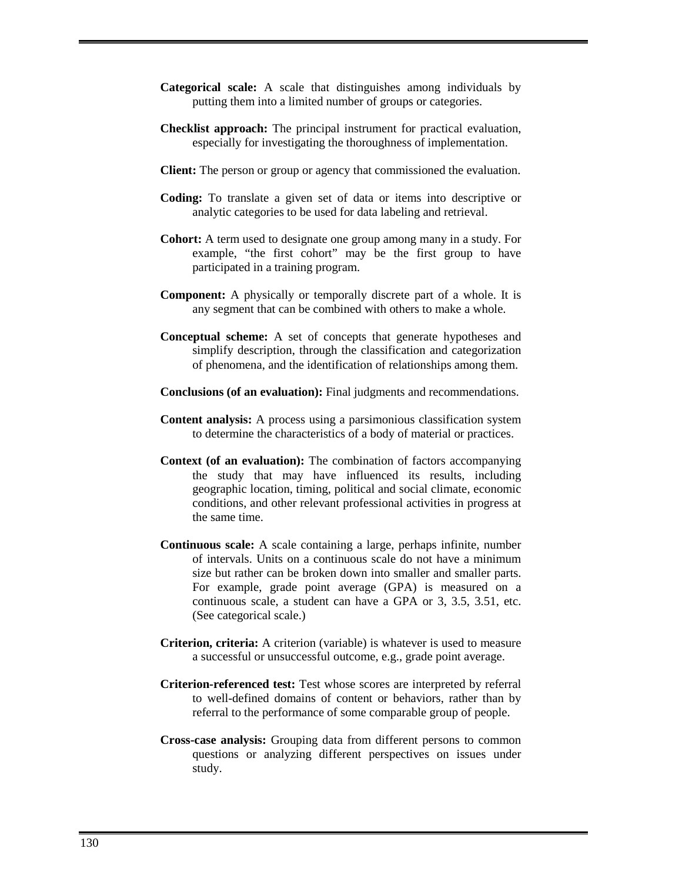**Categorical scale:** A scale that distinguishes among individuals by putting them into a limited number of groups or categories.

**Checklist approach:** The principal instrument for practical evaluation, especially for investigating the thoroughness of implementation.

**Client:** The person or group or agency that commissioned the evaluation.

**Coding:** To translate a given set of data or items into descriptive or analytic categories to be used for data labeling and retrieval.

**Cohort:** A term used to designate one group among many in a study. For example, "the first cohort" may be the first group to have participated in a training program.

**Component:** A physically or temporally discrete part of a whole. It is any segment that can be combined with others to make a whole.

**Conceptual scheme:** A set of concepts that generate hypotheses and simplify description, through the classification and categorization of phenomena, and the identification of relationships among them.

**Conclusions (of an evaluation):** Final judgments and recommendations.

**Content analysis:** A process using a parsimonious classification system to determine the characteristics of a body of material or practices.

**Context (of an evaluation):** The combination of factors accompanying the study that may have influenced its results, including geographic location, timing, political and social climate, economic conditions, and other relevant professional activities in progress at the same time.

**Continuous scale:** A scale containing a large, perhaps infinite, number of intervals. Units on a continuous scale do not have a minimum size but rather can be broken down into smaller and smaller parts. For example, grade point average (GPA) is measured on a continuous scale, a student can have a GPA or 3, 3.5, 3.51, etc. (See categorical scale.)

**Criterion, criteria:** A criterion (variable) is whatever is used to measure a successful or unsuccessful outcome, e.g., grade point average.

**Criterion-referenced test:** Test whose scores are interpreted by referral to well-defined domains of content or behaviors, rather than by referral to the performance of some comparable group of people.

**Cross-case analysis:** Grouping data from different persons to common questions or analyzing different perspectives on issues under study.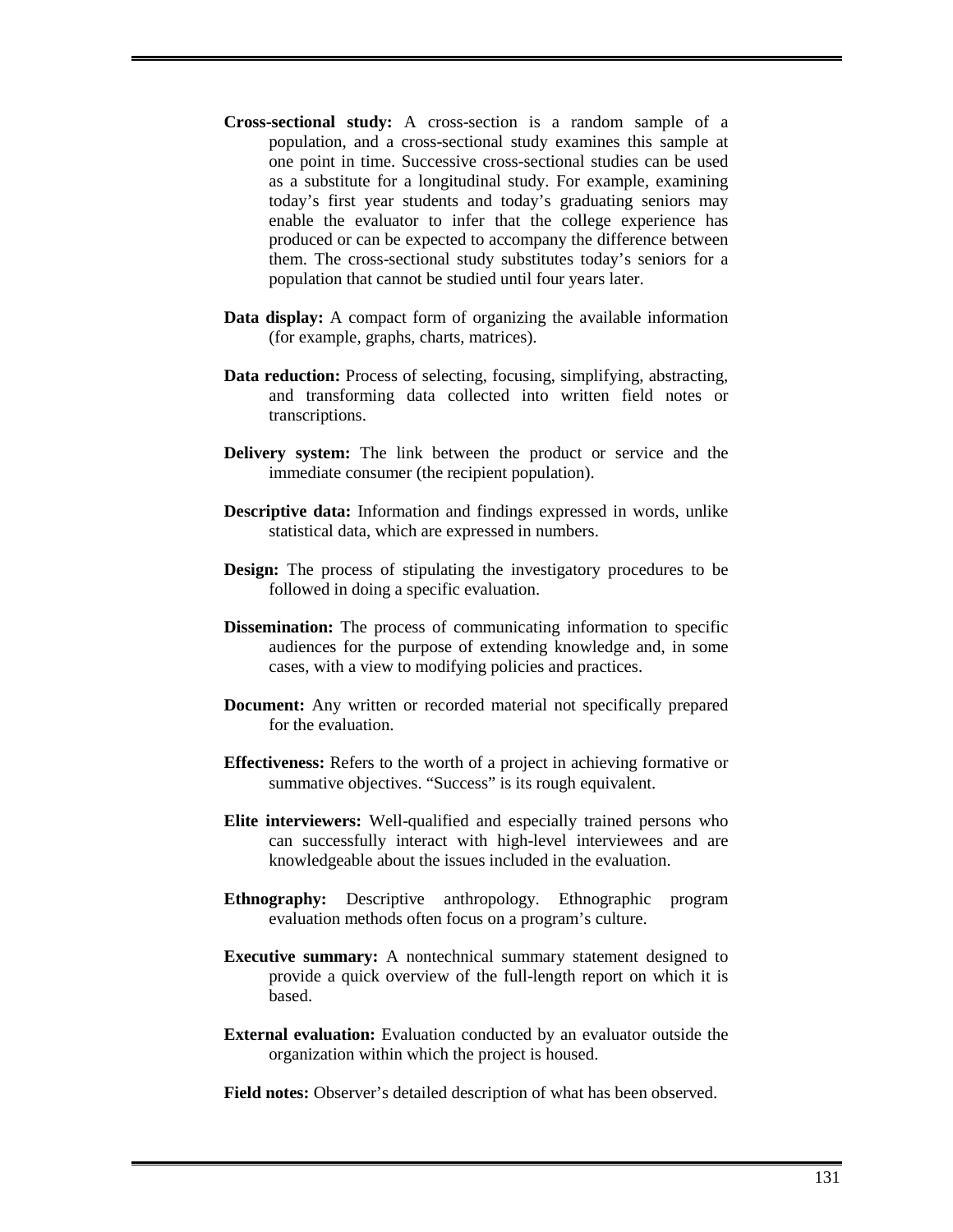**Cross-sectional study:** A cross-section is a random sample of a population, and a cross-sectional study examines this sample at one point in time. Successive cross-sectional studies can be used as a substitute for a longitudinal study. For example, examining today's first year students and today's graduating seniors may enable the evaluator to infer that the college experience has produced or can be expected to accompany the difference between them. The cross-sectional study substitutes today's seniors for a population that cannot be studied until four years later.

**Data display:** A compact form of organizing the available information (for example, graphs, charts, matrices).

**Data reduction:** Process of selecting, focusing, simplifying, abstracting, and transforming data collected into written field notes or transcriptions.

**Delivery system:** The link between the product or service and the immediate consumer (the recipient population).

**Descriptive data:** Information and findings expressed in words, unlike statistical data, which are expressed in numbers.

**Design:** The process of stipulating the investigatory procedures to be followed in doing a specific evaluation.

**Dissemination:** The process of communicating information to specific audiences for the purpose of extending knowledge and, in some cases, with a view to modifying policies and practices.

**Document:** Any written or recorded material not specifically prepared for the evaluation.

**Effectiveness:** Refers to the worth of a project in achieving formative or summative objectives. "Success" is its rough equivalent.

**Elite interviewers:** Well-qualified and especially trained persons who can successfully interact with high-level interviewees and are knowledgeable about the issues included in the evaluation.

**Ethnography:** Descriptive anthropology. Ethnographic program evaluation methods often focus on a program's culture.

**Executive summary:** A nontechnical summary statement designed to provide a quick overview of the full-length report on which it is based.

**External evaluation:** Evaluation conducted by an evaluator outside the organization within which the project is housed.

**Field notes:** Observer's detailed description of what has been observed.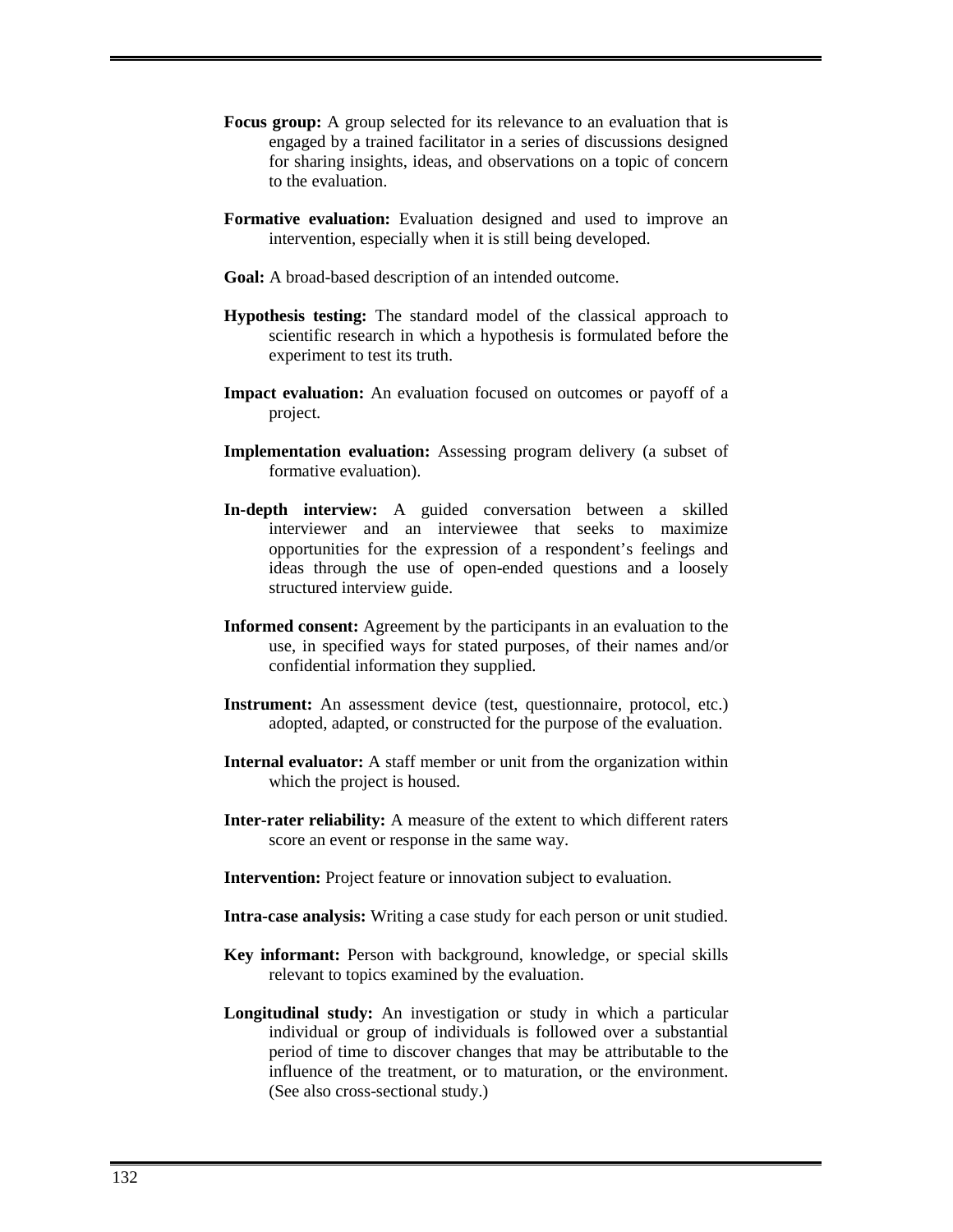**Focus group:** A group selected for its relevance to an evaluation that is engaged by a trained facilitator in a series of discussions designed for sharing insights, ideas, and observations on a topic of concern to the evaluation.

**Formative evaluation:** Evaluation designed and used to improve an intervention, especially when it is still being developed.

**Goal:** A broad-based description of an intended outcome.

**Hypothesis testing:** The standard model of the classical approach to scientific research in which a hypothesis is formulated before the experiment to test its truth.

**Impact evaluation:** An evaluation focused on outcomes or payoff of a project.

**Implementation evaluation:** Assessing program delivery (a subset of formative evaluation).

**In-depth interview:** A guided conversation between a skilled interviewer and an interviewee that seeks to maximize opportunities for the expression of a respondent's feelings and ideas through the use of open-ended questions and a loosely structured interview guide.

**Informed consent:** Agreement by the participants in an evaluation to the use, in specified ways for stated purposes, of their names and/or confidential information they supplied.

**Instrument:** An assessment device (test, questionnaire, protocol, etc.) adopted, adapted, or constructed for the purpose of the evaluation.

**Internal evaluator:** A staff member or unit from the organization within which the project is housed.

**Inter-rater reliability:** A measure of the extent to which different raters score an event or response in the same way.

**Intervention:** Project feature or innovation subject to evaluation.

**Intra-case analysis:** Writing a case study for each person or unit studied.

**Key informant:** Person with background, knowledge, or special skills relevant to topics examined by the evaluation.

**Longitudinal study:** An investigation or study in which a particular individual or group of individuals is followed over a substantial period of time to discover changes that may be attributable to the influence of the treatment, or to maturation, or the environment. (See also cross-sectional study.)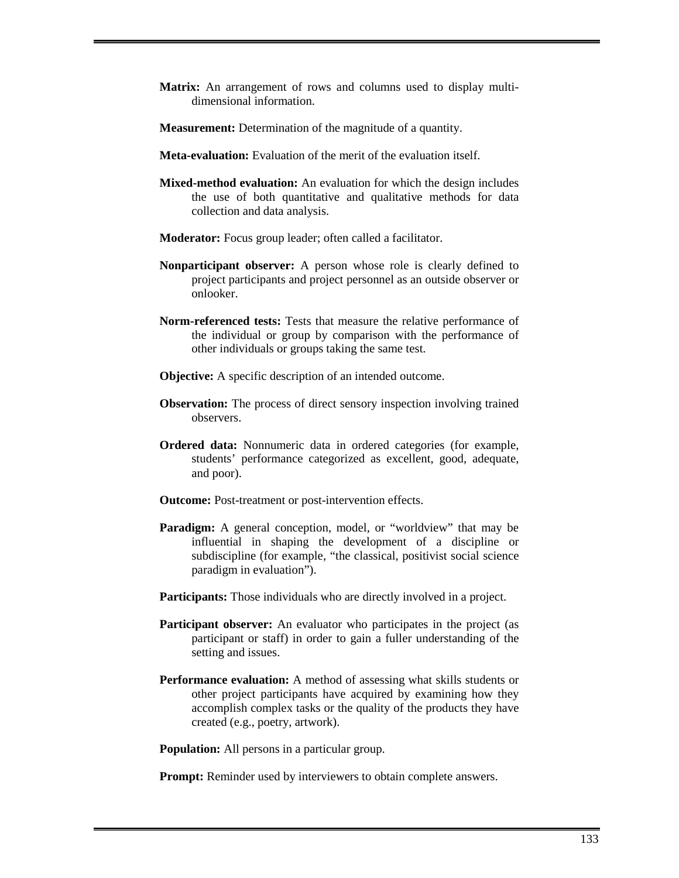**Matrix:** An arrangement of rows and columns used to display multi-dimensional information.

**Measurement:** Determination of the magnitude of a quantity.

**Meta-evaluation:** Evaluation of the merit of the evaluation itself.

**Mixed-method evaluation:** An evaluation for which the design includes the use of both quantitative and qualitative methods for data collection and data analysis.

**Moderator:** Focus group leader; often called a facilitator.

**Nonparticipant observer:** A person whose role is clearly defined to project participants and project personnel as an outside observer or onlooker.

**Norm-referenced tests:** Tests that measure the relative performance of the individual or group by comparison with the performance of other individuals or groups taking the same test.

**Objective:** A specific description of an intended outcome.

**Observation:** The process of direct sensory inspection involving trained observers.

**Ordered data:** Nonnumeric data in ordered categories (for example, students' performance categorized as excellent, good, adequate, and poor).

**Outcome:** Post-treatment or post-intervention effects.

**Paradigm:** A general conception, model, or "worldview" that may be influential in shaping the development of a discipline or subdiscipline (for example, "the classical, positivist social science paradigm in evaluation").

**Participants:** Those individuals who are directly involved in a project.

**Participant observer:** An evaluator who participates in the project (as participant or staff) in order to gain a fuller understanding of the setting and issues.

**Performance evaluation:** A method of assessing what skills students or other project participants have acquired by examining how they accomplish complex tasks or the quality of the products they have created (e.g., poetry, artwork).

**Population:** All persons in a particular group.

**Prompt:** Reminder used by interviewers to obtain complete answers.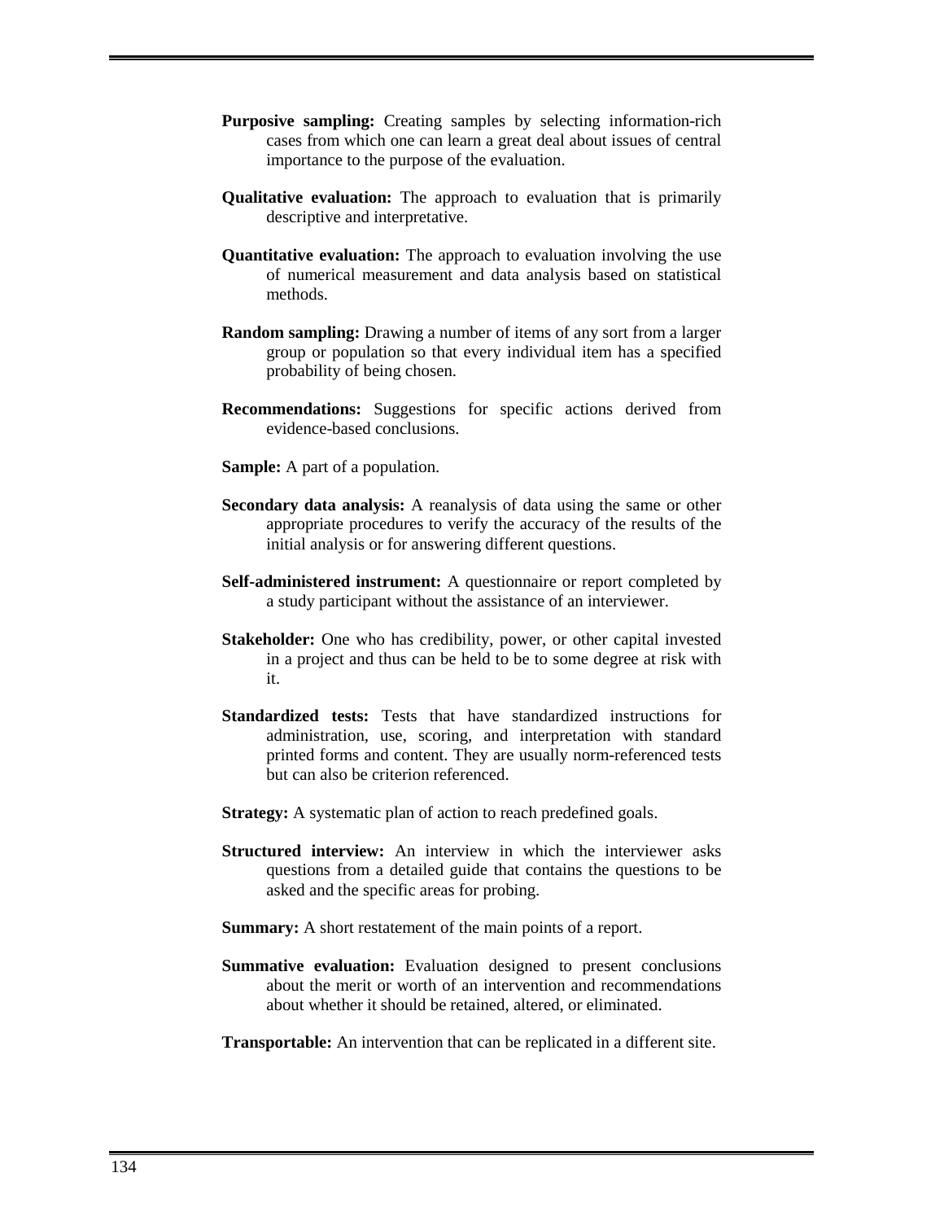**Purposive sampling:** Creating samples by selecting information-rich cases from which one can learn a great deal about issues of central importance to the purpose of the evaluation.

**Qualitative evaluation:** The approach to evaluation that is primarily descriptive and interpretative.

**Quantitative evaluation:** The approach to evaluation involving the use of numerical measurement and data analysis based on statistical methods.

**Random sampling:** Drawing a number of items of any sort from a larger group or population so that every individual item has a specified probability of being chosen.

**Recommendations:** Suggestions for specific actions derived from evidence-based conclusions.

**Sample:** A part of a population.

**Secondary data analysis:** A reanalysis of data using the same or other appropriate procedures to verify the accuracy of the results of the initial analysis or for answering different questions.

**Self-administered instrument:** A questionnaire or report completed by a study participant without the assistance of an interviewer.

**Stakeholder:** One who has credibility, power, or other capital invested in a project and thus can be held to be to some degree at risk with it.

**Standardized tests:** Tests that have standardized instructions for administration, use, scoring, and interpretation with standard printed forms and content. They are usually norm-referenced tests but can also be criterion referenced.

**Strategy:** A systematic plan of action to reach predefined goals.

**Structured interview:** An interview in which the interviewer asks questions from a detailed guide that contains the questions to be asked and the specific areas for probing.

**Summary:** A short restatement of the main points of a report.

**Summative evaluation:** Evaluation designed to present conclusions about the merit or worth of an intervention and recommendations about whether it should be retained, altered, or eliminated.

**Transportable:** An intervention that can be replicated in a different site.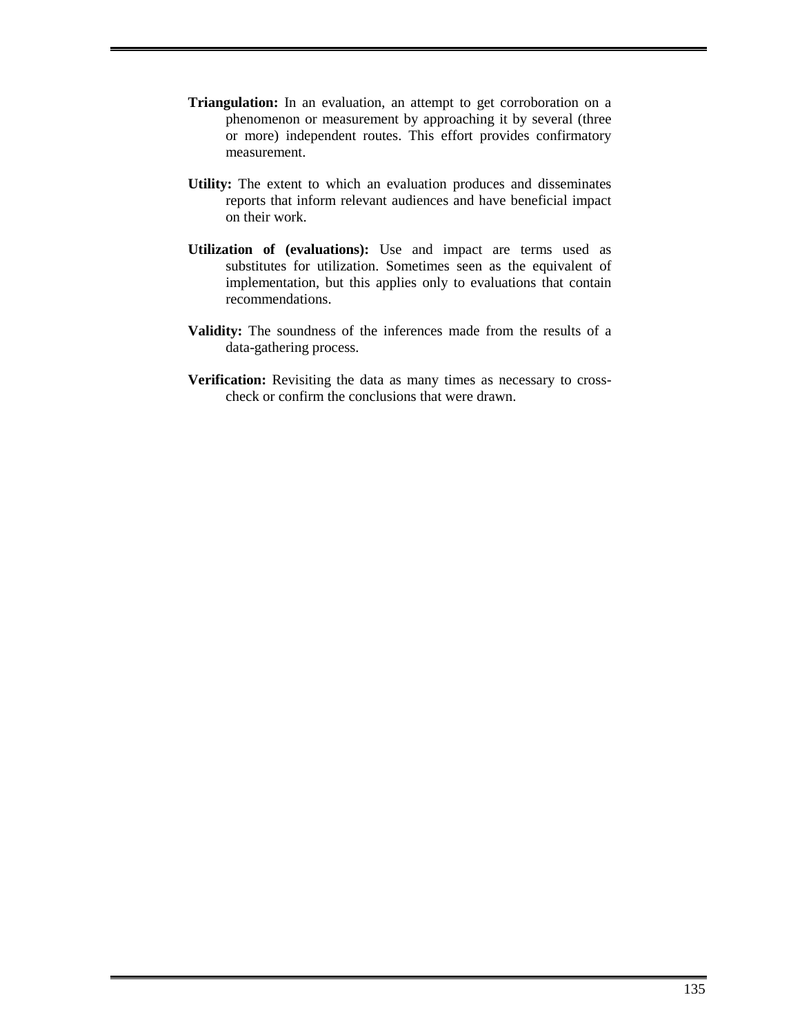**Triangulation:** In an evaluation, an attempt to get corroboration on a phenomenon or measurement by approaching it by several (three or more) independent routes. This effort provides confirmatory measurement.

**Utility:** The extent to which an evaluation produces and disseminates reports that inform relevant audiences and have beneficial impact on their work.

**Utilization of (evaluations):** Use and impact are terms used as substitutes for utilization. Sometimes seen as the equivalent of implementation, but this applies only to evaluations that contain recommendations.

**Validity:** The soundness of the inferences made from the results of a data-gathering process.

**Verification:** Revisiting the data as many times as necessary to cross-check or confirm the conclusions that were drawn.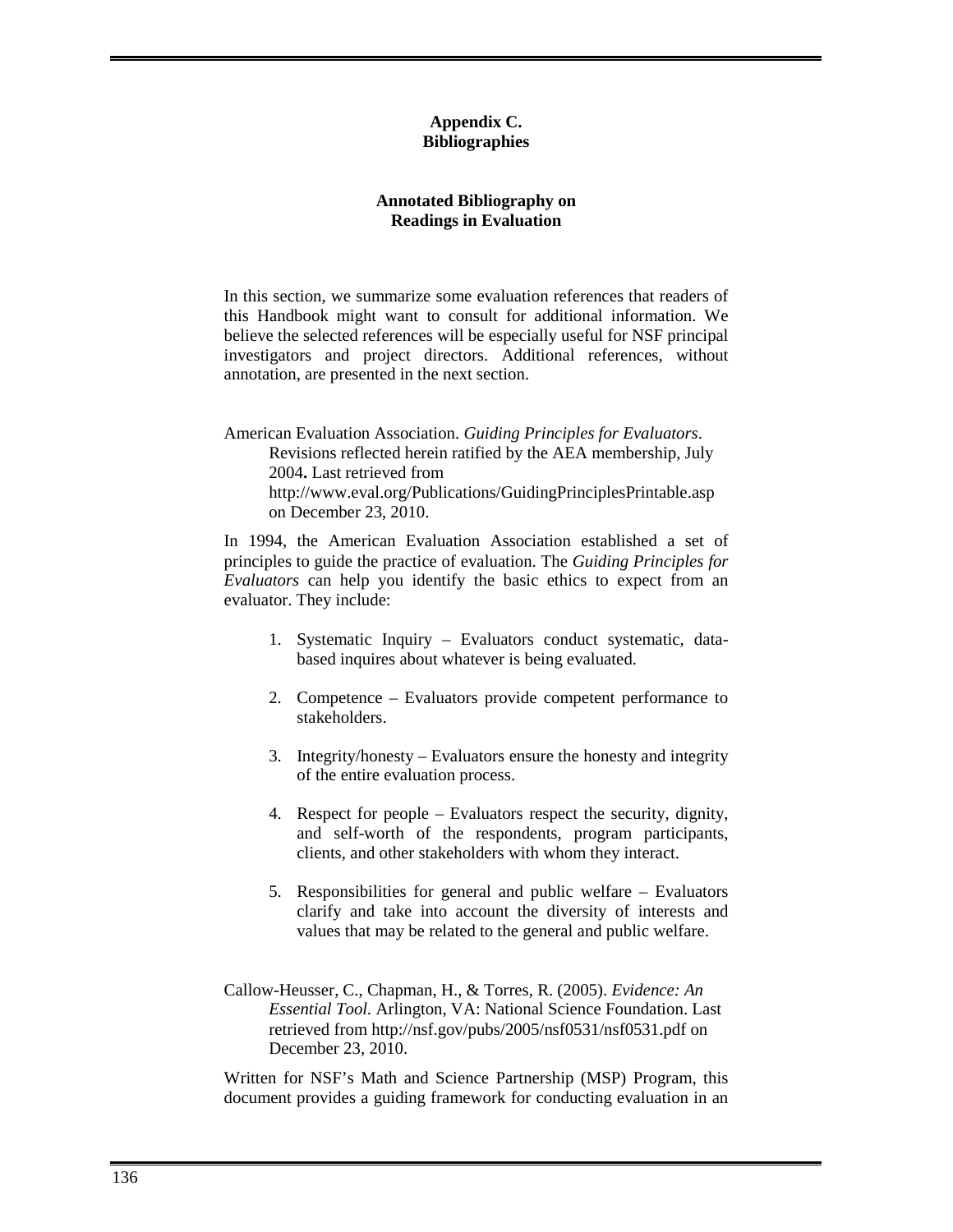# Appendix C.
# Bibliographies

## Annotated Bibliography on Readings in Evaluation

In this section, we summarize some evaluation references that readers of this Handbook might want to consult for additional information. We believe the selected references will be especially useful for NSF principal investigators and project directors. Additional references, without annotation, are presented in the next section.

American Evaluation Association. *Guiding Principles for Evaluators*. Revisions reflected herein ratified by the AEA membership, July 2004**.** Last retrieved from http://www.eval.org/Publications/GuidingPrinciplesPrintable.asp on December 23, 2010.

In 1994, the American Evaluation Association established a set of principles to guide the practice of evaluation. The *Guiding Principles for Evaluators* can help you identify the basic ethics to expect from an evaluator. They include:

1. Systematic Inquiry – Evaluators conduct systematic, data-based inquires about whatever is being evaluated.
2. Competence – Evaluators provide competent performance to stakeholders.
3. Integrity/honesty – Evaluators ensure the honesty and integrity of the entire evaluation process.
4. Respect for people – Evaluators respect the security, dignity, and self-worth of the respondents, program participants, clients, and other stakeholders with whom they interact.
5. Responsibilities for general and public welfare – Evaluators clarify and take into account the diversity of interests and values that may be related to the general and public welfare.

Callow-Heusser, C., Chapman, H., & Torres, R. (2005). *Evidence: An Essential Tool.* Arlington, VA: National Science Foundation. Last retrieved from http://nsf.gov/pubs/2005/nsf0531/nsf0531.pdf on December 23, 2010.

Written for NSF's Math and Science Partnership (MSP) Program, this document provides a guiding framework for conducting evaluation in an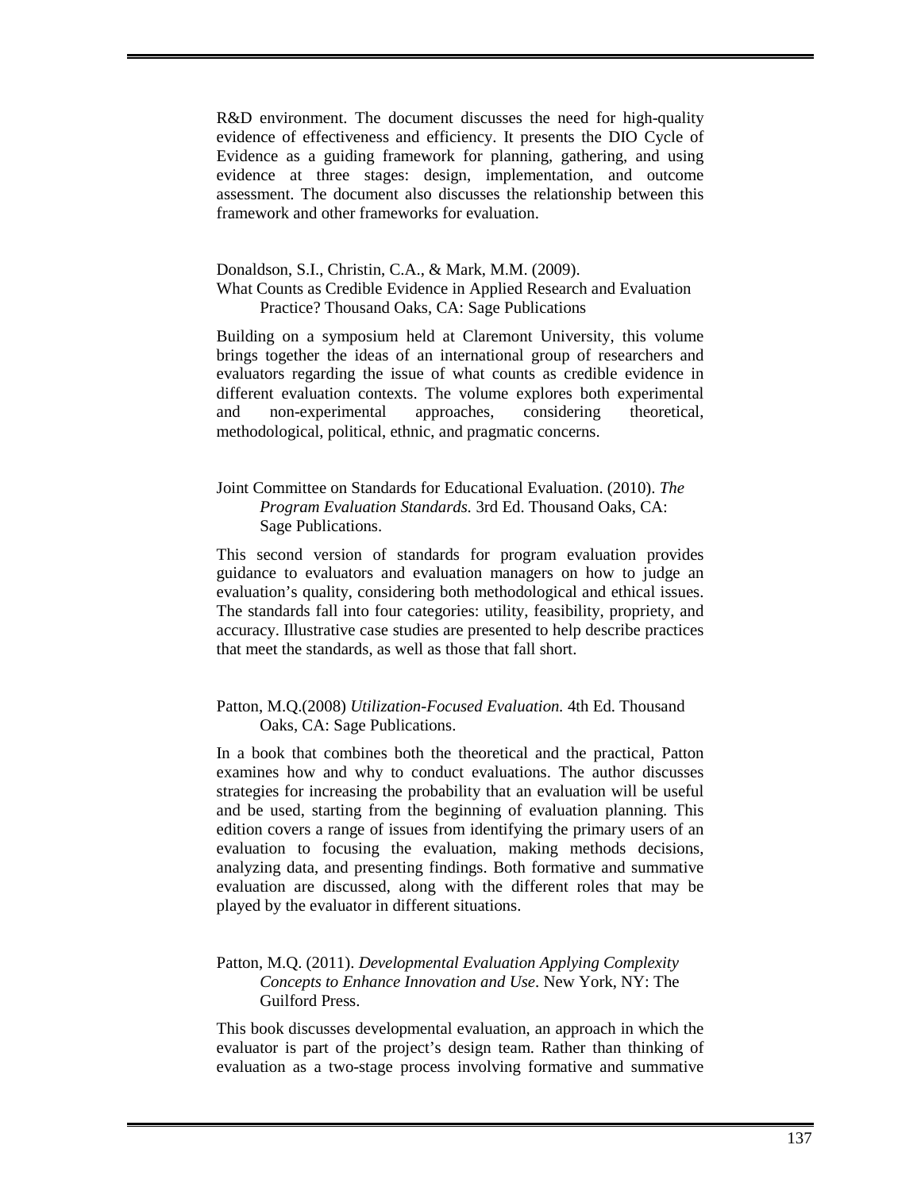R&D environment. The document discusses the need for high-quality evidence of effectiveness and efficiency. It presents the DIO Cycle of Evidence as a guiding framework for planning, gathering, and using evidence at three stages: design, implementation, and outcome assessment. The document also discusses the relationship between this framework and other frameworks for evaluation.

Donaldson, S.I., Christin, C.A., & Mark, M.M. (2009). What Counts as Credible Evidence in Applied Research and Evaluation Practice? Thousand Oaks, CA: Sage Publications

Building on a symposium held at Claremont University, this volume brings together the ideas of an international group of researchers and evaluators regarding the issue of what counts as credible evidence in different evaluation contexts. The volume explores both experimental and non-experimental approaches, considering theoretical, methodological, political, ethnic, and pragmatic concerns.

Joint Committee on Standards for Educational Evaluation. (2010). *The Program Evaluation Standards.* 3rd Ed. Thousand Oaks, CA: Sage Publications.

This second version of standards for program evaluation provides guidance to evaluators and evaluation managers on how to judge an evaluation's quality, considering both methodological and ethical issues. The standards fall into four categories: utility, feasibility, propriety, and accuracy. Illustrative case studies are presented to help describe practices that meet the standards, as well as those that fall short.

Patton, M.Q.(2008) *Utilization-Focused Evaluation.* 4th Ed. Thousand Oaks, CA: Sage Publications.

In a book that combines both the theoretical and the practical, Patton examines how and why to conduct evaluations. The author discusses strategies for increasing the probability that an evaluation will be useful and be used, starting from the beginning of evaluation planning. This edition covers a range of issues from identifying the primary users of an evaluation to focusing the evaluation, making methods decisions, analyzing data, and presenting findings. Both formative and summative evaluation are discussed, along with the different roles that may be played by the evaluator in different situations.

Patton, M.Q. (2011). *Developmental Evaluation Applying Complexity Concepts to Enhance Innovation and Use*. New York, NY: The Guilford Press.

This book discusses developmental evaluation, an approach in which the evaluator is part of the project's design team. Rather than thinking of evaluation as a two-stage process involving formative and summative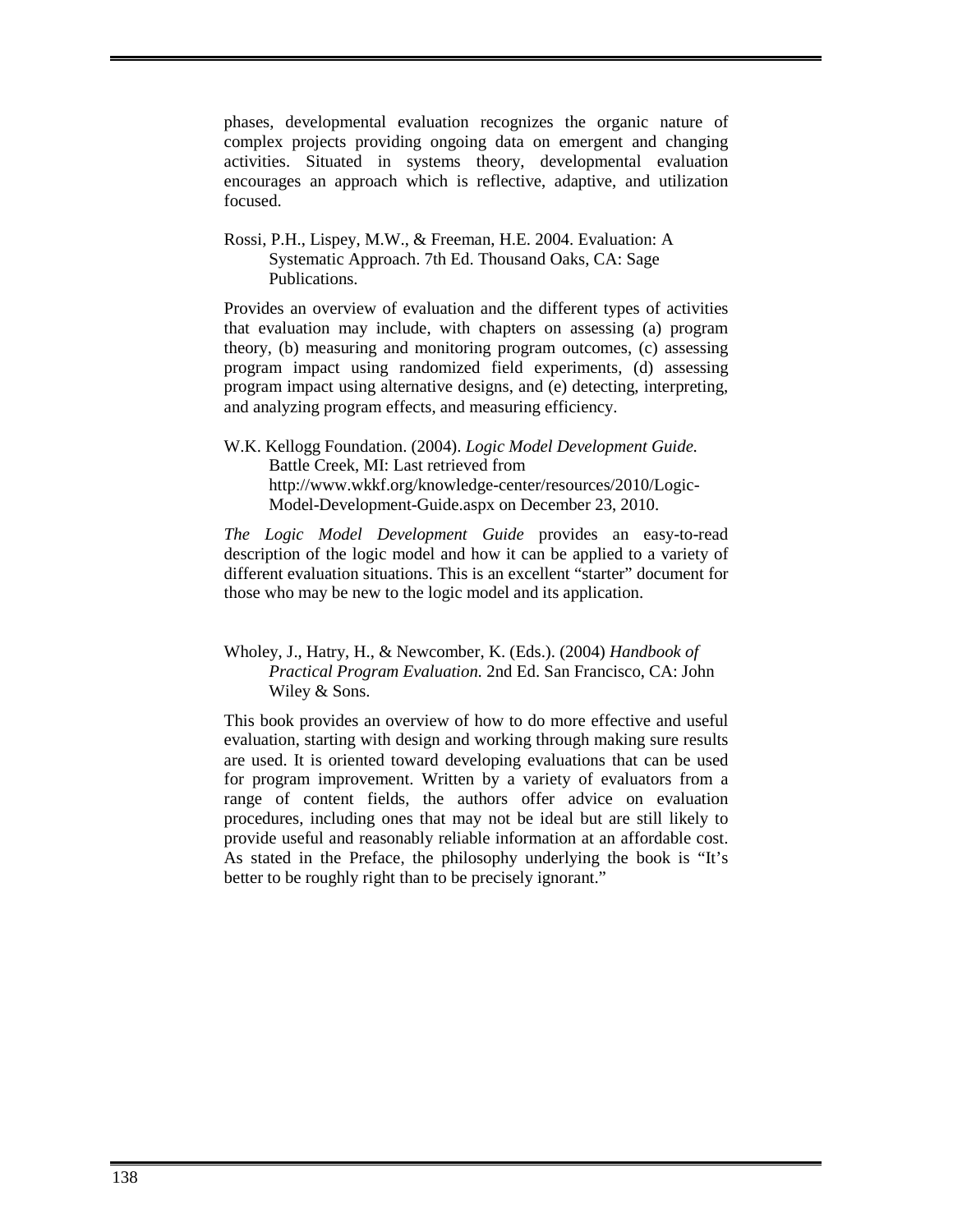phases, developmental evaluation recognizes the organic nature of complex projects providing ongoing data on emergent and changing activities. Situated in systems theory, developmental evaluation encourages an approach which is reflective, adaptive, and utilization focused.

Rossi, P.H., Lispey, M.W., & Freeman, H.E. 2004. Evaluation: A Systematic Approach. 7th Ed. Thousand Oaks, CA: Sage Publications.

Provides an overview of evaluation and the different types of activities that evaluation may include, with chapters on assessing (a) program theory, (b) measuring and monitoring program outcomes, (c) assessing program impact using randomized field experiments, (d) assessing program impact using alternative designs, and (e) detecting, interpreting, and analyzing program effects, and measuring efficiency.

W.K. Kellogg Foundation. (2004). *Logic Model Development Guide.* Battle Creek, MI: Last retrieved from http://www.wkkf.org/knowledge-center/resources/2010/Logic-Model-Development-Guide.aspx on December 23, 2010.

*The Logic Model Development Guide* provides an easy-to-read description of the logic model and how it can be applied to a variety of different evaluation situations. This is an excellent "starter" document for those who may be new to the logic model and its application.

Wholey, J., Hatry, H., & Newcomber, K. (Eds.). (2004) *Handbook of Practical Program Evaluation.* 2nd Ed. San Francisco, CA: John Wiley & Sons.

This book provides an overview of how to do more effective and useful evaluation, starting with design and working through making sure results are used. It is oriented toward developing evaluations that can be used for program improvement. Written by a variety of evaluators from a range of content fields, the authors offer advice on evaluation procedures, including ones that may not be ideal but are still likely to provide useful and reasonably reliable information at an affordable cost. As stated in the Preface, the philosophy underlying the book is "It's better to be roughly right than to be precisely ignorant."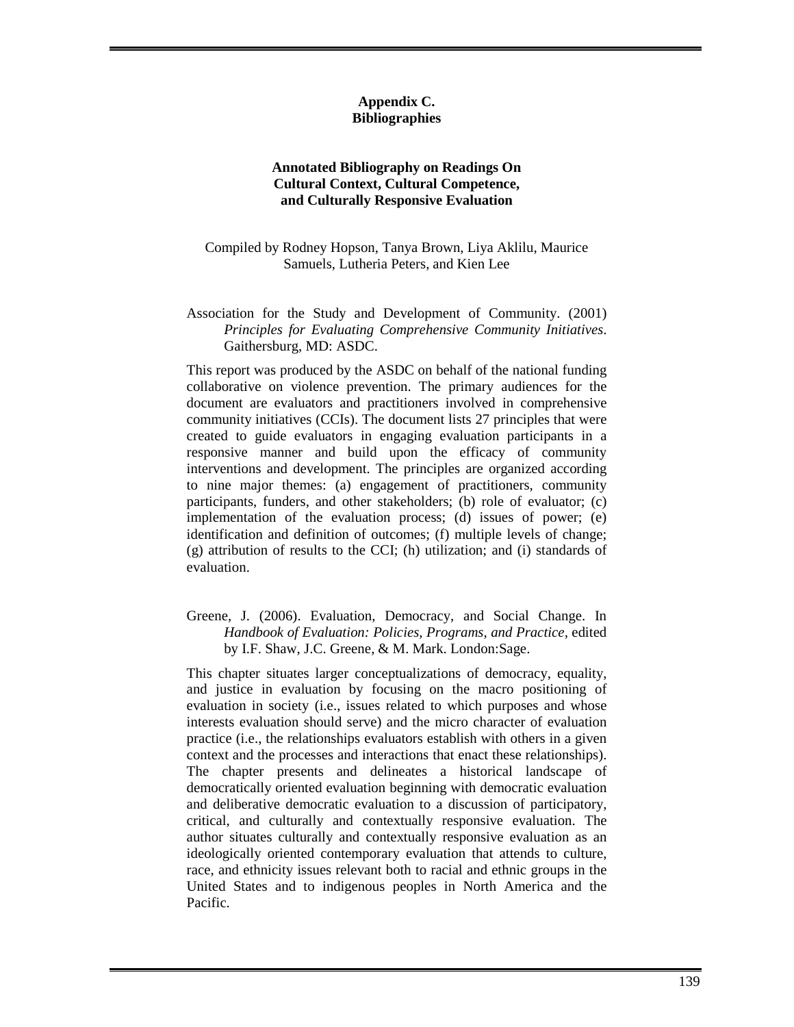# Appendix C.
# Bibliographies

## Annotated Bibliography on Readings On Cultural Context, Cultural Competence, and Culturally Responsive Evaluation

Compiled by Rodney Hopson, Tanya Brown, Liya Aklilu, Maurice Samuels, Lutheria Peters, and Kien Lee

Association for the Study and Development of Community. (2001) *Principles for Evaluating Comprehensive Community Initiatives*. Gaithersburg, MD: ASDC.

This report was produced by the ASDC on behalf of the national funding collaborative on violence prevention. The primary audiences for the document are evaluators and practitioners involved in comprehensive community initiatives (CCIs). The document lists 27 principles that were created to guide evaluators in engaging evaluation participants in a responsive manner and build upon the efficacy of community interventions and development. The principles are organized according to nine major themes: (a) engagement of practitioners, community participants, funders, and other stakeholders; (b) role of evaluator; (c) implementation of the evaluation process; (d) issues of power; (e) identification and definition of outcomes; (f) multiple levels of change; (g) attribution of results to the CCI; (h) utilization; and (i) standards of evaluation.

Greene, J. (2006). Evaluation, Democracy, and Social Change. In *Handbook of Evaluation: Policies, Programs, and Practice*, edited by I.F. Shaw, J.C. Greene, & M. Mark. London:Sage.

This chapter situates larger conceptualizations of democracy, equality, and justice in evaluation by focusing on the macro positioning of evaluation in society (i.e., issues related to which purposes and whose interests evaluation should serve) and the micro character of evaluation practice (i.e., the relationships evaluators establish with others in a given context and the processes and interactions that enact these relationships). The chapter presents and delineates a historical landscape of democratically oriented evaluation beginning with democratic evaluation and deliberative democratic evaluation to a discussion of participatory, critical, and culturally and contextually responsive evaluation. The author situates culturally and contextually responsive evaluation as an ideologically oriented contemporary evaluation that attends to culture, race, and ethnicity issues relevant both to racial and ethnic groups in the United States and to indigenous peoples in North America and the Pacific.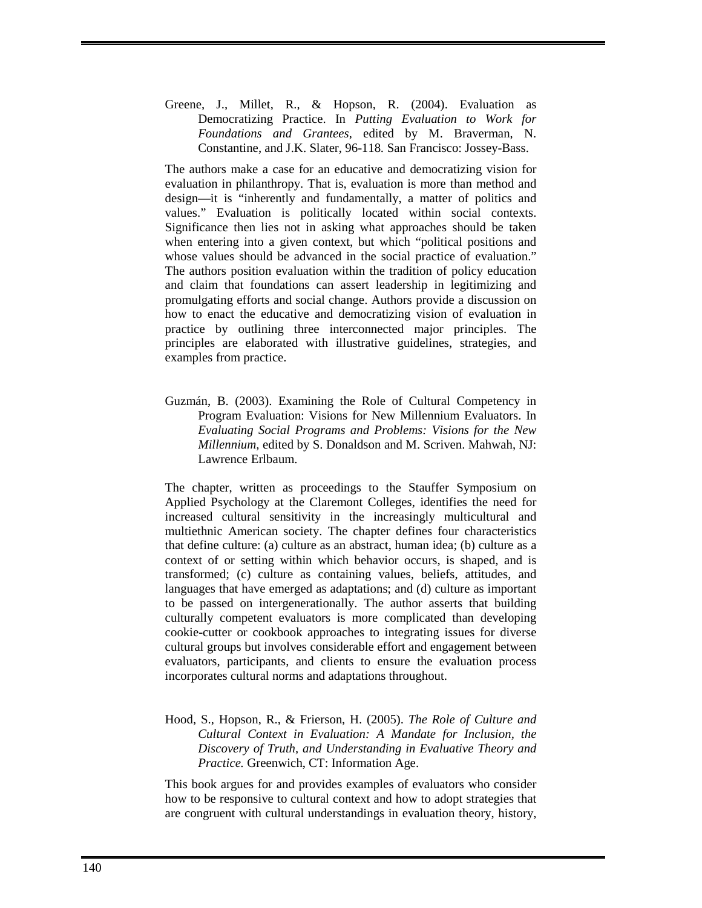Greene, J., Millet, R., & Hopson, R. (2004). Evaluation as Democratizing Practice. In *Putting Evaluation to Work for Foundations and Grantees,* edited by M. Braverman, N. Constantine, and J.K. Slater, 96-118. San Francisco: Jossey-Bass.

The authors make a case for an educative and democratizing vision for evaluation in philanthropy. That is, evaluation is more than method and design—it is "inherently and fundamentally, a matter of politics and values." Evaluation is politically located within social contexts. Significance then lies not in asking what approaches should be taken when entering into a given context, but which "political positions and whose values should be advanced in the social practice of evaluation." The authors position evaluation within the tradition of policy education and claim that foundations can assert leadership in legitimizing and promulgating efforts and social change. Authors provide a discussion on how to enact the educative and democratizing vision of evaluation in practice by outlining three interconnected major principles. The principles are elaborated with illustrative guidelines, strategies, and examples from practice.

Guzmán, B. (2003). Examining the Role of Cultural Competency in Program Evaluation: Visions for New Millennium Evaluators. In *Evaluating Social Programs and Problems: Visions for the New Millennium,* edited by S. Donaldson and M. Scriven. Mahwah, NJ: Lawrence Erlbaum.

The chapter, written as proceedings to the Stauffer Symposium on Applied Psychology at the Claremont Colleges, identifies the need for increased cultural sensitivity in the increasingly multicultural and multiethnic American society. The chapter defines four characteristics that define culture: (a) culture as an abstract, human idea; (b) culture as a context of or setting within which behavior occurs, is shaped, and is transformed; (c) culture as containing values, beliefs, attitudes, and languages that have emerged as adaptations; and (d) culture as important to be passed on intergenerationally. The author asserts that building culturally competent evaluators is more complicated than developing cookie-cutter or cookbook approaches to integrating issues for diverse cultural groups but involves considerable effort and engagement between evaluators, participants, and clients to ensure the evaluation process incorporates cultural norms and adaptations throughout.

Hood, S., Hopson, R., & Frierson, H. (2005). *The Role of Culture and Cultural Context in Evaluation: A Mandate for Inclusion, the Discovery of Truth, and Understanding in Evaluative Theory and Practice.* Greenwich, CT: Information Age.

This book argues for and provides examples of evaluators who consider how to be responsive to cultural context and how to adopt strategies that are congruent with cultural understandings in evaluation theory, history,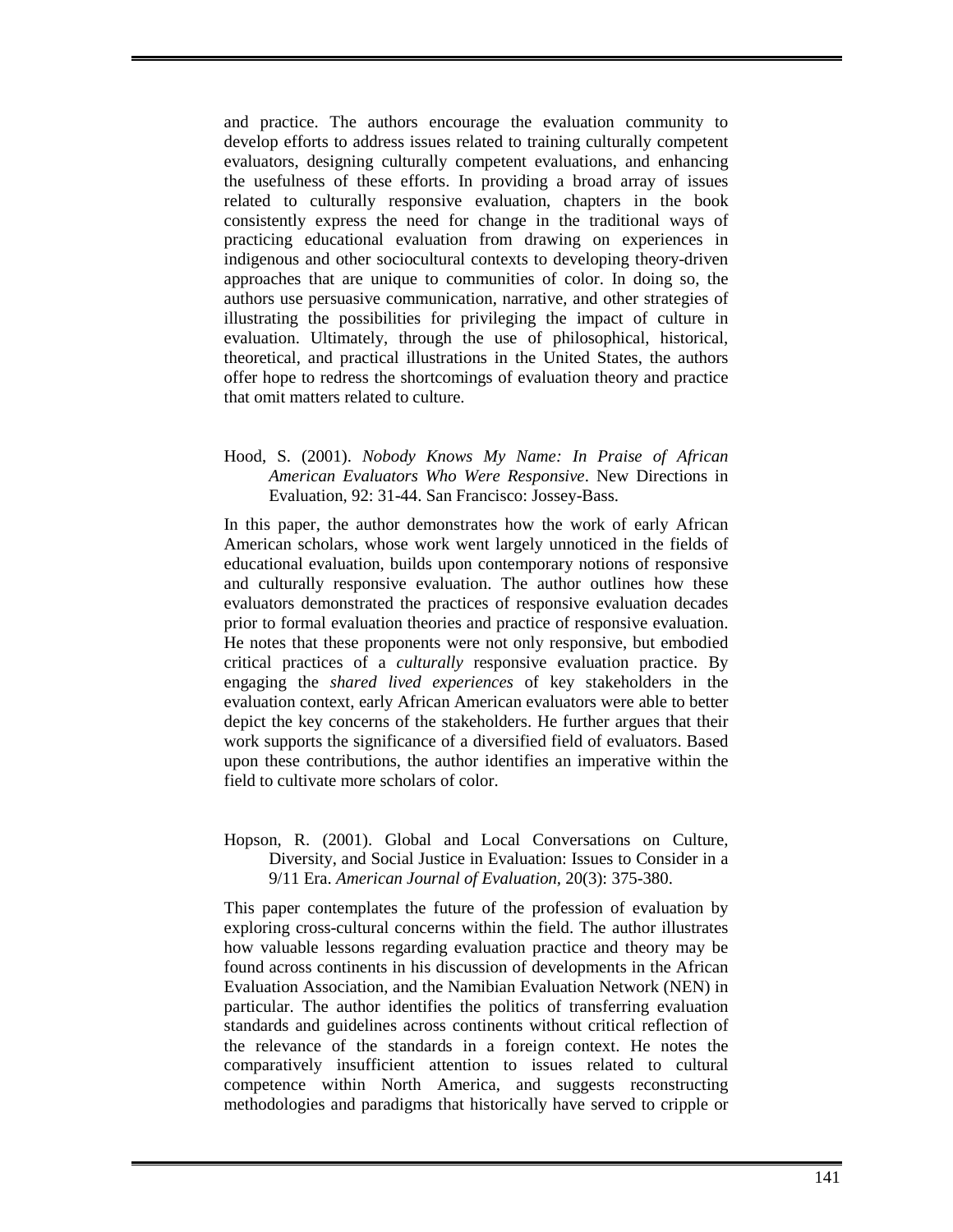and practice. The authors encourage the evaluation community to develop efforts to address issues related to training culturally competent evaluators, designing culturally competent evaluations, and enhancing the usefulness of these efforts. In providing a broad array of issues related to culturally responsive evaluation, chapters in the book consistently express the need for change in the traditional ways of practicing educational evaluation from drawing on experiences in indigenous and other sociocultural contexts to developing theory-driven approaches that are unique to communities of color. In doing so, the authors use persuasive communication, narrative, and other strategies of illustrating the possibilities for privileging the impact of culture in evaluation. Ultimately, through the use of philosophical, historical, theoretical, and practical illustrations in the United States, the authors offer hope to redress the shortcomings of evaluation theory and practice that omit matters related to culture.

Hood, S. (2001). *Nobody Knows My Name: In Praise of African American Evaluators Who Were Responsive*. New Directions in Evaluation, 92: 31-44. San Francisco: Jossey-Bass.

In this paper, the author demonstrates how the work of early African American scholars, whose work went largely unnoticed in the fields of educational evaluation, builds upon contemporary notions of responsive and culturally responsive evaluation. The author outlines how these evaluators demonstrated the practices of responsive evaluation decades prior to formal evaluation theories and practice of responsive evaluation. He notes that these proponents were not only responsive, but embodied critical practices of a *culturally* responsive evaluation practice. By engaging the *shared lived experiences* of key stakeholders in the evaluation context, early African American evaluators were able to better depict the key concerns of the stakeholders. He further argues that their work supports the significance of a diversified field of evaluators. Based upon these contributions, the author identifies an imperative within the field to cultivate more scholars of color.

Hopson, R. (2001). Global and Local Conversations on Culture, Diversity, and Social Justice in Evaluation: Issues to Consider in a 9/11 Era. *American Journal of Evaluation*, 20(3): 375-380.

This paper contemplates the future of the profession of evaluation by exploring cross-cultural concerns within the field. The author illustrates how valuable lessons regarding evaluation practice and theory may be found across continents in his discussion of developments in the African Evaluation Association, and the Namibian Evaluation Network (NEN) in particular. The author identifies the politics of transferring evaluation standards and guidelines across continents without critical reflection of the relevance of the standards in a foreign context. He notes the comparatively insufficient attention to issues related to cultural competence within North America, and suggests reconstructing methodologies and paradigms that historically have served to cripple or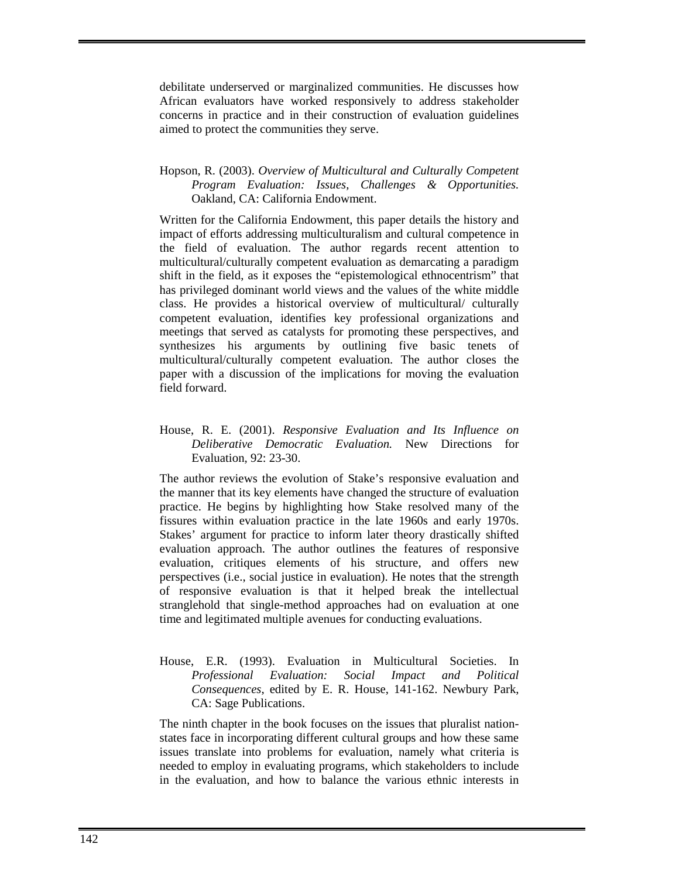debilitate underserved or marginalized communities. He discusses how African evaluators have worked responsively to address stakeholder concerns in practice and in their construction of evaluation guidelines aimed to protect the communities they serve.

Hopson, R. (2003). *Overview of Multicultural and Culturally Competent Program Evaluation: Issues, Challenges & Opportunities.* Oakland, CA: California Endowment.

Written for the California Endowment, this paper details the history and impact of efforts addressing multiculturalism and cultural competence in the field of evaluation. The author regards recent attention to multicultural/culturally competent evaluation as demarcating a paradigm shift in the field, as it exposes the "epistemological ethnocentrism" that has privileged dominant world views and the values of the white middle class. He provides a historical overview of multicultural/ culturally competent evaluation, identifies key professional organizations and meetings that served as catalysts for promoting these perspectives, and synthesizes his arguments by outlining five basic tenets of multicultural/culturally competent evaluation. The author closes the paper with a discussion of the implications for moving the evaluation field forward.

House, R. E. (2001). *Responsive Evaluation and Its Influence on Deliberative Democratic Evaluation.* New Directions for Evaluation, 92: 23-30.

The author reviews the evolution of Stake's responsive evaluation and the manner that its key elements have changed the structure of evaluation practice. He begins by highlighting how Stake resolved many of the fissures within evaluation practice in the late 1960s and early 1970s. Stakes' argument for practice to inform later theory drastically shifted evaluation approach. The author outlines the features of responsive evaluation, critiques elements of his structure, and offers new perspectives (i.e., social justice in evaluation). He notes that the strength of responsive evaluation is that it helped break the intellectual stranglehold that single-method approaches had on evaluation at one time and legitimated multiple avenues for conducting evaluations.

House, E.R. (1993). Evaluation in Multicultural Societies. In *Professional Evaluation: Social Impact and Political Consequences*, edited by E. R. House, 141-162. Newbury Park, CA: Sage Publications.

The ninth chapter in the book focuses on the issues that pluralist nation-states face in incorporating different cultural groups and how these same issues translate into problems for evaluation, namely what criteria is needed to employ in evaluating programs, which stakeholders to include in the evaluation, and how to balance the various ethnic interests in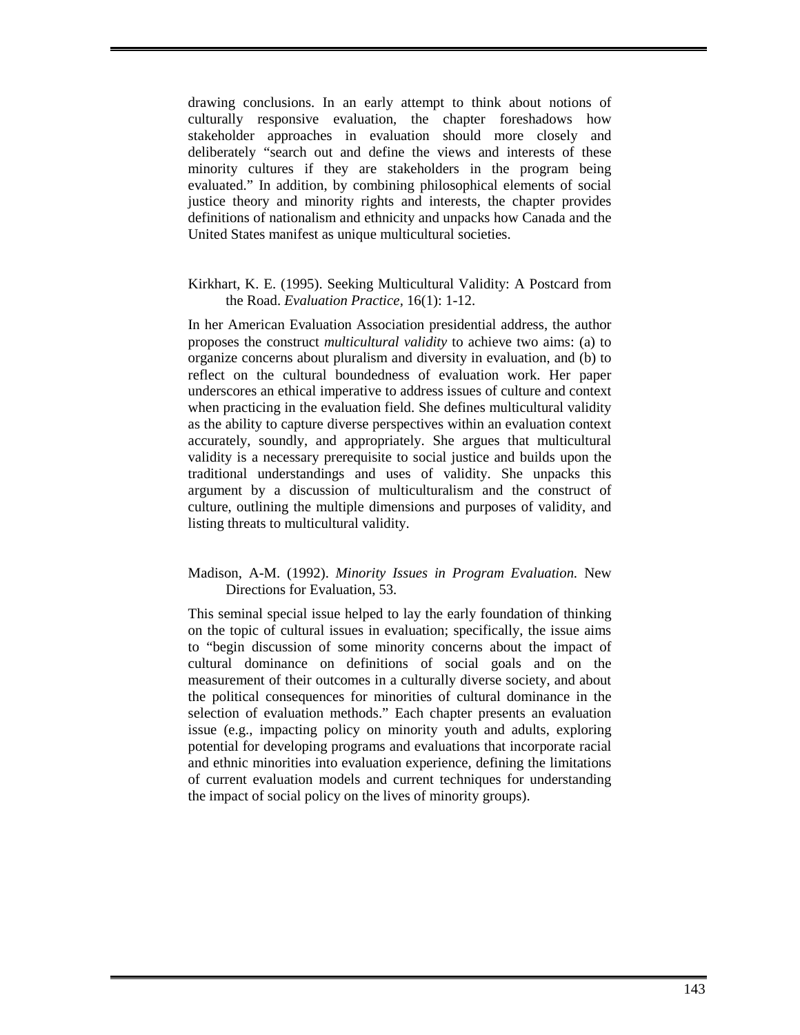drawing conclusions. In an early attempt to think about notions of culturally responsive evaluation, the chapter foreshadows how stakeholder approaches in evaluation should more closely and deliberately "search out and define the views and interests of these minority cultures if they are stakeholders in the program being evaluated." In addition, by combining philosophical elements of social justice theory and minority rights and interests, the chapter provides definitions of nationalism and ethnicity and unpacks how Canada and the United States manifest as unique multicultural societies.

Kirkhart, K. E. (1995). Seeking Multicultural Validity: A Postcard from the Road. *Evaluation Practice,* 16(1): 1-12.

In her American Evaluation Association presidential address, the author proposes the construct *multicultural validity* to achieve two aims: (a) to organize concerns about pluralism and diversity in evaluation, and (b) to reflect on the cultural boundedness of evaluation work. Her paper underscores an ethical imperative to address issues of culture and context when practicing in the evaluation field. She defines multicultural validity as the ability to capture diverse perspectives within an evaluation context accurately, soundly, and appropriately. She argues that multicultural validity is a necessary prerequisite to social justice and builds upon the traditional understandings and uses of validity. She unpacks this argument by a discussion of multiculturalism and the construct of culture, outlining the multiple dimensions and purposes of validity, and listing threats to multicultural validity.

Madison, A-M. (1992). *Minority Issues in Program Evaluation.* New Directions for Evaluation, 53.

This seminal special issue helped to lay the early foundation of thinking on the topic of cultural issues in evaluation; specifically, the issue aims to "begin discussion of some minority concerns about the impact of cultural dominance on definitions of social goals and on the measurement of their outcomes in a culturally diverse society, and about the political consequences for minorities of cultural dominance in the selection of evaluation methods." Each chapter presents an evaluation issue (e.g., impacting policy on minority youth and adults, exploring potential for developing programs and evaluations that incorporate racial and ethnic minorities into evaluation experience, defining the limitations of current evaluation models and current techniques for understanding the impact of social policy on the lives of minority groups).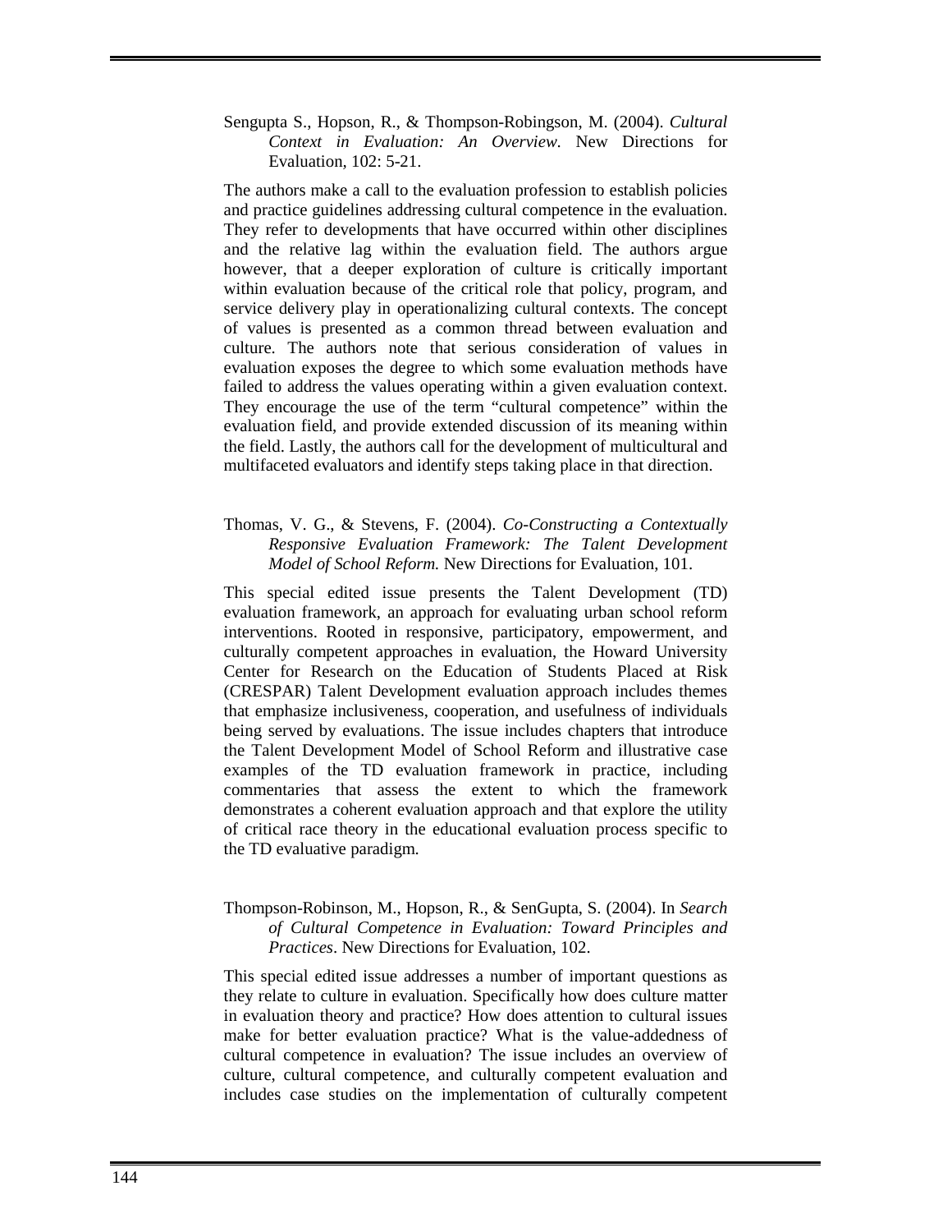Sengupta S., Hopson, R., & Thompson-Robingson, M. (2004). *Cultural Context in Evaluation: An Overview.* New Directions for Evaluation, 102: 5-21.

The authors make a call to the evaluation profession to establish policies and practice guidelines addressing cultural competence in the evaluation. They refer to developments that have occurred within other disciplines and the relative lag within the evaluation field. The authors argue however, that a deeper exploration of culture is critically important within evaluation because of the critical role that policy, program, and service delivery play in operationalizing cultural contexts. The concept of values is presented as a common thread between evaluation and culture. The authors note that serious consideration of values in evaluation exposes the degree to which some evaluation methods have failed to address the values operating within a given evaluation context. They encourage the use of the term "cultural competence" within the evaluation field, and provide extended discussion of its meaning within the field. Lastly, the authors call for the development of multicultural and multifaceted evaluators and identify steps taking place in that direction.

Thomas, V. G., & Stevens, F. (2004). *Co-Constructing a Contextually Responsive Evaluation Framework: The Talent Development Model of School Reform.* New Directions for Evaluation, 101.

This special edited issue presents the Talent Development (TD) evaluation framework, an approach for evaluating urban school reform interventions. Rooted in responsive, participatory, empowerment, and culturally competent approaches in evaluation, the Howard University Center for Research on the Education of Students Placed at Risk (CRESPAR) Talent Development evaluation approach includes themes that emphasize inclusiveness, cooperation, and usefulness of individuals being served by evaluations. The issue includes chapters that introduce the Talent Development Model of School Reform and illustrative case examples of the TD evaluation framework in practice, including commentaries that assess the extent to which the framework demonstrates a coherent evaluation approach and that explore the utility of critical race theory in the educational evaluation process specific to the TD evaluative paradigm.

Thompson-Robinson, M., Hopson, R., & SenGupta, S. (2004). In *Search of Cultural Competence in Evaluation: Toward Principles and Practices*. New Directions for Evaluation, 102.

This special edited issue addresses a number of important questions as they relate to culture in evaluation. Specifically how does culture matter in evaluation theory and practice? How does attention to cultural issues make for better evaluation practice? What is the value-addedness of cultural competence in evaluation? The issue includes an overview of culture, cultural competence, and culturally competent evaluation and includes case studies on the implementation of culturally competent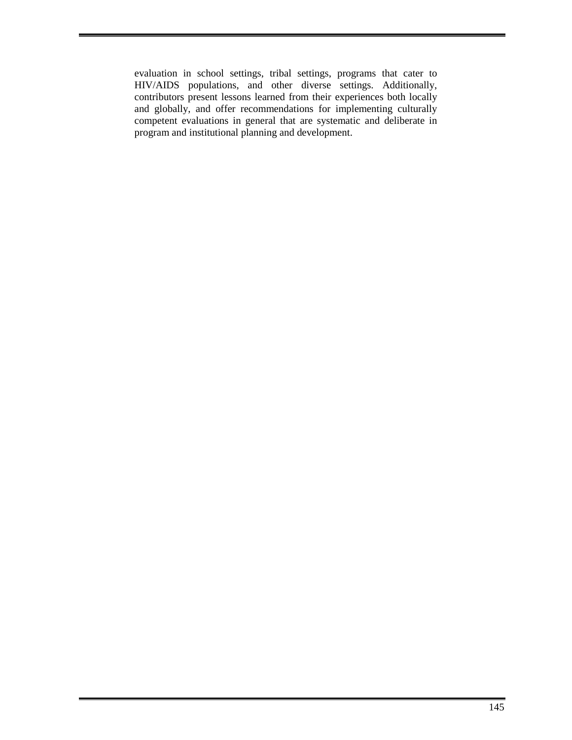evaluation in school settings, tribal settings, programs that cater to HIV/AIDS populations, and other diverse settings. Additionally, contributors present lessons learned from their experiences both locally and globally, and offer recommendations for implementing culturally competent evaluations in general that are systematic and deliberate in program and institutional planning and development.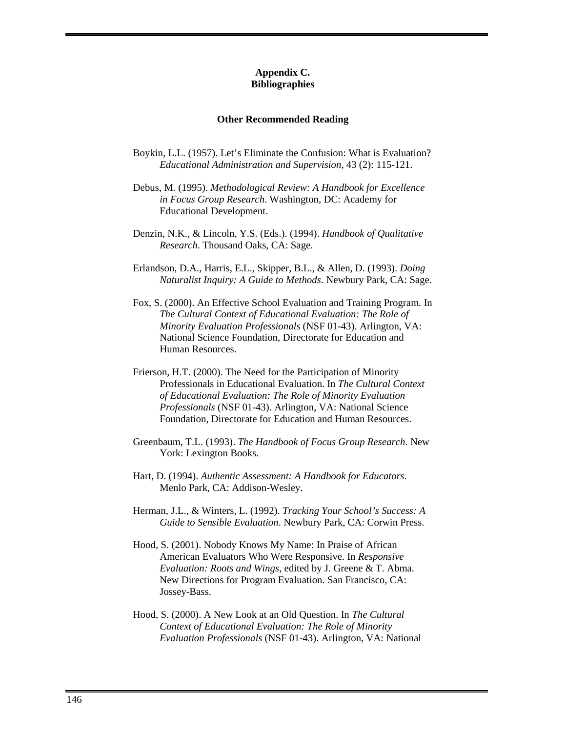## Appendix C. Bibliographies

### Other Recommended Reading

Boykin, L.L. (1957). Let's Eliminate the Confusion: What is Evaluation? *Educational Administration and Supervision,* 43 (2): 115-121.

Debus, M. (1995). *Methodological Review: A Handbook for Excellence in Focus Group Research*. Washington, DC: Academy for Educational Development.

Denzin, N.K., & Lincoln, Y.S. (Eds.). (1994). *Handbook of Qualitative Research*. Thousand Oaks, CA: Sage.

Erlandson, D.A., Harris, E.L., Skipper, B.L., & Allen, D. (1993). *Doing Naturalist Inquiry: A Guide to Methods*. Newbury Park, CA: Sage.

Fox, S. (2000). An Effective School Evaluation and Training Program. In *The Cultural Context of Educational Evaluation: The Role of Minority Evaluation Professionals* (NSF 01-43). Arlington, VA: National Science Foundation, Directorate for Education and Human Resources.

Frierson, H.T. (2000). The Need for the Participation of Minority Professionals in Educational Evaluation. In *The Cultural Context of Educational Evaluation: The Role of Minority Evaluation Professionals* (NSF 01-43). Arlington, VA: National Science Foundation, Directorate for Education and Human Resources.

Greenbaum, T.L. (1993). *The Handbook of Focus Group Research*. New York: Lexington Books.

Hart, D. (1994). *Authentic Assessment: A Handbook for Educators*. Menlo Park, CA: Addison-Wesley.

Herman, J.L., & Winters, L. (1992). *Tracking Your School's Success: A Guide to Sensible Evaluation*. Newbury Park, CA: Corwin Press.

Hood, S. (2001). Nobody Knows My Name: In Praise of African American Evaluators Who Were Responsive. In *Responsive Evaluation: Roots and Wings*, edited by J. Greene & T. Abma. New Directions for Program Evaluation. San Francisco, CA: Jossey-Bass.

Hood, S. (2000). A New Look at an Old Question. In *The Cultural Context of Educational Evaluation: The Role of Minority Evaluation Professionals* (NSF 01-43). Arlington, VA: National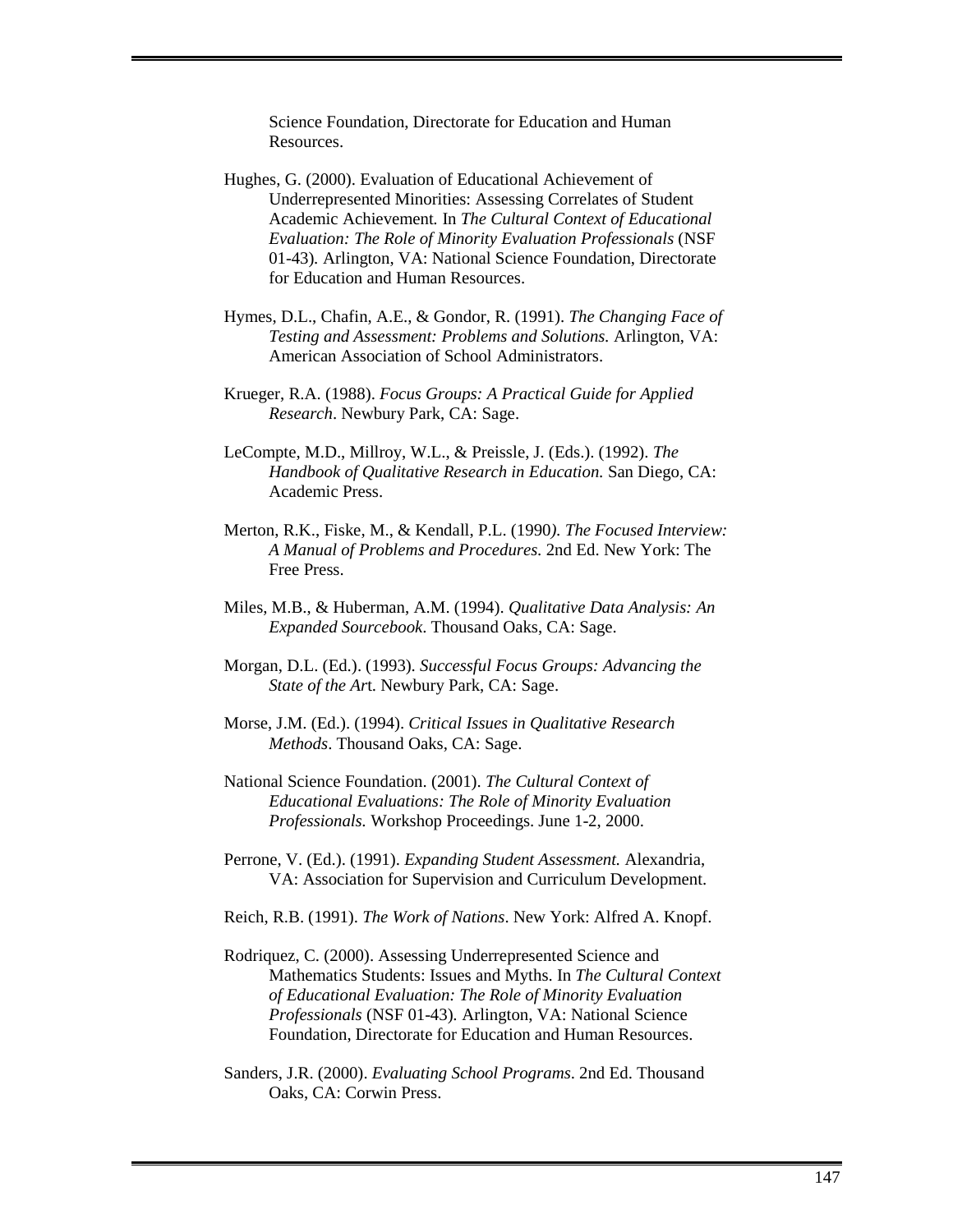Science Foundation, Directorate for Education and Human Resources.

Hughes, G. (2000). Evaluation of Educational Achievement of Underrepresented Minorities: Assessing Correlates of Student Academic Achievement. In *The Cultural Context of Educational Evaluation: The Role of Minority Evaluation Professionals* (NSF 01-43). Arlington, VA: National Science Foundation, Directorate for Education and Human Resources.

Hymes, D.L., Chafin, A.E., & Gondor, R. (1991). *The Changing Face of Testing and Assessment: Problems and Solutions.* Arlington, VA: American Association of School Administrators.

Krueger, R.A. (1988). *Focus Groups: A Practical Guide for Applied Research*. Newbury Park, CA: Sage.

LeCompte, M.D., Millroy, W.L., & Preissle, J. (Eds.). (1992). *The Handbook of Qualitative Research in Education.* San Diego, CA: Academic Press.

Merton, R.K., Fiske, M., & Kendall, P.L. (1990). *The Focused Interview: A Manual of Problems and Procedures.* 2nd Ed. New York: The Free Press.

Miles, M.B., & Huberman, A.M. (1994). *Qualitative Data Analysis: An Expanded Sourcebook*. Thousand Oaks, CA: Sage.

Morgan, D.L. (Ed.). (1993). *Successful Focus Groups: Advancing the State of the Art.* Newbury Park, CA: Sage.

Morse, J.M. (Ed.). (1994). *Critical Issues in Qualitative Research Methods*. Thousand Oaks, CA: Sage.

National Science Foundation. (2001). *The Cultural Context of Educational Evaluations: The Role of Minority Evaluation Professionals.* Workshop Proceedings. June 1-2, 2000.

Perrone, V. (Ed.). (1991). *Expanding Student Assessment.* Alexandria, VA: Association for Supervision and Curriculum Development.

Reich, R.B. (1991). *The Work of Nations*. New York: Alfred A. Knopf.

Rodriquez, C. (2000). Assessing Underrepresented Science and Mathematics Students: Issues and Myths. In *The Cultural Context of Educational Evaluation: The Role of Minority Evaluation Professionals* (NSF 01-43). Arlington, VA: National Science Foundation, Directorate for Education and Human Resources.

Sanders, J.R. (2000). *Evaluating School Programs*. 2nd Ed. Thousand Oaks, CA: Corwin Press.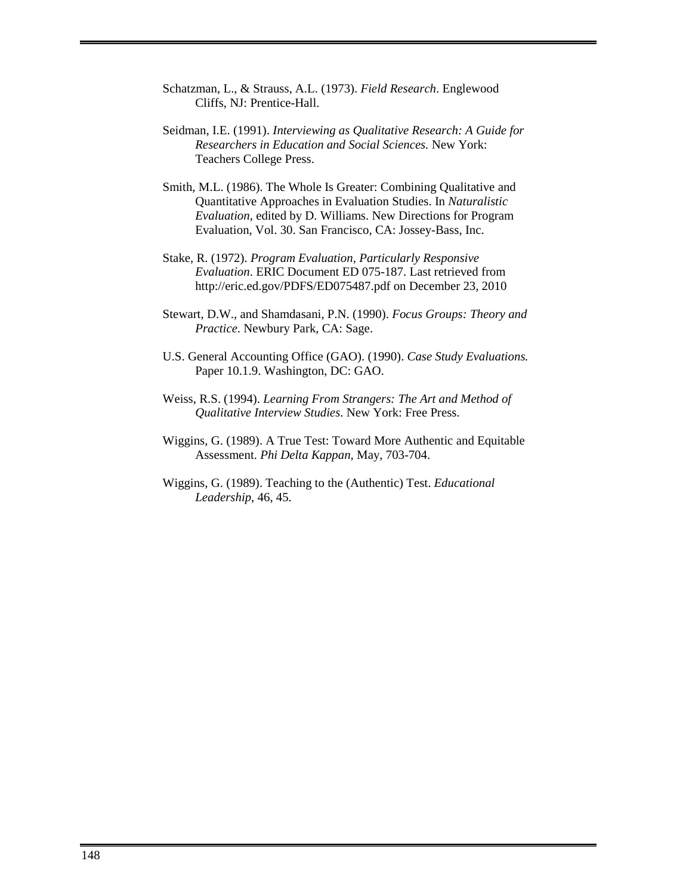Schatzman, L., & Strauss, A.L. (1973). *Field Research*. Englewood Cliffs, NJ: Prentice-Hall.

Seidman, I.E. (1991). *Interviewing as Qualitative Research: A Guide for Researchers in Education and Social Sciences.* New York: Teachers College Press.

Smith, M.L. (1986). The Whole Is Greater: Combining Qualitative and Quantitative Approaches in Evaluation Studies. In *Naturalistic Evaluation*, edited by D. Williams. New Directions for Program Evaluation, Vol. 30. San Francisco, CA: Jossey-Bass, Inc.

Stake, R. (1972). *Program Evaluation, Particularly Responsive Evaluation*. ERIC Document ED 075-187. Last retrieved from http://eric.ed.gov/PDFS/ED075487.pdf on December 23, 2010

Stewart, D.W., and Shamdasani, P.N. (1990). *Focus Groups: Theory and Practice*. Newbury Park, CA: Sage.

U.S. General Accounting Office (GAO). (1990). *Case Study Evaluations.* Paper 10.1.9. Washington, DC: GAO.

Weiss, R.S. (1994). *Learning From Strangers: The Art and Method of Qualitative Interview Studies*. New York: Free Press.

Wiggins, G. (1989). A True Test: Toward More Authentic and Equitable Assessment. *Phi Delta Kappan*, May, 703-704.

Wiggins, G. (1989). Teaching to the (Authentic) Test. *Educational Leadership*, 46, 45.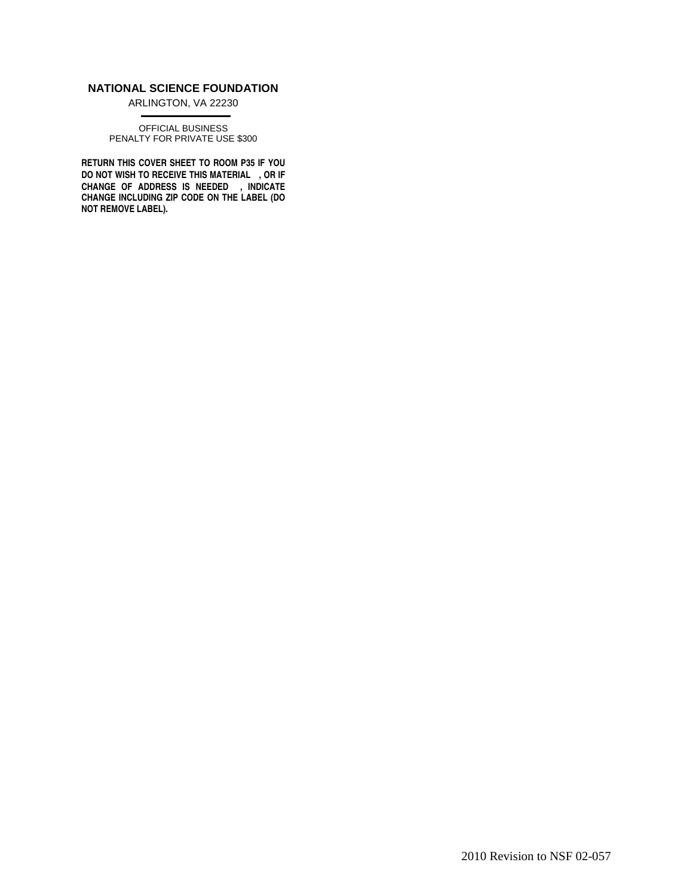**NATIONAL SCIENCE FOUNDATION**

ARLINGTON, VA 22230

OFFICIAL BUSINESS
PENALTY FOR PRIVATE USE $300

**RETURN THIS COVER SHEET TO ROOM P35 IF YOU DO NOT WISH TO RECEIVE THIS MATERIAL , OR IF CHANGE OF ADDRESS IS NEEDED , INDICATE CHANGE INCLUDING ZIP CODE ON THE LABEL (DO NOT REMOVE LABEL).**

2010 Revision to NSF 02-057